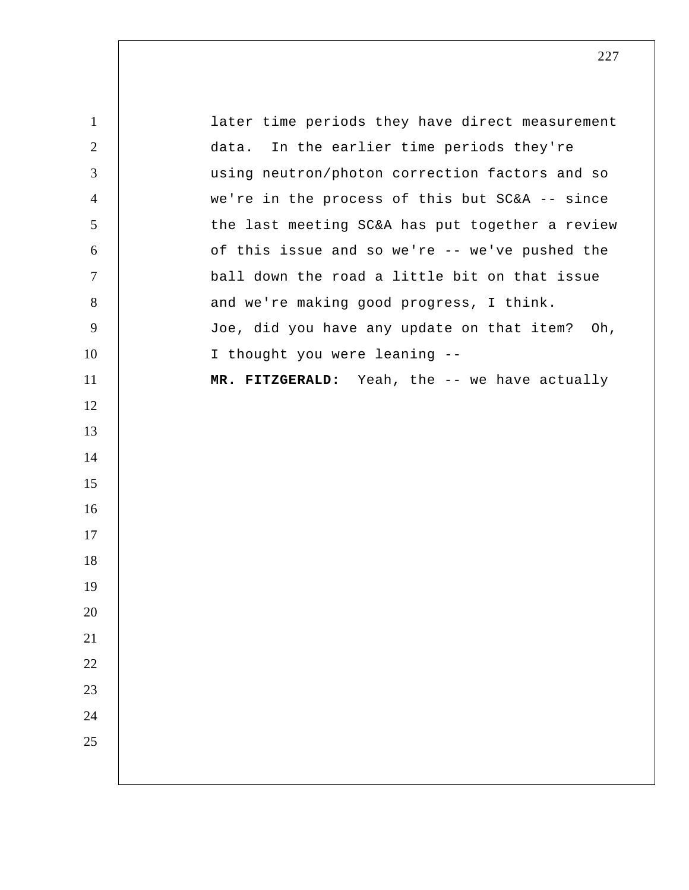later time periods they have direct measurement data. In the earlier time periods they're using neutron/photon correction factors and so we're in the process of this but SC&A -- since the last meeting SC&A has put together a review of this issue and so we're -- we've pushed the ball down the road a little bit on that issue and we're making good progress, I think.

Joe, did you have any update on that item? Oh, I thought you were leaning --

**MR. FITZGERALD:** Yeah, the -- we have actually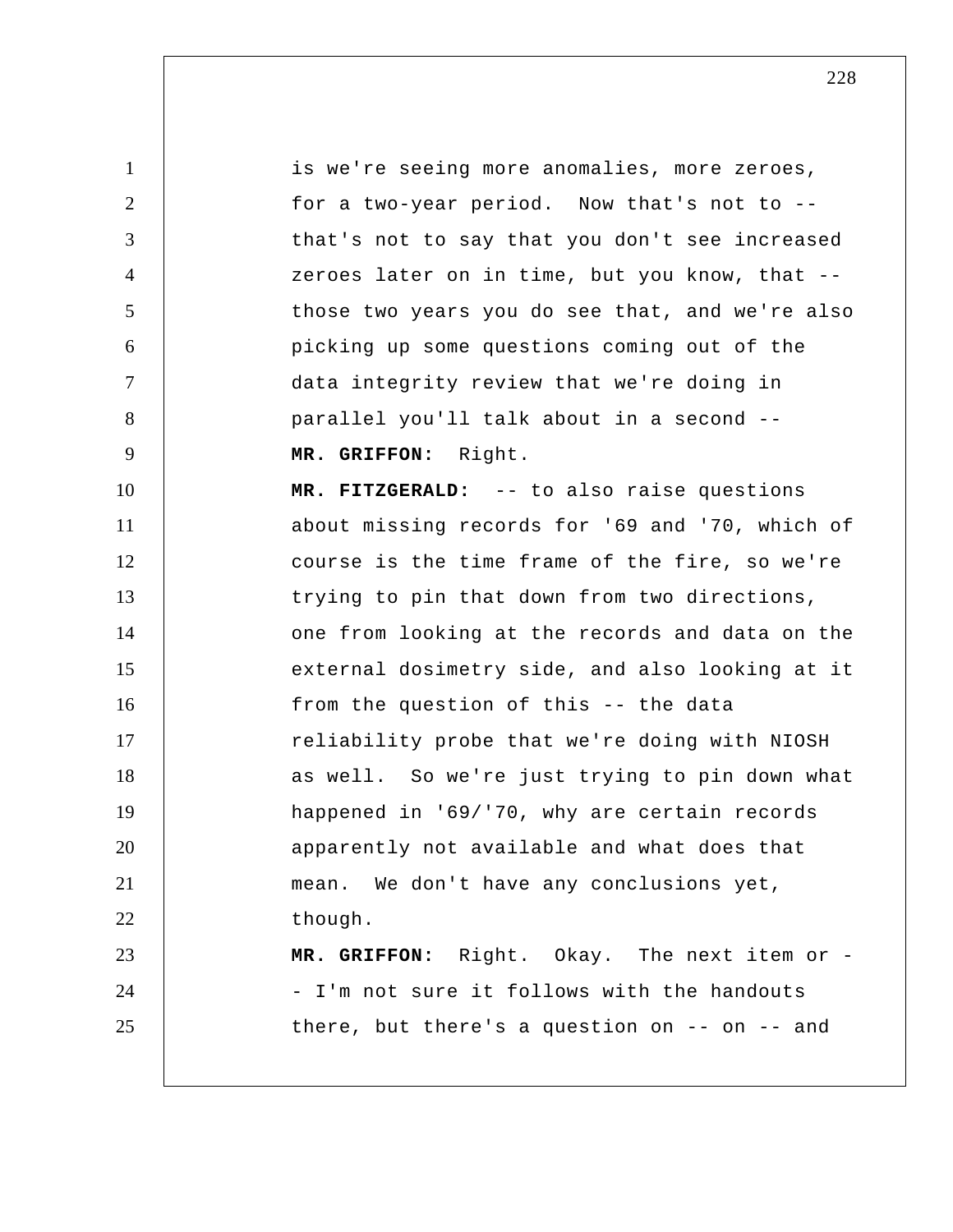is we're seeing more anomalies, more zeroes, for a two-year period. Now that's not to -- that's not to say that you don't see increased zeroes later on in time, but you know, that -- those two years you do see that, and we're also picking up some questions coming out of the data integrity review that we're doing in parallel you'll talk about in a second --

**MR. GRIFFON:** Right.

**MR. FITZGERALD:** -- to also raise questions about missing records for '69 and '70, which of course is the time frame of the fire, so we're trying to pin that down from two directions, one from looking at the records and data on the external dosimetry side, and also looking at it from the question of this -- the data reliability probe that we're doing with NIOSH as well. So we're just trying to pin down what happened in '69/'70, why are certain records apparently not available and what does that mean. We don't have any conclusions yet, though.

**MR. GRIFFON:** Right. Okay. The next item or -- I'm not sure it follows with the handouts there, but there's a question on -- on -- and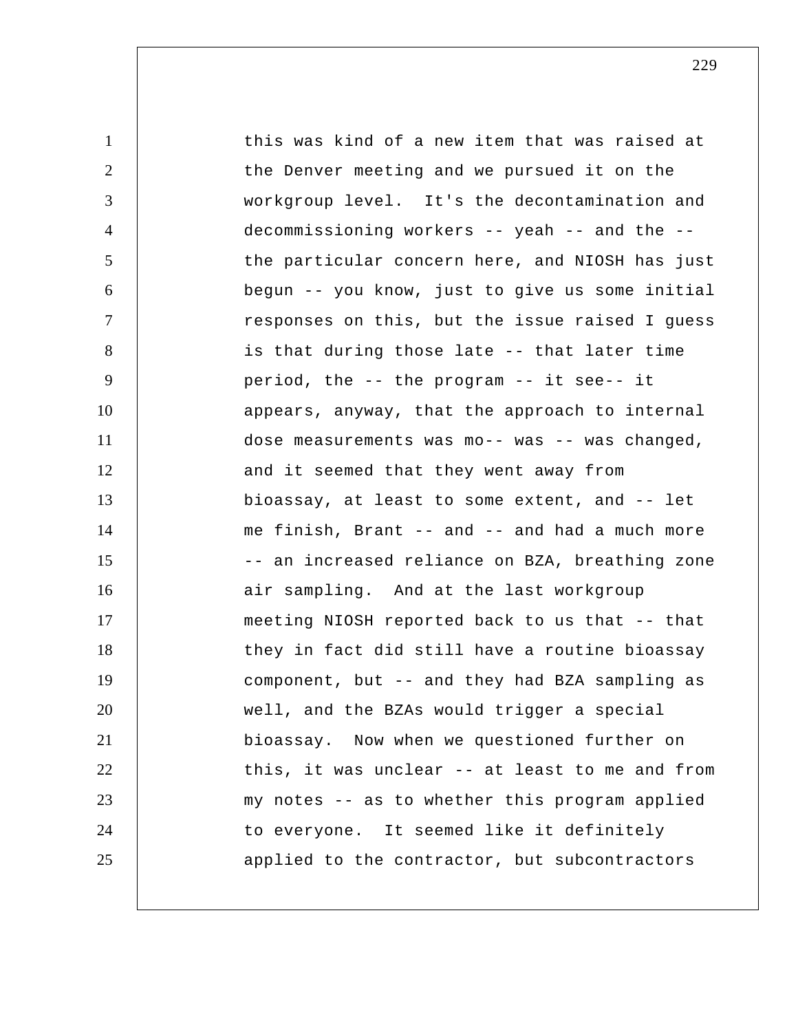this was kind of a new item that was raised at the Denver meeting and we pursued it on the workgroup level. It's the decontamination and decommissioning workers -- yeah -- and the -- the particular concern here, and NIOSH has just begun -- you know, just to give us some initial responses on this, but the issue raised I guess is that during those late -- that later time period, the -- the program -- it see-- it appears, anyway, that the approach to internal dose measurements was mo-- was -- was changed, and it seemed that they went away from bioassay, at least to some extent, and -- let me finish, Brant -- and -- and had a much more -- an increased reliance on BZA, breathing zone air sampling. And at the last workgroup meeting NIOSH reported back to us that -- that they in fact did still have a routine bioassay component, but -- and they had BZA sampling as well, and the BZAs would trigger a special bioassay. Now when we questioned further on this, it was unclear -- at least to me and from my notes -- as to whether this program applied to everyone. It seemed like it definitely applied to the contractor, but subcontractors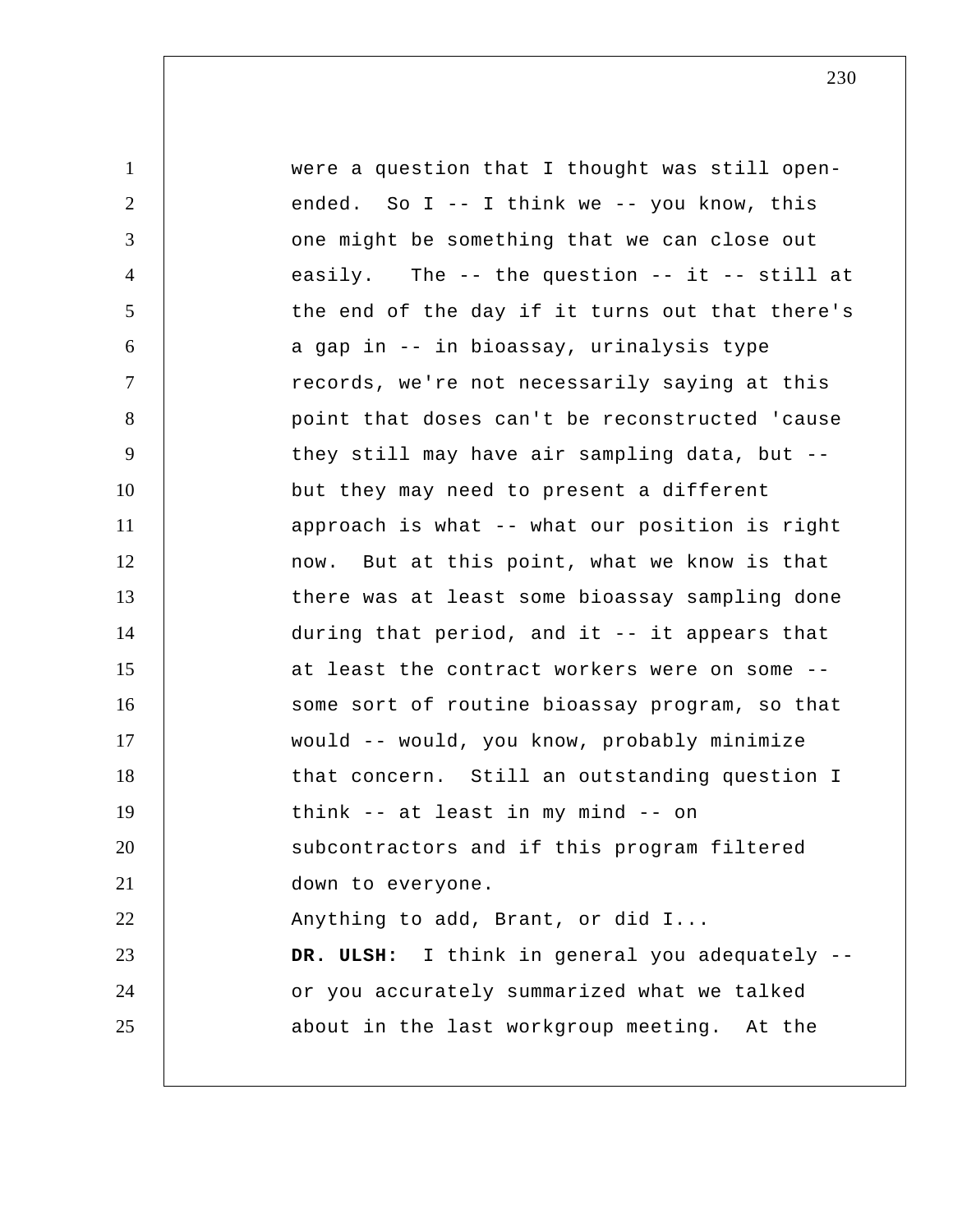were a question that I thought was still open-ended. So I -- I think we -- you know, this one might be something that we can close out easily. The -- the question -- it -- still at the end of the day if it turns out that there's a gap in -- in bioassay, urinalysis type records, we're not necessarily saying at this point that doses can't be reconstructed 'cause they still may have air sampling data, but -- but they may need to present a different approach is what -- what our position is right now. But at this point, what we know is that there was at least some bioassay sampling done during that period, and it -- it appears that at least the contract workers were on some -- some sort of routine bioassay program, so that would -- would, you know, probably minimize that concern. Still an outstanding question I think -- at least in my mind -- on subcontractors and if this program filtered down to everyone.

Anything to add, Brant, or did I...

**DR. ULSH:** I think in general you adequately -- or you accurately summarized what we talked about in the last workgroup meeting. At the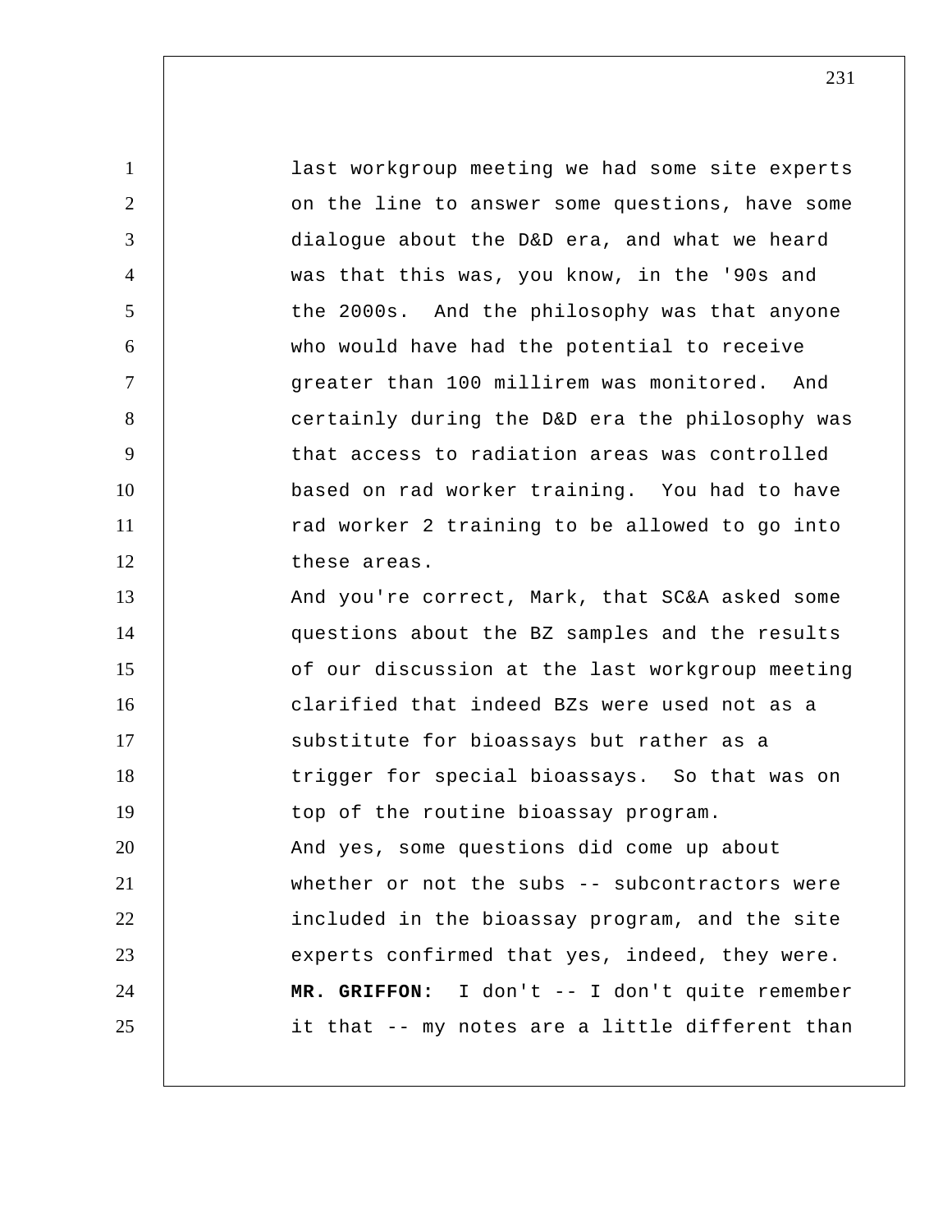last workgroup meeting we had some site experts on the line to answer some questions, have some dialogue about the D&D era, and what we heard was that this was, you know, in the '90s and the 2000s. And the philosophy was that anyone who would have had the potential to receive greater than 100 millirem was monitored. And certainly during the D&D era the philosophy was that access to radiation areas was controlled based on rad worker training. You had to have rad worker 2 training to be allowed to go into these areas.

And you're correct, Mark, that SC&A asked some questions about the BZ samples and the results of our discussion at the last workgroup meeting clarified that indeed BZs were used not as a substitute for bioassays but rather as a trigger for special bioassays. So that was on top of the routine bioassay program.

And yes, some questions did come up about whether or not the subs -- subcontractors were included in the bioassay program, and the site experts confirmed that yes, indeed, they were.

**MR. GRIFFON:** I don't -- I don't quite remember it that -- my notes are a little different than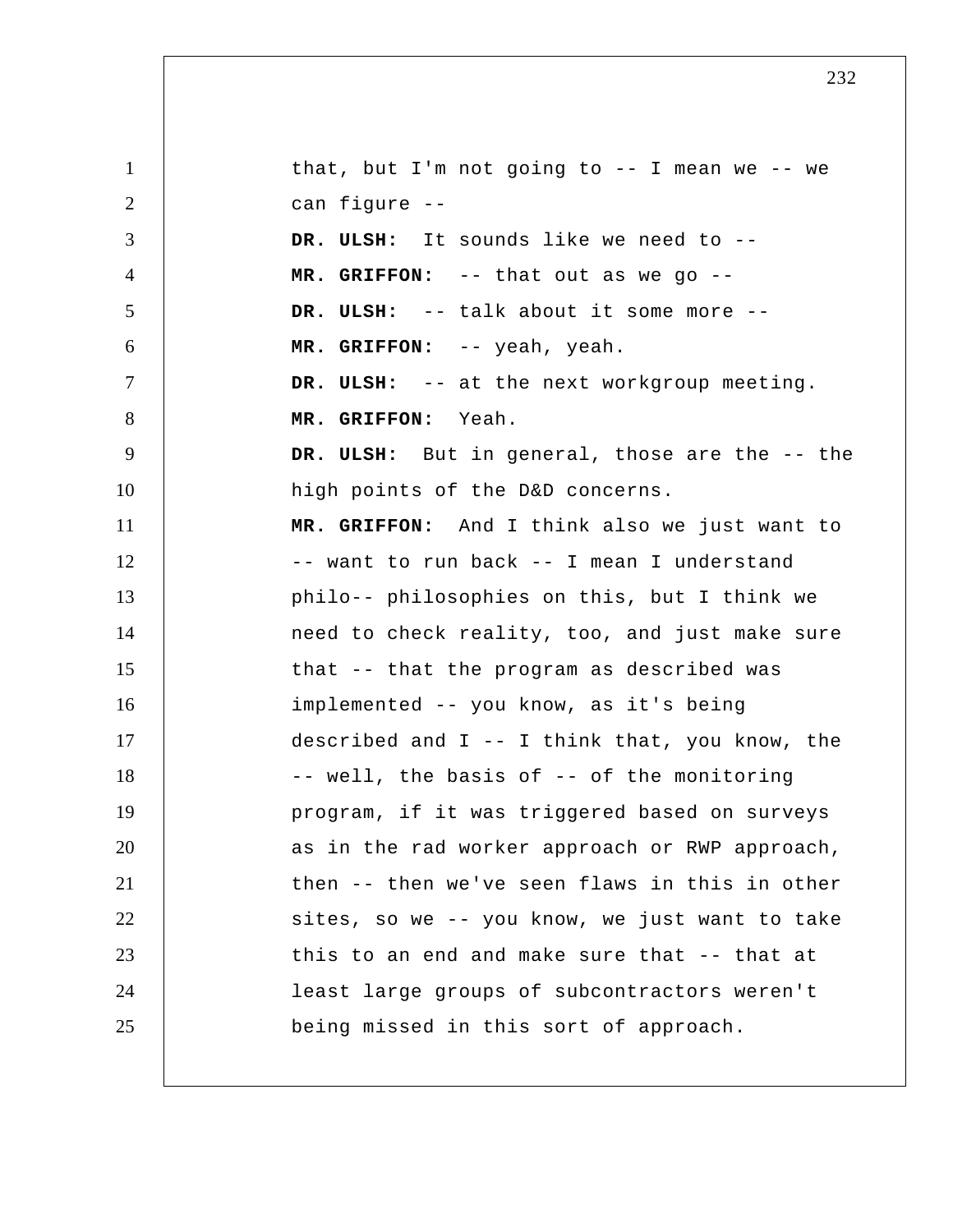that, but I'm not going to -- I mean we -- we can figure --

**DR. ULSH:** It sounds like we need to --

**MR. GRIFFON:** -- that out as we go --

**DR. ULSH:** -- talk about it some more --

**MR. GRIFFON:** -- yeah, yeah.

**DR. ULSH:** -- at the next workgroup meeting.

**MR. GRIFFON:** Yeah.

**DR. ULSH:** But in general, those are the -- the high points of the D&D concerns.

**MR. GRIFFON:** And I think also we just want to -- want to run back -- I mean I understand philo-- philosophies on this, but I think we need to check reality, too, and just make sure that -- that the program as described was implemented -- you know, as it's being described and I -- I think that, you know, the -- well, the basis of -- of the monitoring program, if it was triggered based on surveys as in the rad worker approach or RWP approach, then -- then we've seen flaws in this in other sites, so we -- you know, we just want to take this to an end and make sure that -- that at least large groups of subcontractors weren't being missed in this sort of approach.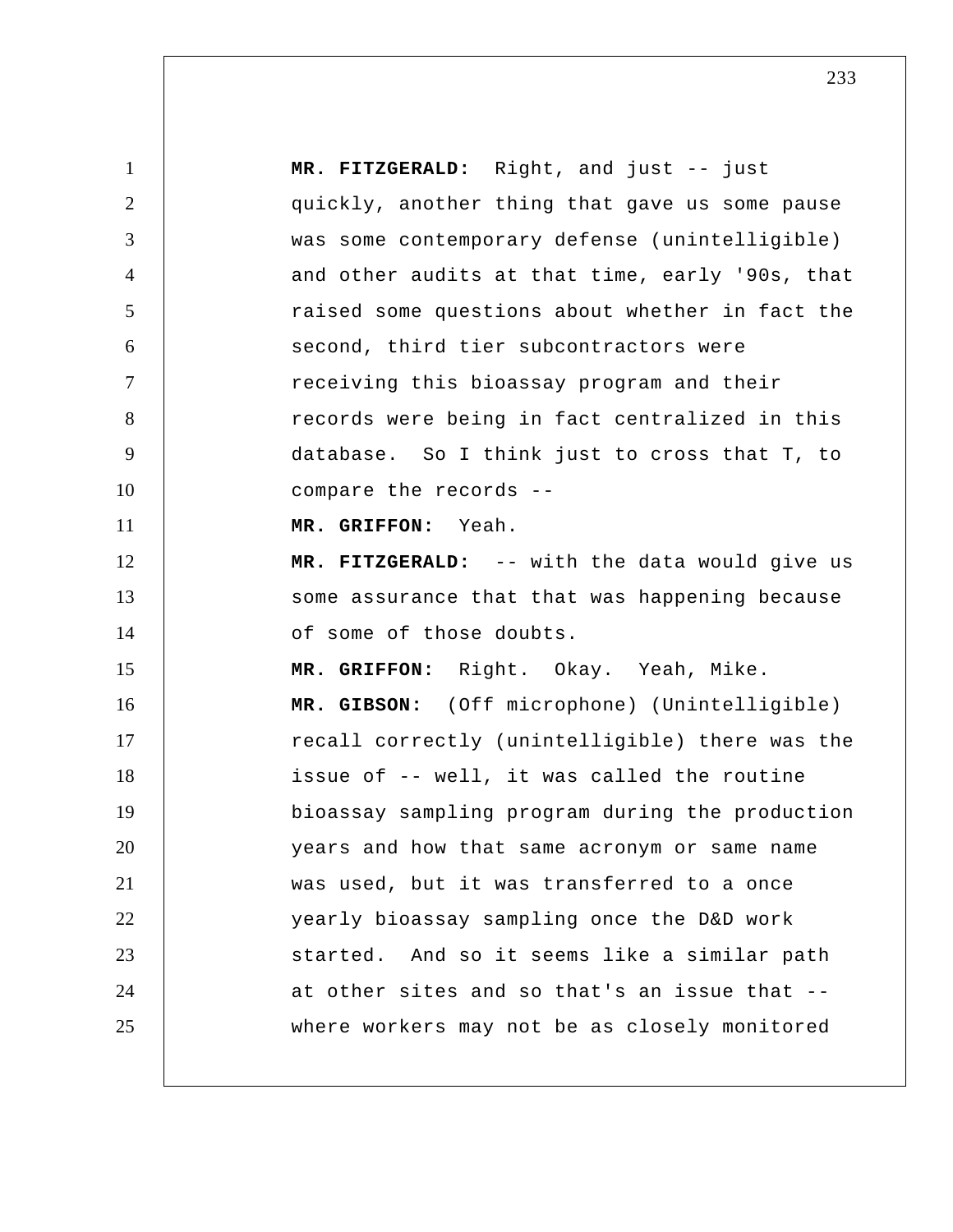**MR. FITZGERALD:** Right, and just -- just quickly, another thing that gave us some pause was some contemporary defense (unintelligible) and other audits at that time, early '90s, that raised some questions about whether in fact the second, third tier subcontractors were receiving this bioassay program and their records were being in fact centralized in this database. So I think just to cross that T, to compare the records --

**MR. GRIFFON:** Yeah.

**MR. FITZGERALD:** -- with the data would give us some assurance that that was happening because of some of those doubts.

**MR. GRIFFON:** Right. Okay. Yeah, Mike.

**MR. GIBSON:** (Off microphone) (Unintelligible) recall correctly (unintelligible) there was the issue of -- well, it was called the routine bioassay sampling program during the production years and how that same acronym or same name was used, but it was transferred to a once yearly bioassay sampling once the D&D work started. And so it seems like a similar path at other sites and so that's an issue that -- where workers may not be as closely monitored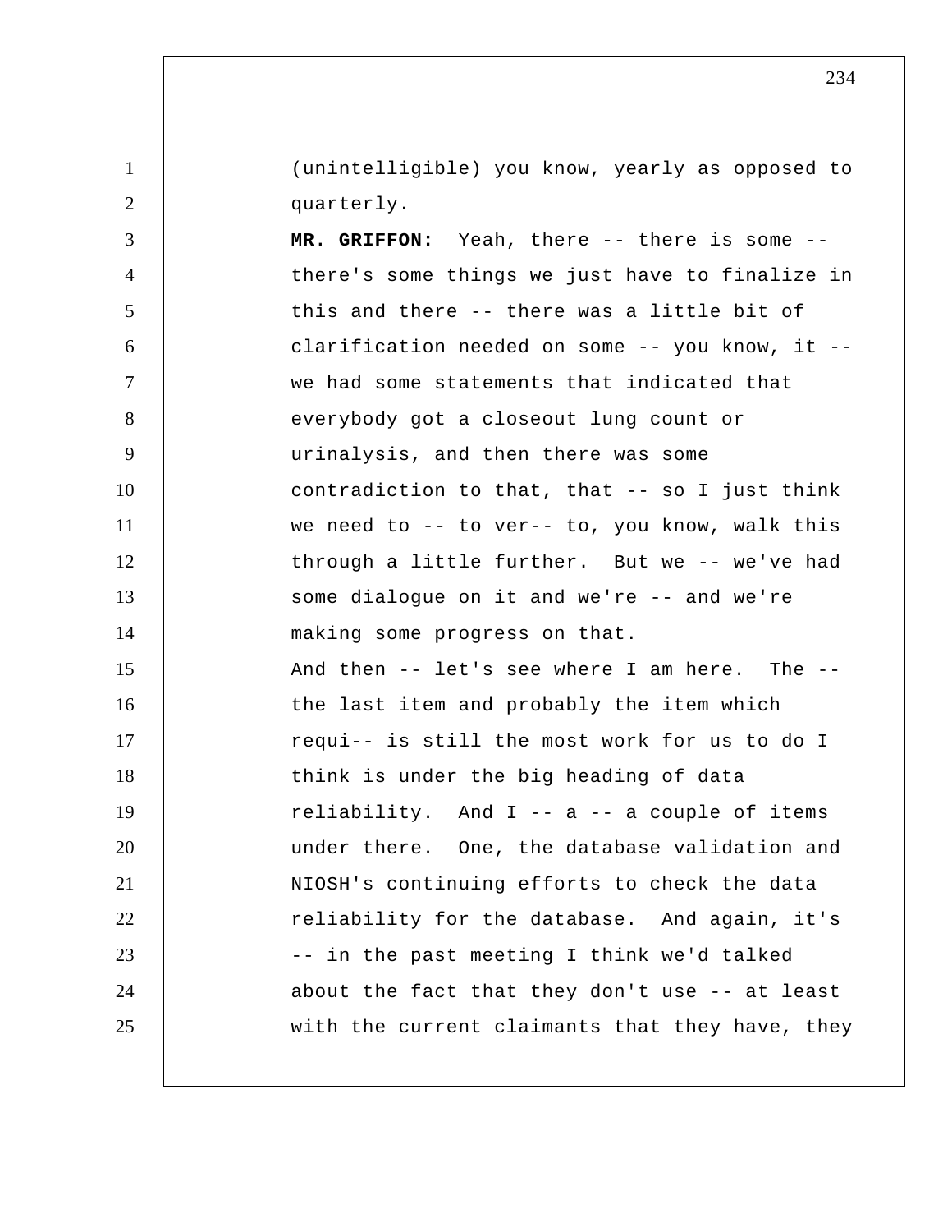(unintelligible) you know, yearly as opposed to quarterly.

**MR. GRIFFON:** Yeah, there -- there is some -- there's some things we just have to finalize in this and there -- there was a little bit of clarification needed on some -- you know, it -- we had some statements that indicated that everybody got a closeout lung count or urinalysis, and then there was some contradiction to that, that -- so I just think we need to -- to ver-- to, you know, walk this through a little further. But we -- we've had some dialogue on it and we're -- and we're making some progress on that.

And then -- let's see where I am here. The -- the last item and probably the item which requi-- is still the most work for us to do I think is under the big heading of data reliability. And I -- a -- a couple of items under there. One, the database validation and NIOSH's continuing efforts to check the data reliability for the database. And again, it's -- in the past meeting I think we'd talked about the fact that they don't use -- at least with the current claimants that they have, they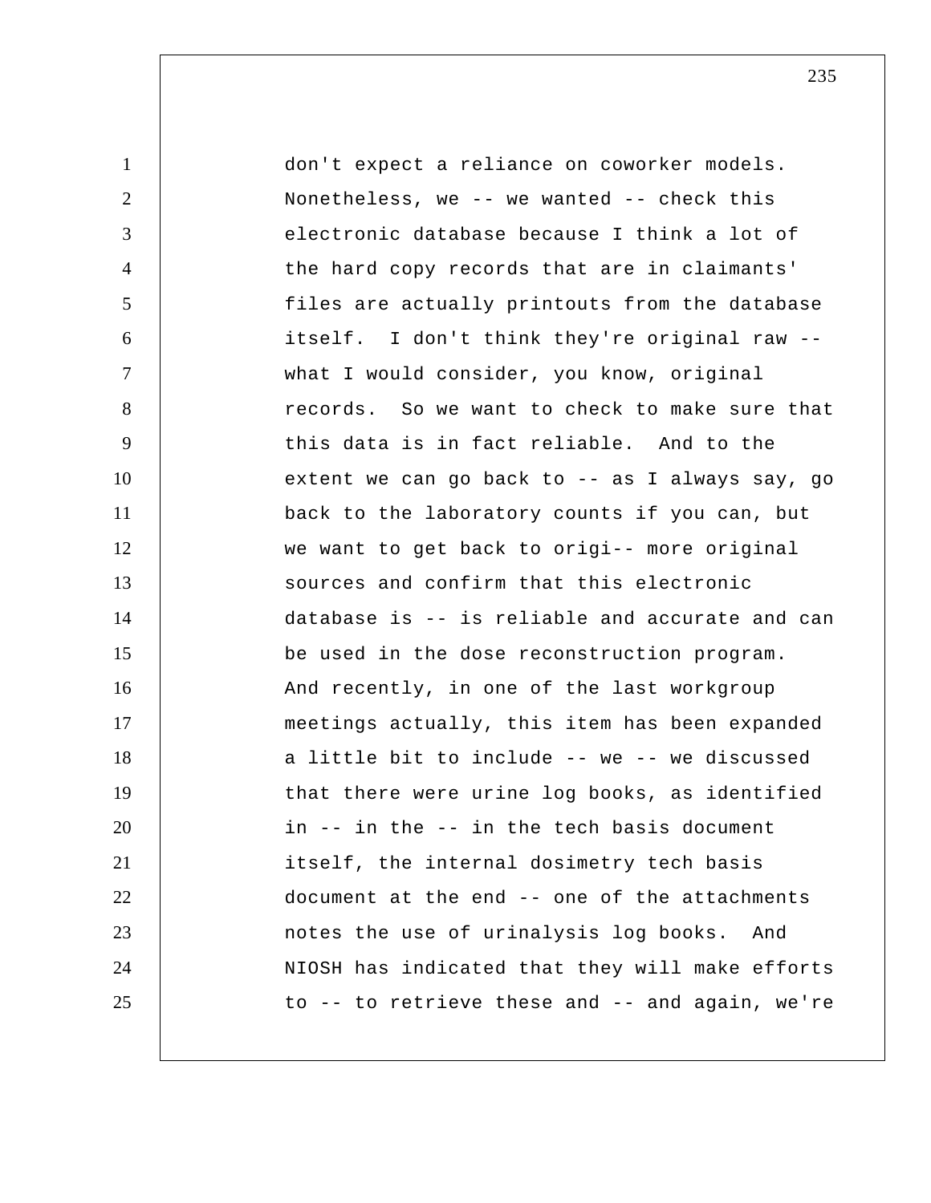don't expect a reliance on coworker models. Nonetheless, we -- we wanted -- check this electronic database because I think a lot of the hard copy records that are in claimants' files are actually printouts from the database itself. I don't think they're original raw -- what I would consider, you know, original records. So we want to check to make sure that this data is in fact reliable. And to the extent we can go back to -- as I always say, go back to the laboratory counts if you can, but we want to get back to origi-- more original sources and confirm that this electronic database is -- is reliable and accurate and can be used in the dose reconstruction program. And recently, in one of the last workgroup meetings actually, this item has been expanded a little bit to include -- we -- we discussed that there were urine log books, as identified in -- in the -- in the tech basis document itself, the internal dosimetry tech basis document at the end -- one of the attachments notes the use of urinalysis log books. And NIOSH has indicated that they will make efforts to -- to retrieve these and -- and again, we're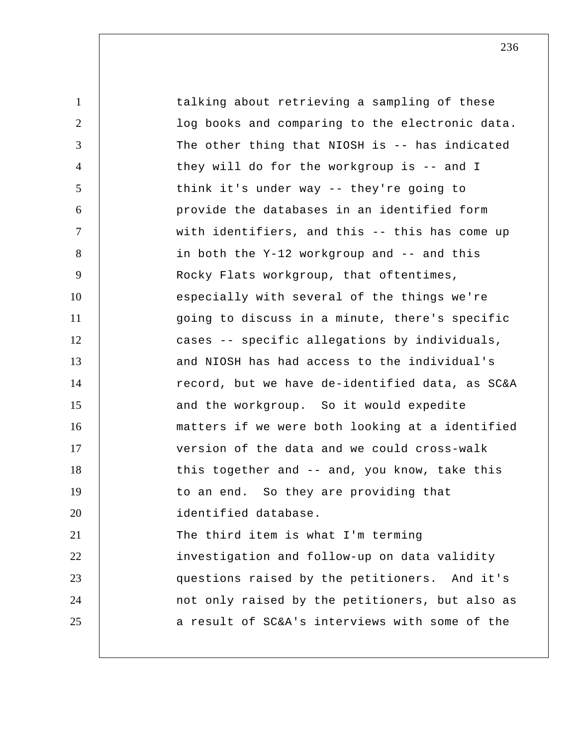talking about retrieving a sampling of these log books and comparing to the electronic data. The other thing that NIOSH is -- has indicated they will do for the workgroup is -- and I think it's under way -- they're going to provide the databases in an identified form with identifiers, and this -- this has come up in both the Y-12 workgroup and -- and this Rocky Flats workgroup, that oftentimes, especially with several of the things we're going to discuss in a minute, there's specific cases -- specific allegations by individuals, and NIOSH has had access to the individual's record, but we have de-identified data, as SC&A and the workgroup. So it would expedite matters if we were both looking at a identified version of the data and we could cross-walk this together and -- and, you know, take this to an end. So they are providing that identified database.

The third item is what I'm terming investigation and follow-up on data validity questions raised by the petitioners. And it's not only raised by the petitioners, but also as a result of SC&A's interviews with some of the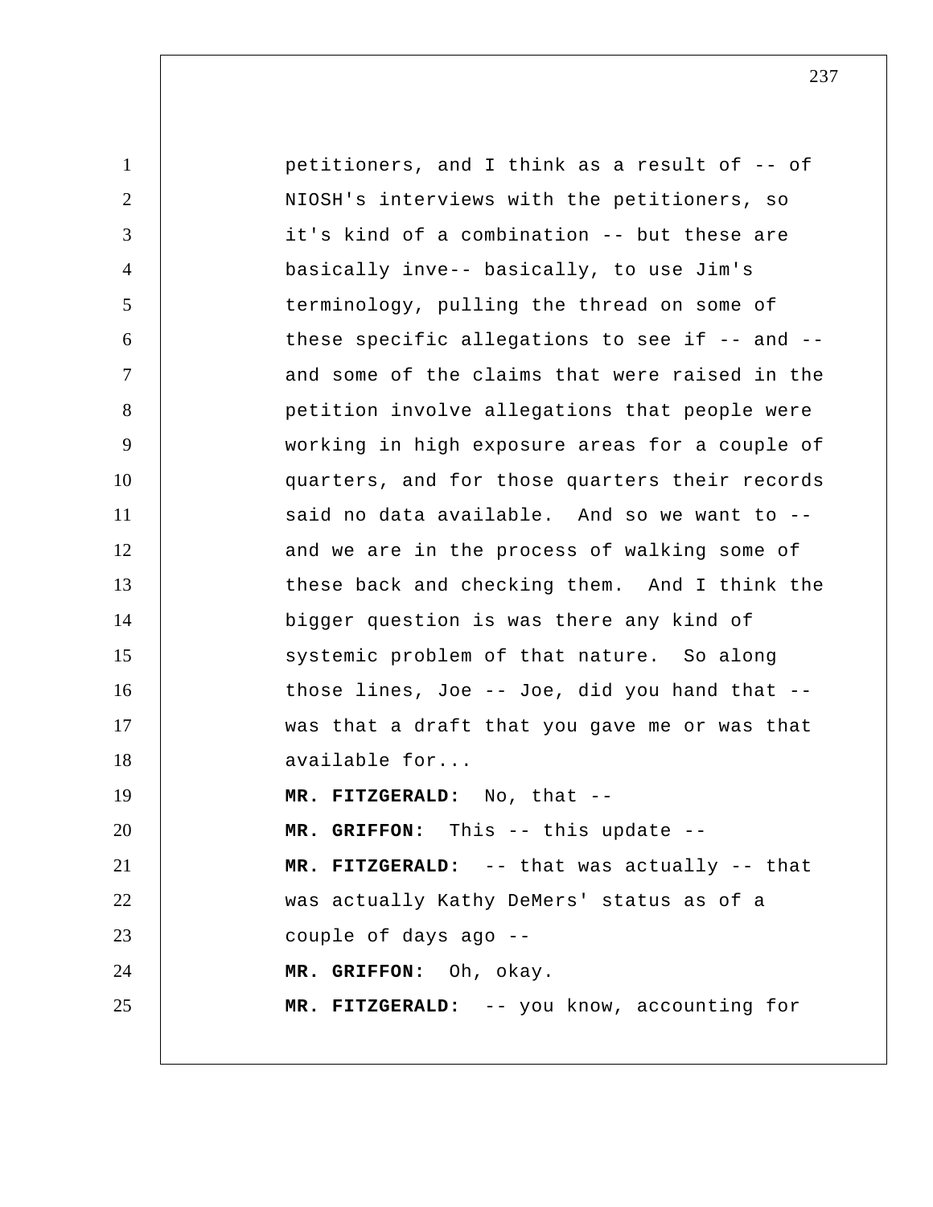petitioners, and I think as a result of -- of NIOSH's interviews with the petitioners, so it's kind of a combination -- but these are basically inve-- basically, to use Jim's terminology, pulling the thread on some of these specific allegations to see if -- and -- and some of the claims that were raised in the petition involve allegations that people were working in high exposure areas for a couple of quarters, and for those quarters their records said no data available. And so we want to -- and we are in the process of walking some of these back and checking them. And I think the bigger question is was there any kind of systemic problem of that nature. So along those lines, Joe -- Joe, did you hand that -- was that a draft that you gave me or was that available for...

**MR. FITZGERALD:** No, that --

**MR. GRIFFON:** This -- this update --

**MR. FITZGERALD:** -- that was actually -- that was actually Kathy DeMers' status as of a couple of days ago --

**MR. GRIFFON:** Oh, okay.

**MR. FITZGERALD:** -- you know, accounting for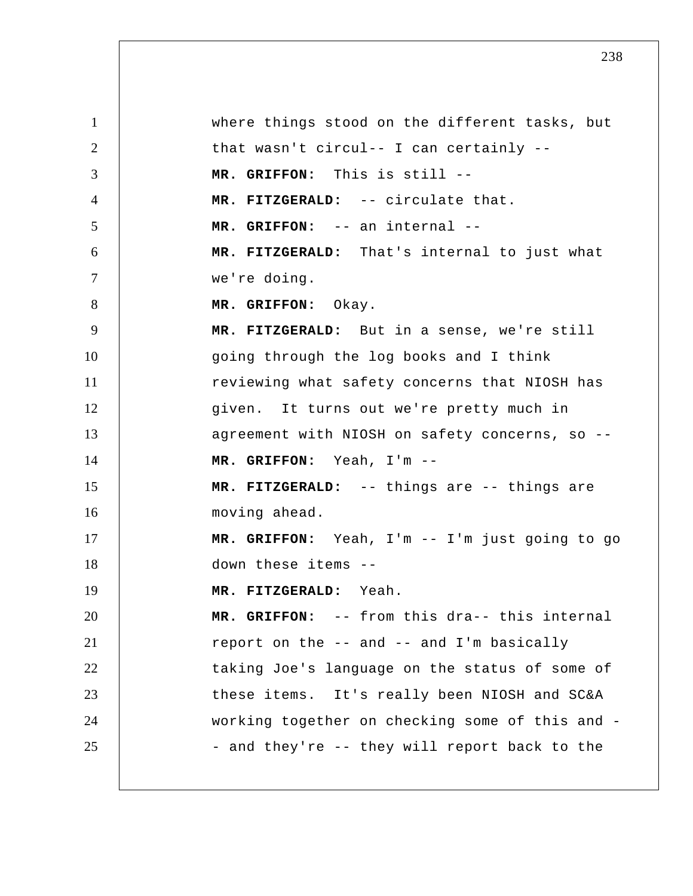where things stood on the different tasks, but that wasn't circul-- I can certainly --

**MR. GRIFFON:** This is still --

**MR. FITZGERALD:** -- circulate that.

**MR. GRIFFON:** -- an internal --

**MR. FITZGERALD:** That's internal to just what we're doing.

**MR. GRIFFON:** Okay.

**MR. FITZGERALD:** But in a sense, we're still going through the log books and I think reviewing what safety concerns that NIOSH has given. It turns out we're pretty much in agreement with NIOSH on safety concerns, so --

**MR. GRIFFON:** Yeah, I'm --

**MR. FITZGERALD:** -- things are -- things are moving ahead.

**MR. GRIFFON:** Yeah, I'm -- I'm just going to go down these items --

**MR. FITZGERALD:** Yeah.

**MR. GRIFFON:** -- from this dra-- this internal report on the -- and -- and I'm basically taking Joe's language on the status of some of these items. It's really been NIOSH and SC&A working together on checking some of this and -- and they're -- they will report back to the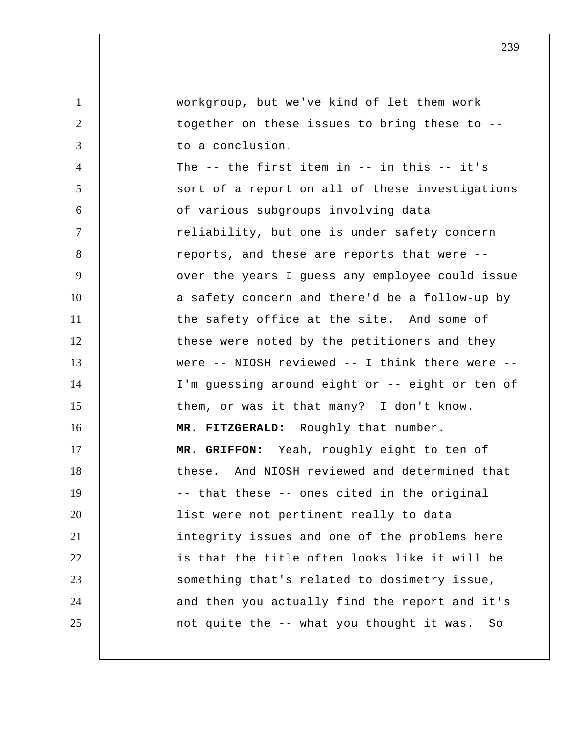workgroup, but we've kind of let them work together on these issues to bring these to -- to a conclusion.

The -- the first item in -- in this -- it's sort of a report on all of these investigations of various subgroups involving data reliability, but one is under safety concern reports, and these are reports that were -- over the years I guess any employee could issue a safety concern and there'd be a follow-up by the safety office at the site. And some of these were noted by the petitioners and they were -- NIOSH reviewed -- I think there were -- I'm guessing around eight or -- eight or ten of them, or was it that many? I don't know.

**MR. FITZGERALD:** Roughly that number.

**MR. GRIFFON:** Yeah, roughly eight to ten of these. And NIOSH reviewed and determined that -- that these -- ones cited in the original list were not pertinent really to data integrity issues and one of the problems here is that the title often looks like it will be something that's related to dosimetry issue, and then you actually find the report and it's not quite the -- what you thought it was. So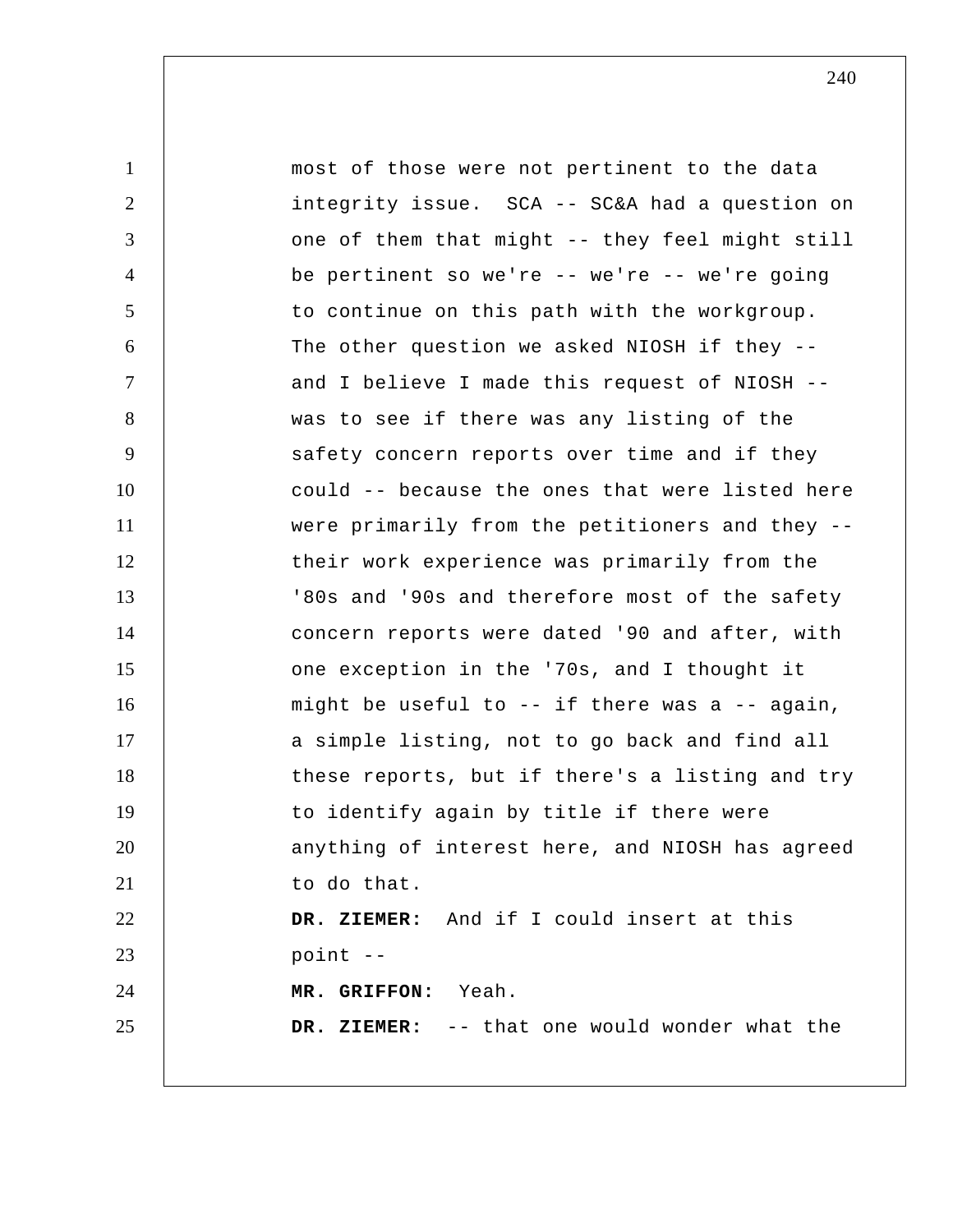most of those were not pertinent to the data integrity issue. SCA -- SC&A had a question on one of them that might -- they feel might still be pertinent so we're -- we're -- we're going to continue on this path with the workgroup. The other question we asked NIOSH if they -- and I believe I made this request of NIOSH -- was to see if there was any listing of the safety concern reports over time and if they could -- because the ones that were listed here were primarily from the petitioners and they -- their work experience was primarily from the '80s and '90s and therefore most of the safety concern reports were dated '90 and after, with one exception in the '70s, and I thought it might be useful to -- if there was a -- again, a simple listing, not to go back and find all these reports, but if there's a listing and try to identify again by title if there were anything of interest here, and NIOSH has agreed to do that.

**DR. ZIEMER:** And if I could insert at this point --

**MR. GRIFFON:** Yeah.

**DR. ZIEMER:** -- that one would wonder what the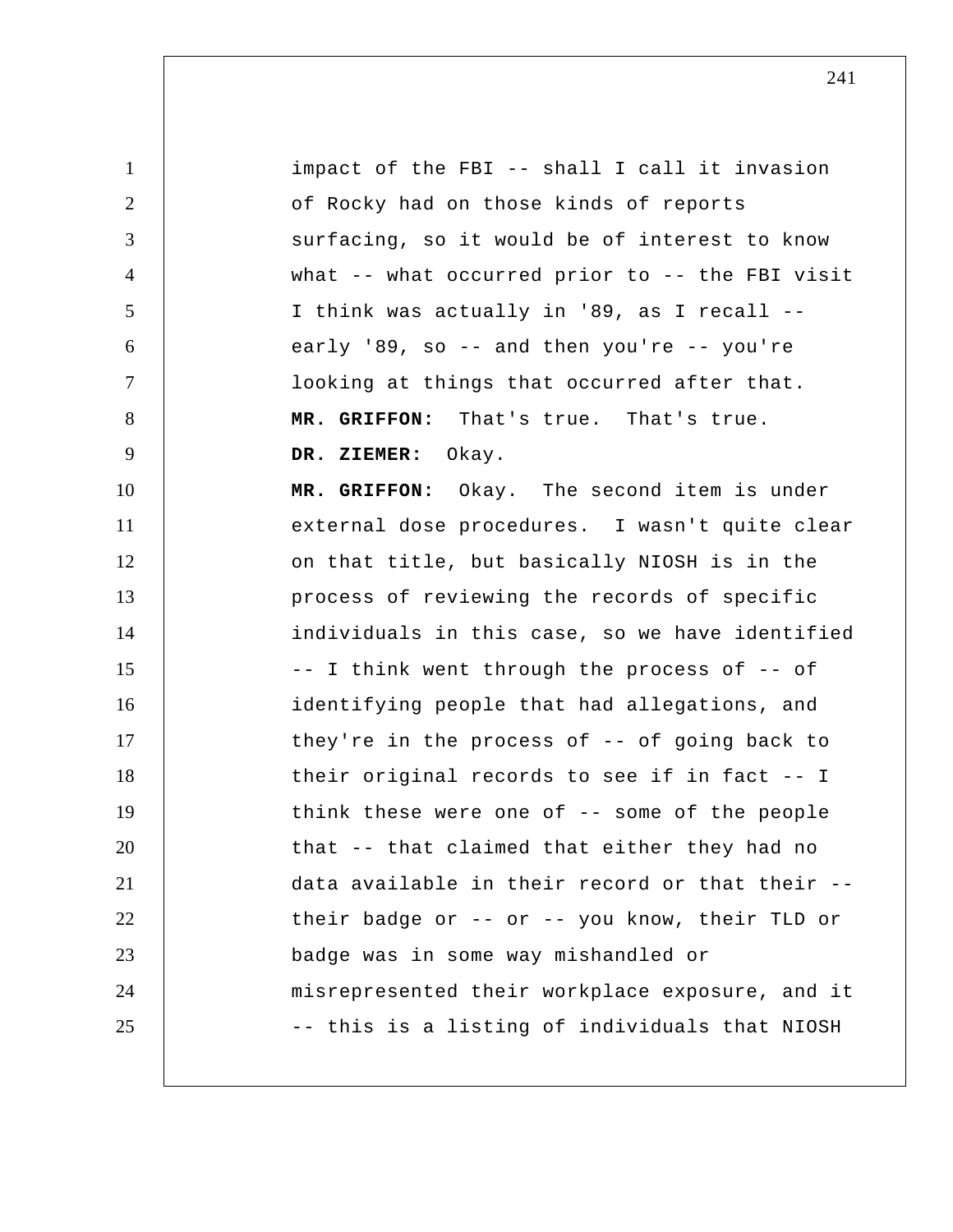impact of the FBI -- shall I call it invasion of Rocky had on those kinds of reports surfacing, so it would be of interest to know what -- what occurred prior to -- the FBI visit I think was actually in '89, as I recall -- early '89, so -- and then you're -- you're looking at things that occurred after that.

**MR. GRIFFON:** That's true. That's true.

**DR. ZIEMER:** Okay.

**MR. GRIFFON:** Okay. The second item is under external dose procedures. I wasn't quite clear on that title, but basically NIOSH is in the process of reviewing the records of specific individuals in this case, so we have identified -- I think went through the process of -- of identifying people that had allegations, and they're in the process of -- of going back to their original records to see if in fact -- I think these were one of -- some of the people that -- that claimed that either they had no data available in their record or that their -- their badge or -- or -- you know, their TLD or badge was in some way mishandled or misrepresented their workplace exposure, and it -- this is a listing of individuals that NIOSH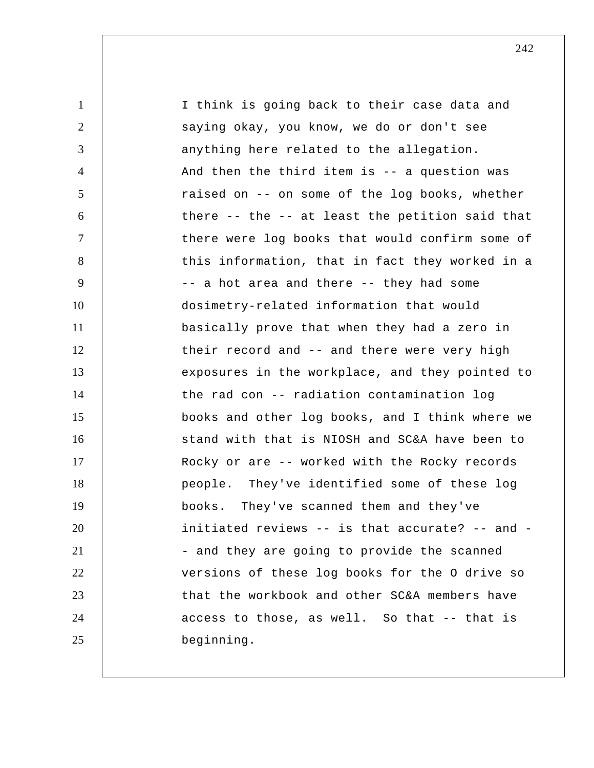I think is going back to their case data and saying okay, you know, we do or don't see anything here related to the allegation.

And then the third item is -- a question was raised on -- on some of the log books, whether there -- the -- at least the petition said that there were log books that would confirm some of this information, that in fact they worked in a -- a hot area and there -- they had some dosimetry-related information that would basically prove that when they had a zero in their record and -- and there were very high exposures in the workplace, and they pointed to the rad con -- radiation contamination log books and other log books, and I think where we stand with that is NIOSH and SC&A have been to Rocky or are -- worked with the Rocky records people. They've identified some of these log books. They've scanned them and they've initiated reviews -- is that accurate? -- and -- and they are going to provide the scanned versions of these log books for the O drive so that the workbook and other SC&A members have access to those, as well. So that -- that is beginning.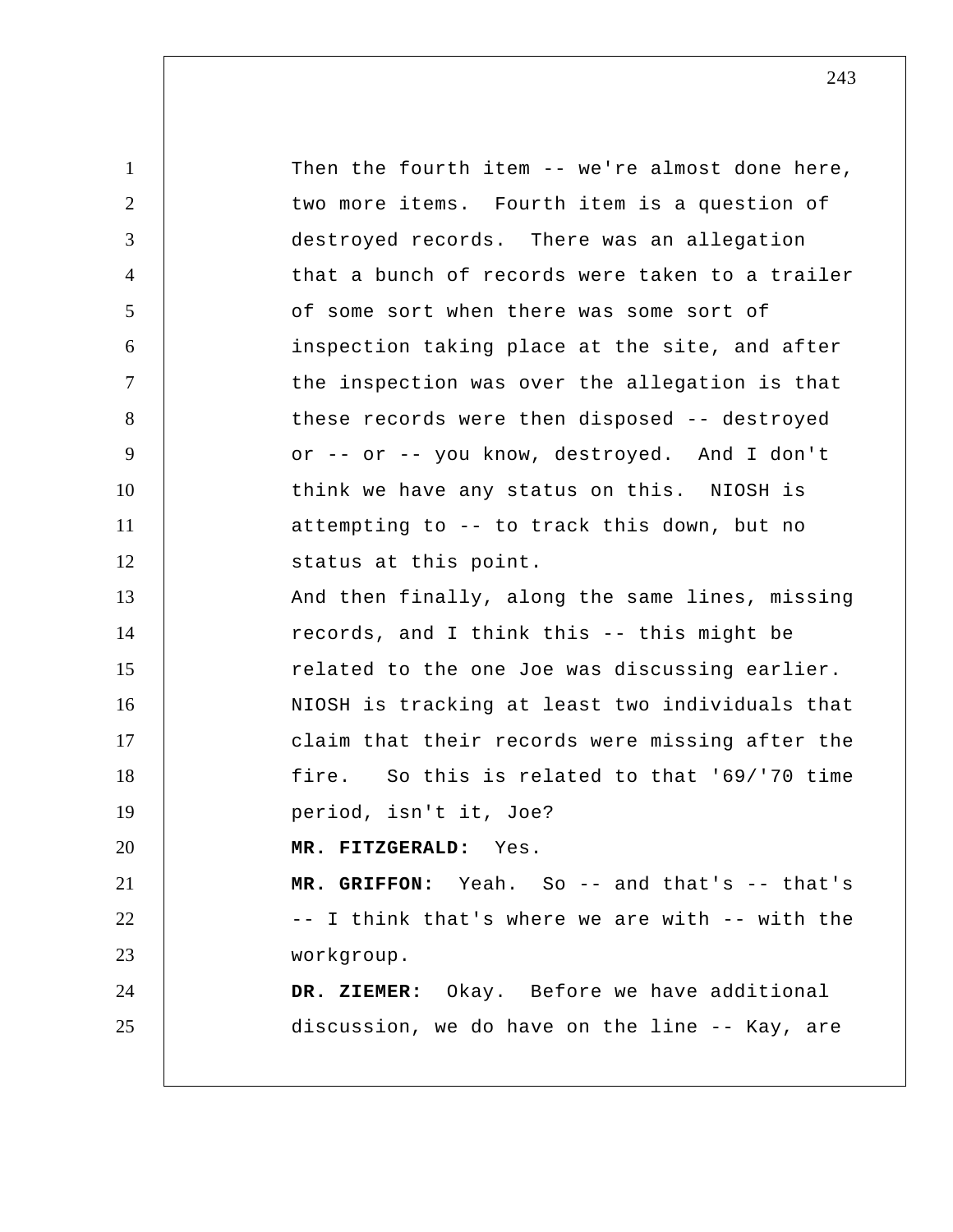Then the fourth item -- we're almost done here, two more items. Fourth item is a question of destroyed records. There was an allegation that a bunch of records were taken to a trailer of some sort when there was some sort of inspection taking place at the site, and after the inspection was over the allegation is that these records were then disposed -- destroyed or -- or -- you know, destroyed. And I don't think we have any status on this. NIOSH is attempting to -- to track this down, but no status at this point.

And then finally, along the same lines, missing records, and I think this -- this might be related to the one Joe was discussing earlier. NIOSH is tracking at least two individuals that claim that their records were missing after the fire. So this is related to that '69/'70 time period, isn't it, Joe?

**MR. FITZGERALD:** Yes.

**MR. GRIFFON:** Yeah. So -- and that's -- that's -- I think that's where we are with -- with the workgroup.

**DR. ZIEMER:** Okay. Before we have additional discussion, we do have on the line -- Kay, are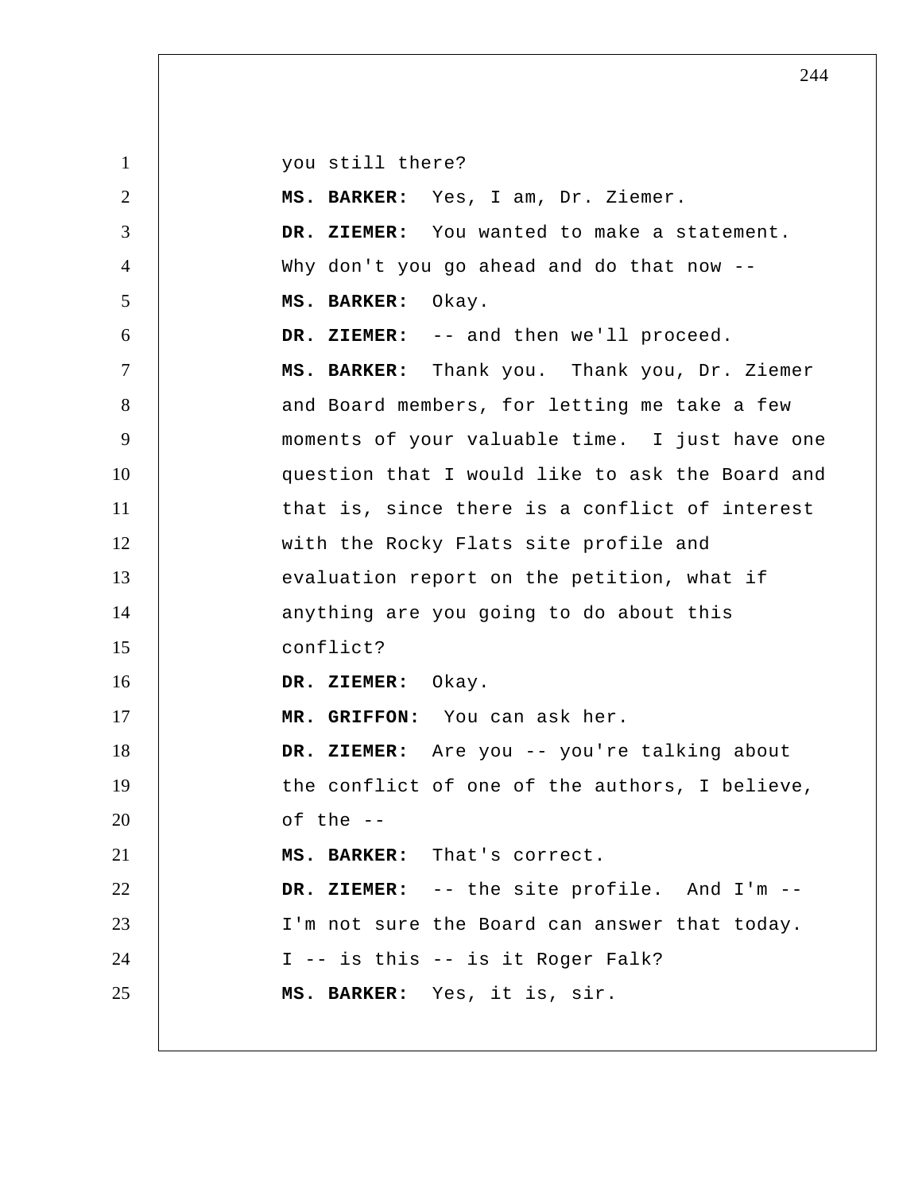you still there?

**MS. BARKER:** Yes, I am, Dr. Ziemer.

**DR. ZIEMER:** You wanted to make a statement. Why don't you go ahead and do that now --

**MS. BARKER:** Okay.

**DR. ZIEMER:** -- and then we'll proceed.

**MS. BARKER:** Thank you. Thank you, Dr. Ziemer and Board members, for letting me take a few moments of your valuable time. I just have one question that I would like to ask the Board and that is, since there is a conflict of interest with the Rocky Flats site profile and evaluation report on the petition, what if anything are you going to do about this conflict?

**DR. ZIEMER:** Okay.

**MR. GRIFFON:** You can ask her.

**DR. ZIEMER:** Are you -- you're talking about the conflict of one of the authors, I believe, of the --

**MS. BARKER:** That's correct.

**DR. ZIEMER:** -- the site profile. And I'm -- I'm not sure the Board can answer that today. I -- is this -- is it Roger Falk?

**MS. BARKER:** Yes, it is, sir.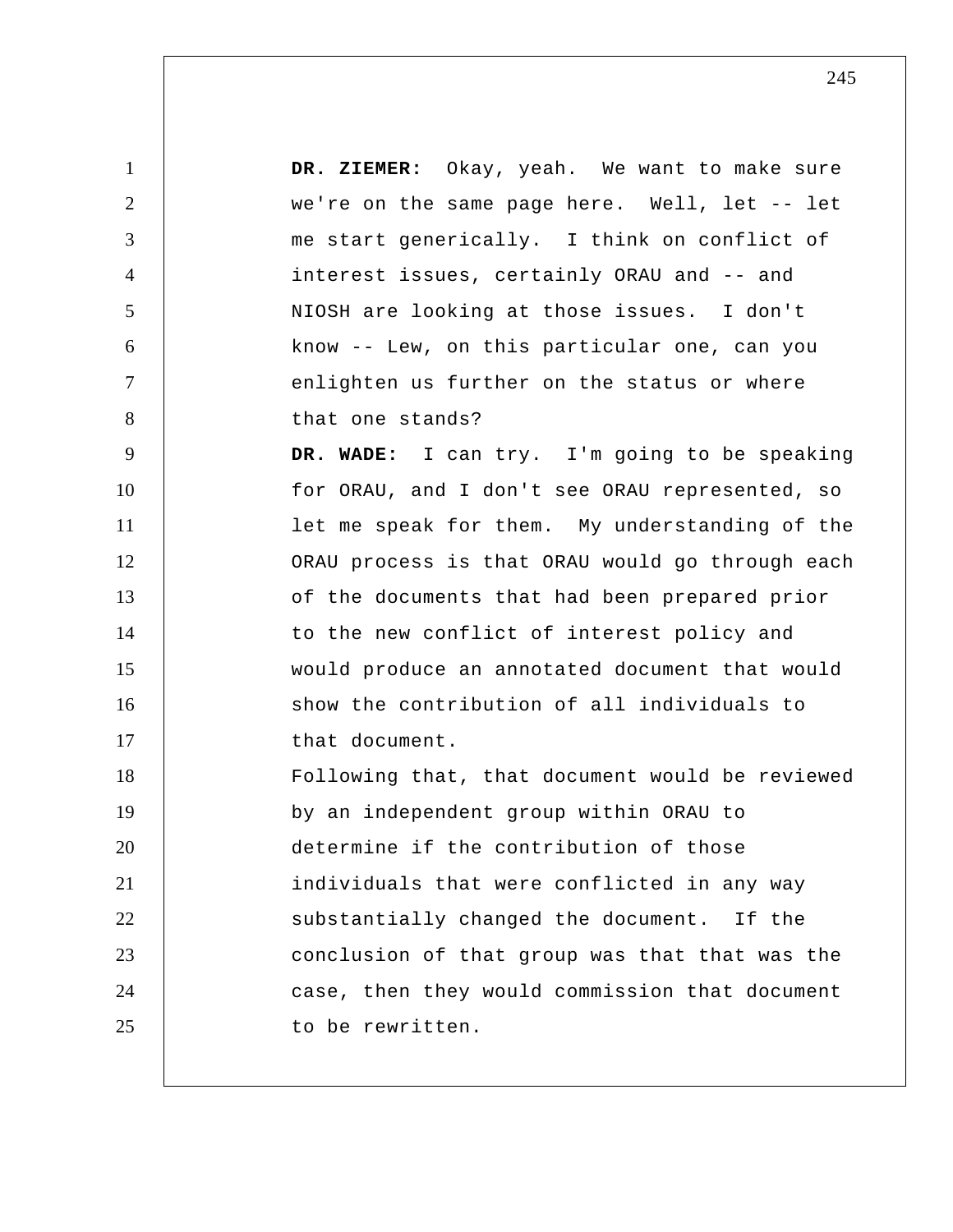**DR. ZIEMER:** Okay, yeah. We want to make sure we're on the same page here. Well, let -- let me start generically. I think on conflict of interest issues, certainly ORAU and -- and NIOSH are looking at those issues. I don't know -- Lew, on this particular one, can you enlighten us further on the status or where that one stands?

**DR. WADE:** I can try. I'm going to be speaking for ORAU, and I don't see ORAU represented, so let me speak for them. My understanding of the ORAU process is that ORAU would go through each of the documents that had been prepared prior to the new conflict of interest policy and would produce an annotated document that would show the contribution of all individuals to that document.

Following that, that document would be reviewed by an independent group within ORAU to determine if the contribution of those individuals that were conflicted in any way substantially changed the document. If the conclusion of that group was that that was the case, then they would commission that document to be rewritten.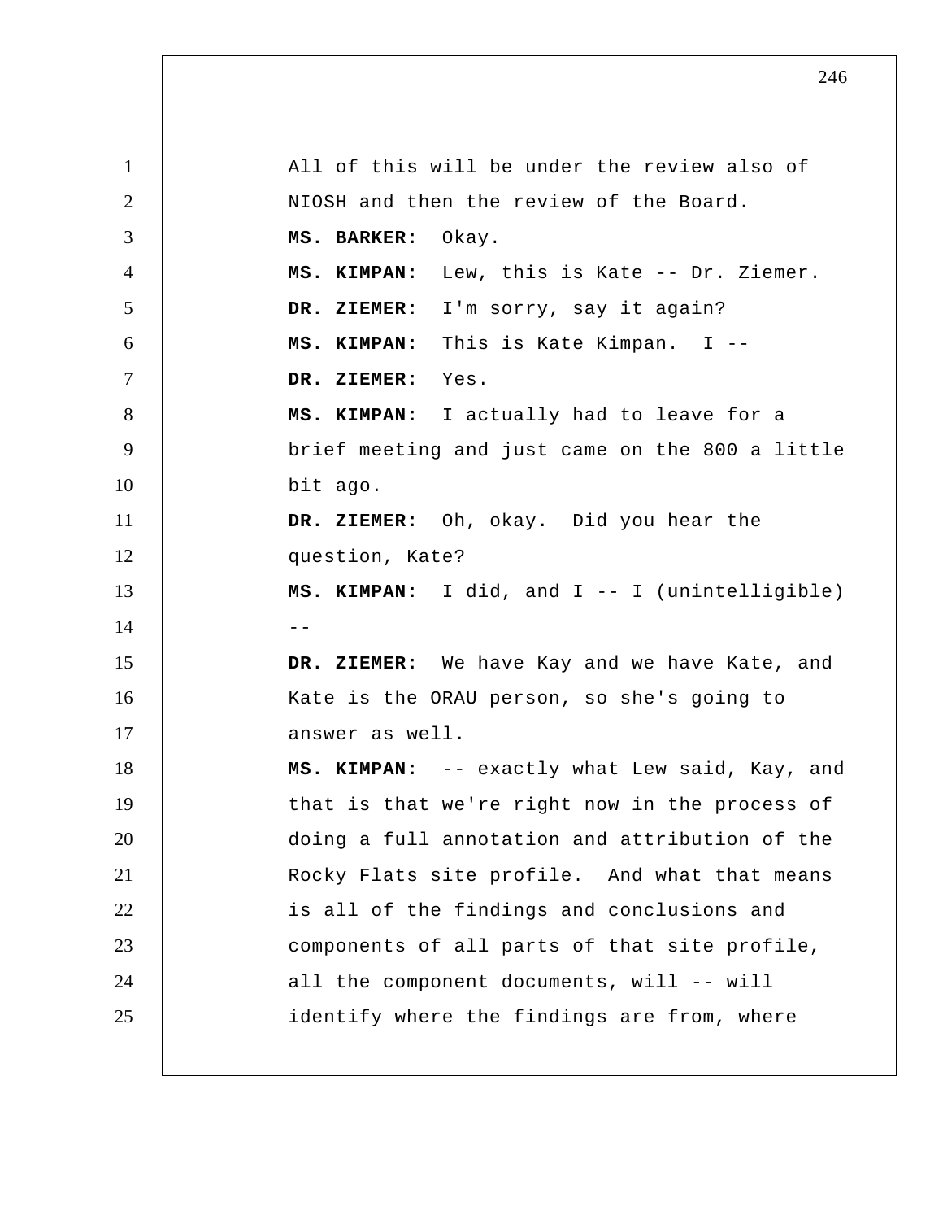All of this will be under the review also of NIOSH and then the review of the Board.

**MS. BARKER:** Okay.

**MS. KIMPAN:** Lew, this is Kate -- Dr. Ziemer.

**DR. ZIEMER:** I'm sorry, say it again?

**MS. KIMPAN:** This is Kate Kimpan. I --

**DR. ZIEMER:** Yes.

**MS. KIMPAN:** I actually had to leave for a brief meeting and just came on the 800 a little bit ago.

**DR. ZIEMER:** Oh, okay. Did you hear the question, Kate?

**MS. KIMPAN:** I did, and I -- I (unintelligible) --

**DR. ZIEMER:** We have Kay and we have Kate, and Kate is the ORAU person, so she's going to answer as well.

**MS. KIMPAN:** -- exactly what Lew said, Kay, and that is that we're right now in the process of doing a full annotation and attribution of the Rocky Flats site profile. And what that means is all of the findings and conclusions and components of all parts of that site profile, all the component documents, will -- will identify where the findings are from, where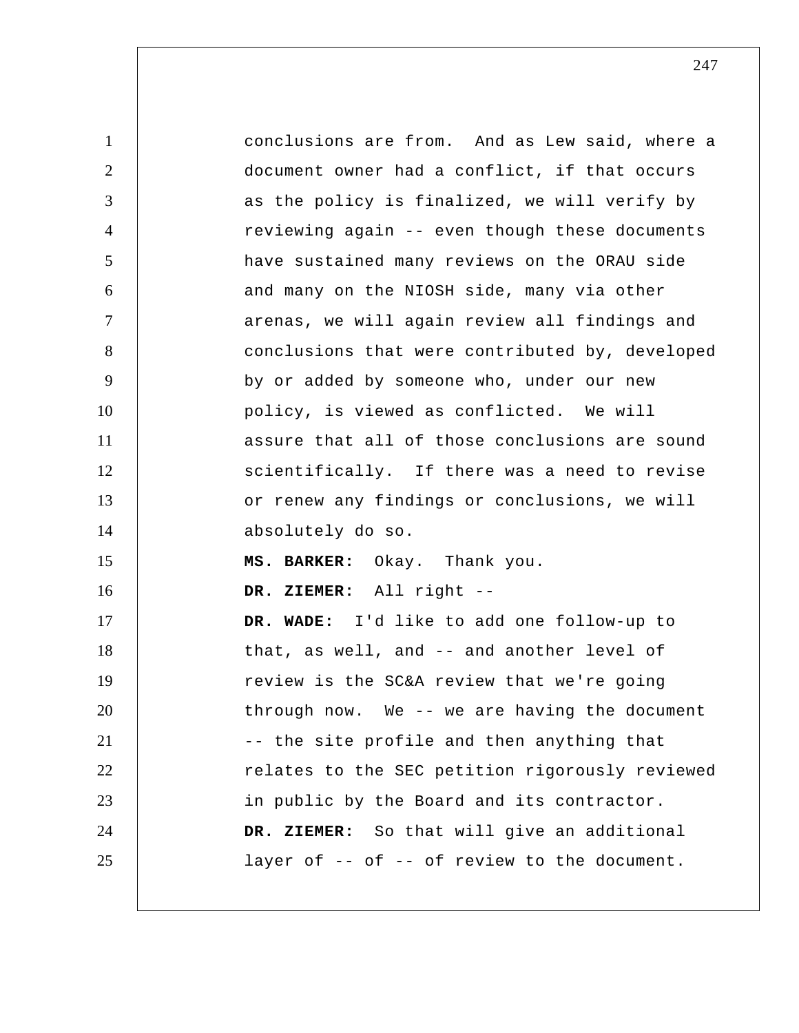conclusions are from. And as Lew said, where a document owner had a conflict, if that occurs as the policy is finalized, we will verify by reviewing again -- even though these documents have sustained many reviews on the ORAU side and many on the NIOSH side, many via other arenas, we will again review all findings and conclusions that were contributed by, developed by or added by someone who, under our new policy, is viewed as conflicted. We will assure that all of those conclusions are sound scientifically. If there was a need to revise or renew any findings or conclusions, we will absolutely do so.

**MS. BARKER:** Okay. Thank you.

**DR. ZIEMER:** All right --

**DR. WADE:** I'd like to add one follow-up to that, as well, and -- and another level of review is the SC&A review that we're going through now. We -- we are having the document -- the site profile and then anything that relates to the SEC petition rigorously reviewed in public by the Board and its contractor.

**DR. ZIEMER:** So that will give an additional layer of -- of -- of review to the document.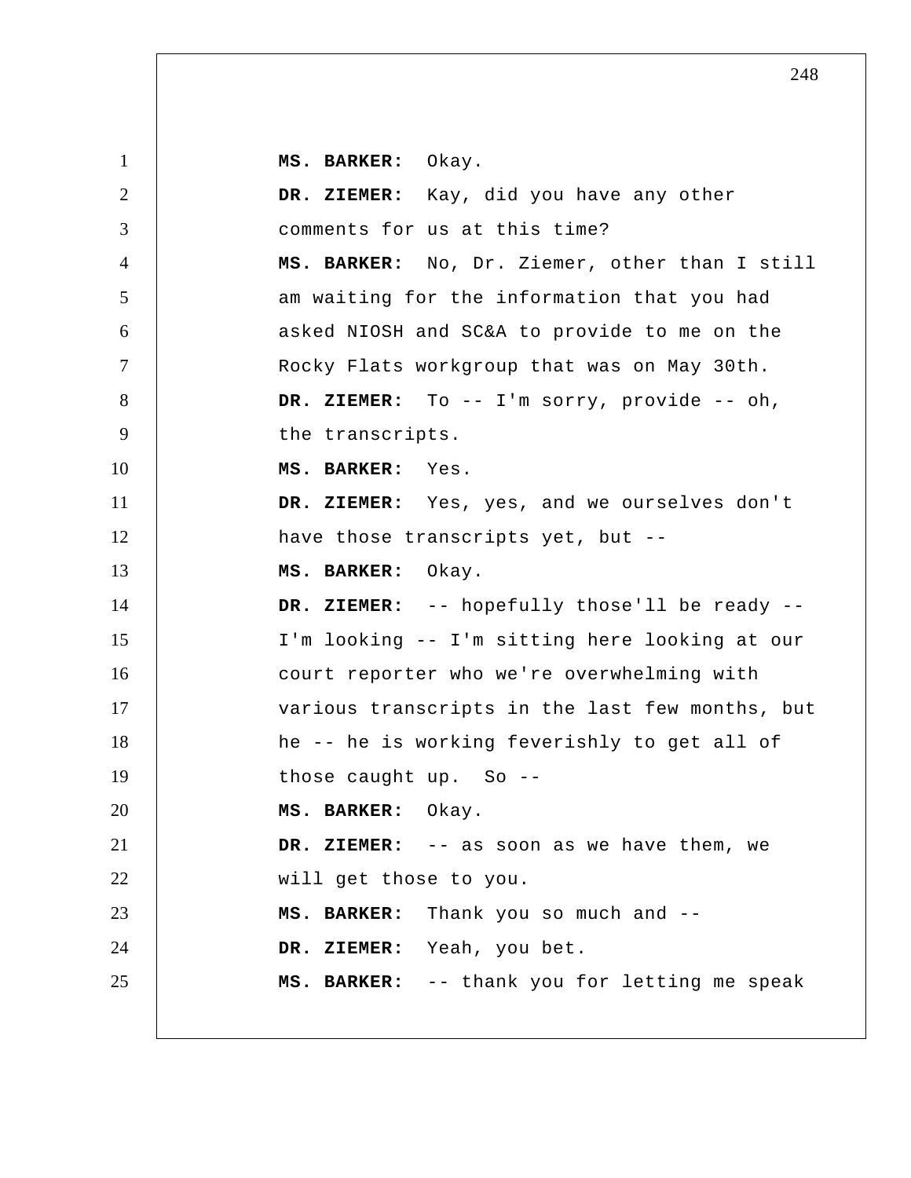**MS. BARKER:** Okay.

**DR. ZIEMER:** Kay, did you have any other comments for us at this time?

**MS. BARKER:** No, Dr. Ziemer, other than I still am waiting for the information that you had asked NIOSH and SC&A to provide to me on the Rocky Flats workgroup that was on May 30th.

**DR. ZIEMER:** To -- I'm sorry, provide -- oh, the transcripts.

**MS. BARKER:** Yes.

**DR. ZIEMER:** Yes, yes, and we ourselves don't have those transcripts yet, but --

**MS. BARKER:** Okay.

**DR. ZIEMER:** -- hopefully those'll be ready -- I'm looking -- I'm sitting here looking at our court reporter who we're overwhelming with various transcripts in the last few months, but he -- he is working feverishly to get all of those caught up. So --

**MS. BARKER:** Okay.

**DR. ZIEMER:** -- as soon as we have them, we will get those to you.

**MS. BARKER:** Thank you so much and --

**DR. ZIEMER:** Yeah, you bet.

**MS. BARKER:** -- thank you for letting me speak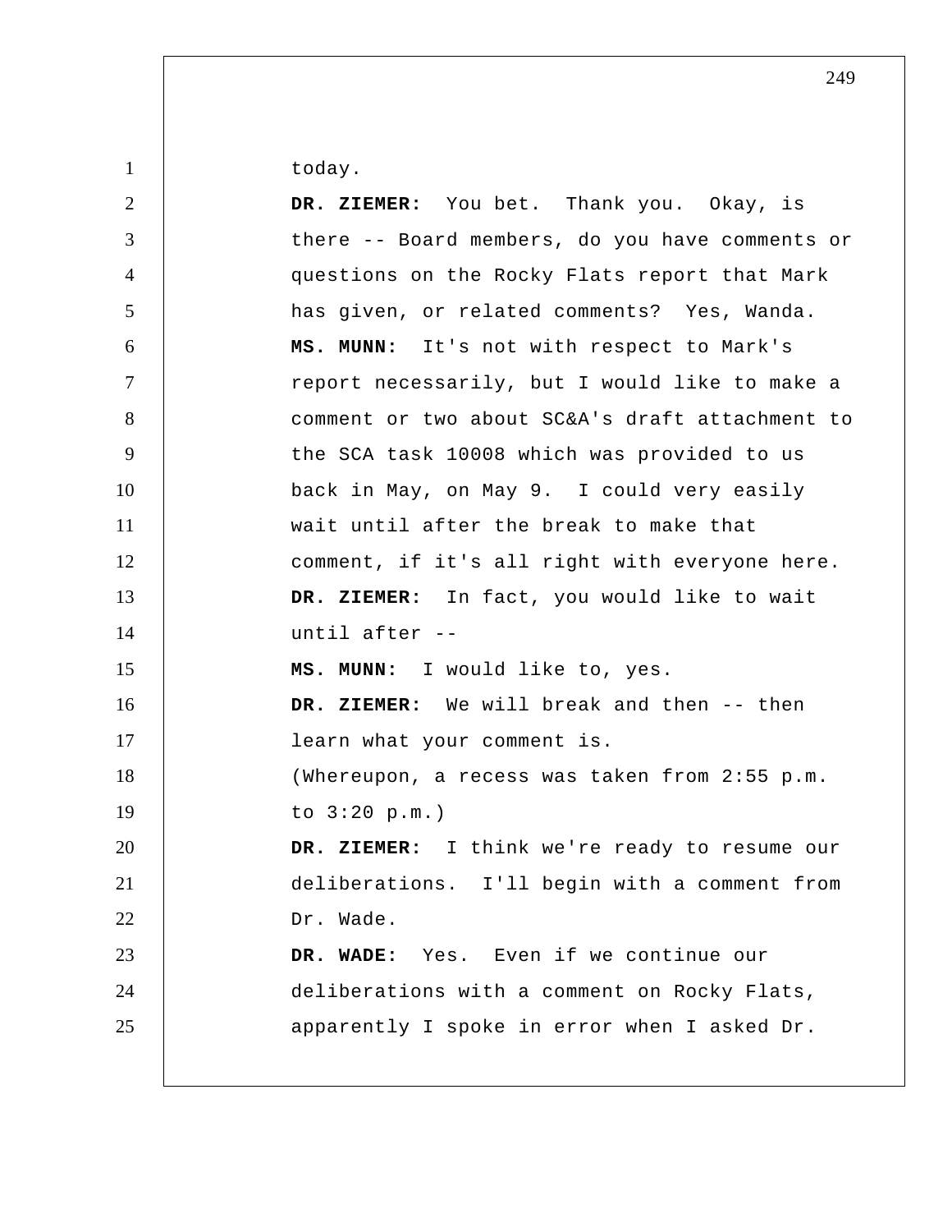today.

**DR. ZIEMER:** You bet. Thank you. Okay, is there -- Board members, do you have comments or questions on the Rocky Flats report that Mark has given, or related comments? Yes, Wanda.

**MS. MUNN:** It's not with respect to Mark's report necessarily, but I would like to make a comment or two about SC&A's draft attachment to the SCA task 10008 which was provided to us back in May, on May 9. I could very easily wait until after the break to make that comment, if it's all right with everyone here.

**DR. ZIEMER:** In fact, you would like to wait until after --

**MS. MUNN:** I would like to, yes.

**DR. ZIEMER:** We will break and then -- then learn what your comment is.

(Whereupon, a recess was taken from 2:55 p.m. to 3:20 p.m.)

**DR. ZIEMER:** I think we're ready to resume our deliberations. I'll begin with a comment from Dr. Wade.

**DR. WADE:** Yes. Even if we continue our deliberations with a comment on Rocky Flats, apparently I spoke in error when I asked Dr.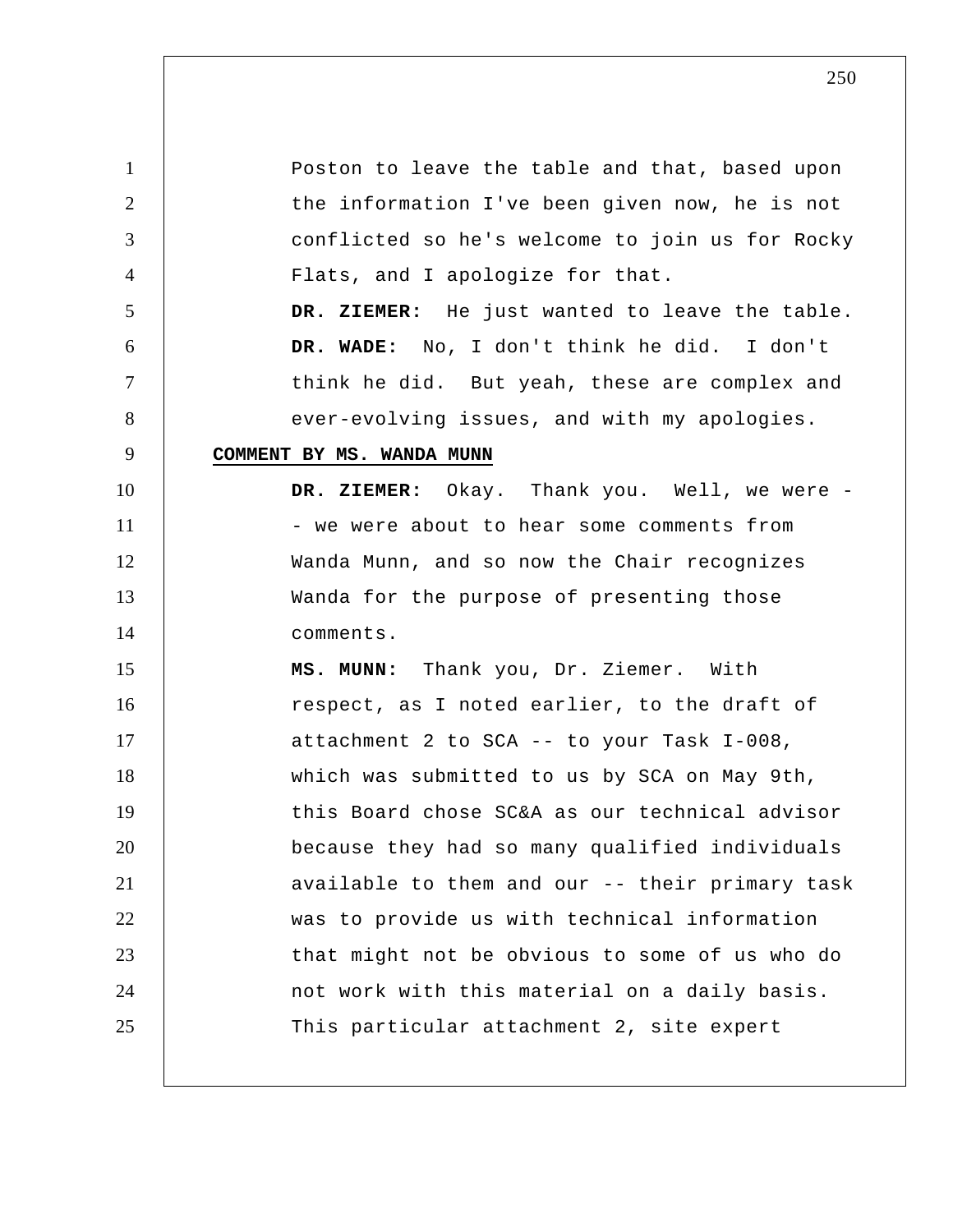Poston to leave the table and that, based upon the information I've been given now, he is not conflicted so he's welcome to join us for Rocky Flats, and I apologize for that.

**DR. ZIEMER:** He just wanted to leave the table.

**DR. WADE:** No, I don't think he did. I don't think he did. But yeah, these are complex and ever-evolving issues, and with my apologies.

**COMMENT BY MS. WANDA MUNN**

**DR. ZIEMER:** Okay. Thank you. Well, we were -- we were about to hear some comments from Wanda Munn, and so now the Chair recognizes Wanda for the purpose of presenting those comments.

**MS. MUNN:** Thank you, Dr. Ziemer. With respect, as I noted earlier, to the draft of attachment 2 to SCA -- to your Task I-008, which was submitted to us by SCA on May 9th, this Board chose SC&A as our technical advisor because they had so many qualified individuals available to them and our -- their primary task was to provide us with technical information that might not be obvious to some of us who do not work with this material on a daily basis. This particular attachment 2, site expert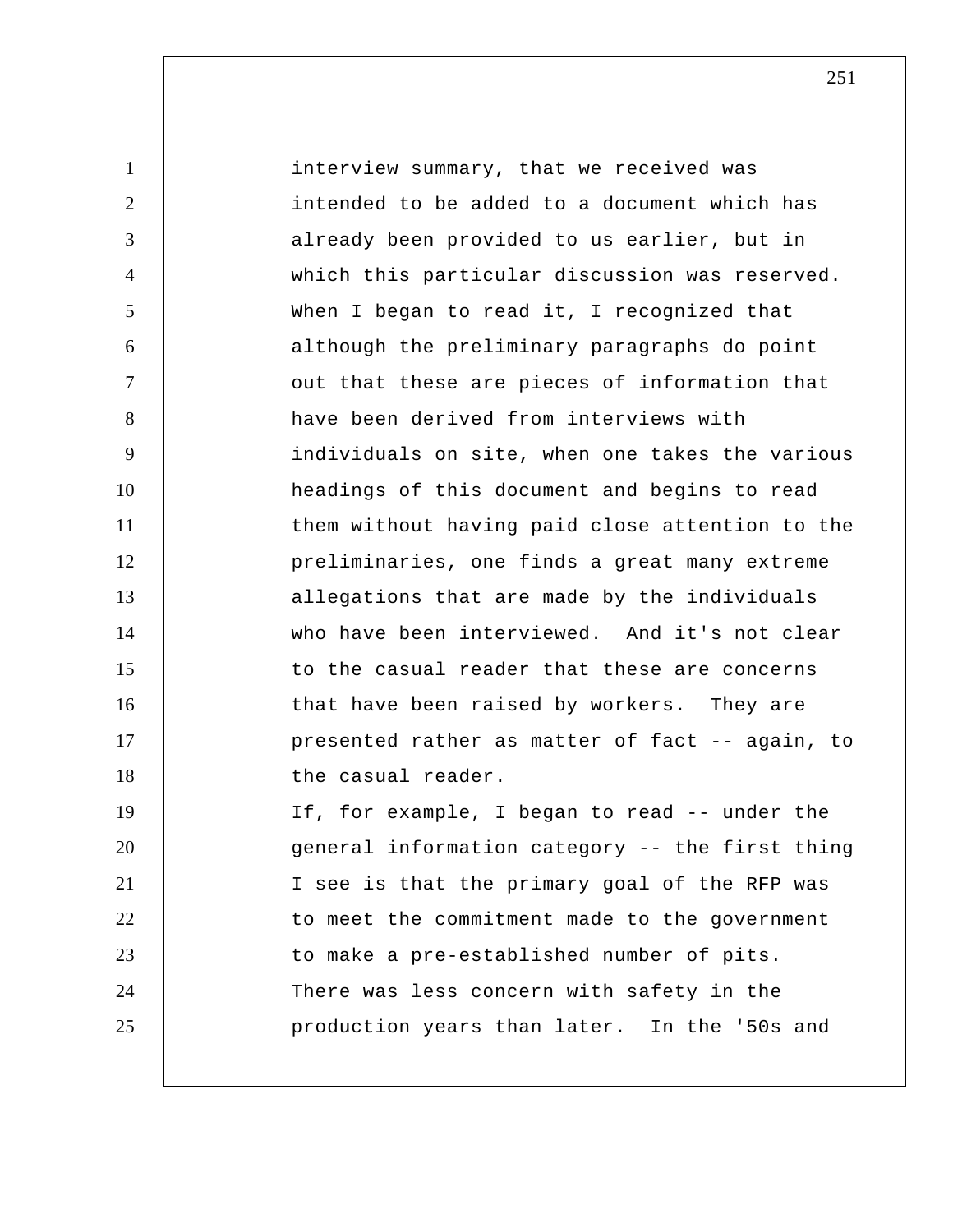interview summary, that we received was intended to be added to a document which has already been provided to us earlier, but in which this particular discussion was reserved. When I began to read it, I recognized that although the preliminary paragraphs do point out that these are pieces of information that have been derived from interviews with individuals on site, when one takes the various headings of this document and begins to read them without having paid close attention to the preliminaries, one finds a great many extreme allegations that are made by the individuals who have been interviewed. And it's not clear to the casual reader that these are concerns that have been raised by workers. They are presented rather as matter of fact -- again, to the casual reader.

If, for example, I began to read -- under the general information category -- the first thing I see is that the primary goal of the RFP was to meet the commitment made to the government to make a pre-established number of pits. There was less concern with safety in the production years than later. In the '50s and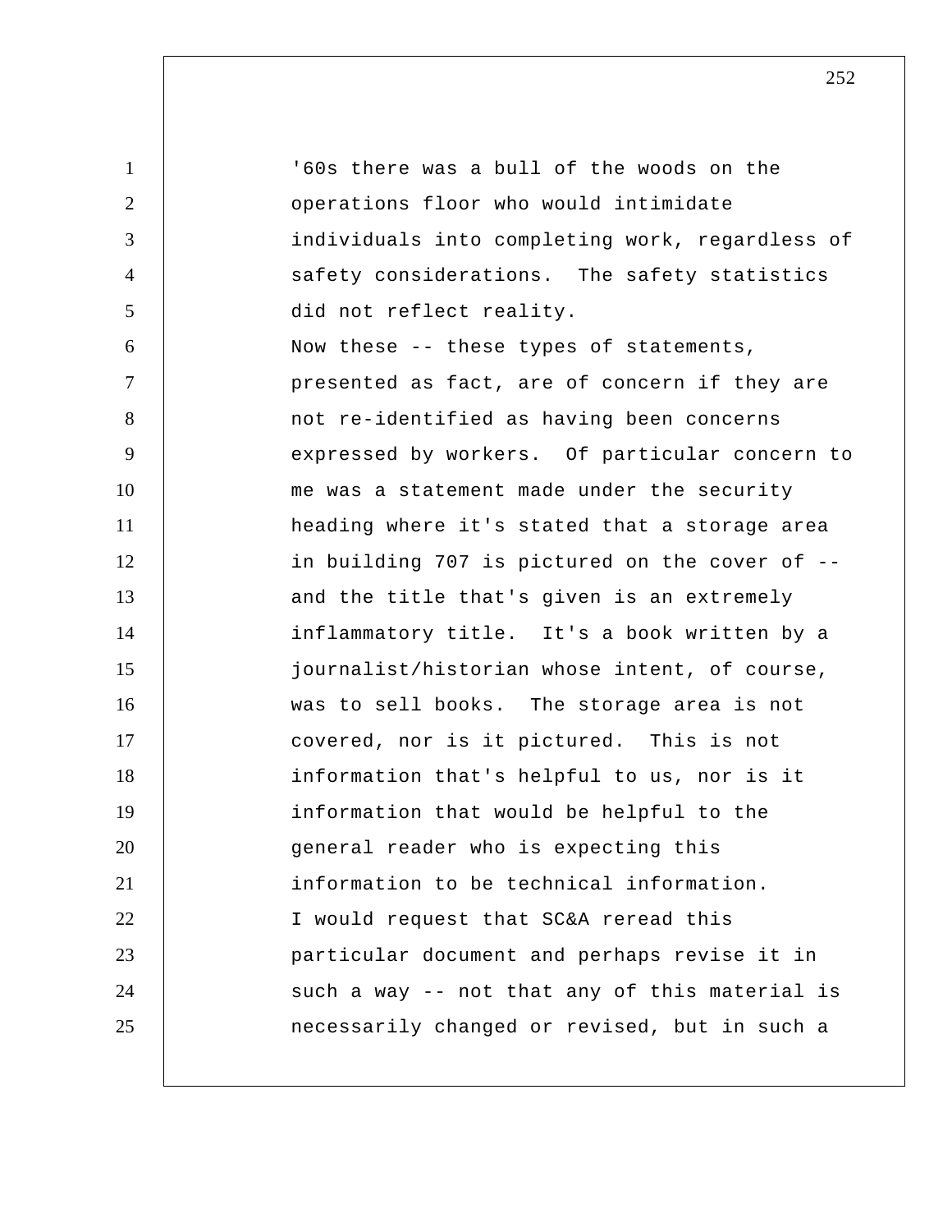'60s there was a bull of the woods on the operations floor who would intimidate individuals into completing work, regardless of safety considerations. The safety statistics did not reflect reality.

Now these -- these types of statements, presented as fact, are of concern if they are not re-identified as having been concerns expressed by workers. Of particular concern to me was a statement made under the security heading where it's stated that a storage area in building 707 is pictured on the cover of -- and the title that's given is an extremely inflammatory title. It's a book written by a journalist/historian whose intent, of course, was to sell books. The storage area is not covered, nor is it pictured. This is not information that's helpful to us, nor is it information that would be helpful to the general reader who is expecting this information to be technical information.

I would request that SC&A reread this particular document and perhaps revise it in such a way -- not that any of this material is necessarily changed or revised, but in such a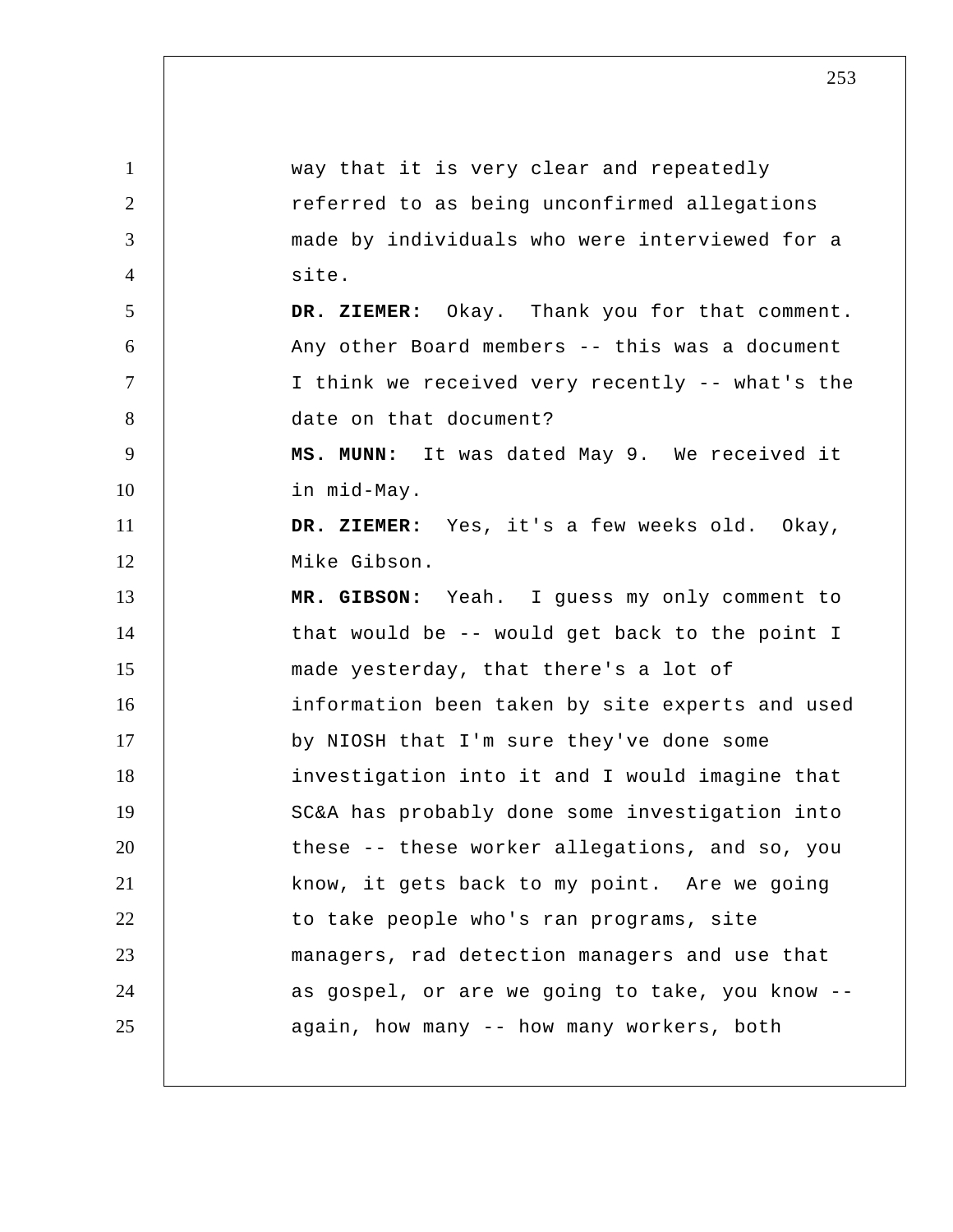way that it is very clear and repeatedly referred to as being unconfirmed allegations made by individuals who were interviewed for a site.

**DR. ZIEMER:** Okay. Thank you for that comment. Any other Board members -- this was a document I think we received very recently -- what's the date on that document?

**MS. MUNN:** It was dated May 9. We received it in mid-May.

**DR. ZIEMER:** Yes, it's a few weeks old. Okay, Mike Gibson.

**MR. GIBSON:** Yeah. I guess my only comment to that would be -- would get back to the point I made yesterday, that there's a lot of information been taken by site experts and used by NIOSH that I'm sure they've done some investigation into it and I would imagine that SC&A has probably done some investigation into these -- these worker allegations, and so, you know, it gets back to my point. Are we going to take people who's ran programs, site managers, rad detection managers and use that as gospel, or are we going to take, you know -- again, how many -- how many workers, both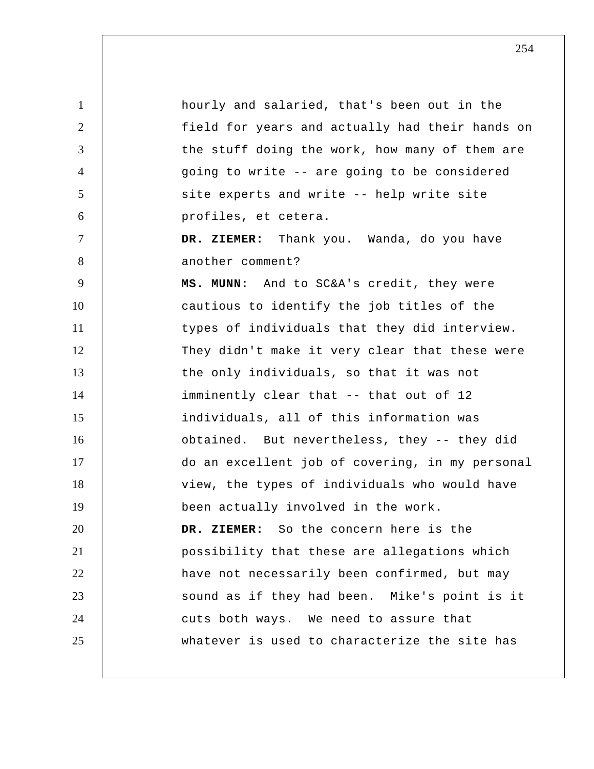hourly and salaried, that's been out in the field for years and actually had their hands on the stuff doing the work, how many of them are going to write -- are going to be considered site experts and write -- help write site profiles, et cetera.

**DR. ZIEMER:** Thank you. Wanda, do you have another comment?

**MS. MUNN:** And to SC&A's credit, they were cautious to identify the job titles of the types of individuals that they did interview. They didn't make it very clear that these were the only individuals, so that it was not imminently clear that -- that out of 12 individuals, all of this information was obtained. But nevertheless, they -- they did do an excellent job of covering, in my personal view, the types of individuals who would have been actually involved in the work.

**DR. ZIEMER:** So the concern here is the possibility that these are allegations which have not necessarily been confirmed, but may sound as if they had been. Mike's point is it cuts both ways. We need to assure that whatever is used to characterize the site has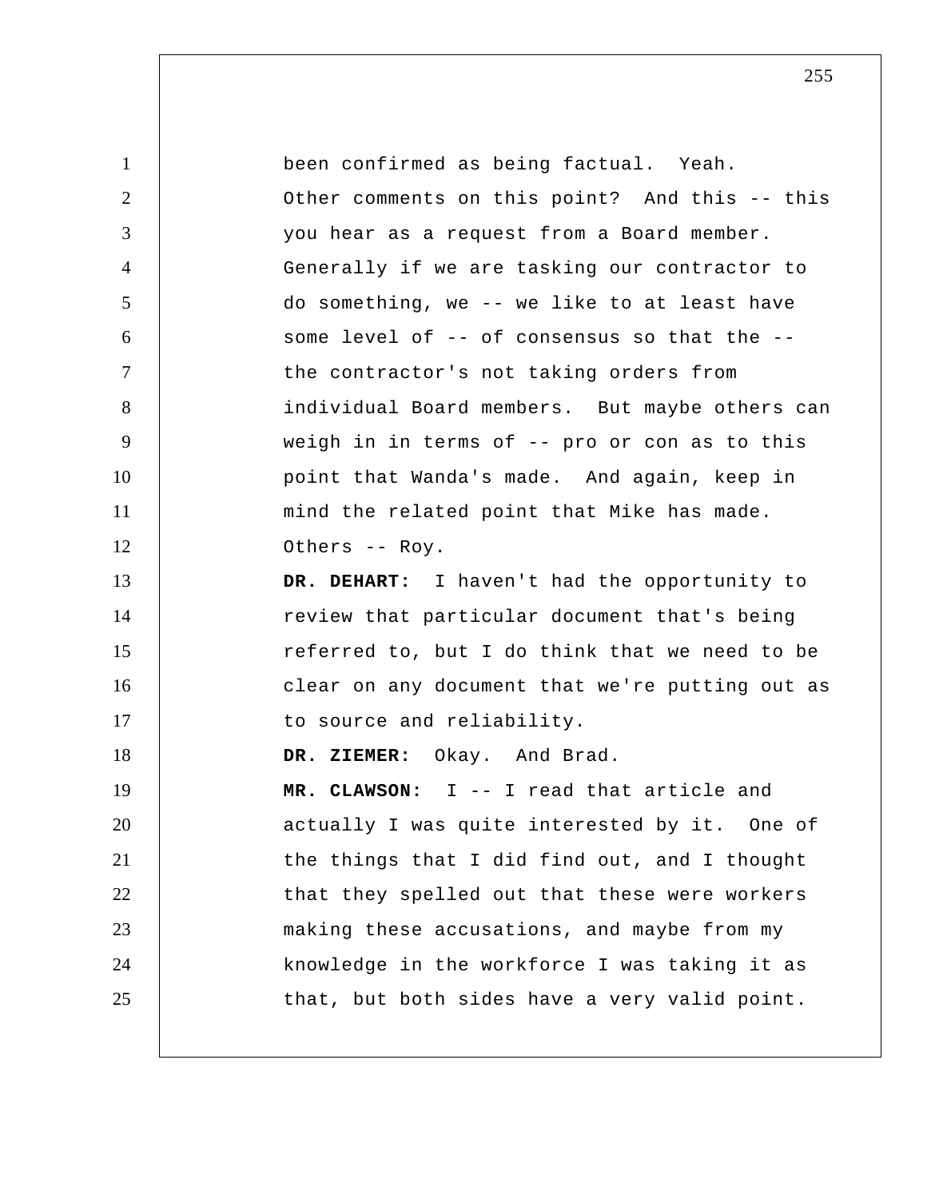been confirmed as being factual. Yeah. Other comments on this point? And this -- this you hear as a request from a Board member. Generally if we are tasking our contractor to do something, we -- we like to at least have some level of -- of consensus so that the -- the contractor's not taking orders from individual Board members. But maybe others can weigh in in terms of -- pro or con as to this point that Wanda's made. And again, keep in mind the related point that Mike has made. Others -- Roy.

**DR. DEHART:** I haven't had the opportunity to review that particular document that's being referred to, but I do think that we need to be clear on any document that we're putting out as to source and reliability.

**DR. ZIEMER:** Okay. And Brad.

**MR. CLAWSON:** I -- I read that article and actually I was quite interested by it. One of the things that I did find out, and I thought that they spelled out that these were workers making these accusations, and maybe from my knowledge in the workforce I was taking it as that, but both sides have a very valid point.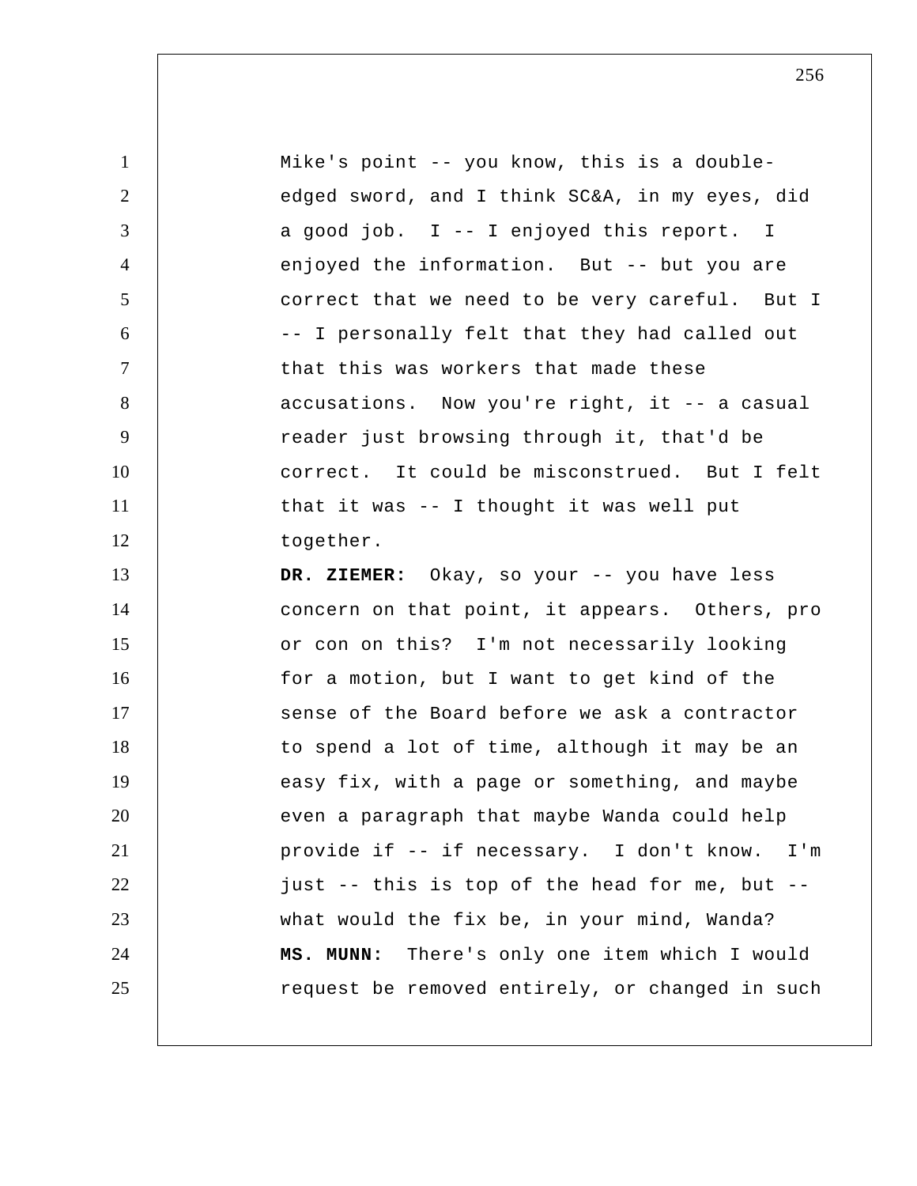Mike's point -- you know, this is a double-edged sword, and I think SC&A, in my eyes, did a good job. I -- I enjoyed this report. I enjoyed the information. But -- but you are correct that we need to be very careful. But I -- I personally felt that they had called out that this was workers that made these accusations. Now you're right, it -- a casual reader just browsing through it, that'd be correct. It could be misconstrued. But I felt that it was -- I thought it was well put together.

**DR. ZIEMER:** Okay, so your -- you have less concern on that point, it appears. Others, pro or con on this? I'm not necessarily looking for a motion, but I want to get kind of the sense of the Board before we ask a contractor to spend a lot of time, although it may be an easy fix, with a page or something, and maybe even a paragraph that maybe Wanda could help provide if -- if necessary. I don't know. I'm just -- this is top of the head for me, but -- what would the fix be, in your mind, Wanda?

**MS. MUNN:** There's only one item which I would request be removed entirely, or changed in such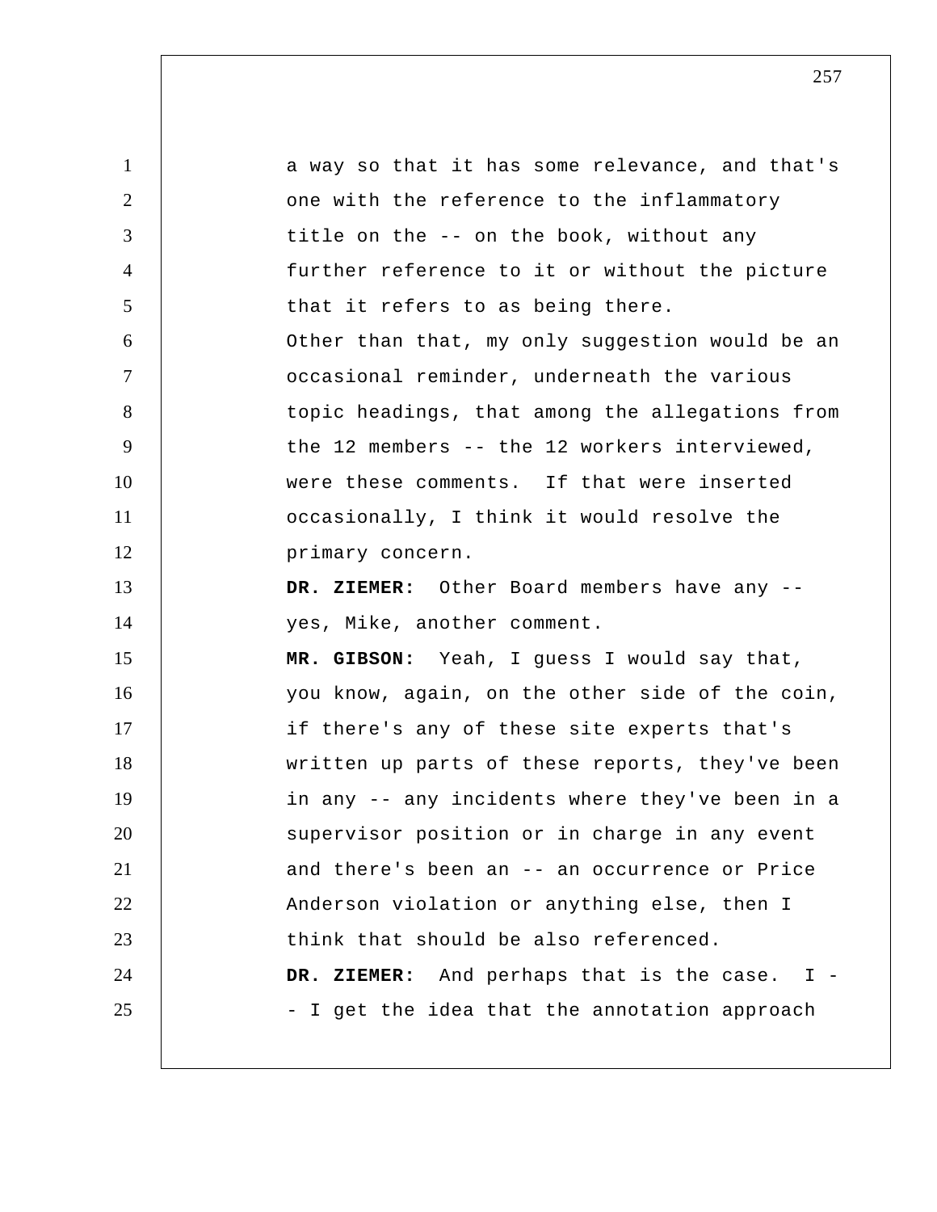a way so that it has some relevance, and that's one with the reference to the inflammatory title on the -- on the book, without any further reference to it or without the picture that it refers to as being there.

Other than that, my only suggestion would be an occasional reminder, underneath the various topic headings, that among the allegations from the 12 members -- the 12 workers interviewed, were these comments. If that were inserted occasionally, I think it would resolve the primary concern.

**DR. ZIEMER:** Other Board members have any -- yes, Mike, another comment.

**MR. GIBSON:** Yeah, I guess I would say that, you know, again, on the other side of the coin, if there's any of these site experts that's written up parts of these reports, they've been in any -- any incidents where they've been in a supervisor position or in charge in any event and there's been an -- an occurrence or Price Anderson violation or anything else, then I think that should be also referenced.

**DR. ZIEMER:** And perhaps that is the case. I -- I get the idea that the annotation approach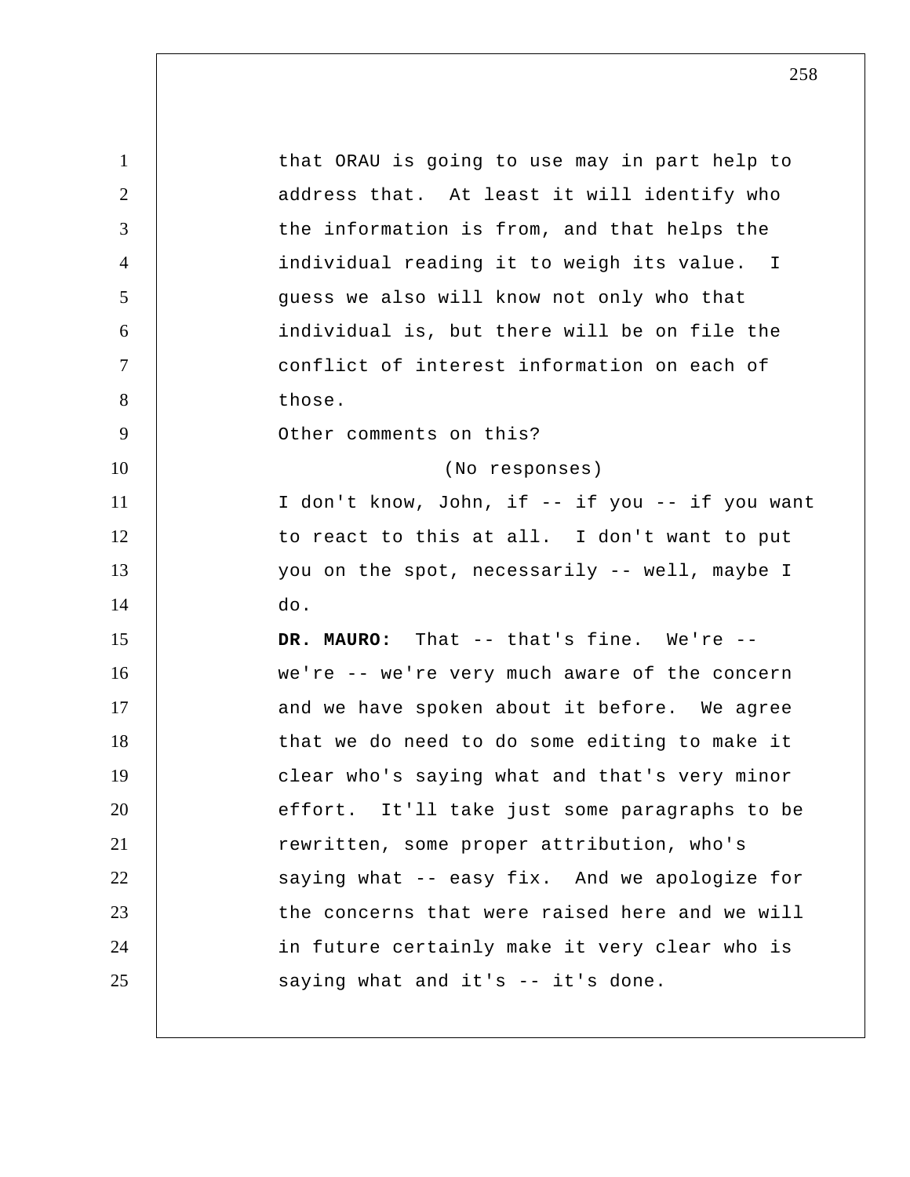that ORAU is going to use may in part help to address that. At least it will identify who the information is from, and that helps the individual reading it to weigh its value. I guess we also will know not only who that individual is, but there will be on file the conflict of interest information on each of those.

Other comments on this?

(No responses)

I don't know, John, if -- if you -- if you want to react to this at all. I don't want to put you on the spot, necessarily -- well, maybe I do.

**DR. MAURO:** That -- that's fine. We're -- we're -- we're very much aware of the concern and we have spoken about it before. We agree that we do need to do some editing to make it clear who's saying what and that's very minor effort. It'll take just some paragraphs to be rewritten, some proper attribution, who's saying what -- easy fix. And we apologize for the concerns that were raised here and we will in future certainly make it very clear who is saying what and it's -- it's done.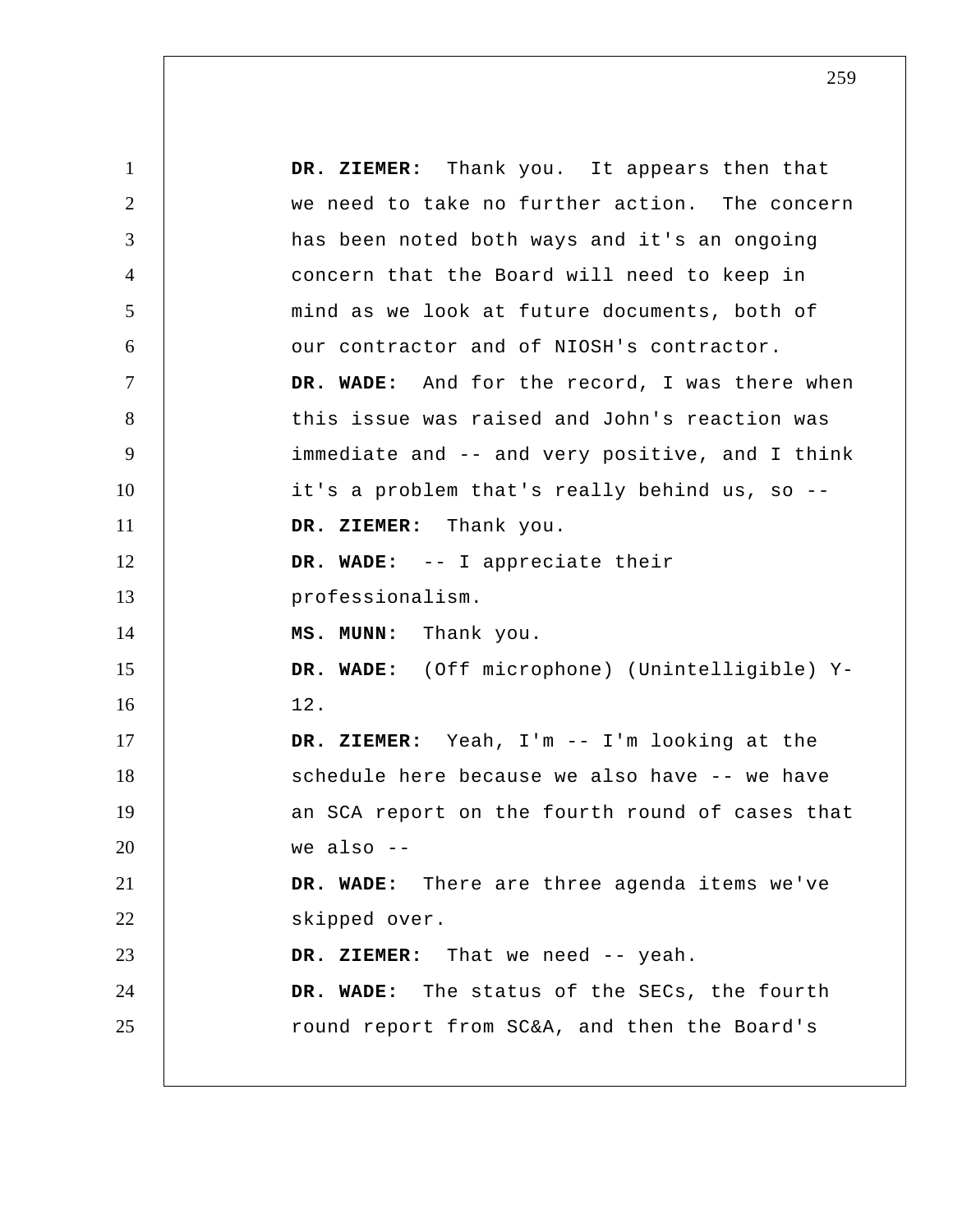**DR. ZIEMER:** Thank you. It appears then that we need to take no further action. The concern has been noted both ways and it's an ongoing concern that the Board will need to keep in mind as we look at future documents, both of our contractor and of NIOSH's contractor.

**DR. WADE:** And for the record, I was there when this issue was raised and John's reaction was immediate and -- and very positive, and I think it's a problem that's really behind us, so --

**DR. ZIEMER:** Thank you.

**DR. WADE:** -- I appreciate their professionalism.

**MS. MUNN:** Thank you.

**DR. WADE:** (Off microphone) (Unintelligible) Y-12.

**DR. ZIEMER:** Yeah, I'm -- I'm looking at the schedule here because we also have -- we have an SCA report on the fourth round of cases that we also --

**DR. WADE:** There are three agenda items we've skipped over.

**DR. ZIEMER:** That we need -- yeah.

**DR. WADE:** The status of the SECs, the fourth round report from SC&A, and then the Board's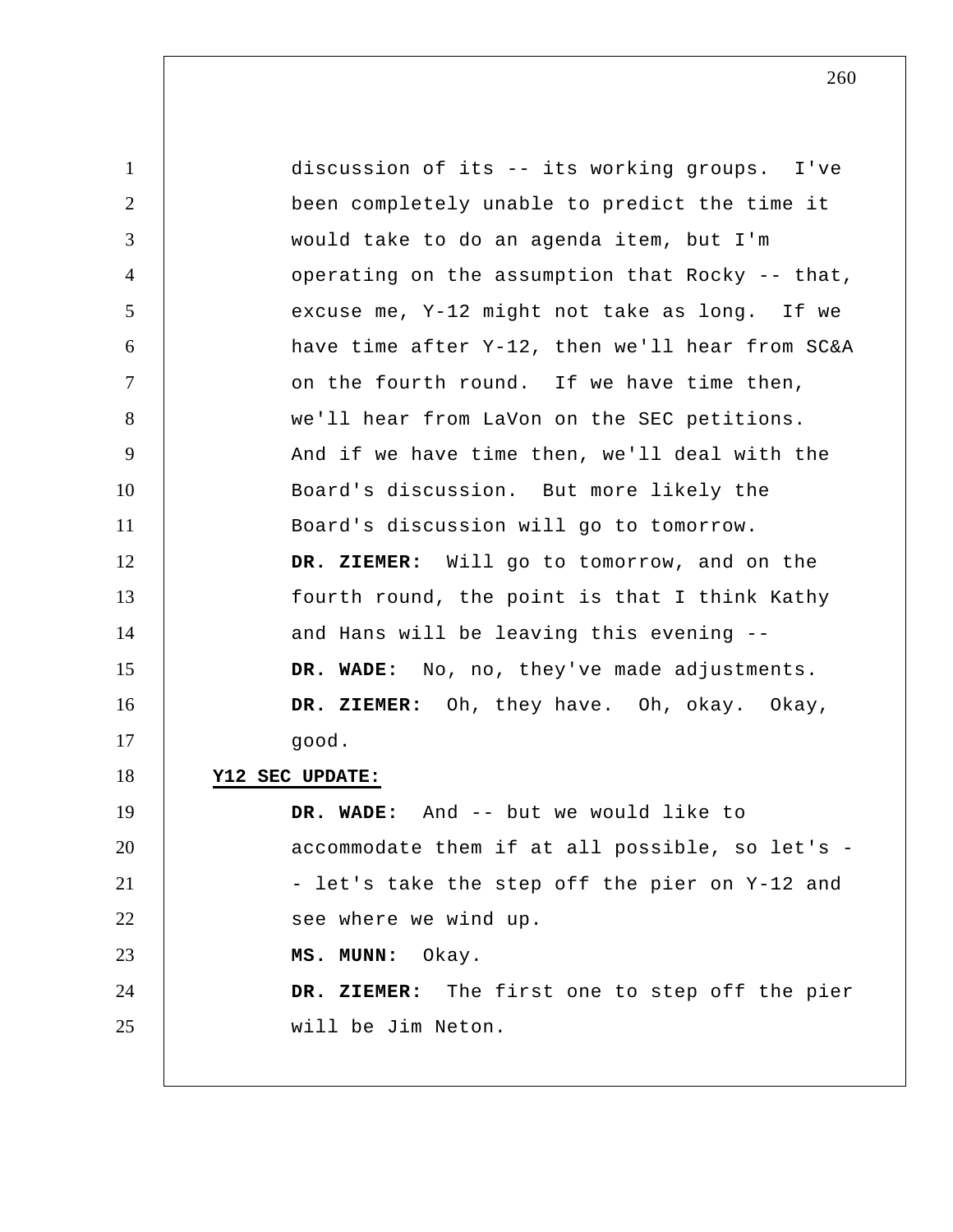discussion of its -- its working groups. I've been completely unable to predict the time it would take to do an agenda item, but I'm operating on the assumption that Rocky -- that, excuse me, Y-12 might not take as long. If we have time after Y-12, then we'll hear from SC&A on the fourth round. If we have time then, we'll hear from LaVon on the SEC petitions. And if we have time then, we'll deal with the Board's discussion. But more likely the Board's discussion will go to tomorrow.

**DR. ZIEMER:** Will go to tomorrow, and on the fourth round, the point is that I think Kathy and Hans will be leaving this evening --

**DR. WADE:** No, no, they've made adjustments.

**DR. ZIEMER:** Oh, they have. Oh, okay. Okay, good.

**Y12 SEC UPDATE:**

**DR. WADE:** And -- but we would like to accommodate them if at all possible, so let's -- let's take the step off the pier on Y-12 and see where we wind up.

**MS. MUNN:** Okay.

**DR. ZIEMER:** The first one to step off the pier will be Jim Neton.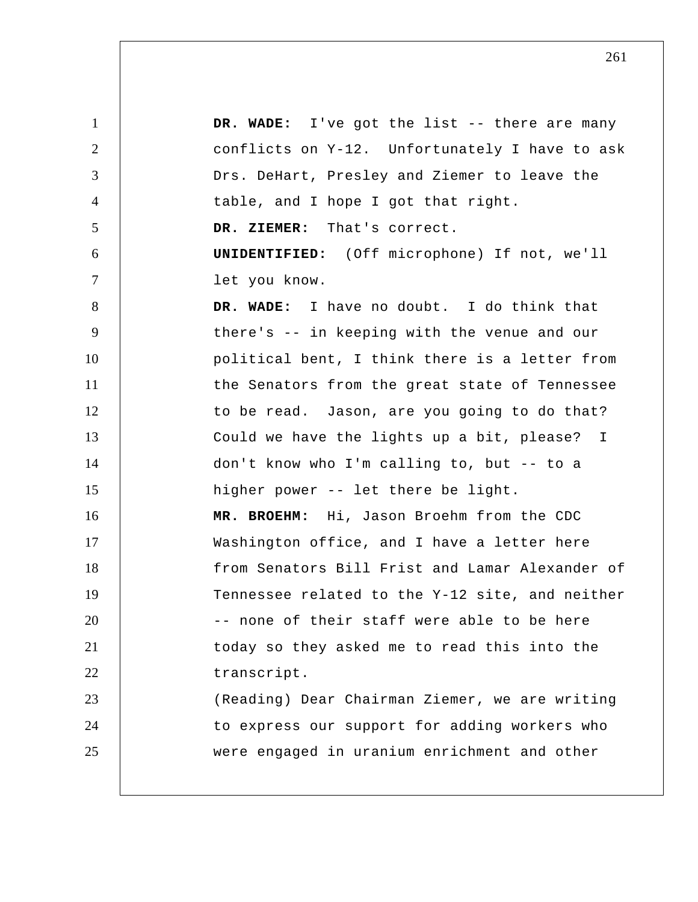**DR. WADE:** I've got the list -- there are many conflicts on Y-12. Unfortunately I have to ask Drs. DeHart, Presley and Ziemer to leave the table, and I hope I got that right.

**DR. ZIEMER:** That's correct.

**UNIDENTIFIED:** (Off microphone) If not, we'll let you know.

**DR. WADE:** I have no doubt. I do think that there's -- in keeping with the venue and our political bent, I think there is a letter from the Senators from the great state of Tennessee to be read. Jason, are you going to do that? Could we have the lights up a bit, please? I don't know who I'm calling to, but -- to a higher power -- let there be light.

**MR. BROEHM:** Hi, Jason Broehm from the CDC Washington office, and I have a letter here from Senators Bill Frist and Lamar Alexander of Tennessee related to the Y-12 site, and neither -- none of their staff were able to be here today so they asked me to read this into the transcript.

(Reading) Dear Chairman Ziemer, we are writing to express our support for adding workers who were engaged in uranium enrichment and other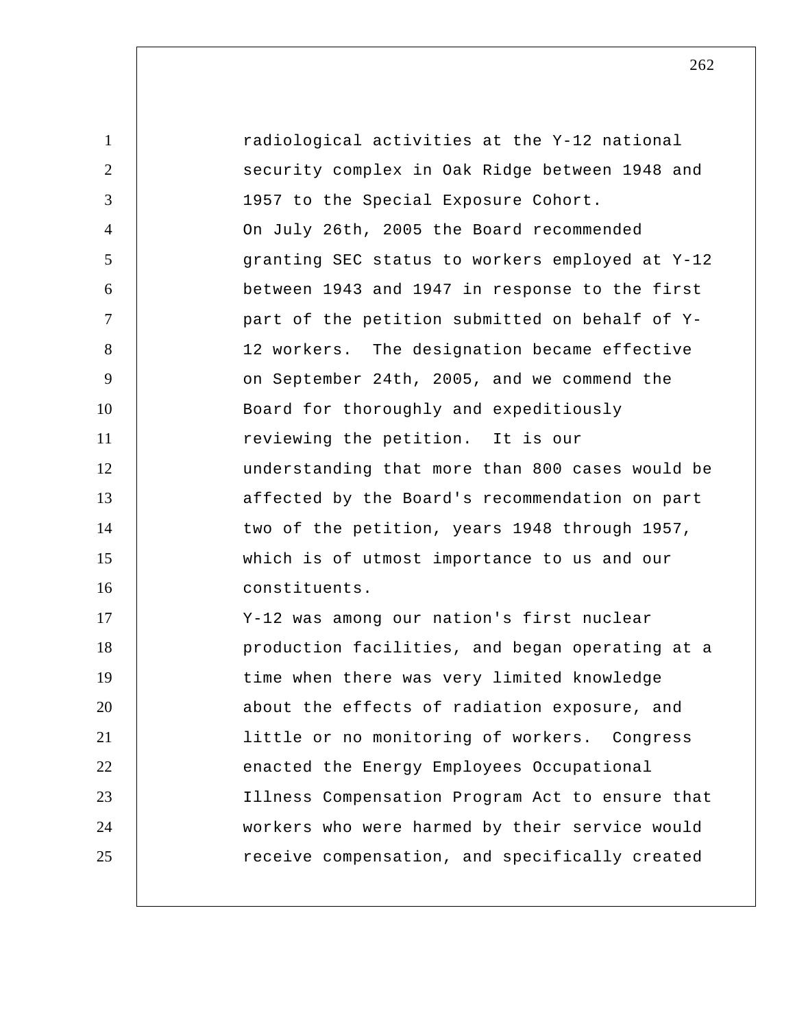radiological activities at the Y-12 national security complex in Oak Ridge between 1948 and 1957 to the Special Exposure Cohort.

On July 26th, 2005 the Board recommended granting SEC status to workers employed at Y-12 between 1943 and 1947 in response to the first part of the petition submitted on behalf of Y-12 workers. The designation became effective on September 24th, 2005, and we commend the Board for thoroughly and expeditiously reviewing the petition. It is our understanding that more than 800 cases would be affected by the Board's recommendation on part two of the petition, years 1948 through 1957, which is of utmost importance to us and our constituents.

Y-12 was among our nation's first nuclear production facilities, and began operating at a time when there was very limited knowledge about the effects of radiation exposure, and little or no monitoring of workers. Congress enacted the Energy Employees Occupational Illness Compensation Program Act to ensure that workers who were harmed by their service would receive compensation, and specifically created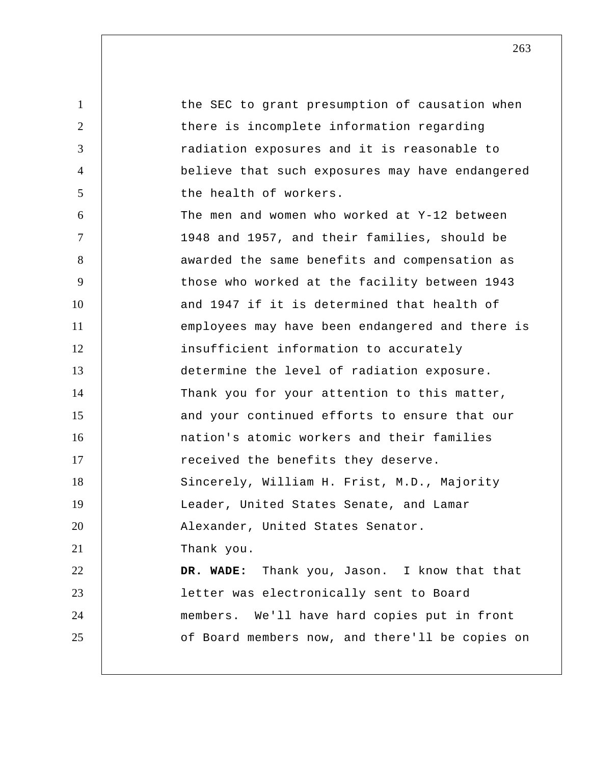the SEC to grant presumption of causation when there is incomplete information regarding radiation exposures and it is reasonable to believe that such exposures may have endangered the health of workers.

The men and women who worked at Y-12 between 1948 and 1957, and their families, should be awarded the same benefits and compensation as those who worked at the facility between 1943 and 1947 if it is determined that health of employees may have been endangered and there is insufficient information to accurately determine the level of radiation exposure.

Thank you for your attention to this matter, and your continued efforts to ensure that our nation's atomic workers and their families received the benefits they deserve.

Sincerely, William H. Frist, M.D., Majority Leader, United States Senate, and Lamar Alexander, United States Senator.

Thank you.

**DR. WADE:** Thank you, Jason. I know that that letter was electronically sent to Board members. We'll have hard copies put in front of Board members now, and there'll be copies on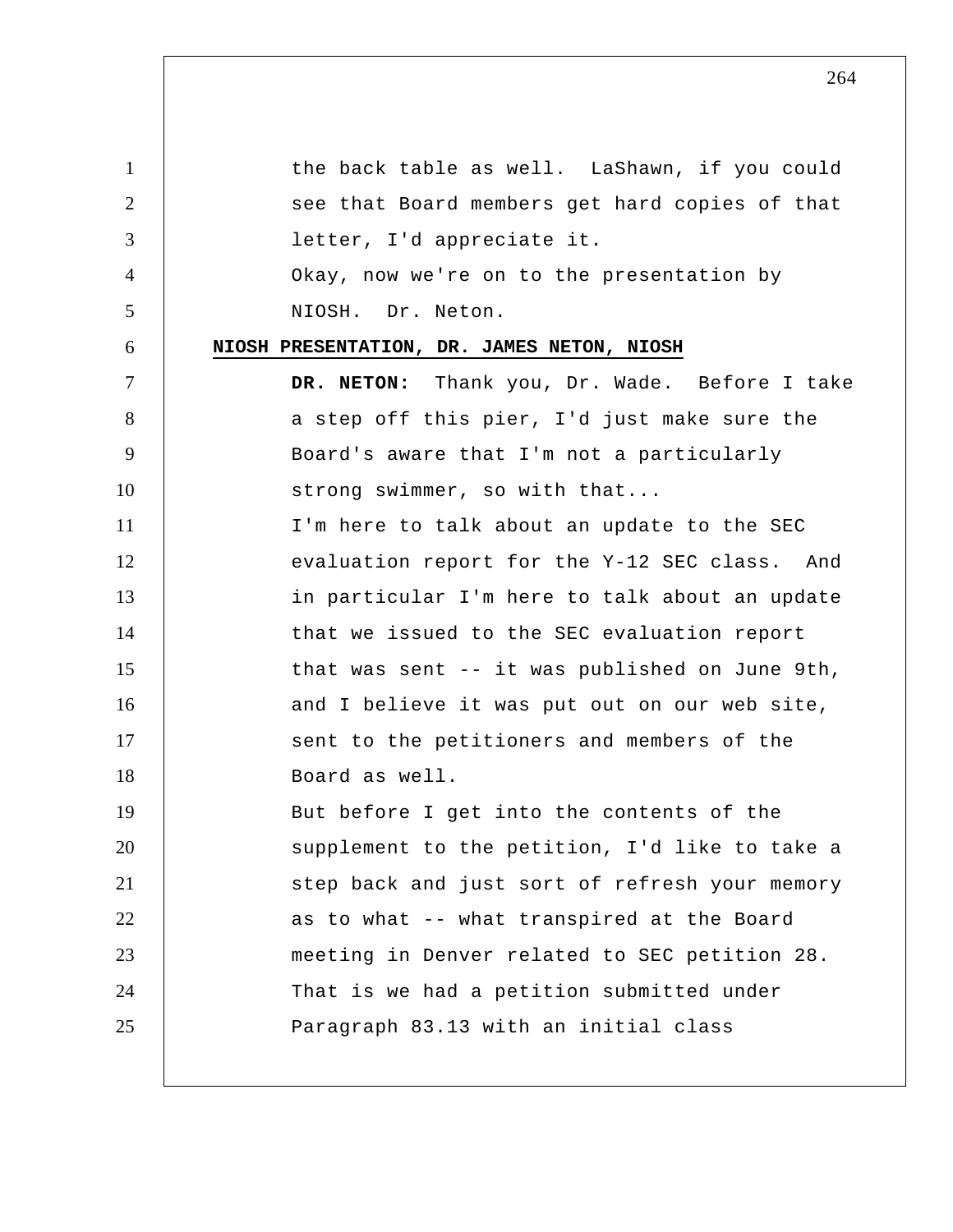the back table as well. LaShawn, if you could see that Board members get hard copies of that letter, I'd appreciate it.

Okay, now we're on to the presentation by NIOSH. Dr. Neton.

**NIOSH PRESENTATION, DR. JAMES NETON, NIOSH**

**DR. NETON:** Thank you, Dr. Wade. Before I take a step off this pier, I'd just make sure the Board's aware that I'm not a particularly strong swimmer, so with that...

I'm here to talk about an update to the SEC evaluation report for the Y-12 SEC class. And in particular I'm here to talk about an update that we issued to the SEC evaluation report that was sent -- it was published on June 9th, and I believe it was put out on our web site, sent to the petitioners and members of the Board as well.

But before I get into the contents of the supplement to the petition, I'd like to take a step back and just sort of refresh your memory as to what -- what transpired at the Board meeting in Denver related to SEC petition 28. That is we had a petition submitted under Paragraph 83.13 with an initial class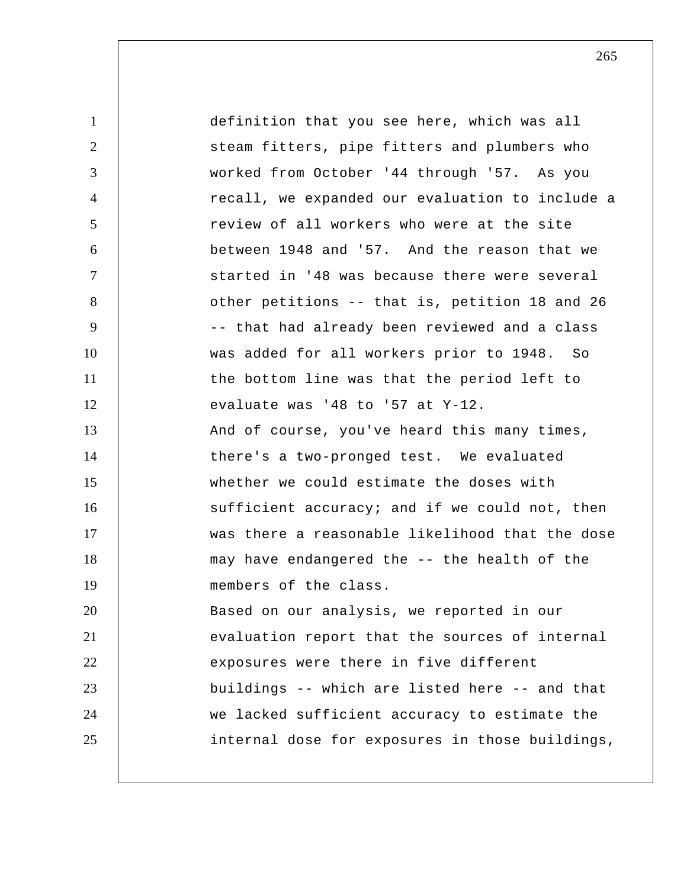definition that you see here, which was all steam fitters, pipe fitters and plumbers who worked from October '44 through '57. As you recall, we expanded our evaluation to include a review of all workers who were at the site between 1948 and '57. And the reason that we started in '48 was because there were several other petitions -- that is, petition 18 and 26 -- that had already been reviewed and a class was added for all workers prior to 1948. So the bottom line was that the period left to evaluate was '48 to '57 at Y-12.

And of course, you've heard this many times, there's a two-pronged test. We evaluated whether we could estimate the doses with sufficient accuracy; and if we could not, then was there a reasonable likelihood that the dose may have endangered the -- the health of the members of the class.

Based on our analysis, we reported in our evaluation report that the sources of internal exposures were there in five different buildings -- which are listed here -- and that we lacked sufficient accuracy to estimate the internal dose for exposures in those buildings,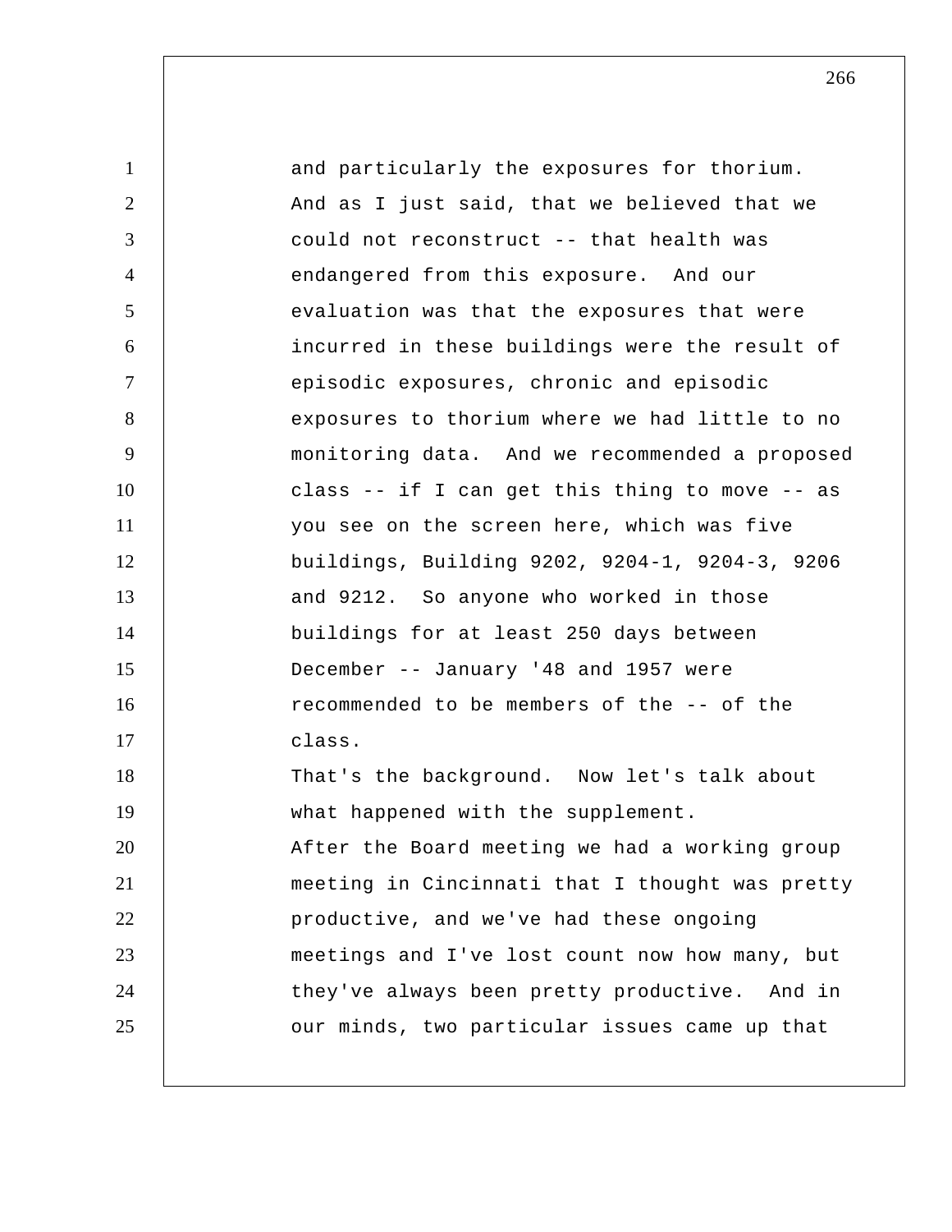and particularly the exposures for thorium. And as I just said, that we believed that we could not reconstruct -- that health was endangered from this exposure. And our evaluation was that the exposures that were incurred in these buildings were the result of episodic exposures, chronic and episodic exposures to thorium where we had little to no monitoring data. And we recommended a proposed class -- if I can get this thing to move -- as you see on the screen here, which was five buildings, Building 9202, 9204-1, 9204-3, 9206 and 9212. So anyone who worked in those buildings for at least 250 days between December -- January '48 and 1957 were recommended to be members of the -- of the class.

That's the background. Now let's talk about what happened with the supplement.

After the Board meeting we had a working group meeting in Cincinnati that I thought was pretty productive, and we've had these ongoing meetings and I've lost count now how many, but they've always been pretty productive. And in our minds, two particular issues came up that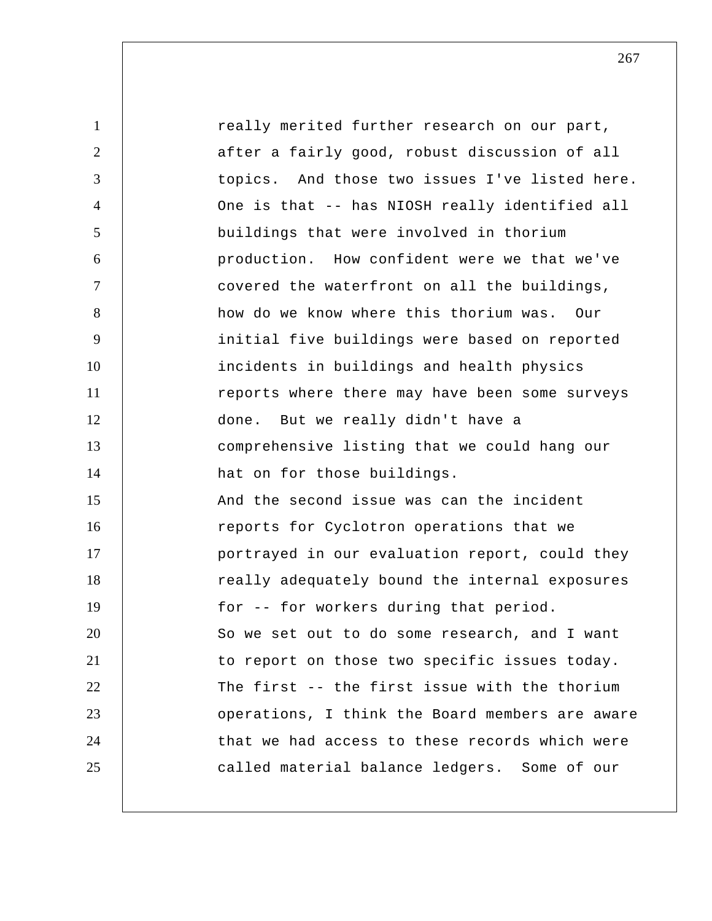really merited further research on our part, after a fairly good, robust discussion of all topics. And those two issues I've listed here. One is that -- has NIOSH really identified all buildings that were involved in thorium production. How confident were we that we've covered the waterfront on all the buildings, how do we know where this thorium was. Our initial five buildings were based on reported incidents in buildings and health physics reports where there may have been some surveys done. But we really didn't have a comprehensive listing that we could hang our hat on for those buildings.

And the second issue was can the incident reports for Cyclotron operations that we portrayed in our evaluation report, could they really adequately bound the internal exposures for -- for workers during that period.

So we set out to do some research, and I want to report on those two specific issues today.

The first -- the first issue with the thorium operations, I think the Board members are aware that we had access to these records which were called material balance ledgers. Some of our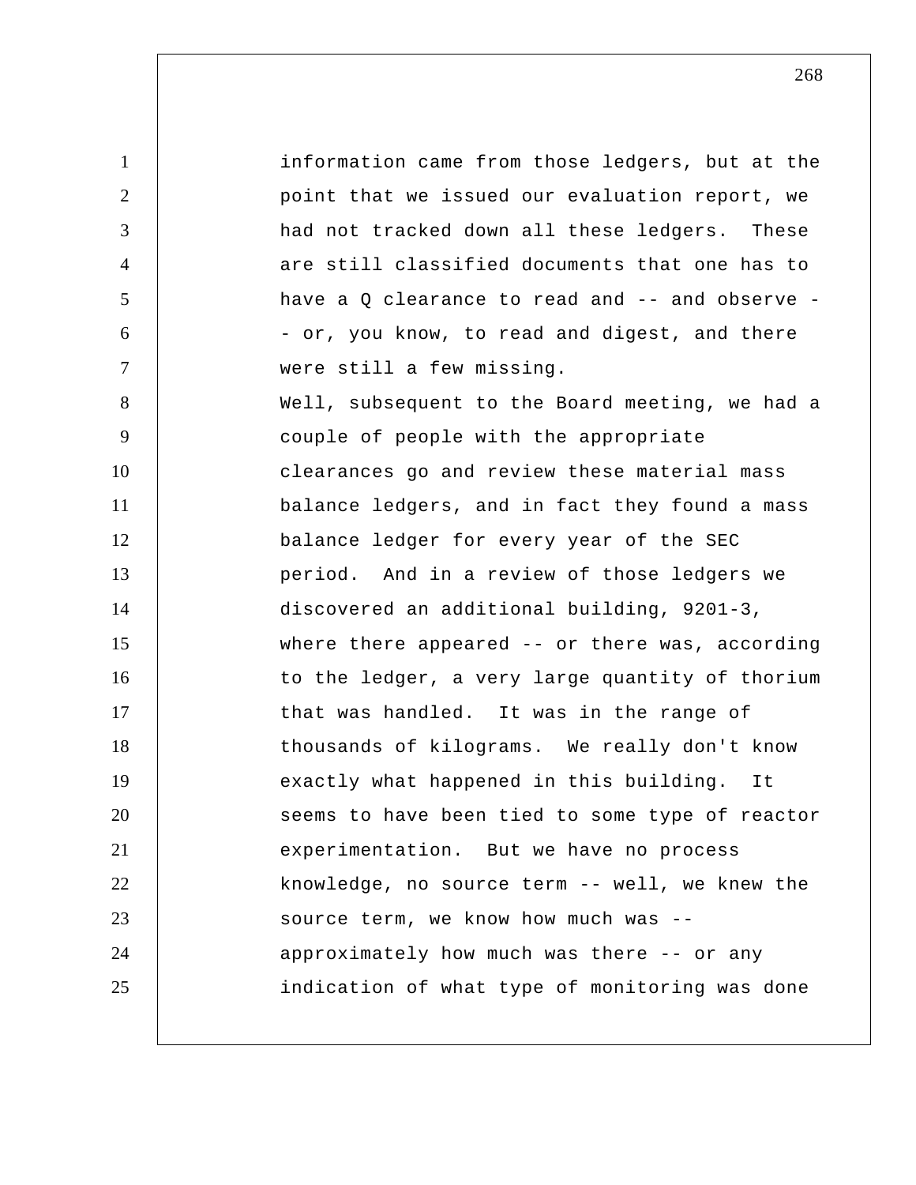information came from those ledgers, but at the point that we issued our evaluation report, we had not tracked down all these ledgers. These are still classified documents that one has to have a Q clearance to read and -- and observe -- or, you know, to read and digest, and there were still a few missing.

Well, subsequent to the Board meeting, we had a couple of people with the appropriate clearances go and review these material mass balance ledgers, and in fact they found a mass balance ledger for every year of the SEC period. And in a review of those ledgers we discovered an additional building, 9201-3, where there appeared -- or there was, according to the ledger, a very large quantity of thorium that was handled. It was in the range of thousands of kilograms. We really don't know exactly what happened in this building. It seems to have been tied to some type of reactor experimentation. But we have no process knowledge, no source term -- well, we knew the source term, we know how much was -- approximately how much was there -- or any indication of what type of monitoring was done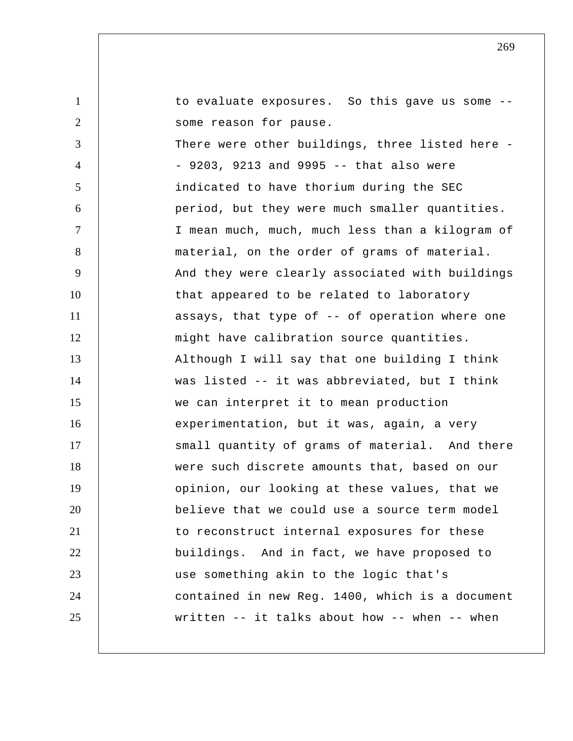to evaluate exposures. So this gave us some -- some reason for pause.

There were other buildings, three listed here -- 9203, 9213 and 9995 -- that also were indicated to have thorium during the SEC period, but they were much smaller quantities. I mean much, much, much less than a kilogram of material, on the order of grams of material. And they were clearly associated with buildings that appeared to be related to laboratory assays, that type of -- of operation where one might have calibration source quantities. Although I will say that one building I think was listed -- it was abbreviated, but I think we can interpret it to mean production experimentation, but it was, again, a very small quantity of grams of material. And there were such discrete amounts that, based on our opinion, our looking at these values, that we believe that we could use a source term model to reconstruct internal exposures for these buildings. And in fact, we have proposed to use something akin to the logic that's contained in new Reg. 1400, which is a document written -- it talks about how -- when -- when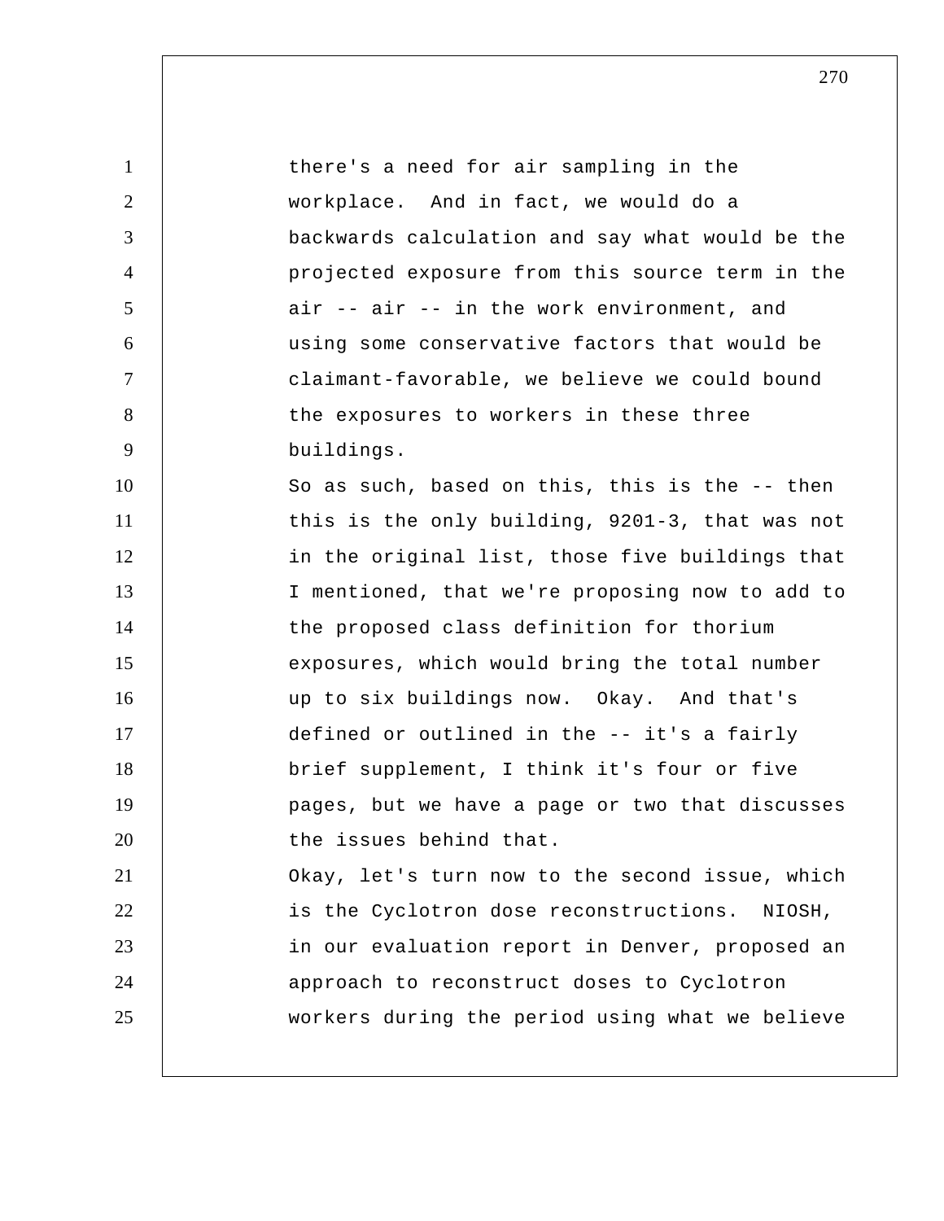there's a need for air sampling in the workplace. And in fact, we would do a backwards calculation and say what would be the projected exposure from this source term in the air -- air -- in the work environment, and using some conservative factors that would be claimant-favorable, we believe we could bound the exposures to workers in these three buildings.

So as such, based on this, this is the -- then this is the only building, 9201-3, that was not in the original list, those five buildings that I mentioned, that we're proposing now to add to the proposed class definition for thorium exposures, which would bring the total number up to six buildings now. Okay. And that's defined or outlined in the -- it's a fairly brief supplement, I think it's four or five pages, but we have a page or two that discusses the issues behind that.

Okay, let's turn now to the second issue, which is the Cyclotron dose reconstructions. NIOSH, in our evaluation report in Denver, proposed an approach to reconstruct doses to Cyclotron workers during the period using what we believe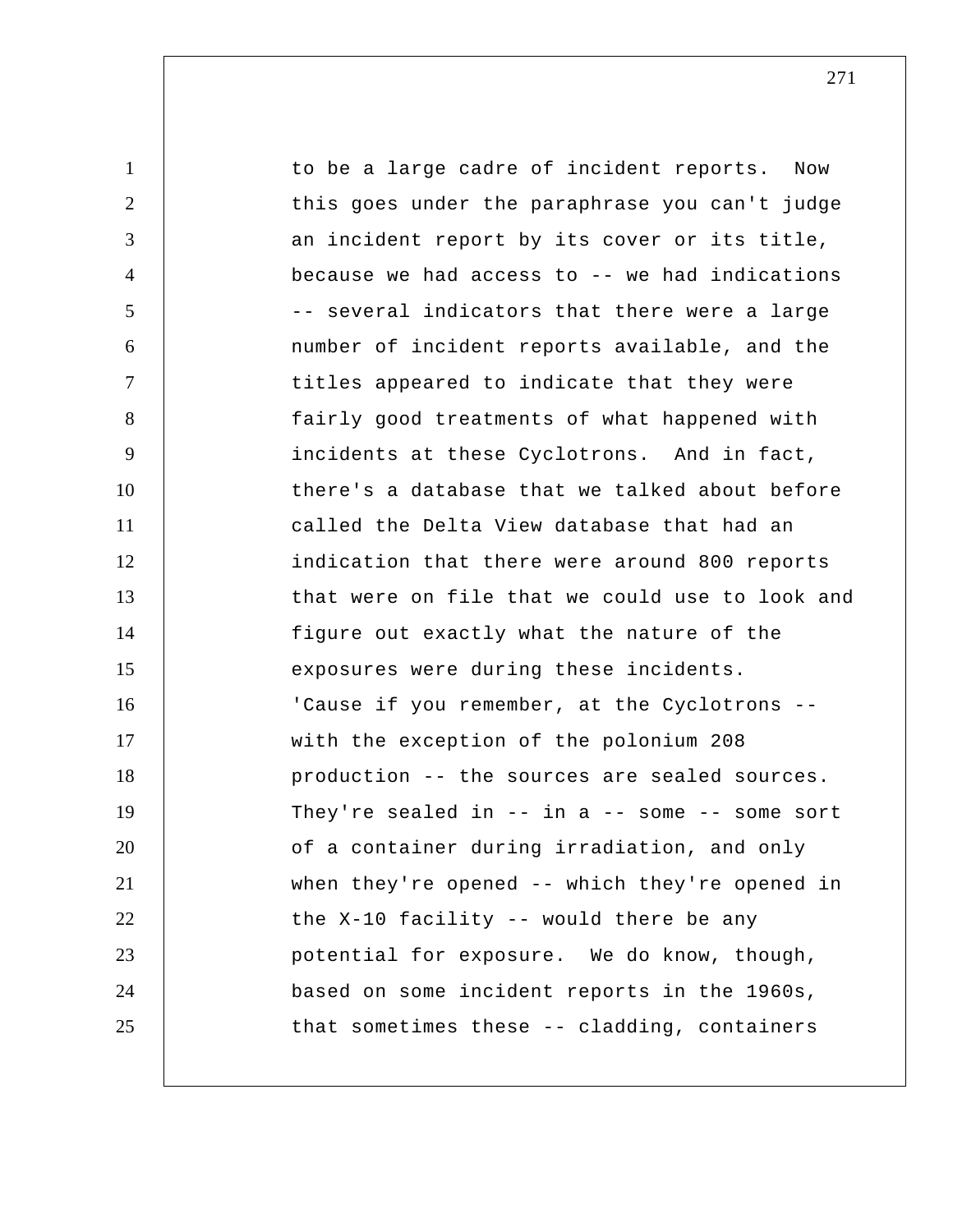to be a large cadre of incident reports. Now this goes under the paraphrase you can't judge an incident report by its cover or its title, because we had access to -- we had indications -- several indicators that there were a large number of incident reports available, and the titles appeared to indicate that they were fairly good treatments of what happened with incidents at these Cyclotrons. And in fact, there's a database that we talked about before called the Delta View database that had an indication that there were around 800 reports that were on file that we could use to look and figure out exactly what the nature of the exposures were during these incidents. 'Cause if you remember, at the Cyclotrons -- with the exception of the polonium 208 production -- the sources are sealed sources. They're sealed in -- in a -- some -- some sort of a container during irradiation, and only when they're opened -- which they're opened in the X-10 facility -- would there be any potential for exposure. We do know, though, based on some incident reports in the 1960s, that sometimes these -- cladding, containers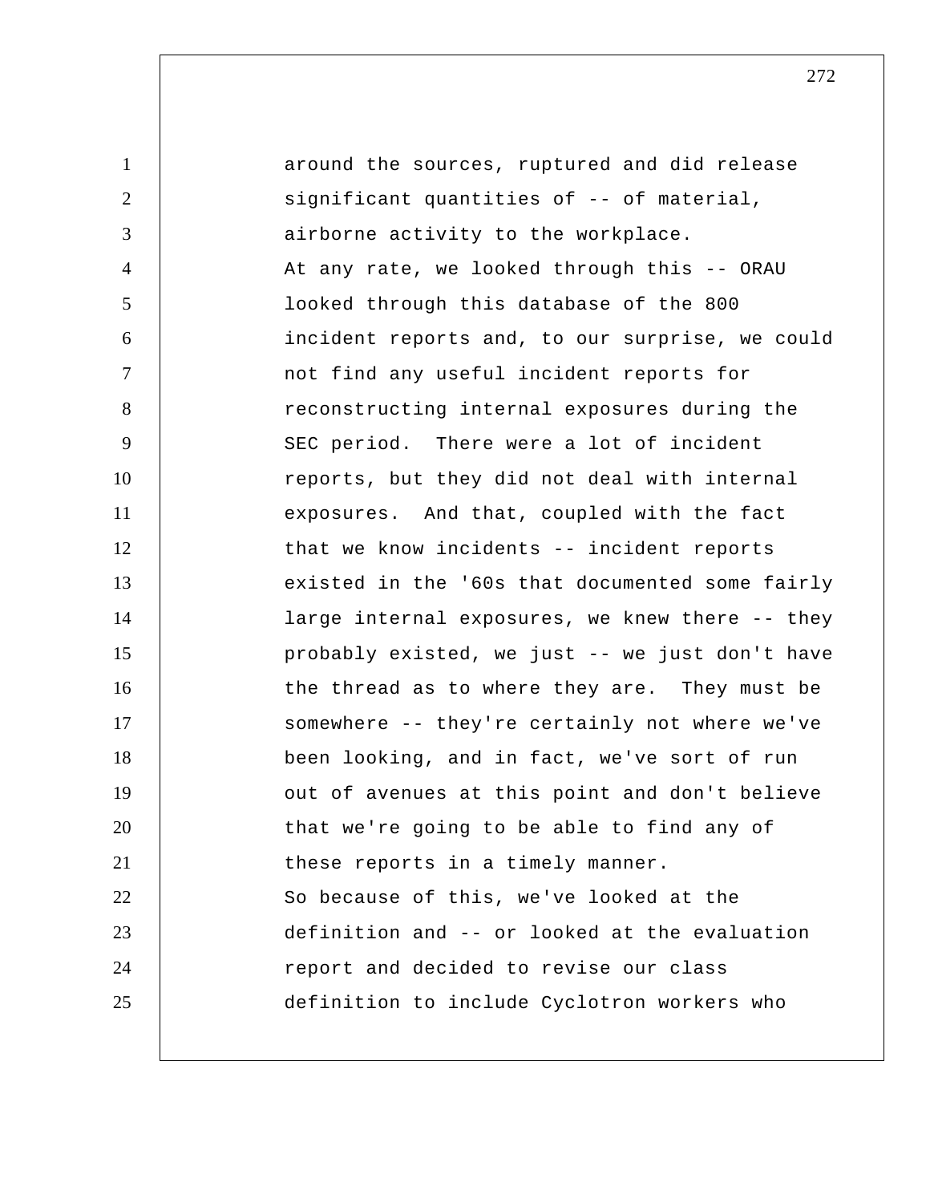around the sources, ruptured and did release significant quantities of -- of material, airborne activity to the workplace.

At any rate, we looked through this -- ORAU looked through this database of the 800 incident reports and, to our surprise, we could not find any useful incident reports for reconstructing internal exposures during the SEC period. There were a lot of incident reports, but they did not deal with internal exposures. And that, coupled with the fact that we know incidents -- incident reports existed in the '60s that documented some fairly large internal exposures, we knew there -- they probably existed, we just -- we just don't have the thread as to where they are. They must be somewhere -- they're certainly not where we've been looking, and in fact, we've sort of run out of avenues at this point and don't believe that we're going to be able to find any of these reports in a timely manner.

So because of this, we've looked at the definition and -- or looked at the evaluation report and decided to revise our class definition to include Cyclotron workers who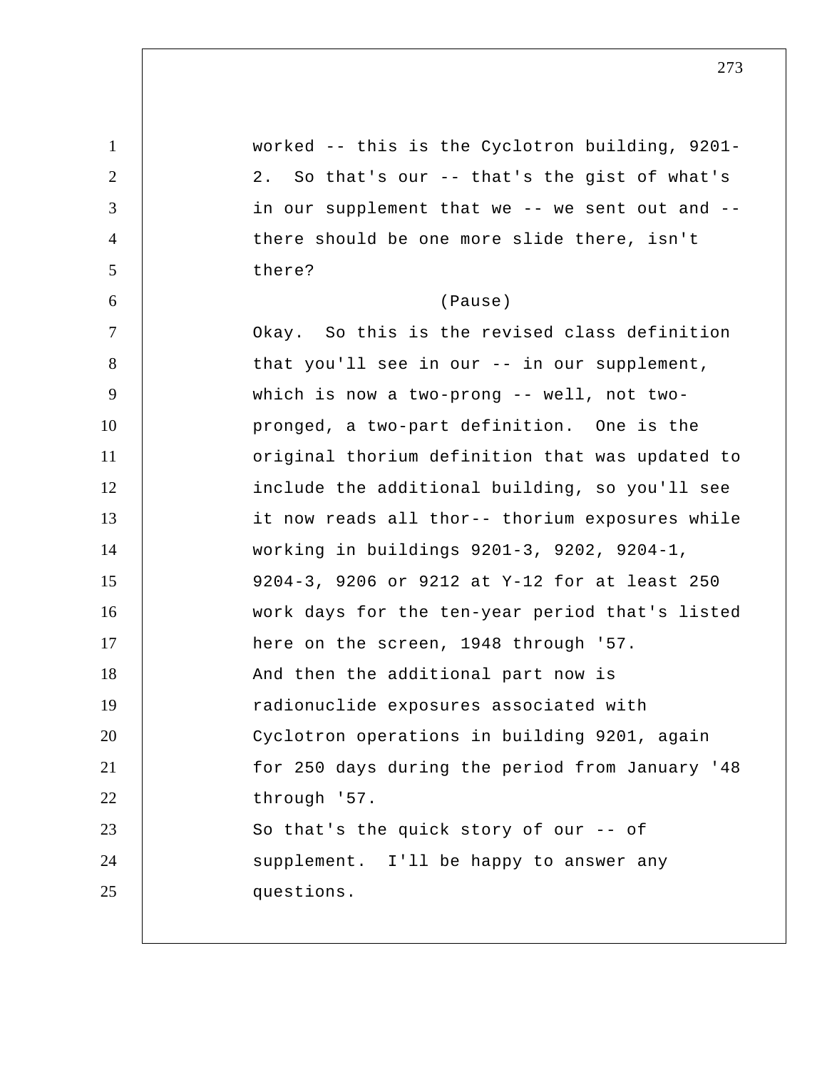worked -- this is the Cyclotron building, 9201-2. So that's our -- that's the gist of what's in our supplement that we -- we sent out and -- there should be one more slide there, isn't there?

(Pause)

Okay. So this is the revised class definition that you'll see in our -- in our supplement, which is now a two-prong -- well, not two-pronged, a two-part definition. One is the original thorium definition that was updated to include the additional building, so you'll see it now reads all thor-- thorium exposures while working in buildings 9201-3, 9202, 9204-1, 9204-3, 9206 or 9212 at Y-12 for at least 250 work days for the ten-year period that's listed here on the screen, 1948 through '57.

And then the additional part now is radionuclide exposures associated with Cyclotron operations in building 9201, again for 250 days during the period from January '48 through '57.

So that's the quick story of our -- of supplement. I'll be happy to answer any questions.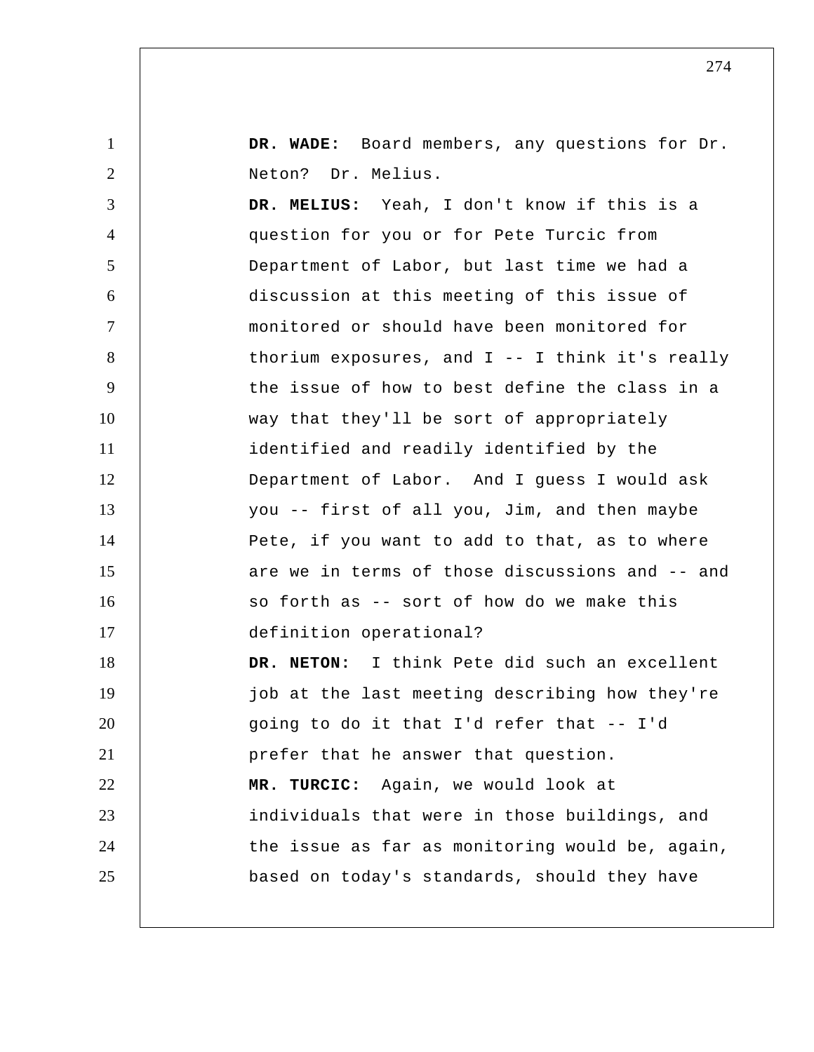**DR. WADE:** Board members, any questions for Dr. Neton? Dr. Melius.

**DR. MELIUS:** Yeah, I don't know if this is a question for you or for Pete Turcic from Department of Labor, but last time we had a discussion at this meeting of this issue of monitored or should have been monitored for thorium exposures, and I -- I think it's really the issue of how to best define the class in a way that they'll be sort of appropriately identified and readily identified by the Department of Labor. And I guess I would ask you -- first of all you, Jim, and then maybe Pete, if you want to add to that, as to where are we in terms of those discussions and -- and so forth as -- sort of how do we make this definition operational?

**DR. NETON:** I think Pete did such an excellent job at the last meeting describing how they're going to do it that I'd refer that -- I'd prefer that he answer that question.

**MR. TURCIC:** Again, we would look at individuals that were in those buildings, and the issue as far as monitoring would be, again, based on today's standards, should they have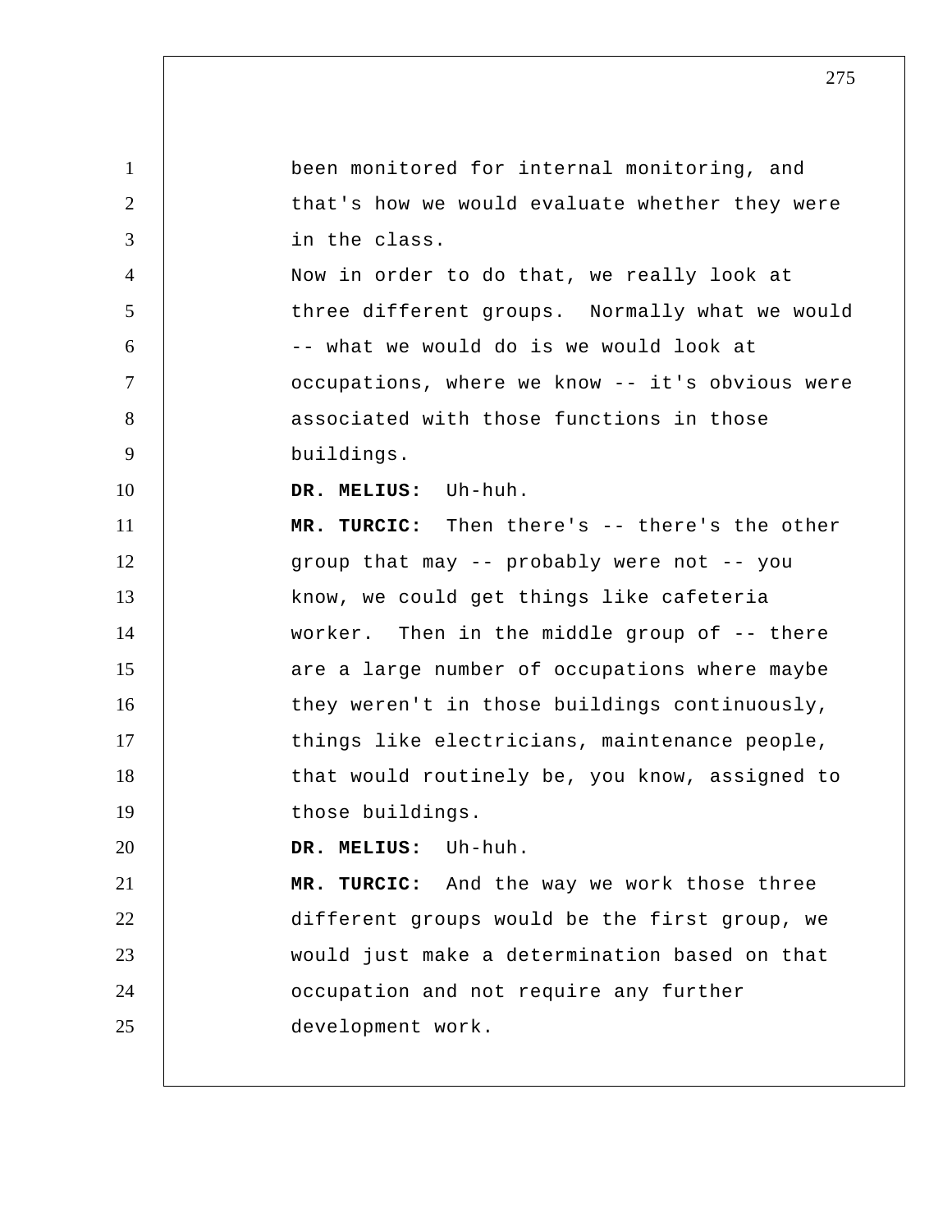been monitored for internal monitoring, and that's how we would evaluate whether they were in the class.

Now in order to do that, we really look at three different groups. Normally what we would -- what we would do is we would look at occupations, where we know -- it's obvious were associated with those functions in those buildings.

**DR. MELIUS:** Uh-huh.

**MR. TURCIC:** Then there's -- there's the other group that may -- probably were not -- you know, we could get things like cafeteria worker. Then in the middle group of -- there are a large number of occupations where maybe they weren't in those buildings continuously, things like electricians, maintenance people, that would routinely be, you know, assigned to those buildings.

**DR. MELIUS:** Uh-huh.

**MR. TURCIC:** And the way we work those three different groups would be the first group, we would just make a determination based on that occupation and not require any further development work.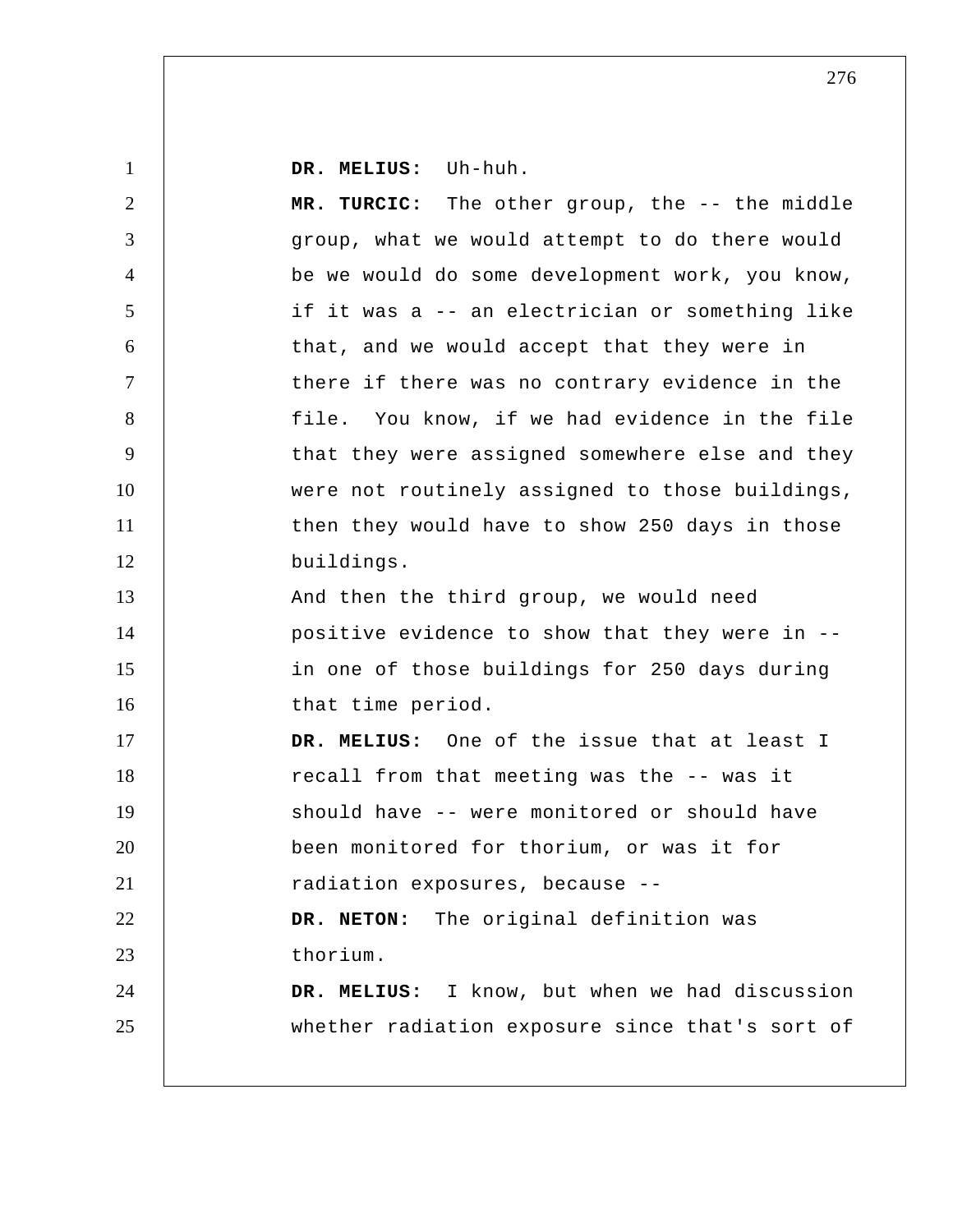**DR. MELIUS:** Uh-huh.

**MR. TURCIC:** The other group, the -- the middle group, what we would attempt to do there would be we would do some development work, you know, if it was a -- an electrician or something like that, and we would accept that they were in there if there was no contrary evidence in the file. You know, if we had evidence in the file that they were assigned somewhere else and they were not routinely assigned to those buildings, then they would have to show 250 days in those buildings.

And then the third group, we would need positive evidence to show that they were in -- in one of those buildings for 250 days during that time period.

**DR. MELIUS:** One of the issue that at least I recall from that meeting was the -- was it should have -- were monitored or should have been monitored for thorium, or was it for radiation exposures, because --

**DR. NETON:** The original definition was thorium.

**DR. MELIUS:** I know, but when we had discussion whether radiation exposure since that's sort of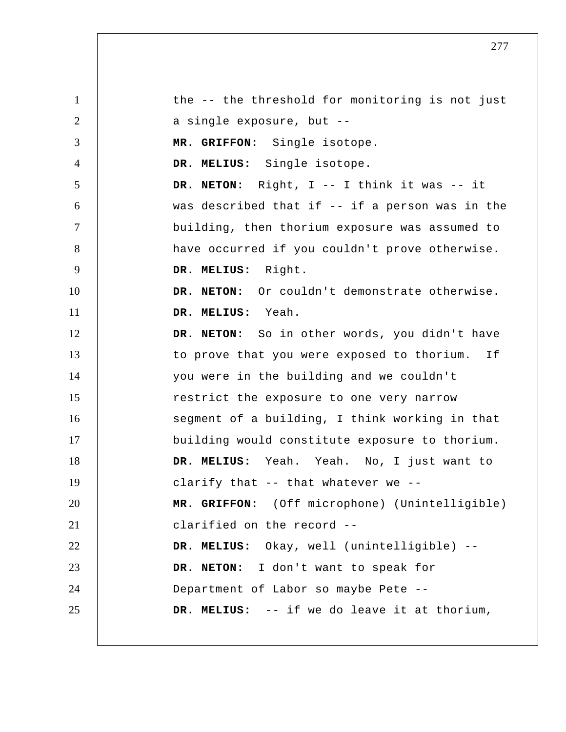the -- the threshold for monitoring is not just a single exposure, but --

**MR. GRIFFON:** Single isotope.

**DR. MELIUS:** Single isotope.

**DR. NETON:** Right, I -- I think it was -- it was described that if -- if a person was in the building, then thorium exposure was assumed to have occurred if you couldn't prove otherwise.

**DR. MELIUS:** Right.

**DR. NETON:** Or couldn't demonstrate otherwise.

**DR. MELIUS:** Yeah.

**DR. NETON:** So in other words, you didn't have to prove that you were exposed to thorium. If you were in the building and we couldn't restrict the exposure to one very narrow segment of a building, I think working in that building would constitute exposure to thorium.

**DR. MELIUS:** Yeah. Yeah. No, I just want to clarify that -- that whatever we --

**MR. GRIFFON:** (Off microphone) (Unintelligible) clarified on the record --

**DR. MELIUS:** Okay, well (unintelligible) --

**DR. NETON:** I don't want to speak for Department of Labor so maybe Pete --

**DR. MELIUS:** -- if we do leave it at thorium,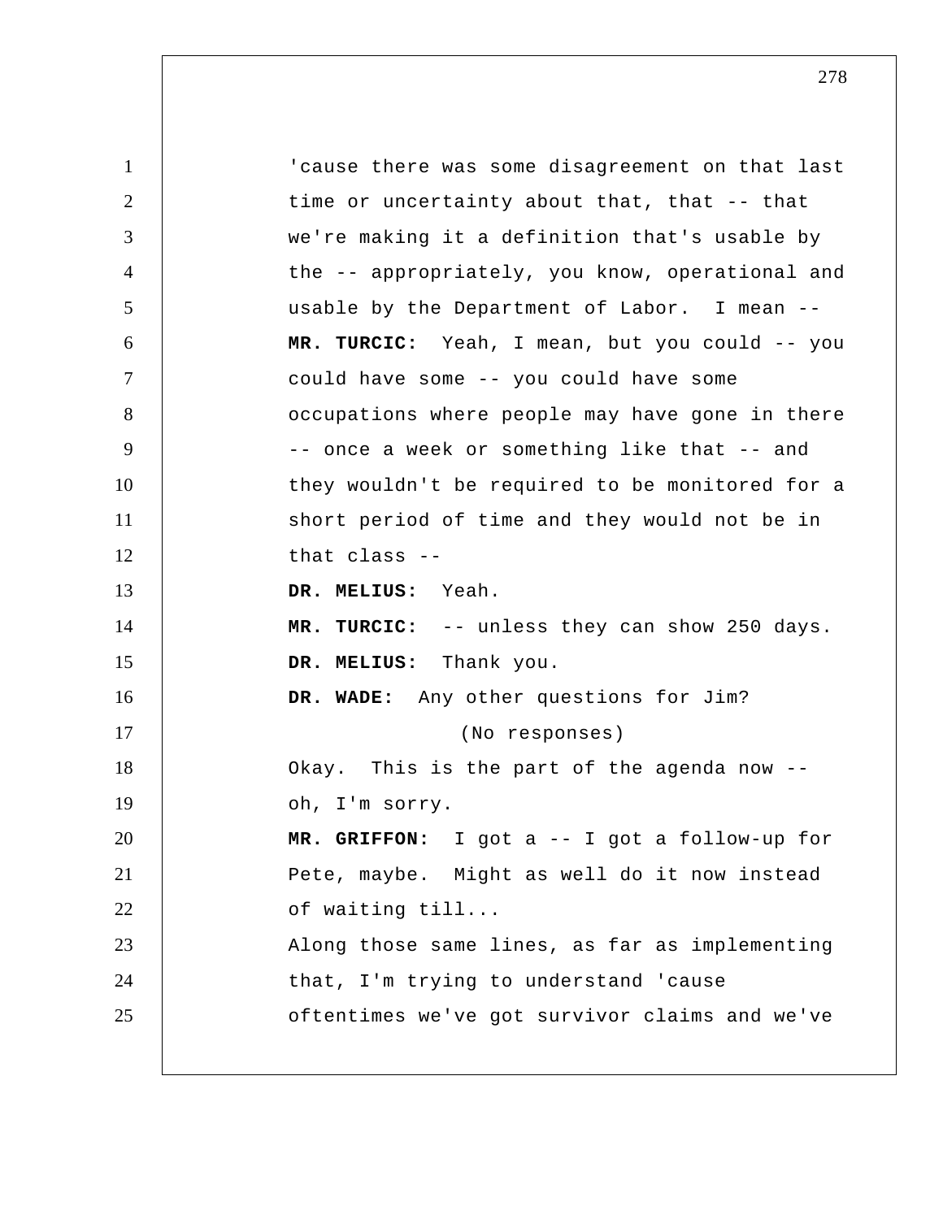'cause there was some disagreement on that last time or uncertainty about that, that -- that we're making it a definition that's usable by the -- appropriately, you know, operational and usable by the Department of Labor. I mean --

**MR. TURCIC:** Yeah, I mean, but you could -- you could have some -- you could have some occupations where people may have gone in there -- once a week or something like that -- and they wouldn't be required to be monitored for a short period of time and they would not be in that class --

**DR. MELIUS:** Yeah.

**MR. TURCIC:** -- unless they can show 250 days.

**DR. MELIUS:** Thank you.

**DR. WADE:** Any other questions for Jim?

(No responses)

Okay. This is the part of the agenda now -- oh, I'm sorry.

**MR. GRIFFON:** I got a -- I got a follow-up for Pete, maybe. Might as well do it now instead of waiting till...

Along those same lines, as far as implementing that, I'm trying to understand 'cause oftentimes we've got survivor claims and we've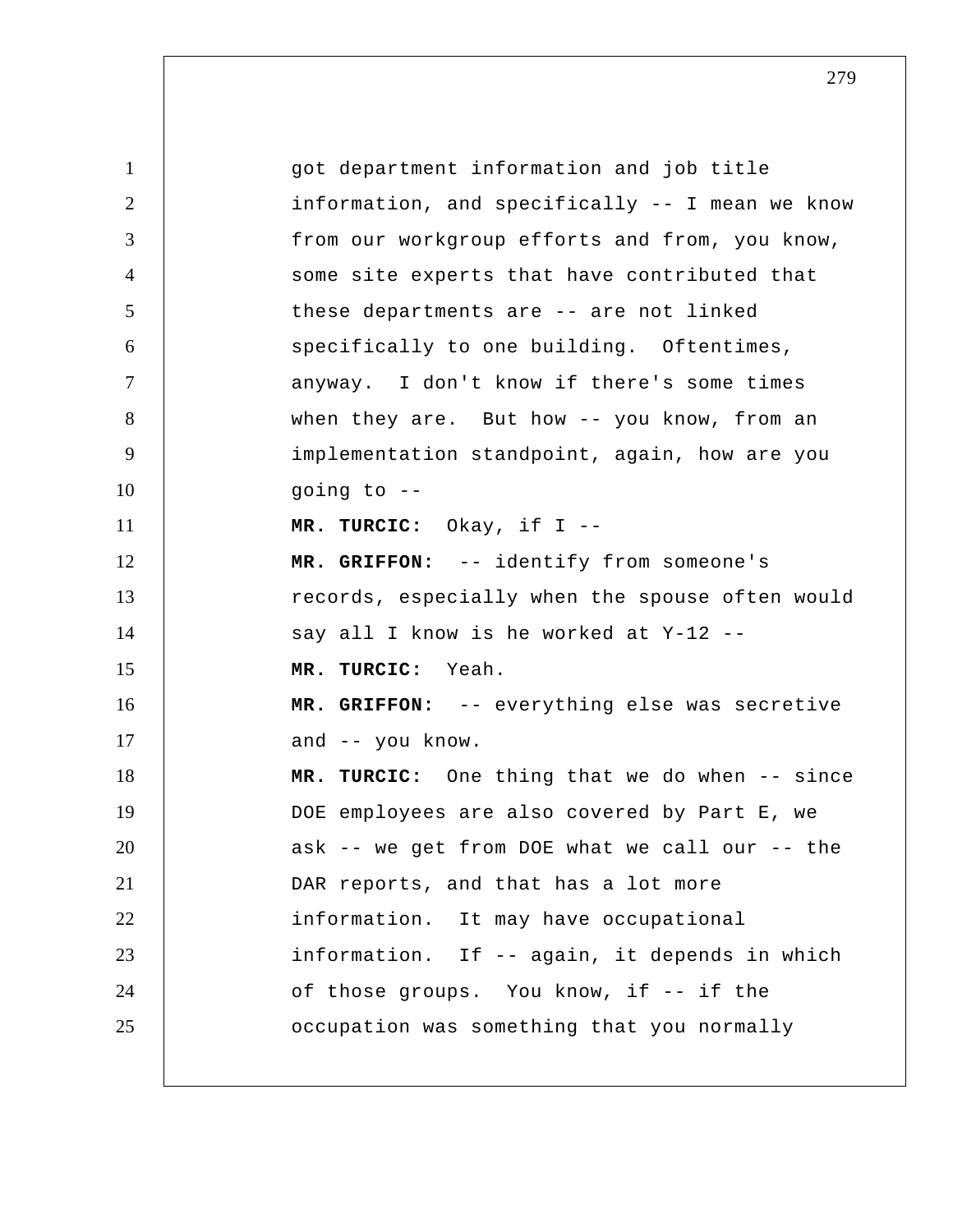got department information and job title information, and specifically -- I mean we know from our workgroup efforts and from, you know, some site experts that have contributed that these departments are -- are not linked specifically to one building. Oftentimes, anyway. I don't know if there's some times when they are. But how -- you know, from an implementation standpoint, again, how are you going to --

**MR. TURCIC:** Okay, if I --

**MR. GRIFFON:** -- identify from someone's records, especially when the spouse often would say all I know is he worked at Y-12 --

**MR. TURCIC:** Yeah.

**MR. GRIFFON:** -- everything else was secretive and -- you know.

**MR. TURCIC:** One thing that we do when -- since DOE employees are also covered by Part E, we ask -- we get from DOE what we call our -- the DAR reports, and that has a lot more information. It may have occupational information. If -- again, it depends in which of those groups. You know, if -- if the occupation was something that you normally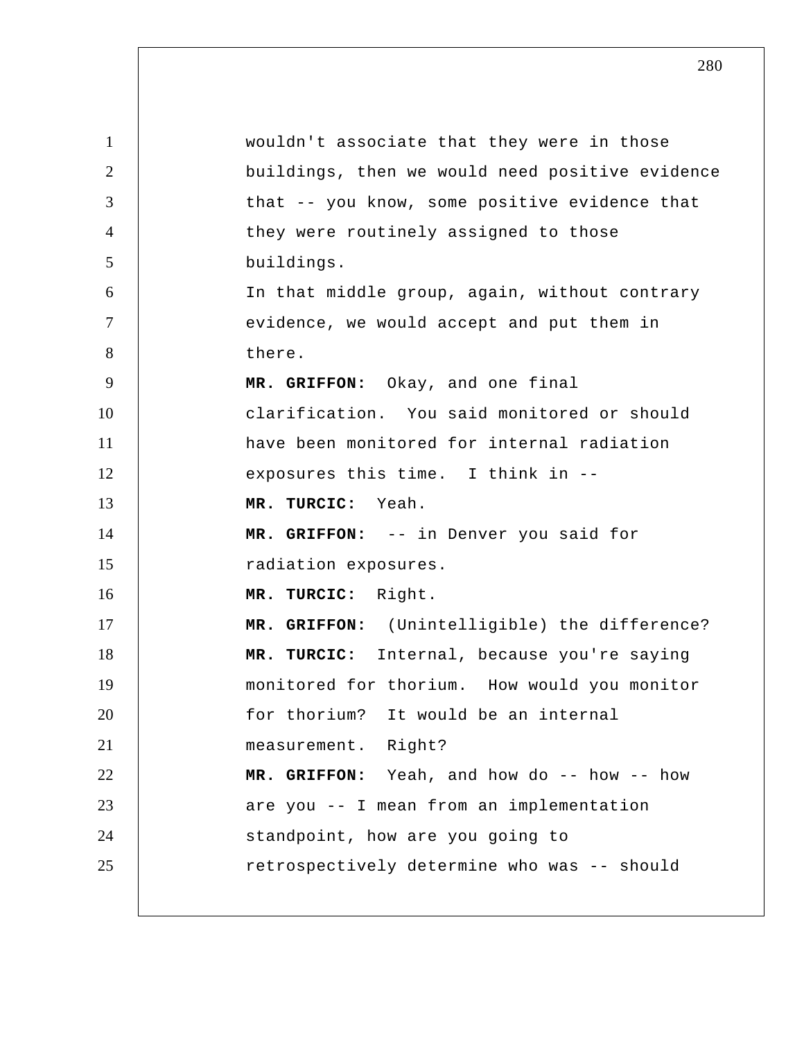wouldn't associate that they were in those buildings, then we would need positive evidence that -- you know, some positive evidence that they were routinely assigned to those buildings.

In that middle group, again, without contrary evidence, we would accept and put them in there.

**MR. GRIFFON:** Okay, and one final clarification. You said monitored or should have been monitored for internal radiation exposures this time. I think in --

**MR. TURCIC:** Yeah.

**MR. GRIFFON:** -- in Denver you said for radiation exposures.

**MR. TURCIC:** Right.

**MR. GRIFFON:** (Unintelligible) the difference?

**MR. TURCIC:** Internal, because you're saying monitored for thorium. How would you monitor for thorium? It would be an internal measurement. Right?

**MR. GRIFFON:** Yeah, and how do -- how -- how are you -- I mean from an implementation standpoint, how are you going to retrospectively determine who was -- should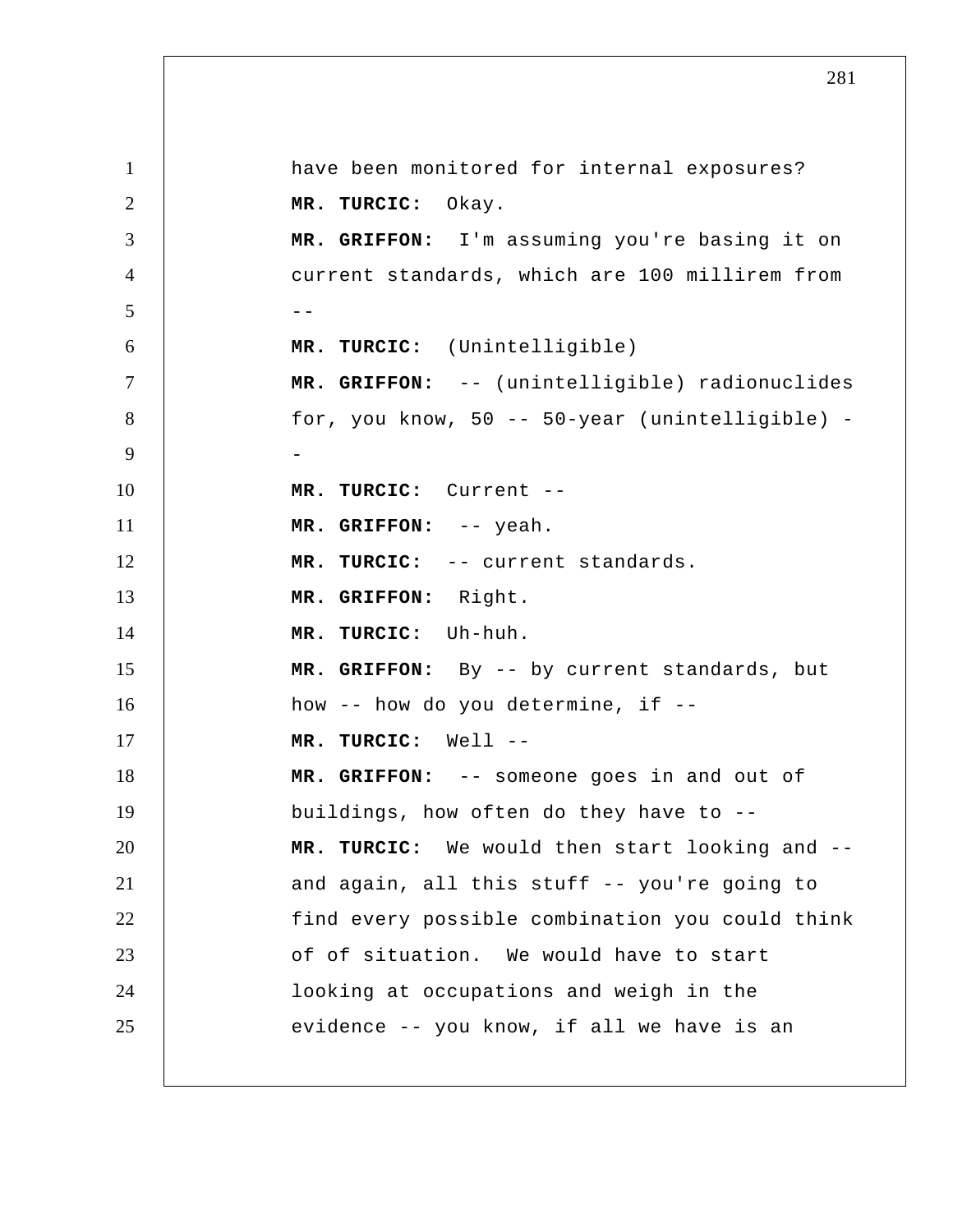have been monitored for internal exposures?

**MR. TURCIC:** Okay.

**MR. GRIFFON:** I'm assuming you're basing it on current standards, which are 100 millirem from --

**MR. TURCIC:** (Unintelligible)

**MR. GRIFFON:** -- (unintelligible) radionuclides for, you know, 50 -- 50-year (unintelligible) --

**MR. TURCIC:** Current --

**MR. GRIFFON:** -- yeah.

**MR. TURCIC:** -- current standards.

**MR. GRIFFON:** Right.

**MR. TURCIC:** Uh-huh.

**MR. GRIFFON:** By -- by current standards, but how -- how do you determine, if --

**MR. TURCIC:** Well --

**MR. GRIFFON:** -- someone goes in and out of buildings, how often do they have to --

**MR. TURCIC:** We would then start looking and -- and again, all this stuff -- you're going to find every possible combination you could think of of situation. We would have to start looking at occupations and weigh in the evidence -- you know, if all we have is an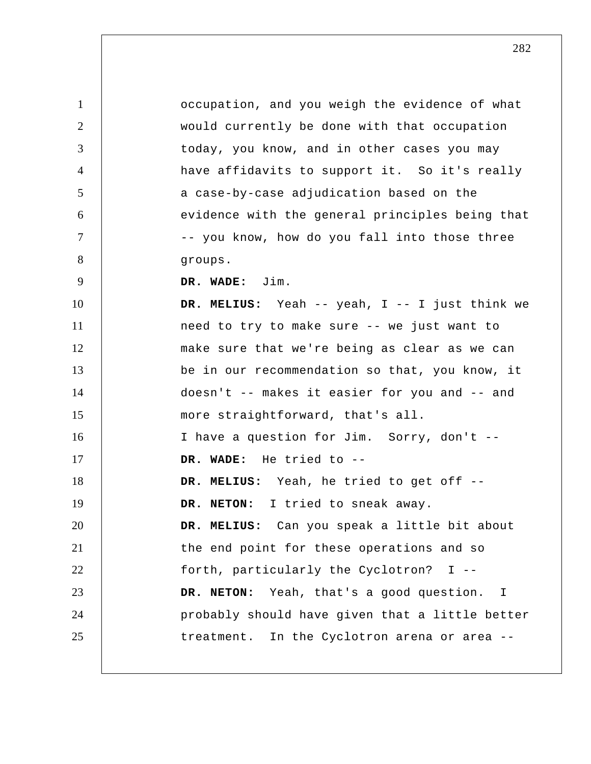occupation, and you weigh the evidence of what would currently be done with that occupation today, you know, and in other cases you may have affidavits to support it. So it's really a case-by-case adjudication based on the evidence with the general principles being that -- you know, how do you fall into those three groups.

**DR. WADE:** Jim.

**DR. MELIUS:** Yeah -- yeah, I -- I just think we need to try to make sure -- we just want to make sure that we're being as clear as we can be in our recommendation so that, you know, it doesn't -- makes it easier for you and -- and more straightforward, that's all.

I have a question for Jim. Sorry, don't --

**DR. WADE:** He tried to --

**DR. MELIUS:** Yeah, he tried to get off --

**DR. NETON:** I tried to sneak away.

**DR. MELIUS:** Can you speak a little bit about the end point for these operations and so forth, particularly the Cyclotron? I --

**DR. NETON:** Yeah, that's a good question. I probably should have given that a little better treatment. In the Cyclotron arena or area --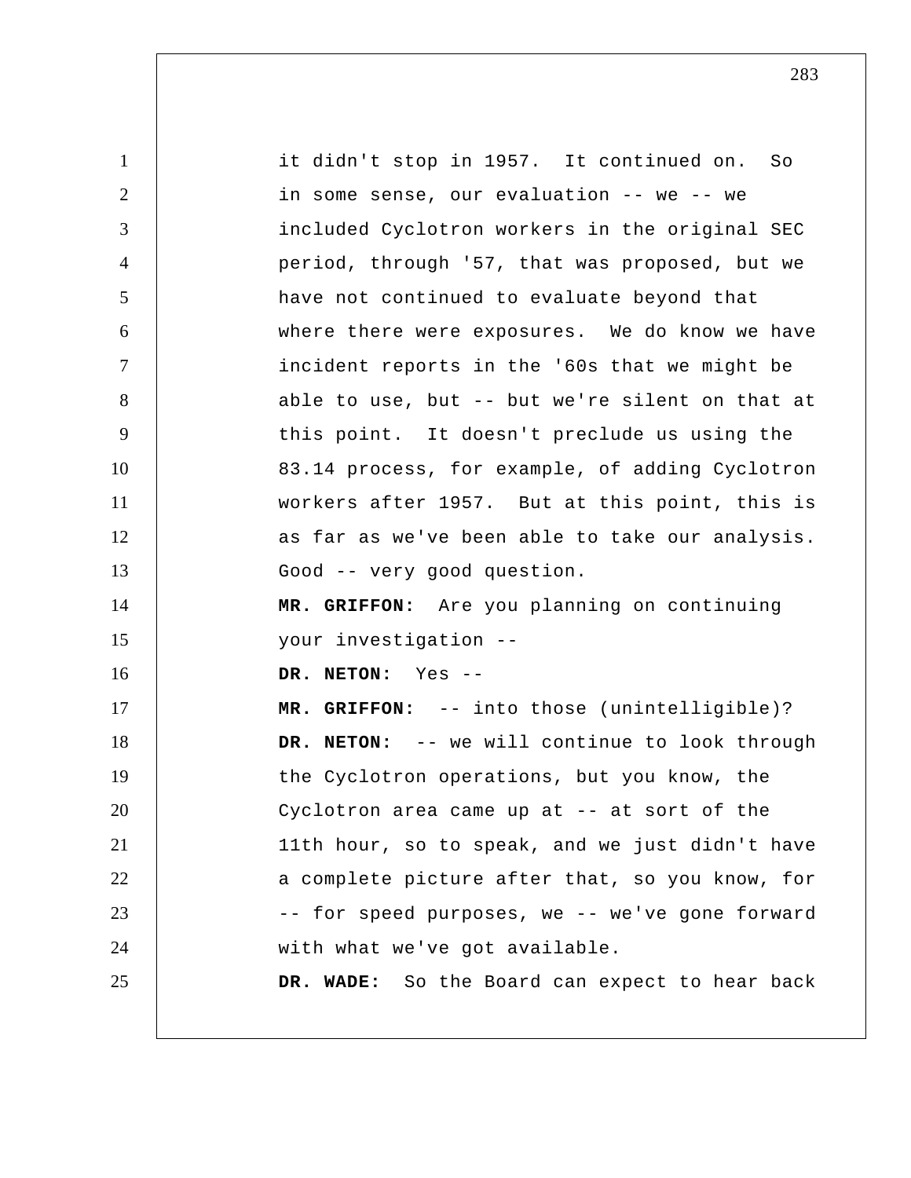it didn't stop in 1957. It continued on. So in some sense, our evaluation -- we -- we included Cyclotron workers in the original SEC period, through '57, that was proposed, but we have not continued to evaluate beyond that where there were exposures. We do know we have incident reports in the '60s that we might be able to use, but -- but we're silent on that at this point. It doesn't preclude us using the 83.14 process, for example, of adding Cyclotron workers after 1957. But at this point, this is as far as we've been able to take our analysis. Good -- very good question.

**MR. GRIFFON:** Are you planning on continuing your investigation --

**DR. NETON:** Yes --

**MR. GRIFFON:** -- into those (unintelligible)?

**DR. NETON:** -- we will continue to look through the Cyclotron operations, but you know, the Cyclotron area came up at -- at sort of the 11th hour, so to speak, and we just didn't have a complete picture after that, so you know, for -- for speed purposes, we -- we've gone forward with what we've got available.

**DR. WADE:** So the Board can expect to hear back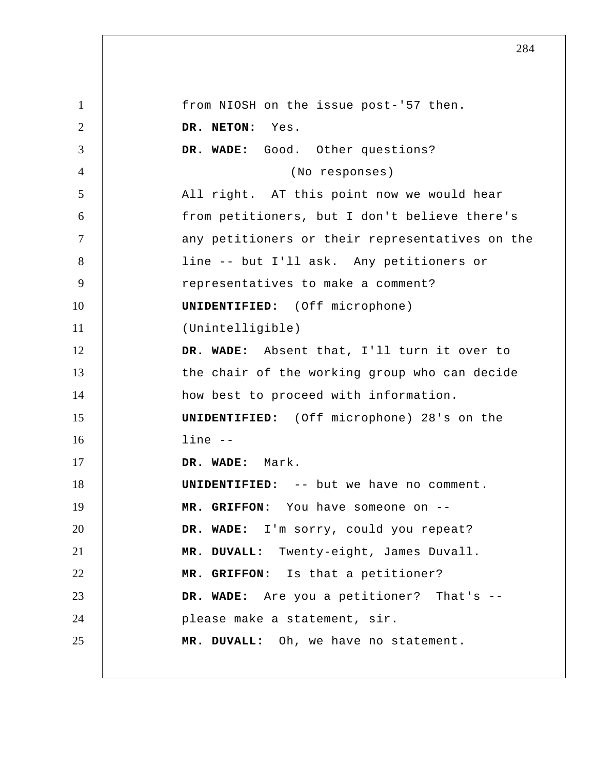from NIOSH on the issue post-'57 then.

**DR. NETON:** Yes.

**DR. WADE:** Good. Other questions?

(No responses)

All right. AT this point now we would hear from petitioners, but I don't believe there's any petitioners or their representatives on the line -- but I'll ask. Any petitioners or representatives to make a comment?

**UNIDENTIFIED:** (Off microphone) (Unintelligible)

**DR. WADE:** Absent that, I'll turn it over to the chair of the working group who can decide how best to proceed with information.

**UNIDENTIFIED:** (Off microphone) 28's on the line --

**DR. WADE:** Mark.

**UNIDENTIFIED:** -- but we have no comment.

**MR. GRIFFON:** You have someone on --

**DR. WADE:** I'm sorry, could you repeat?

**MR. DUVALL:** Twenty-eight, James Duvall.

**MR. GRIFFON:** Is that a petitioner?

**DR. WADE:** Are you a petitioner? That's -- please make a statement, sir.

**MR. DUVALL:** Oh, we have no statement.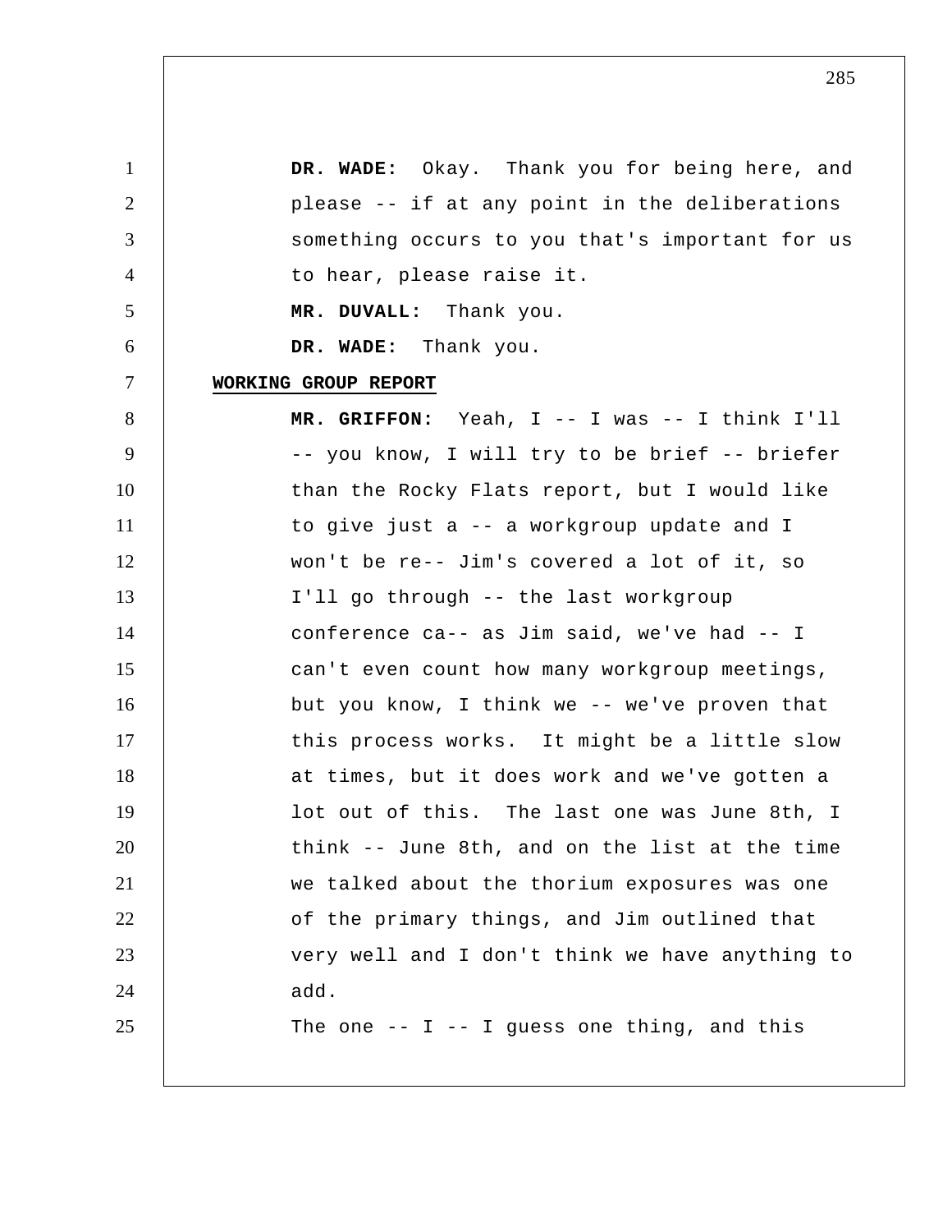**DR. WADE:** Okay. Thank you for being here, and please -- if at any point in the deliberations something occurs to you that's important for us to hear, please raise it.

**MR. DUVALL:** Thank you.

**DR. WADE:** Thank you.

**WORKING GROUP REPORT**

**MR. GRIFFON:** Yeah, I -- I was -- I think I'll -- you know, I will try to be brief -- briefer than the Rocky Flats report, but I would like to give just a -- a workgroup update and I won't be re-- Jim's covered a lot of it, so I'll go through -- the last workgroup conference ca-- as Jim said, we've had -- I can't even count how many workgroup meetings, but you know, I think we -- we've proven that this process works. It might be a little slow at times, but it does work and we've gotten a lot out of this. The last one was June 8th, I think -- June 8th, and on the list at the time we talked about the thorium exposures was one of the primary things, and Jim outlined that very well and I don't think we have anything to add.

The one -- I -- I guess one thing, and this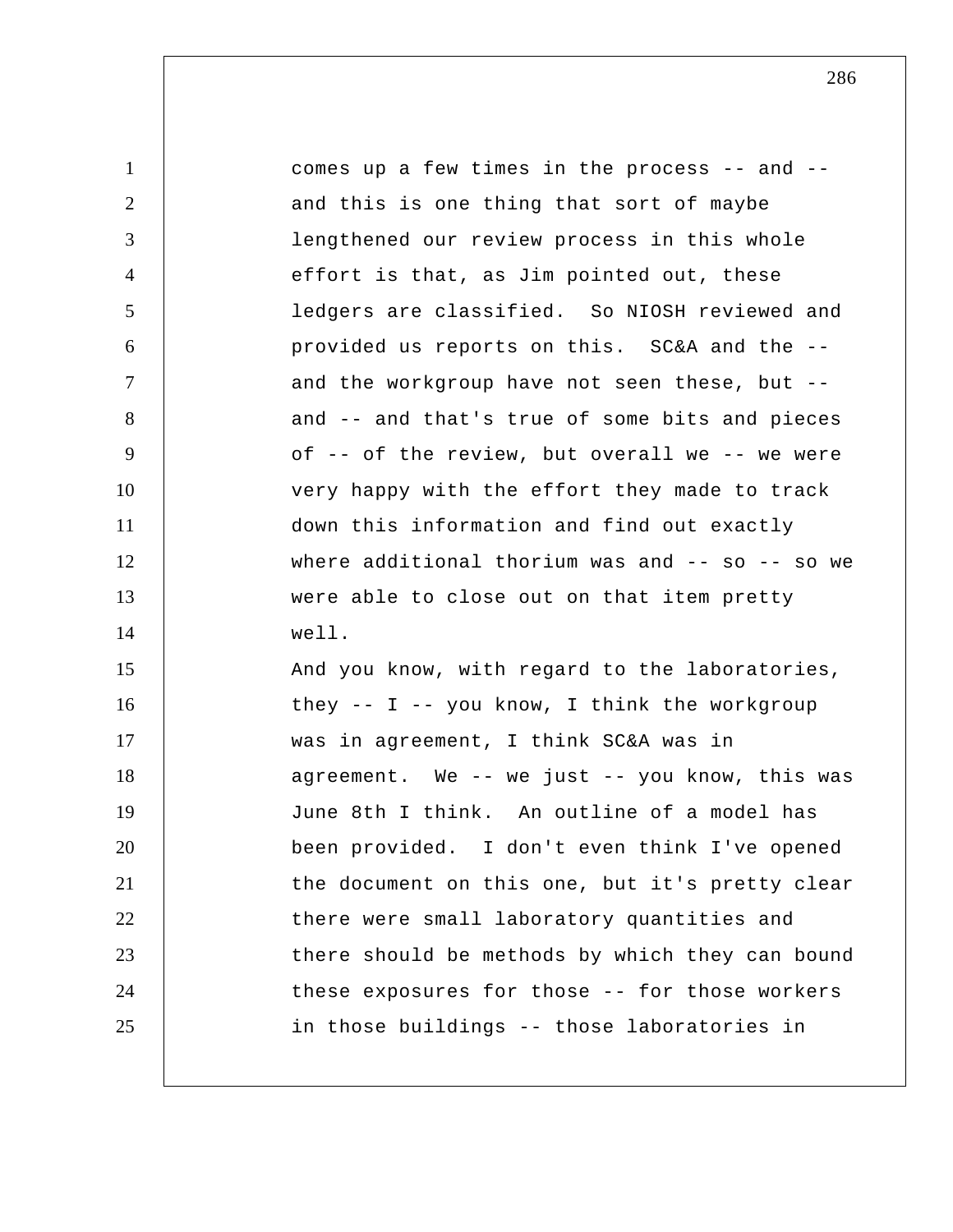comes up a few times in the process -- and -- and this is one thing that sort of maybe lengthened our review process in this whole effort is that, as Jim pointed out, these ledgers are classified. So NIOSH reviewed and provided us reports on this. SC&A and the -- and the workgroup have not seen these, but -- and -- and that's true of some bits and pieces of -- of the review, but overall we -- we were very happy with the effort they made to track down this information and find out exactly where additional thorium was and -- so -- so we were able to close out on that item pretty well.

And you know, with regard to the laboratories, they -- I -- you know, I think the workgroup was in agreement, I think SC&A was in agreement. We -- we just -- you know, this was June 8th I think. An outline of a model has been provided. I don't even think I've opened the document on this one, but it's pretty clear there were small laboratory quantities and there should be methods by which they can bound these exposures for those -- for those workers in those buildings -- those laboratories in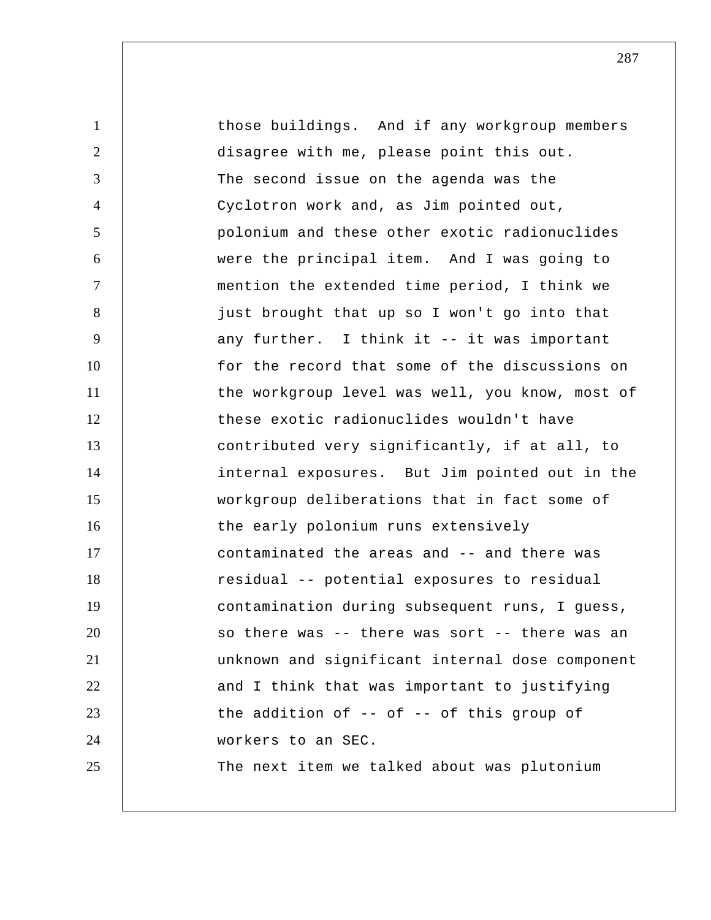those buildings. And if any workgroup members disagree with me, please point this out.

The second issue on the agenda was the Cyclotron work and, as Jim pointed out, polonium and these other exotic radionuclides were the principal item. And I was going to mention the extended time period, I think we just brought that up so I won't go into that any further. I think it -- it was important for the record that some of the discussions on the workgroup level was well, you know, most of these exotic radionuclides wouldn't have contributed very significantly, if at all, to internal exposures. But Jim pointed out in the workgroup deliberations that in fact some of the early polonium runs extensively contaminated the areas and -- and there was residual -- potential exposures to residual contamination during subsequent runs, I guess, so there was -- there was sort -- there was an unknown and significant internal dose component and I think that was important to justifying the addition of -- of -- of this group of workers to an SEC.

The next item we talked about was plutonium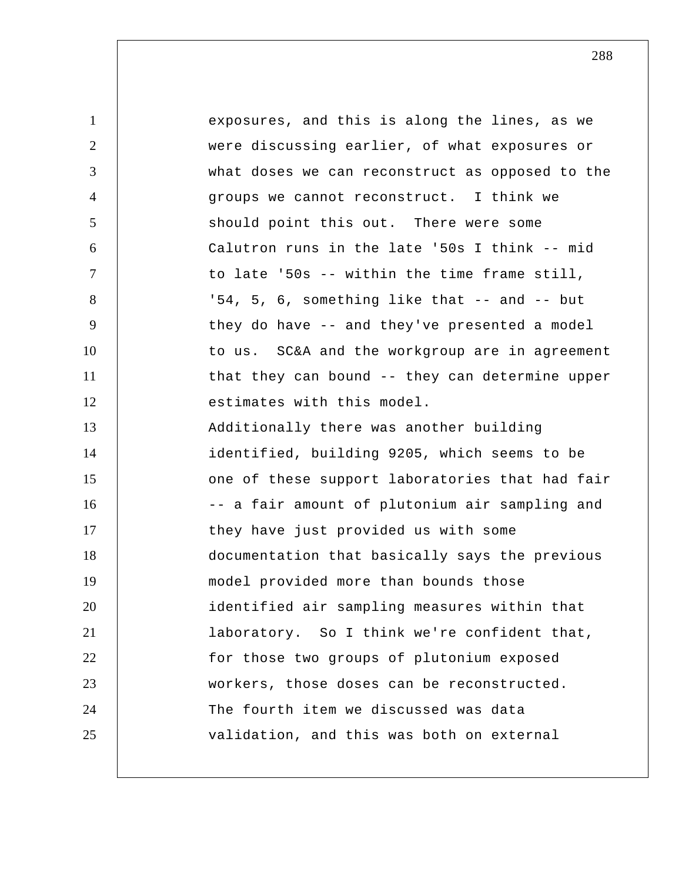exposures, and this is along the lines, as we were discussing earlier, of what exposures or what doses we can reconstruct as opposed to the groups we cannot reconstruct. I think we should point this out. There were some Calutron runs in the late '50s I think -- mid to late '50s -- within the time frame still, '54, 5, 6, something like that -- and -- but they do have -- and they've presented a model to us. SC&A and the workgroup are in agreement that they can bound -- they can determine upper estimates with this model.

Additionally there was another building identified, building 9205, which seems to be one of these support laboratories that had fair -- a fair amount of plutonium air sampling and they have just provided us with some documentation that basically says the previous model provided more than bounds those identified air sampling measures within that laboratory. So I think we're confident that, for those two groups of plutonium exposed workers, those doses can be reconstructed.

The fourth item we discussed was data validation, and this was both on external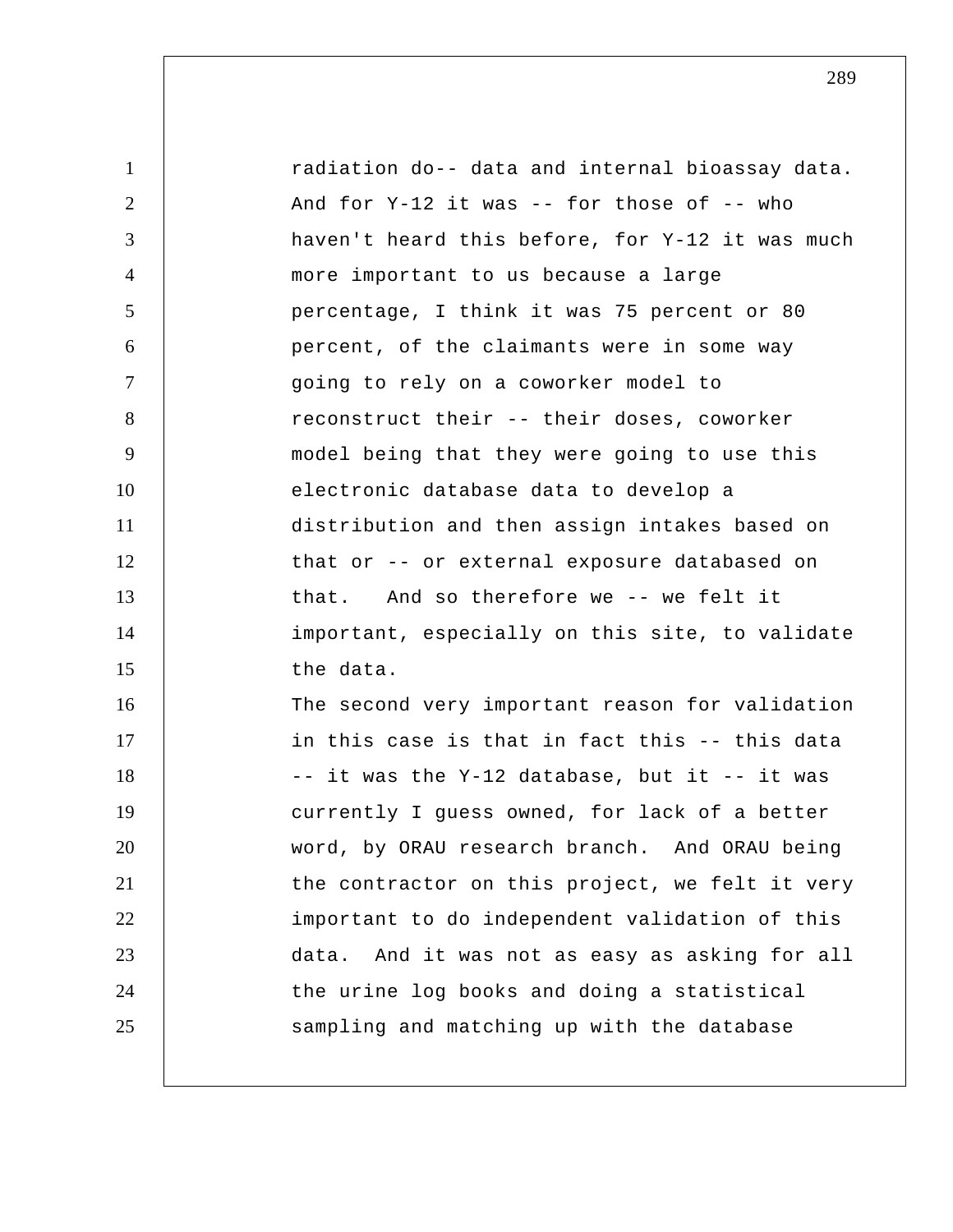radiation do-- data and internal bioassay data. And for Y-12 it was -- for those of -- who haven't heard this before, for Y-12 it was much more important to us because a large percentage, I think it was 75 percent or 80 percent, of the claimants were in some way going to rely on a coworker model to reconstruct their -- their doses, coworker model being that they were going to use this electronic database data to develop a distribution and then assign intakes based on that or -- or external exposure databased on that. And so therefore we -- we felt it important, especially on this site, to validate the data.

The second very important reason for validation in this case is that in fact this -- this data -- it was the Y-12 database, but it -- it was currently I guess owned, for lack of a better word, by ORAU research branch. And ORAU being the contractor on this project, we felt it very important to do independent validation of this data. And it was not as easy as asking for all the urine log books and doing a statistical sampling and matching up with the database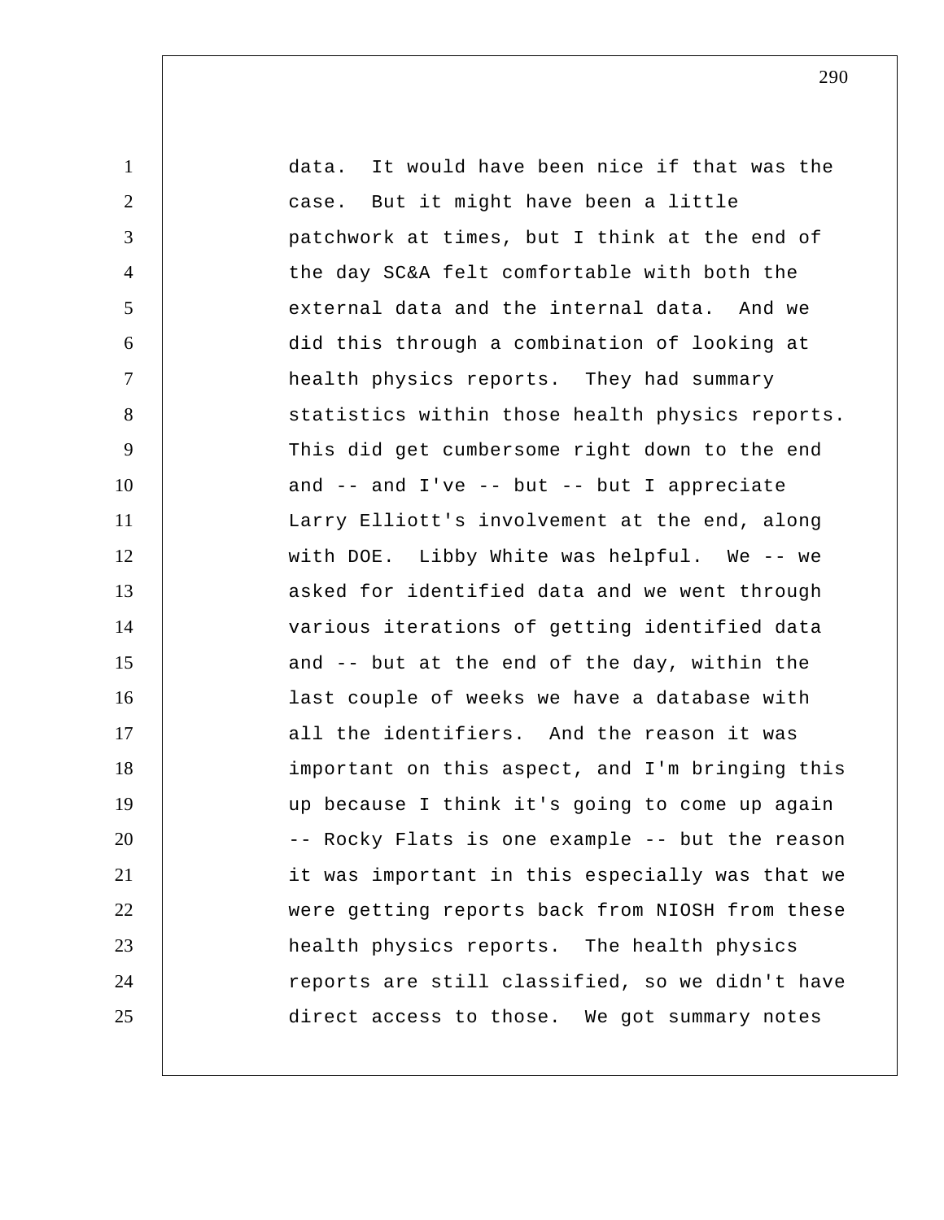data. It would have been nice if that was the case. But it might have been a little patchwork at times, but I think at the end of the day SC&A felt comfortable with both the external data and the internal data. And we did this through a combination of looking at health physics reports. They had summary statistics within those health physics reports. This did get cumbersome right down to the end and -- and I've -- but -- but I appreciate Larry Elliott's involvement at the end, along with DOE. Libby White was helpful. We -- we asked for identified data and we went through various iterations of getting identified data and -- but at the end of the day, within the last couple of weeks we have a database with all the identifiers. And the reason it was important on this aspect, and I'm bringing this up because I think it's going to come up again -- Rocky Flats is one example -- but the reason it was important in this especially was that we were getting reports back from NIOSH from these health physics reports. The health physics reports are still classified, so we didn't have direct access to those. We got summary notes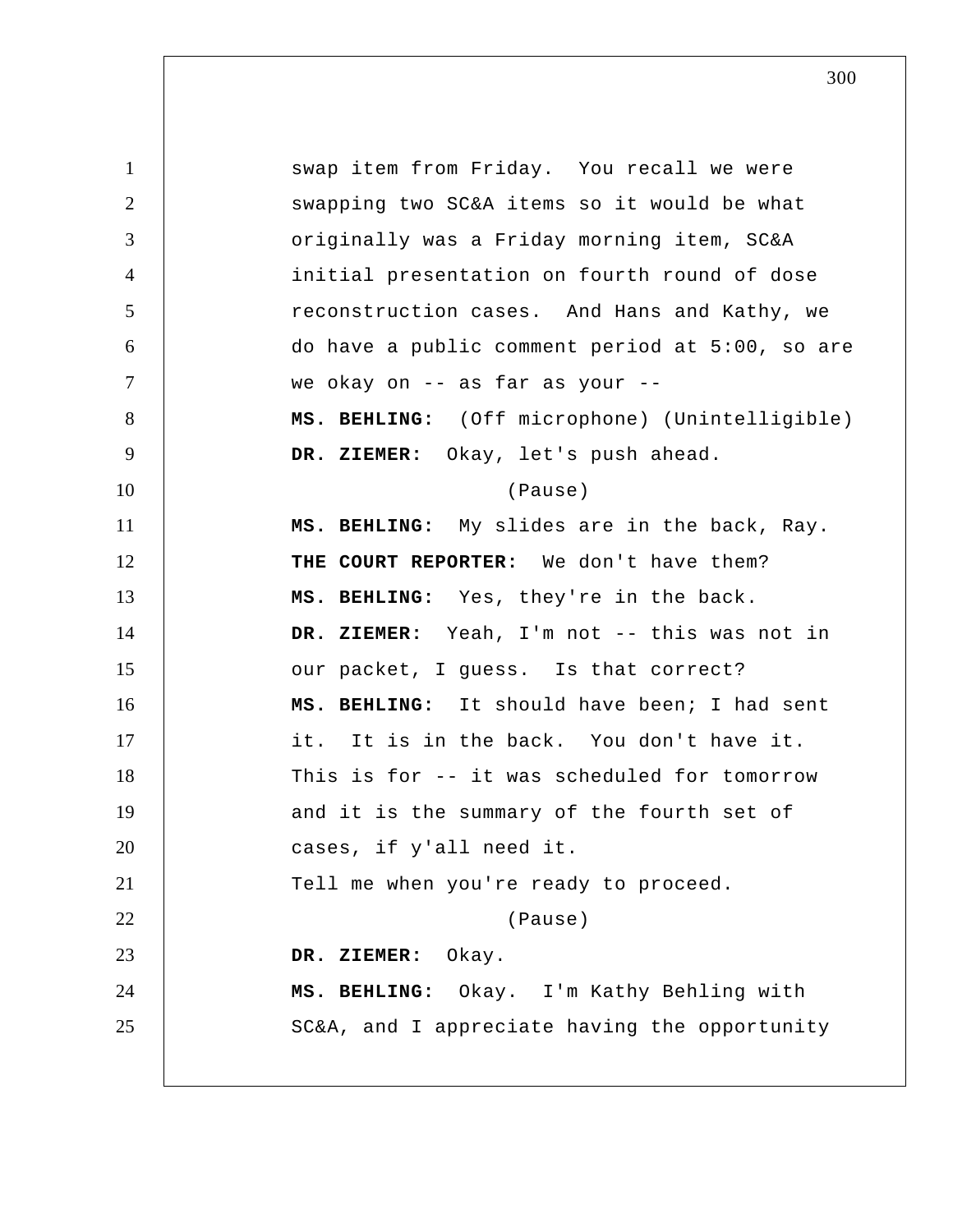swap item from Friday. You recall we were swapping two SC&A items so it would be what originally was a Friday morning item, SC&A initial presentation on fourth round of dose reconstruction cases. And Hans and Kathy, we do have a public comment period at 5:00, so are we okay on -- as far as your --

**MS. BEHLING:** (Off microphone) (Unintelligible)

**DR. ZIEMER:** Okay, let's push ahead.

(Pause)

**MS. BEHLING:** My slides are in the back, Ray.

**THE COURT REPORTER:** We don't have them?

**MS. BEHLING:** Yes, they're in the back.

**DR. ZIEMER:** Yeah, I'm not -- this was not in our packet, I guess. Is that correct?

**MS. BEHLING:** It should have been; I had sent it. It is in the back. You don't have it. This is for -- it was scheduled for tomorrow and it is the summary of the fourth set of cases, if y'all need it.

Tell me when you're ready to proceed.

(Pause)

**DR. ZIEMER:** Okay.

**MS. BEHLING:** Okay. I'm Kathy Behling with SC&A, and I appreciate having the opportunity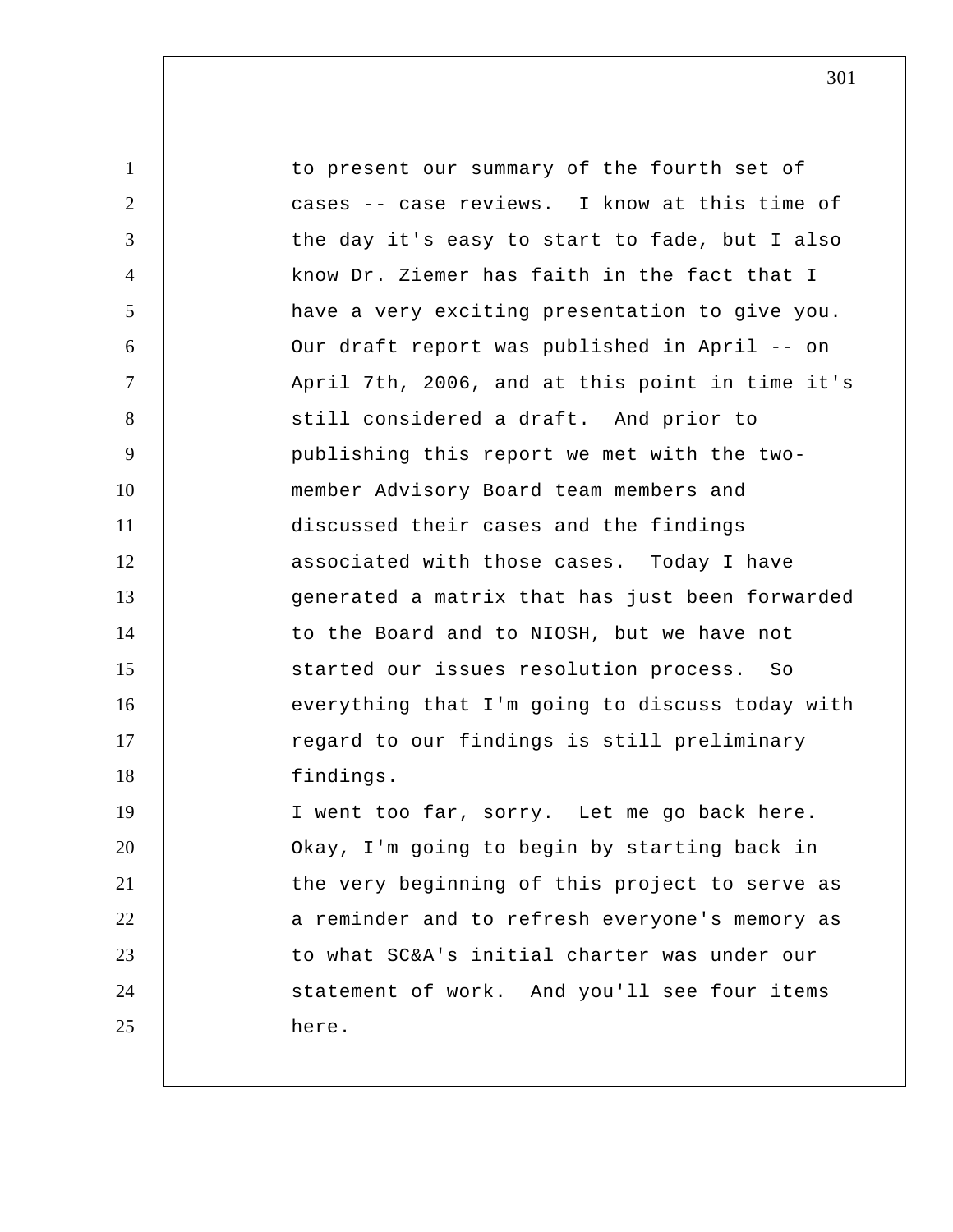to present our summary of the fourth set of cases -- case reviews. I know at this time of the day it's easy to start to fade, but I also know Dr. Ziemer has faith in the fact that I have a very exciting presentation to give you. Our draft report was published in April -- on April 7th, 2006, and at this point in time it's still considered a draft. And prior to publishing this report we met with the two-member Advisory Board team members and discussed their cases and the findings associated with those cases. Today I have generated a matrix that has just been forwarded to the Board and to NIOSH, but we have not started our issues resolution process. So everything that I'm going to discuss today with regard to our findings is still preliminary findings.

I went too far, sorry. Let me go back here. Okay, I'm going to begin by starting back in the very beginning of this project to serve as a reminder and to refresh everyone's memory as to what SC&A's initial charter was under our statement of work. And you'll see four items here.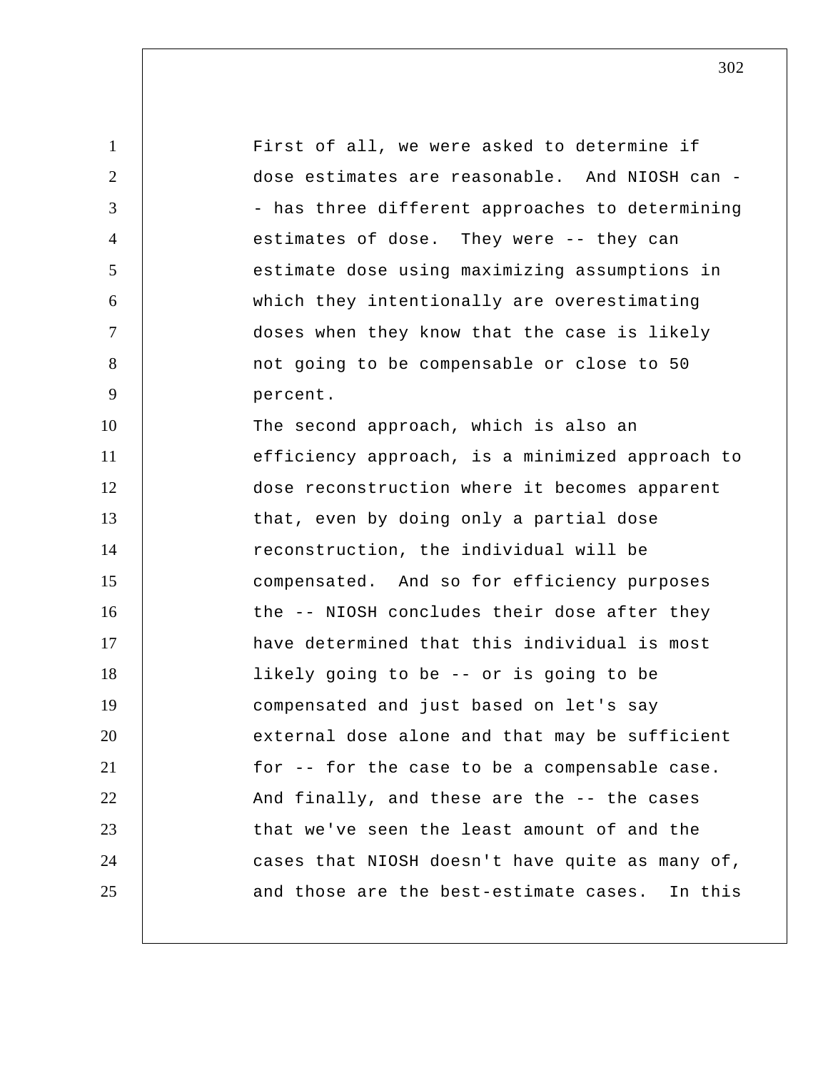First of all, we were asked to determine if dose estimates are reasonable. And NIOSH can -- has three different approaches to determining estimates of dose. They were -- they can estimate dose using maximizing assumptions in which they intentionally are overestimating doses when they know that the case is likely not going to be compensable or close to 50 percent.

The second approach, which is also an efficiency approach, is a minimized approach to dose reconstruction where it becomes apparent that, even by doing only a partial dose reconstruction, the individual will be compensated. And so for efficiency purposes the -- NIOSH concludes their dose after they have determined that this individual is most likely going to be -- or is going to be compensated and just based on let's say external dose alone and that may be sufficient for -- for the case to be a compensable case.

And finally, and these are the -- the cases that we've seen the least amount of and the cases that NIOSH doesn't have quite as many of, and those are the best-estimate cases. In this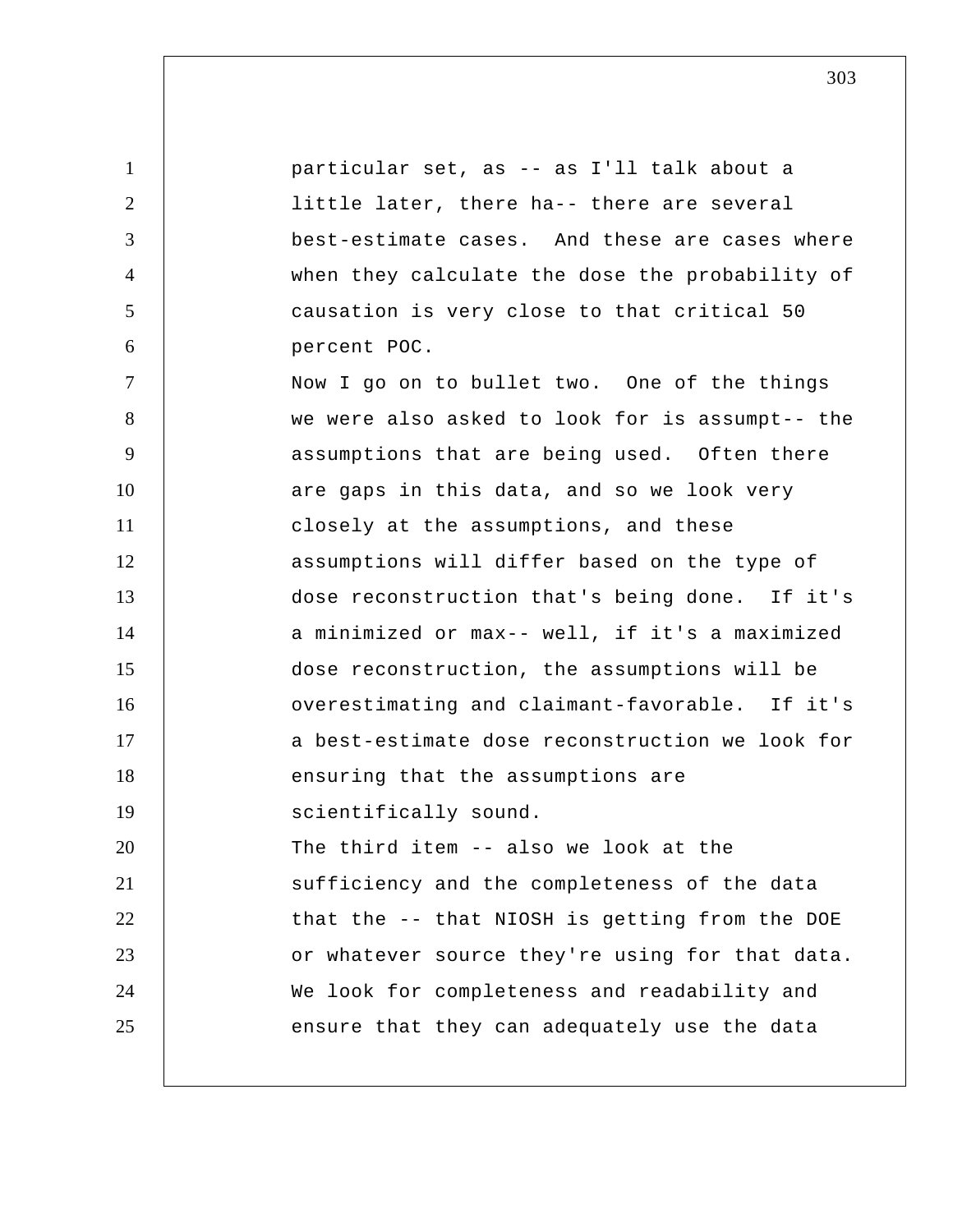particular set, as -- as I'll talk about a little later, there ha-- there are several best-estimate cases. And these are cases where when they calculate the dose the probability of causation is very close to that critical 50 percent POC.

Now I go on to bullet two. One of the things we were also asked to look for is assumpt-- the assumptions that are being used. Often there are gaps in this data, and so we look very closely at the assumptions, and these assumptions will differ based on the type of dose reconstruction that's being done. If it's a minimized or max-- well, if it's a maximized dose reconstruction, the assumptions will be overestimating and claimant-favorable. If it's a best-estimate dose reconstruction we look for ensuring that the assumptions are scientifically sound.

The third item -- also we look at the sufficiency and the completeness of the data that the -- that NIOSH is getting from the DOE or whatever source they're using for that data. We look for completeness and readability and ensure that they can adequately use the data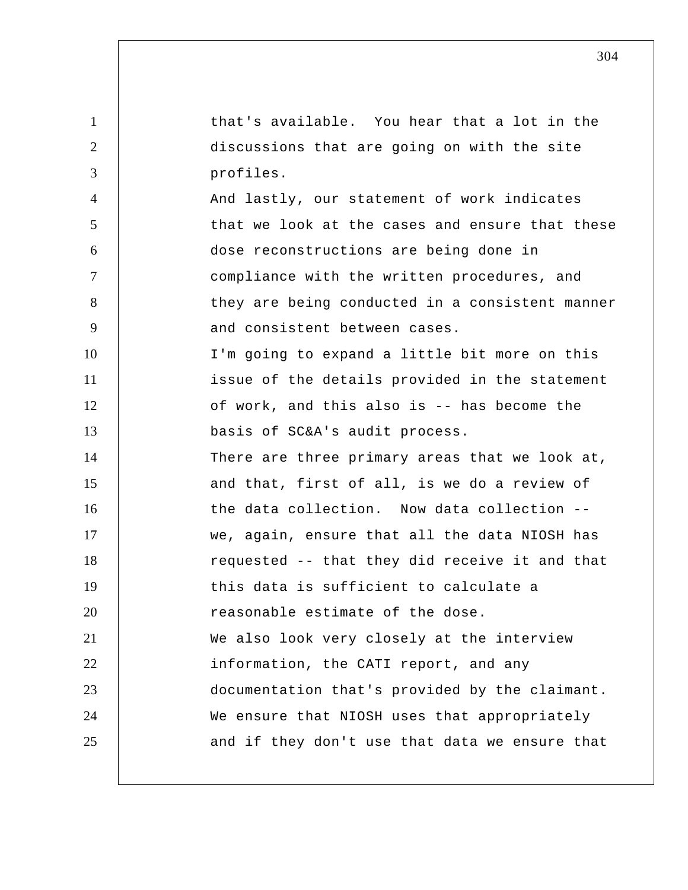that's available. You hear that a lot in the discussions that are going on with the site profiles.

And lastly, our statement of work indicates that we look at the cases and ensure that these dose reconstructions are being done in compliance with the written procedures, and they are being conducted in a consistent manner and consistent between cases.

I'm going to expand a little bit more on this issue of the details provided in the statement of work, and this also is -- has become the basis of SC&A's audit process.

There are three primary areas that we look at, and that, first of all, is we do a review of the data collection. Now data collection -- we, again, ensure that all the data NIOSH has requested -- that they did receive it and that this data is sufficient to calculate a reasonable estimate of the dose.

We also look very closely at the interview information, the CATI report, and any documentation that's provided by the claimant. We ensure that NIOSH uses that appropriately and if they don't use that data we ensure that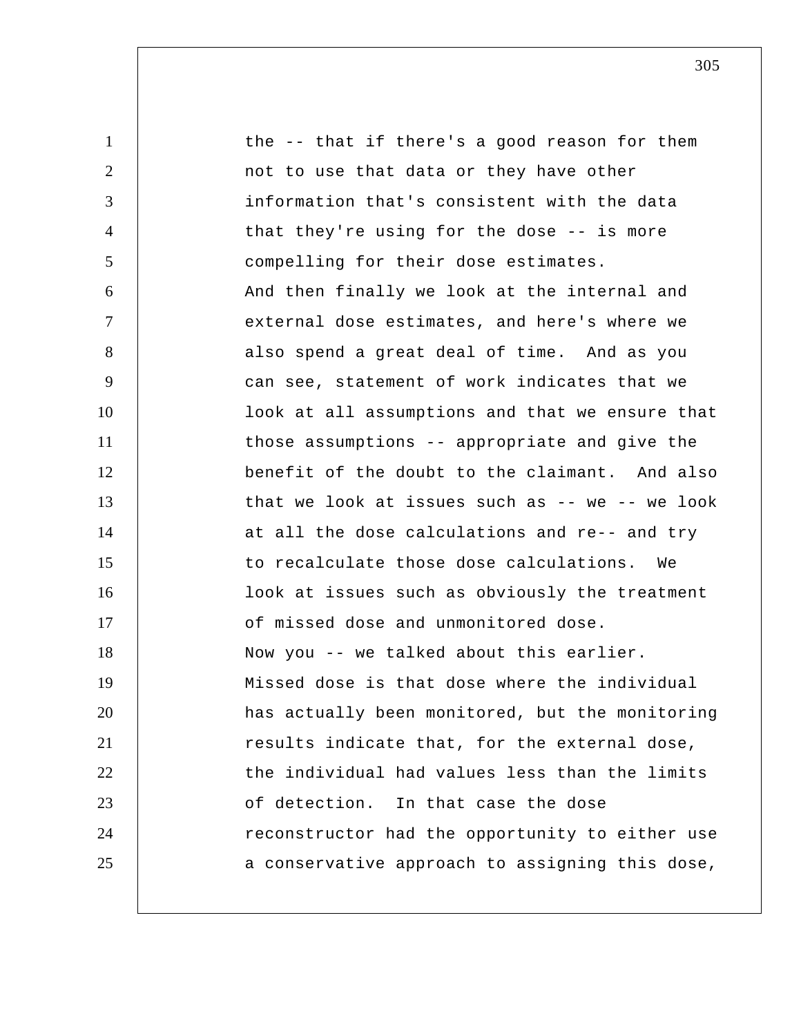the -- that if there's a good reason for them not to use that data or they have other information that's consistent with the data that they're using for the dose -- is more compelling for their dose estimates.

And then finally we look at the internal and external dose estimates, and here's where we also spend a great deal of time. And as you can see, statement of work indicates that we look at all assumptions and that we ensure that those assumptions -- appropriate and give the benefit of the doubt to the claimant. And also that we look at issues such as -- we -- we look at all the dose calculations and re-- and try to recalculate those dose calculations. We look at issues such as obviously the treatment of missed dose and unmonitored dose.

Now you -- we talked about this earlier. Missed dose is that dose where the individual has actually been monitored, but the monitoring results indicate that, for the external dose, the individual had values less than the limits of detection. In that case the dose reconstructor had the opportunity to either use a conservative approach to assigning this dose,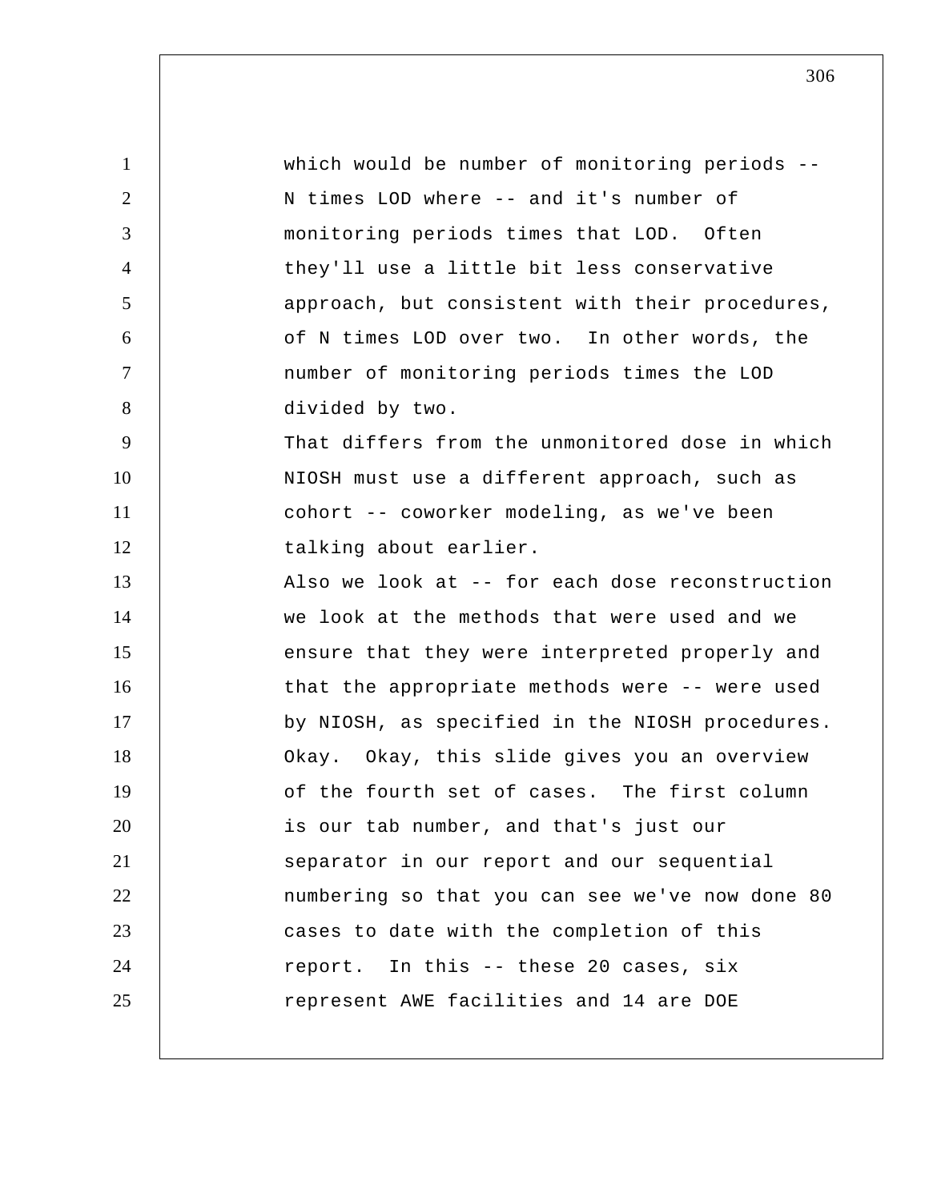which would be number of monitoring periods -- N times LOD where -- and it's number of monitoring periods times that LOD. Often they'll use a little bit less conservative approach, but consistent with their procedures, of N times LOD over two. In other words, the number of monitoring periods times the LOD divided by two.

That differs from the unmonitored dose in which NIOSH must use a different approach, such as cohort -- coworker modeling, as we've been talking about earlier.

Also we look at -- for each dose reconstruction we look at the methods that were used and we ensure that they were interpreted properly and that the appropriate methods were -- were used by NIOSH, as specified in the NIOSH procedures.

Okay. Okay, this slide gives you an overview of the fourth set of cases. The first column is our tab number, and that's just our separator in our report and our sequential numbering so that you can see we've now done 80 cases to date with the completion of this report. In this -- these 20 cases, six represent AWE facilities and 14 are DOE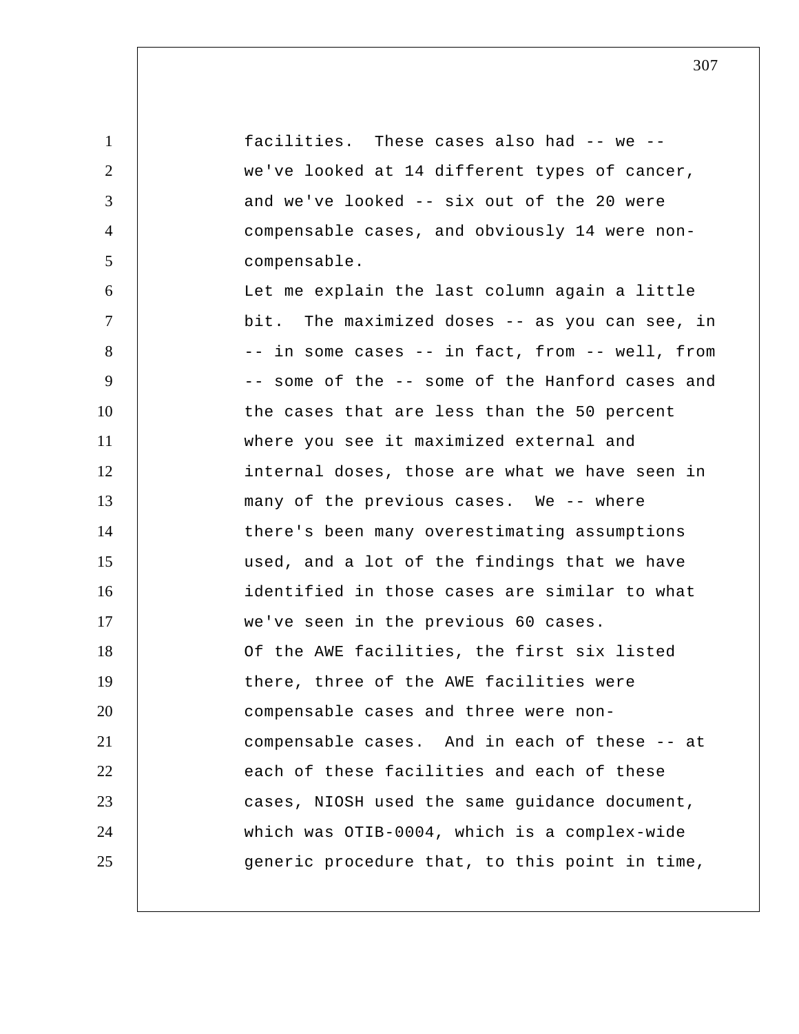facilities. These cases also had -- we -- we've looked at 14 different types of cancer, and we've looked -- six out of the 20 were compensable cases, and obviously 14 were non-compensable.

Let me explain the last column again a little bit. The maximized doses -- as you can see, in -- in some cases -- in fact, from -- well, from -- some of the -- some of the Hanford cases and the cases that are less than the 50 percent where you see it maximized external and internal doses, those are what we have seen in many of the previous cases. We -- where there's been many overestimating assumptions used, and a lot of the findings that we have identified in those cases are similar to what we've seen in the previous 60 cases.

Of the AWE facilities, the first six listed there, three of the AWE facilities were compensable cases and three were non-compensable cases. And in each of these -- at each of these facilities and each of these cases, NIOSH used the same guidance document, which was OTIB-0004, which is a complex-wide generic procedure that, to this point in time,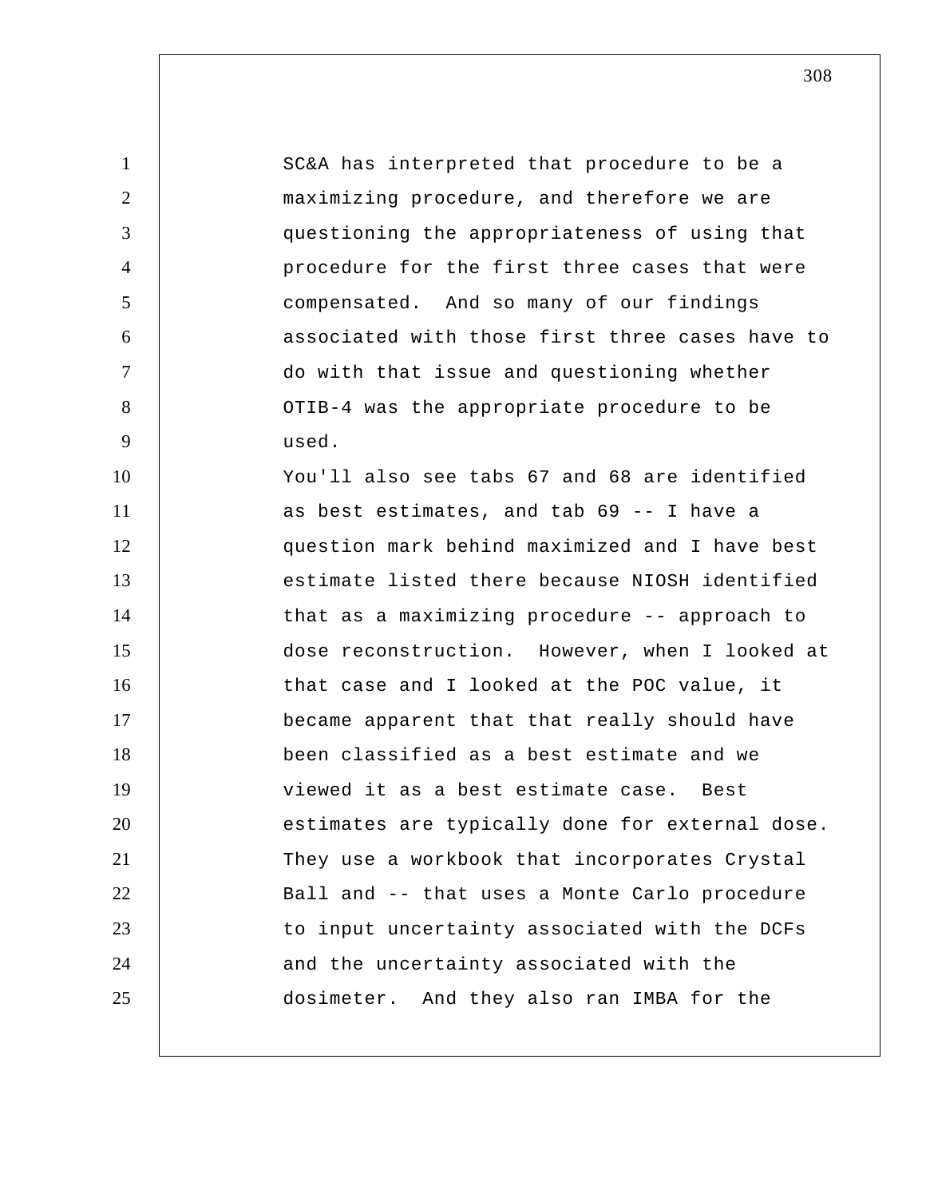SC&A has interpreted that procedure to be a maximizing procedure, and therefore we are questioning the appropriateness of using that procedure for the first three cases that were compensated. And so many of our findings associated with those first three cases have to do with that issue and questioning whether OTIB-4 was the appropriate procedure to be used.

You'll also see tabs 67 and 68 are identified as best estimates, and tab 69 -- I have a question mark behind maximized and I have best estimate listed there because NIOSH identified that as a maximizing procedure -- approach to dose reconstruction. However, when I looked at that case and I looked at the POC value, it became apparent that that really should have been classified as a best estimate and we viewed it as a best estimate case. Best estimates are typically done for external dose. They use a workbook that incorporates Crystal Ball and -- that uses a Monte Carlo procedure to input uncertainty associated with the DCFs and the uncertainty associated with the dosimeter. And they also ran IMBA for the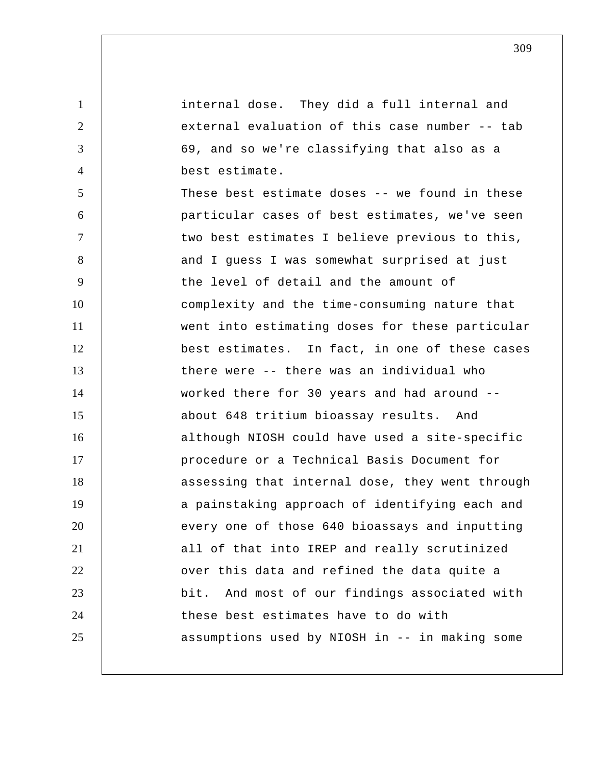internal dose. They did a full internal and external evaluation of this case number -- tab 69, and so we're classifying that also as a best estimate.

These best estimate doses -- we found in these particular cases of best estimates, we've seen two best estimates I believe previous to this, and I guess I was somewhat surprised at just the level of detail and the amount of complexity and the time-consuming nature that went into estimating doses for these particular best estimates. In fact, in one of these cases there were -- there was an individual who worked there for 30 years and had around -- about 648 tritium bioassay results. And although NIOSH could have used a site-specific procedure or a Technical Basis Document for assessing that internal dose, they went through a painstaking approach of identifying each and every one of those 640 bioassays and inputting all of that into IREP and really scrutinized over this data and refined the data quite a bit. And most of our findings associated with these best estimates have to do with assumptions used by NIOSH in -- in making some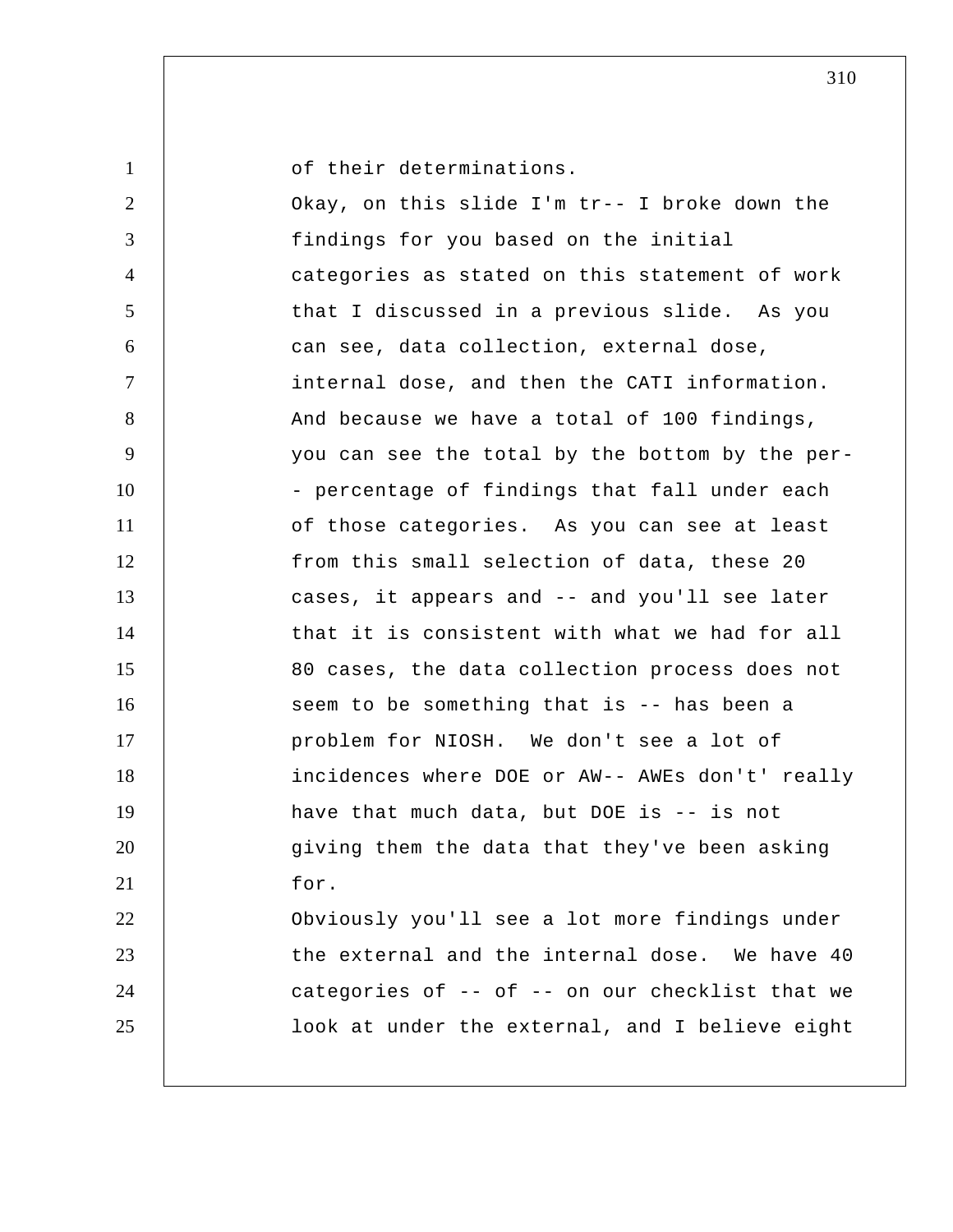of their determinations.

Okay, on this slide I'm tr-- I broke down the findings for you based on the initial categories as stated on this statement of work that I discussed in a previous slide. As you can see, data collection, external dose, internal dose, and then the CATI information. And because we have a total of 100 findings, you can see the total by the bottom by the per- - percentage of findings that fall under each of those categories. As you can see at least from this small selection of data, these 20 cases, it appears and -- and you'll see later that it is consistent with what we had for all 80 cases, the data collection process does not seem to be something that is -- has been a problem for NIOSH. We don't see a lot of incidences where DOE or AW-- AWEs don't' really have that much data, but DOE is -- is not giving them the data that they've been asking for.

Obviously you'll see a lot more findings under the external and the internal dose. We have 40 categories of -- of -- on our checklist that we look at under the external, and I believe eight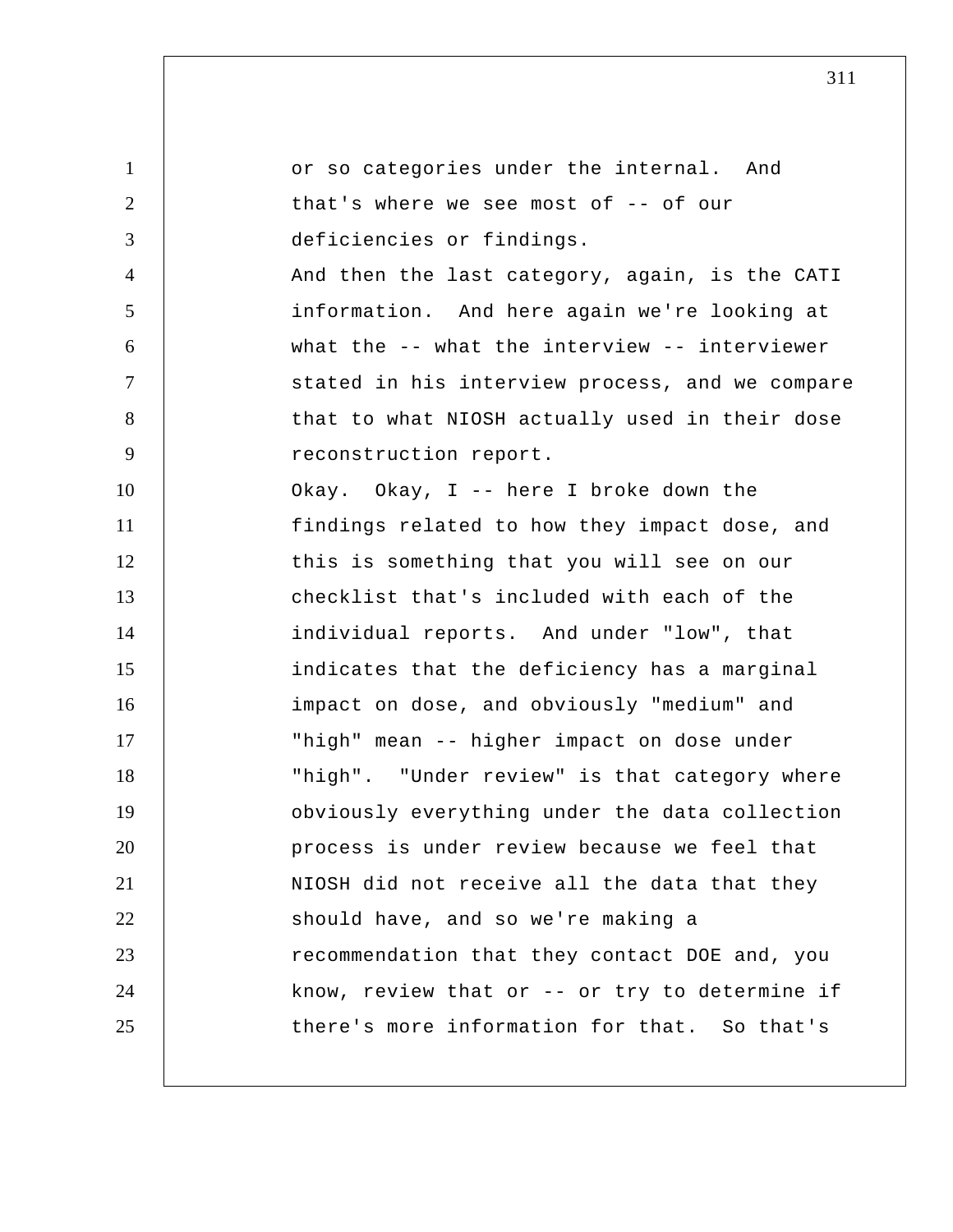or so categories under the internal. And that's where we see most of -- of our deficiencies or findings.

And then the last category, again, is the CATI information. And here again we're looking at what the -- what the interview -- interviewer stated in his interview process, and we compare that to what NIOSH actually used in their dose reconstruction report.

Okay. Okay, I -- here I broke down the findings related to how they impact dose, and this is something that you will see on our checklist that's included with each of the individual reports. And under "low", that indicates that the deficiency has a marginal impact on dose, and obviously "medium" and "high" mean -- higher impact on dose under "high". "Under review" is that category where obviously everything under the data collection process is under review because we feel that NIOSH did not receive all the data that they should have, and so we're making a recommendation that they contact DOE and, you know, review that or -- or try to determine if there's more information for that. So that's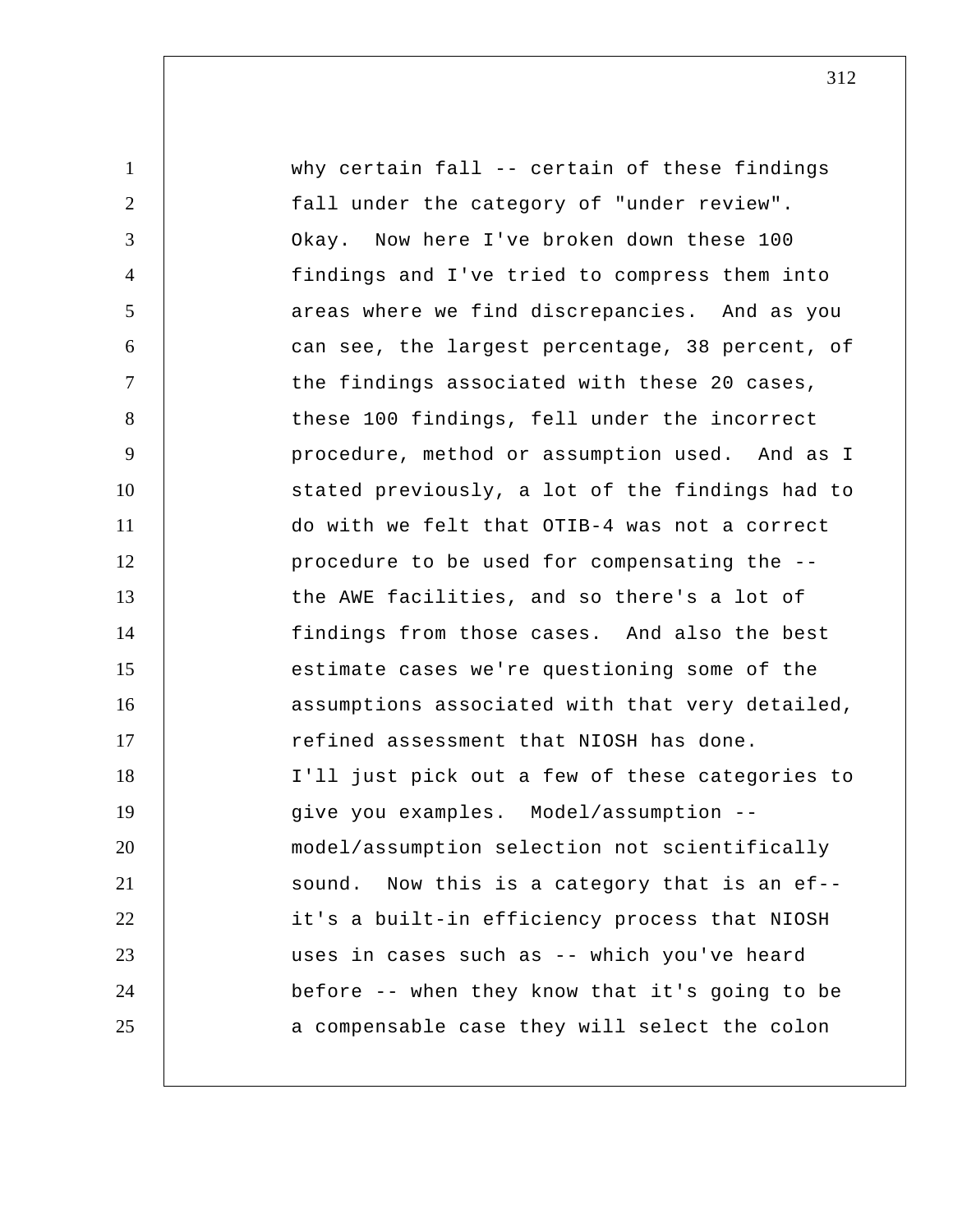why certain fall -- certain of these findings fall under the category of "under review". Okay. Now here I've broken down these 100 findings and I've tried to compress them into areas where we find discrepancies. And as you can see, the largest percentage, 38 percent, of the findings associated with these 20 cases, these 100 findings, fell under the incorrect procedure, method or assumption used. And as I stated previously, a lot of the findings had to do with we felt that OTIB-4 was not a correct procedure to be used for compensating the -- the AWE facilities, and so there's a lot of findings from those cases. And also the best estimate cases we're questioning some of the assumptions associated with that very detailed, refined assessment that NIOSH has done.

I'll just pick out a few of these categories to give you examples. Model/assumption -- model/assumption selection not scientifically sound. Now this is a category that is an ef-- it's a built-in efficiency process that NIOSH uses in cases such as -- which you've heard before -- when they know that it's going to be a compensable case they will select the colon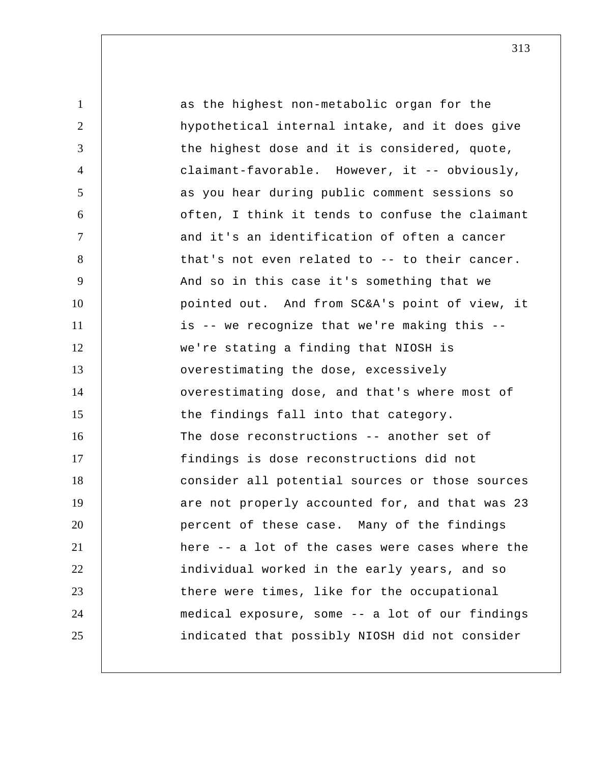as the highest non-metabolic organ for the hypothetical internal intake, and it does give the highest dose and it is considered, quote, claimant-favorable. However, it -- obviously, as you hear during public comment sessions so often, I think it tends to confuse the claimant and it's an identification of often a cancer that's not even related to -- to their cancer. And so in this case it's something that we pointed out. And from SC&A's point of view, it is -- we recognize that we're making this -- we're stating a finding that NIOSH is overestimating the dose, excessively overestimating dose, and that's where most of the findings fall into that category.

The dose reconstructions -- another set of findings is dose reconstructions did not consider all potential sources or those sources are not properly accounted for, and that was 23 percent of these case. Many of the findings here -- a lot of the cases were cases where the individual worked in the early years, and so there were times, like for the occupational medical exposure, some -- a lot of our findings indicated that possibly NIOSH did not consider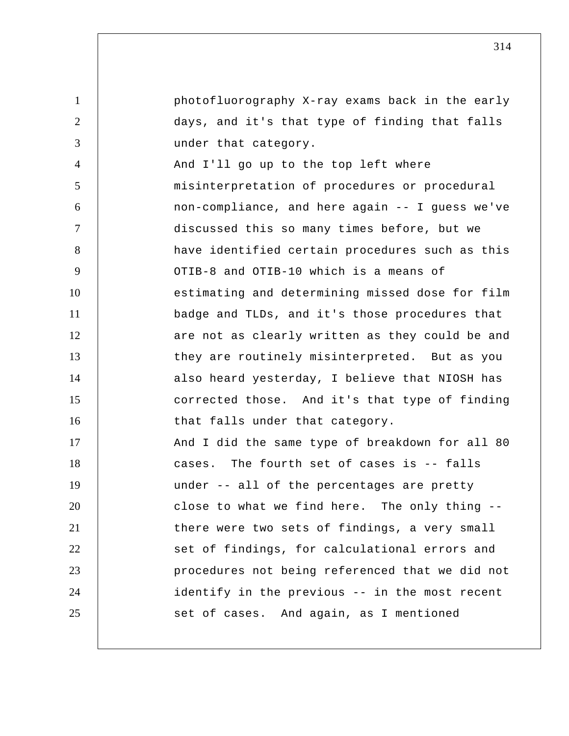photofluorography X-ray exams back in the early days, and it's that type of finding that falls under that category.

And I'll go up to the top left where misinterpretation of procedures or procedural non-compliance, and here again -- I guess we've discussed this so many times before, but we have identified certain procedures such as this OTIB-8 and OTIB-10 which is a means of estimating and determining missed dose for film badge and TLDs, and it's those procedures that are not as clearly written as they could be and they are routinely misinterpreted. But as you also heard yesterday, I believe that NIOSH has corrected those. And it's that type of finding that falls under that category.

And I did the same type of breakdown for all 80 cases. The fourth set of cases is -- falls under -- all of the percentages are pretty close to what we find here. The only thing -- there were two sets of findings, a very small set of findings, for calculational errors and procedures not being referenced that we did not identify in the previous -- in the most recent set of cases. And again, as I mentioned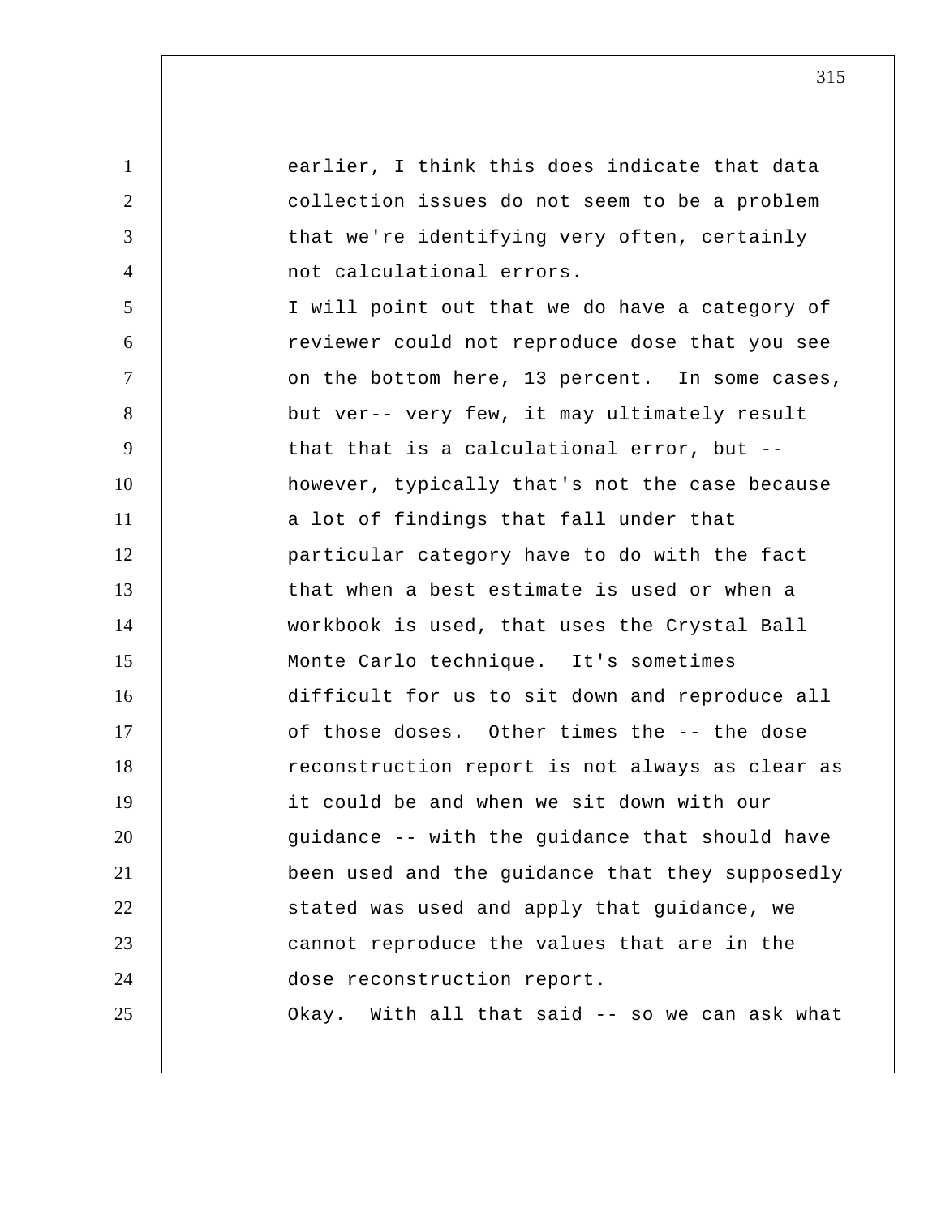earlier, I think this does indicate that data collection issues do not seem to be a problem that we're identifying very often, certainly not calculational errors.

I will point out that we do have a category of reviewer could not reproduce dose that you see on the bottom here, 13 percent. In some cases, but ver-- very few, it may ultimately result that that is a calculational error, but -- however, typically that's not the case because a lot of findings that fall under that particular category have to do with the fact that when a best estimate is used or when a workbook is used, that uses the Crystal Ball Monte Carlo technique. It's sometimes difficult for us to sit down and reproduce all of those doses. Other times the -- the dose reconstruction report is not always as clear as it could be and when we sit down with our guidance -- with the guidance that should have been used and the guidance that they supposedly stated was used and apply that guidance, we cannot reproduce the values that are in the dose reconstruction report.

Okay. With all that said -- so we can ask what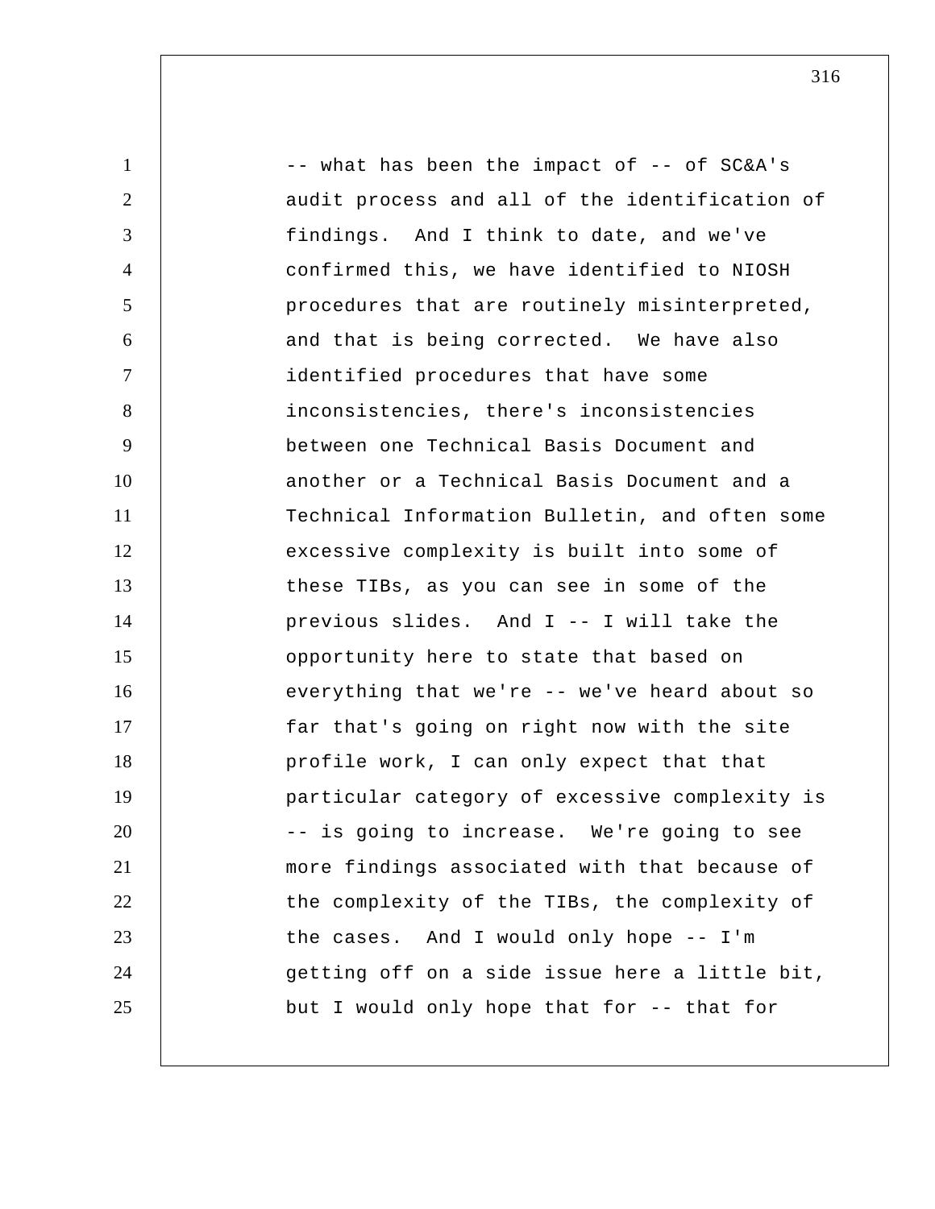-- what has been the impact of -- of SC&A's audit process and all of the identification of findings. And I think to date, and we've confirmed this, we have identified to NIOSH procedures that are routinely misinterpreted, and that is being corrected. We have also identified procedures that have some inconsistencies, there's inconsistencies between one Technical Basis Document and another or a Technical Basis Document and a Technical Information Bulletin, and often some excessive complexity is built into some of these TIBs, as you can see in some of the previous slides. And I -- I will take the opportunity here to state that based on everything that we're -- we've heard about so far that's going on right now with the site profile work, I can only expect that that particular category of excessive complexity is -- is going to increase. We're going to see more findings associated with that because of the complexity of the TIBs, the complexity of the cases. And I would only hope -- I'm getting off on a side issue here a little bit, but I would only hope that for -- that for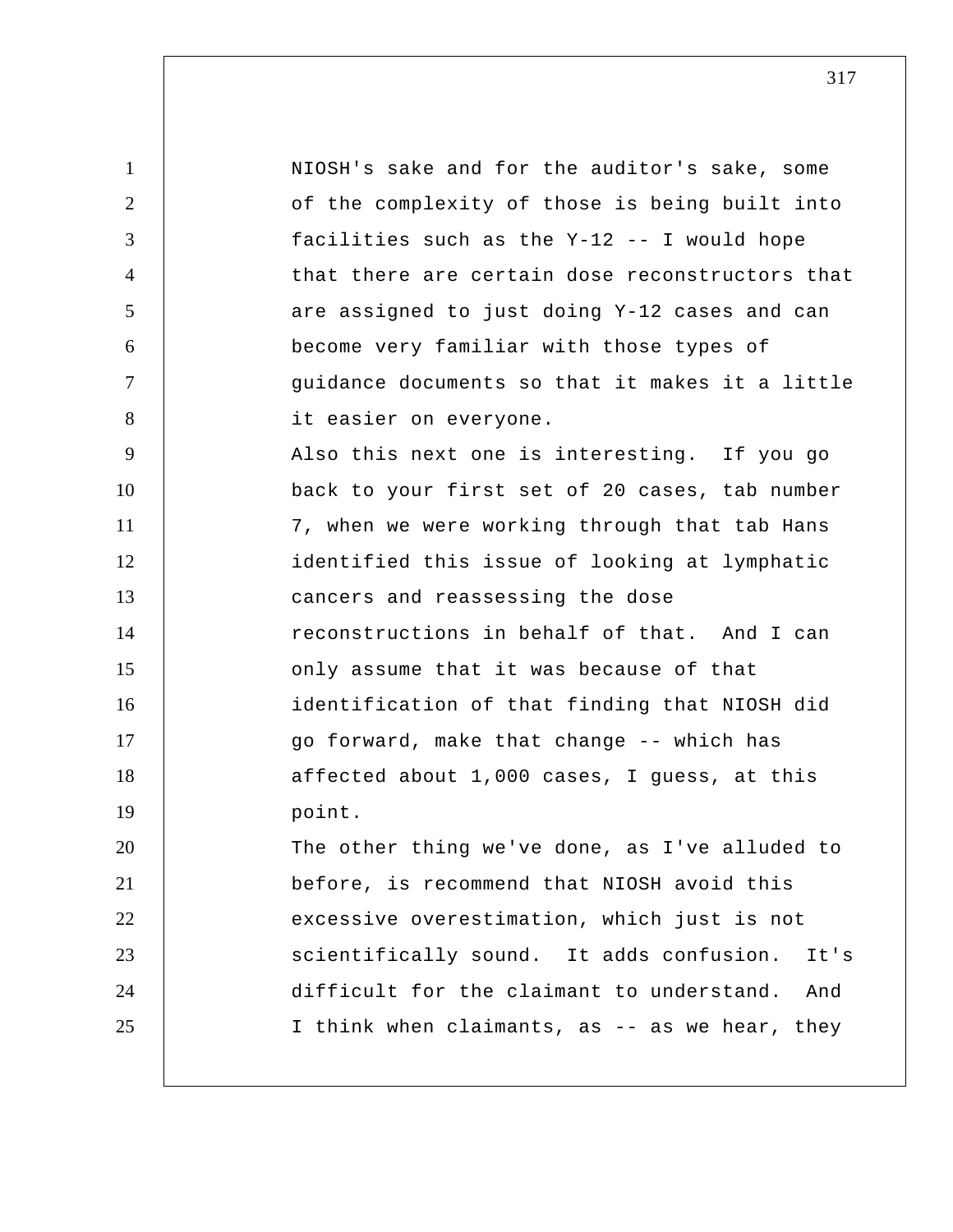NIOSH's sake and for the auditor's sake, some of the complexity of those is being built into facilities such as the Y-12 -- I would hope that there are certain dose reconstructors that are assigned to just doing Y-12 cases and can become very familiar with those types of guidance documents so that it makes it a little it easier on everyone.

Also this next one is interesting. If you go back to your first set of 20 cases, tab number 7, when we were working through that tab Hans identified this issue of looking at lymphatic cancers and reassessing the dose reconstructions in behalf of that. And I can only assume that it was because of that identification of that finding that NIOSH did go forward, make that change -- which has affected about 1,000 cases, I guess, at this point.

The other thing we've done, as I've alluded to before, is recommend that NIOSH avoid this excessive overestimation, which just is not scientifically sound. It adds confusion. It's difficult for the claimant to understand. And I think when claimants, as -- as we hear, they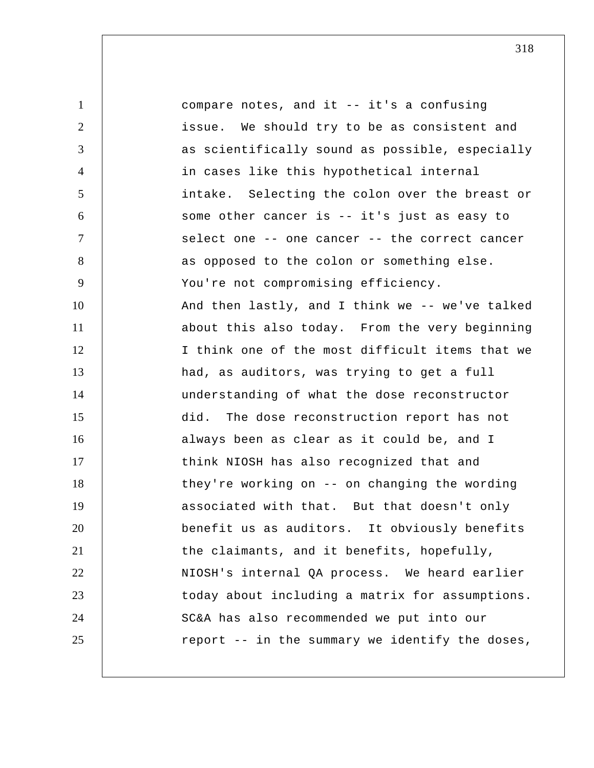compare notes, and it -- it's a confusing issue. We should try to be as consistent and as scientifically sound as possible, especially in cases like this hypothetical internal intake. Selecting the colon over the breast or some other cancer is -- it's just as easy to select one -- one cancer -- the correct cancer as opposed to the colon or something else. You're not compromising efficiency.

And then lastly, and I think we -- we've talked about this also today. From the very beginning I think one of the most difficult items that we had, as auditors, was trying to get a full understanding of what the dose reconstructor did. The dose reconstruction report has not always been as clear as it could be, and I think NIOSH has also recognized that and they're working on -- on changing the wording associated with that. But that doesn't only benefit us as auditors. It obviously benefits the claimants, and it benefits, hopefully, NIOSH's internal QA process. We heard earlier today about including a matrix for assumptions. SC&A has also recommended we put into our report -- in the summary we identify the doses,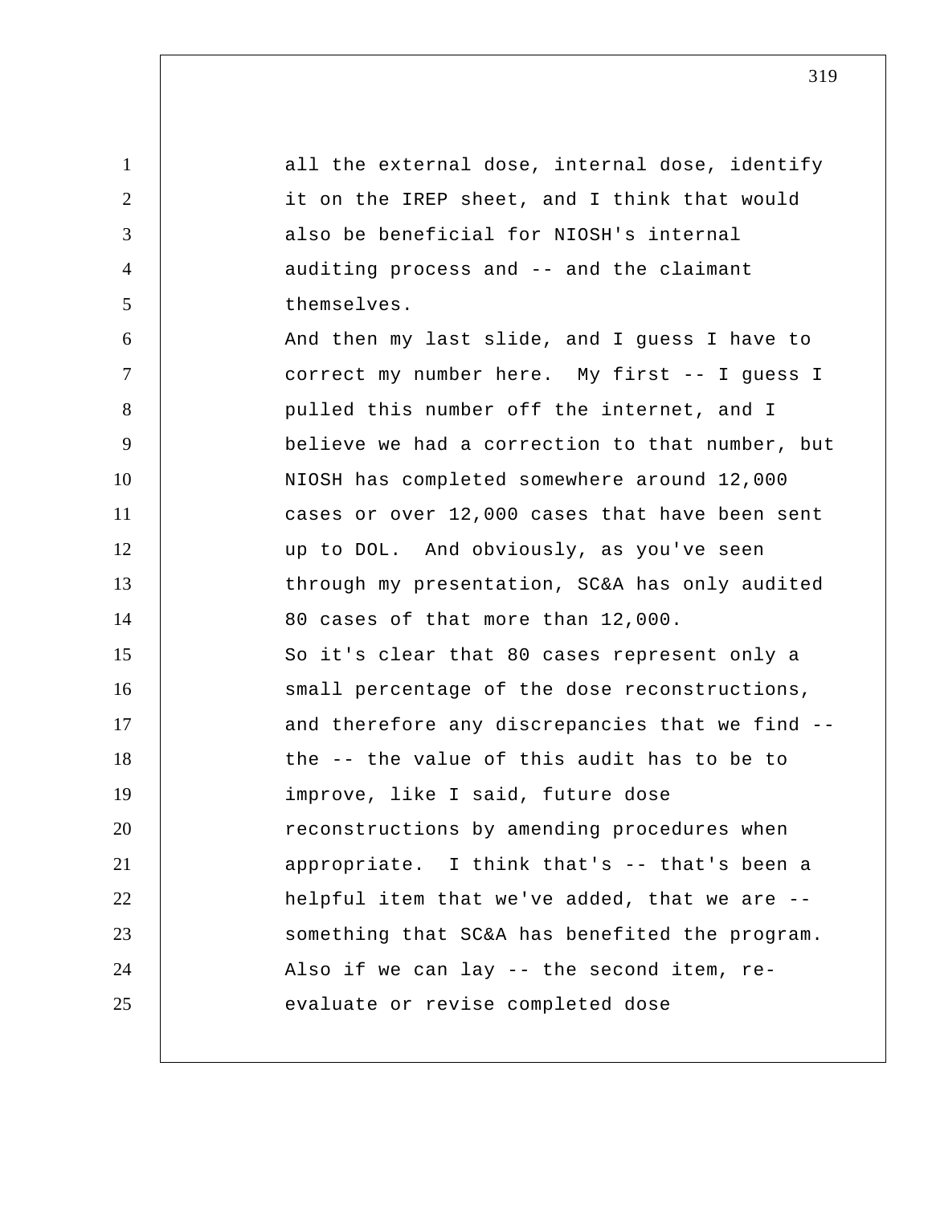all the external dose, internal dose, identify it on the IREP sheet, and I think that would also be beneficial for NIOSH's internal auditing process and -- and the claimant themselves.

And then my last slide, and I guess I have to correct my number here. My first -- I guess I pulled this number off the internet, and I believe we had a correction to that number, but NIOSH has completed somewhere around 12,000 cases or over 12,000 cases that have been sent up to DOL. And obviously, as you've seen through my presentation, SC&A has only audited 80 cases of that more than 12,000.

So it's clear that 80 cases represent only a small percentage of the dose reconstructions, and therefore any discrepancies that we find -- the -- the value of this audit has to be to improve, like I said, future dose reconstructions by amending procedures when appropriate. I think that's -- that's been a helpful item that we've added, that we are -- something that SC&A has benefited the program.

Also if we can lay -- the second item, re-evaluate or revise completed dose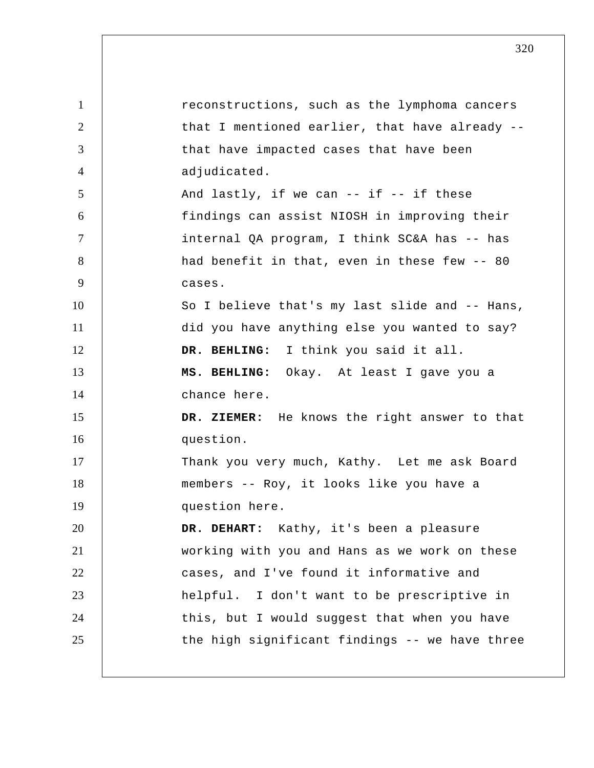reconstructions, such as the lymphoma cancers that I mentioned earlier, that have already -- that have impacted cases that have been adjudicated.

And lastly, if we can -- if -- if these findings can assist NIOSH in improving their internal QA program, I think SC&A has -- has had benefit in that, even in these few -- 80 cases.

So I believe that's my last slide and -- Hans, did you have anything else you wanted to say?

**DR. BEHLING:** I think you said it all.

**MS. BEHLING:** Okay. At least I gave you a chance here.

**DR. ZIEMER:** He knows the right answer to that question.

Thank you very much, Kathy. Let me ask Board members -- Roy, it looks like you have a question here.

**DR. DEHART:** Kathy, it's been a pleasure working with you and Hans as we work on these cases, and I've found it informative and helpful. I don't want to be prescriptive in this, but I would suggest that when you have the high significant findings -- we have three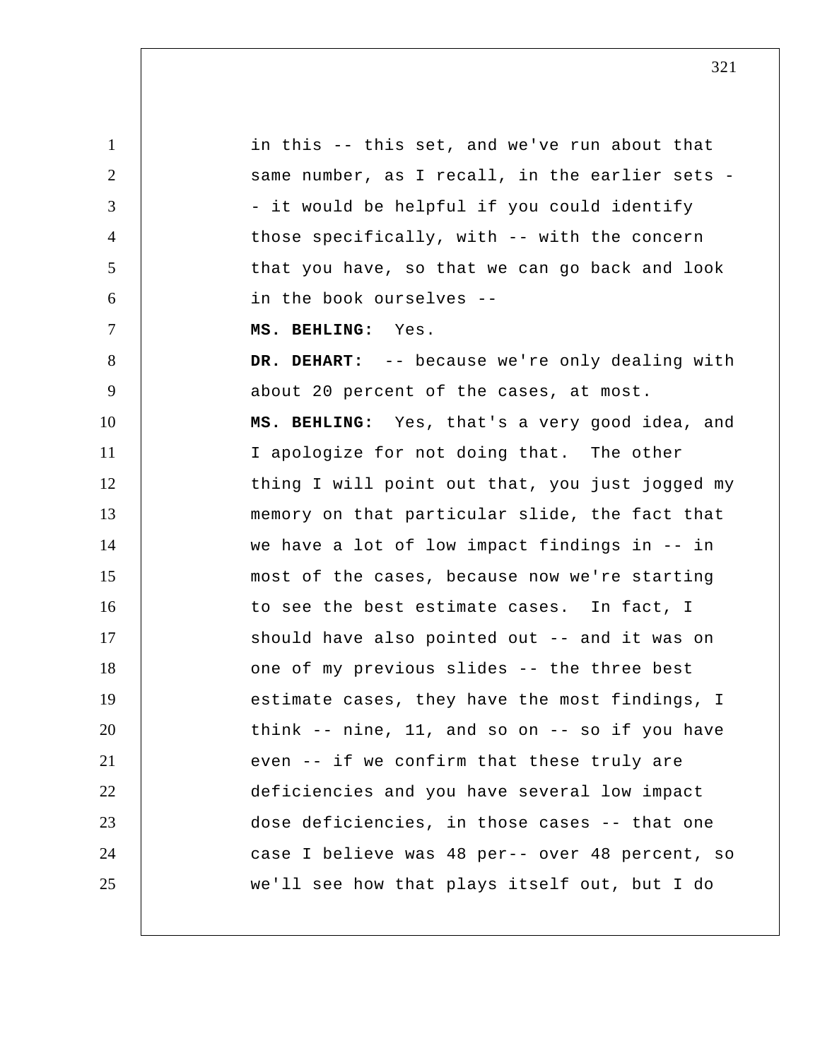in this -- this set, and we've run about that same number, as I recall, in the earlier sets -- it would be helpful if you could identify those specifically, with -- with the concern that you have, so that we can go back and look in the book ourselves --

**MS. BEHLING:** Yes.

**DR. DEHART:** -- because we're only dealing with about 20 percent of the cases, at most.

**MS. BEHLING:** Yes, that's a very good idea, and I apologize for not doing that. The other thing I will point out that, you just jogged my memory on that particular slide, the fact that we have a lot of low impact findings in -- in most of the cases, because now we're starting to see the best estimate cases. In fact, I should have also pointed out -- and it was on one of my previous slides -- the three best estimate cases, they have the most findings, I think -- nine, 11, and so on -- so if you have even -- if we confirm that these truly are deficiencies and you have several low impact dose deficiencies, in those cases -- that one case I believe was 48 per-- over 48 percent, so we'll see how that plays itself out, but I do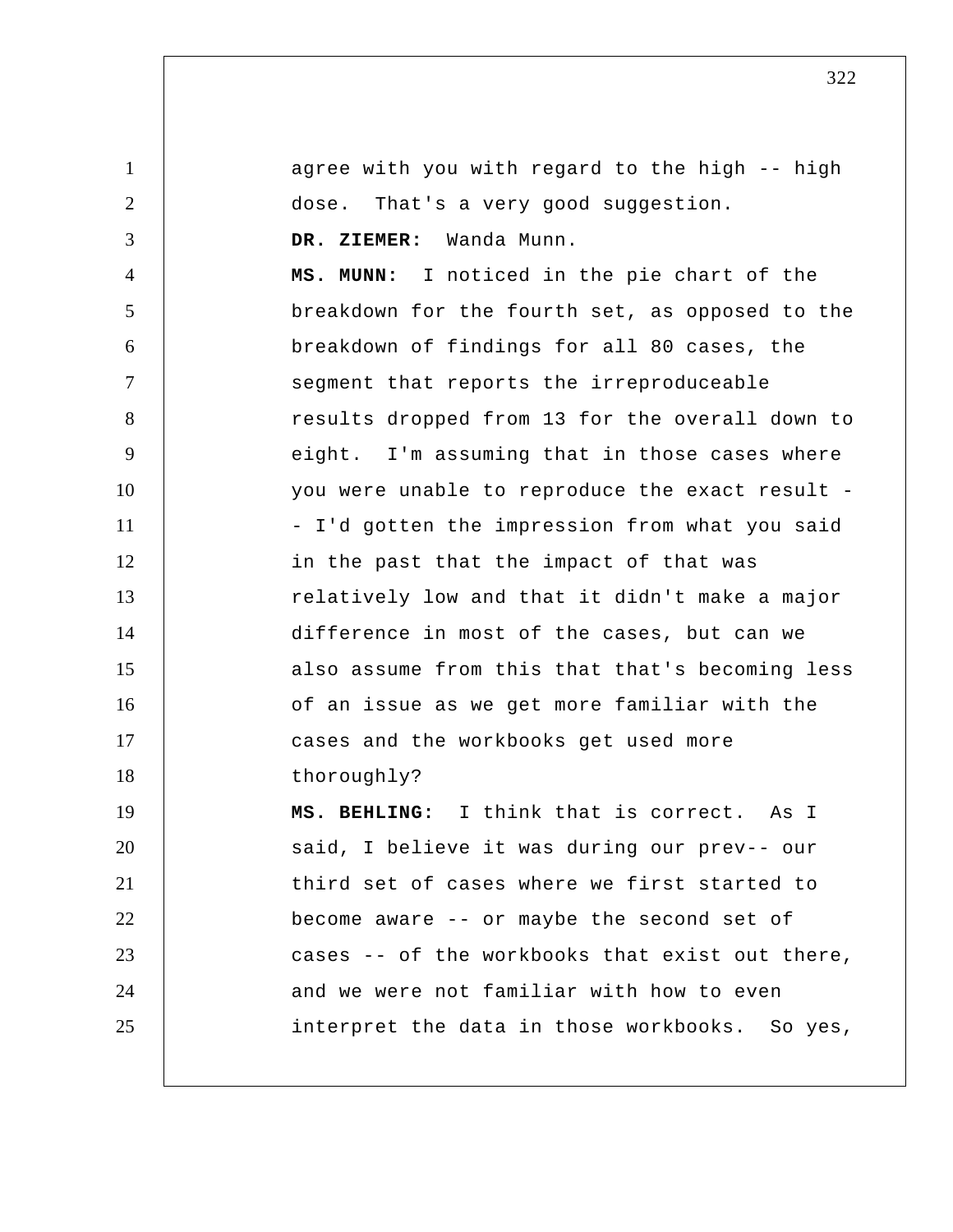agree with you with regard to the high -- high dose. That's a very good suggestion.

**DR. ZIEMER:** Wanda Munn.

**MS. MUNN:** I noticed in the pie chart of the breakdown for the fourth set, as opposed to the breakdown of findings for all 80 cases, the segment that reports the irreproduceable results dropped from 13 for the overall down to eight. I'm assuming that in those cases where you were unable to reproduce the exact result -- I'd gotten the impression from what you said in the past that the impact of that was relatively low and that it didn't make a major difference in most of the cases, but can we also assume from this that that's becoming less of an issue as we get more familiar with the cases and the workbooks get used more thoroughly?

**MS. BEHLING:** I think that is correct. As I said, I believe it was during our prev-- our third set of cases where we first started to become aware -- or maybe the second set of cases -- of the workbooks that exist out there, and we were not familiar with how to even interpret the data in those workbooks. So yes,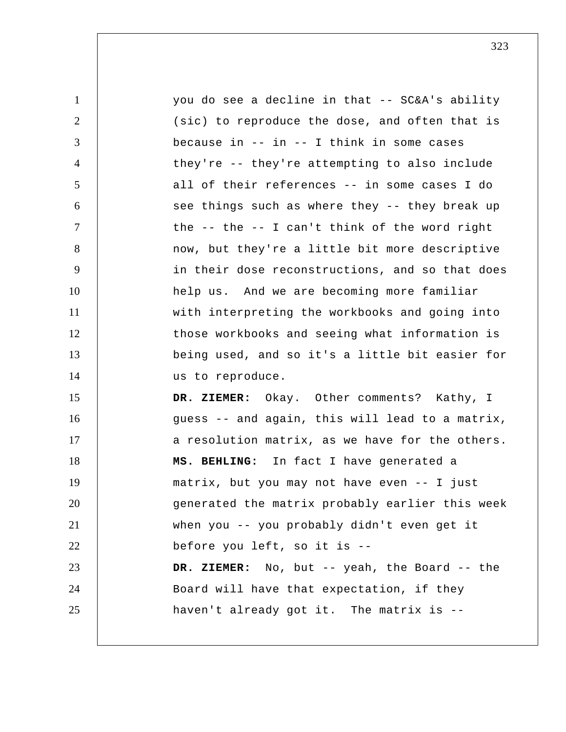you do see a decline in that -- SC&A's ability (sic) to reproduce the dose, and often that is because in -- in -- I think in some cases they're -- they're attempting to also include all of their references -- in some cases I do see things such as where they -- they break up the -- the -- I can't think of the word right now, but they're a little bit more descriptive in their dose reconstructions, and so that does help us. And we are becoming more familiar with interpreting the workbooks and going into those workbooks and seeing what information is being used, and so it's a little bit easier for us to reproduce.

**DR. ZIEMER:** Okay. Other comments? Kathy, I guess -- and again, this will lead to a matrix, a resolution matrix, as we have for the others.

**MS. BEHLING:** In fact I have generated a matrix, but you may not have even -- I just generated the matrix probably earlier this week when you -- you probably didn't even get it before you left, so it is --

**DR. ZIEMER:** No, but -- yeah, the Board -- the Board will have that expectation, if they haven't already got it. The matrix is --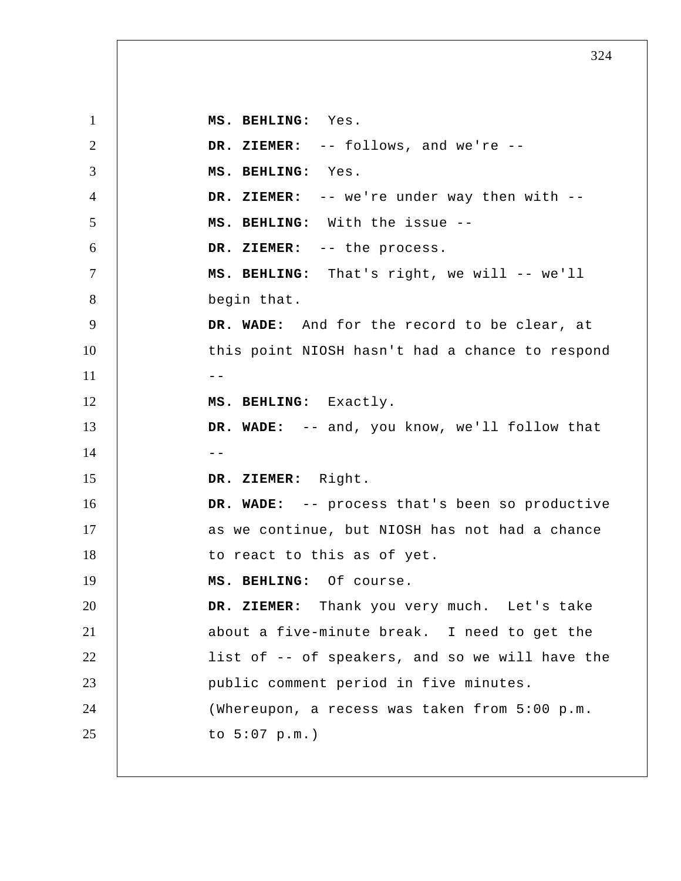**MS. BEHLING:** Yes.

**DR. ZIEMER:** -- follows, and we're --

**MS. BEHLING:** Yes.

**DR. ZIEMER:** -- we're under way then with --

**MS. BEHLING:** With the issue --

**DR. ZIEMER:** -- the process.

**MS. BEHLING:** That's right, we will -- we'll begin that.

**DR. WADE:** And for the record to be clear, at this point NIOSH hasn't had a chance to respond --

**MS. BEHLING:** Exactly.

**DR. WADE:** -- and, you know, we'll follow that --

**DR. ZIEMER:** Right.

**DR. WADE:** -- process that's been so productive as we continue, but NIOSH has not had a chance to react to this as of yet.

**MS. BEHLING:** Of course.

**DR. ZIEMER:** Thank you very much. Let's take about a five-minute break. I need to get the list of -- of speakers, and so we will have the public comment period in five minutes.

(Whereupon, a recess was taken from 5:00 p.m. to 5:07 p.m.)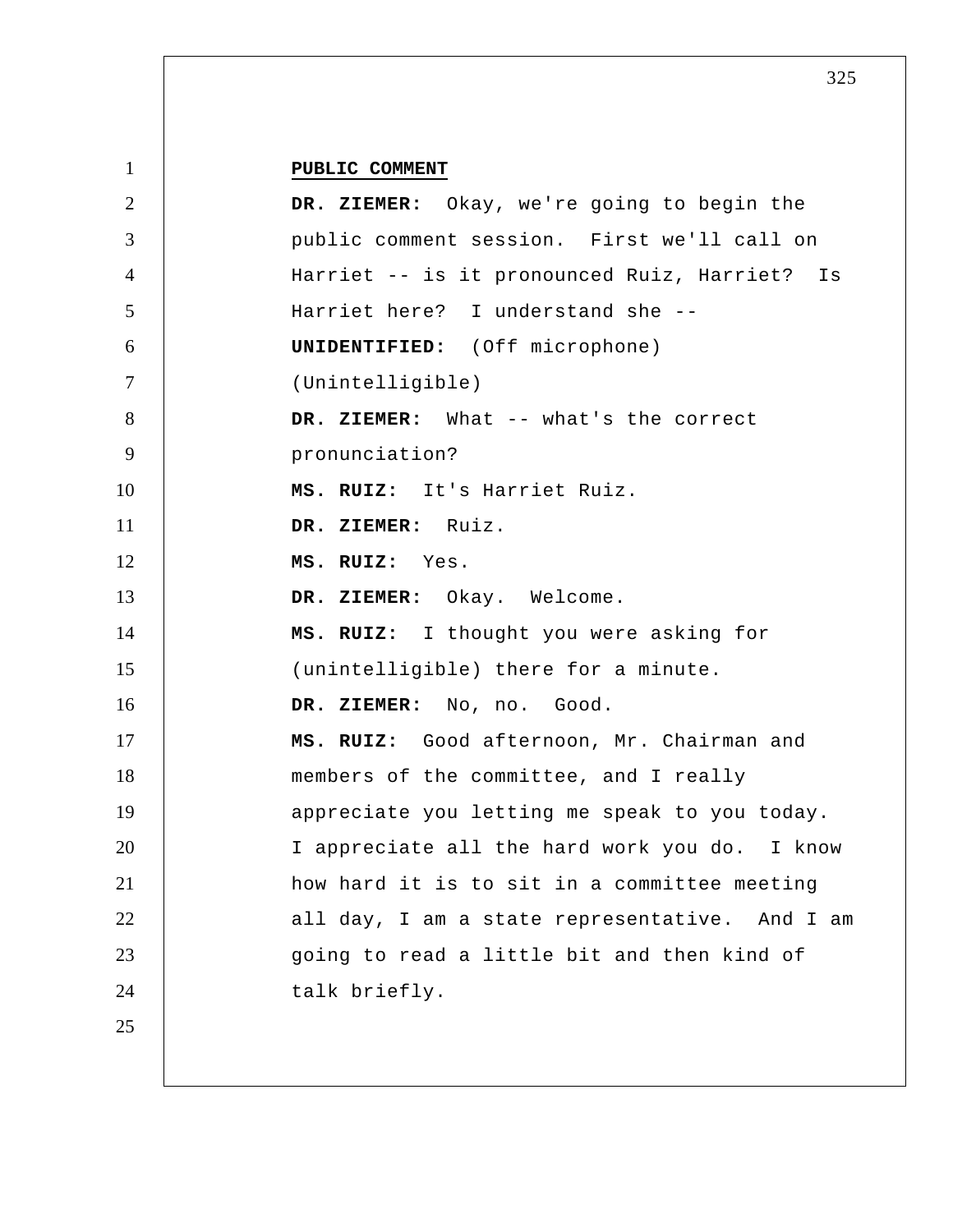**PUBLIC COMMENT**

**DR. ZIEMER:** Okay, we're going to begin the public comment session. First we'll call on Harriet -- is it pronounced Ruiz, Harriet? Is Harriet here? I understand she --

**UNIDENTIFIED:** (Off microphone) (Unintelligible)

**DR. ZIEMER:** What -- what's the correct pronunciation?

**MS. RUIZ:** It's Harriet Ruiz.

**DR. ZIEMER:** Ruiz.

**MS. RUIZ:** Yes.

**DR. ZIEMER:** Okay. Welcome.

**MS. RUIZ:** I thought you were asking for (unintelligible) there for a minute.

**DR. ZIEMER:** No, no. Good.

**MS. RUIZ:** Good afternoon, Mr. Chairman and members of the committee, and I really appreciate you letting me speak to you today. I appreciate all the hard work you do. I know how hard it is to sit in a committee meeting all day, I am a state representative. And I am going to read a little bit and then kind of talk briefly.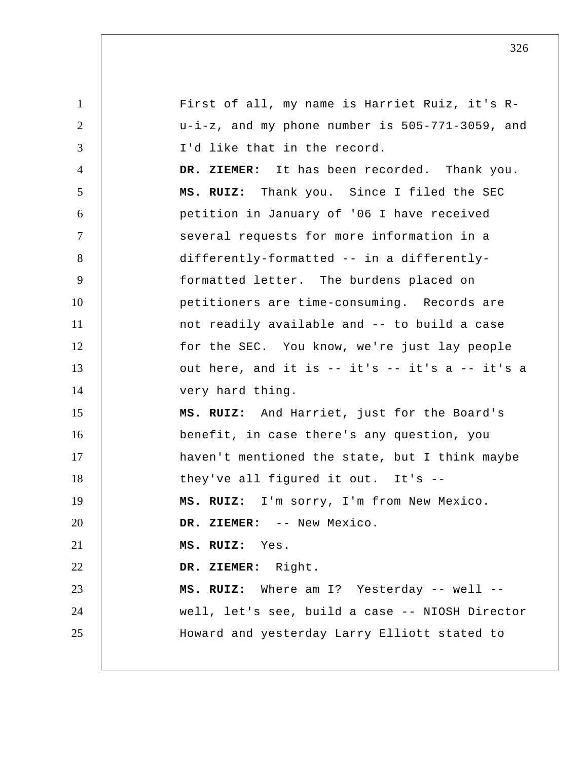First of all, my name is Harriet Ruiz, it's R-u-i-z, and my phone number is 505-771-3059, and I'd like that in the record.

**DR. ZIEMER:** It has been recorded. Thank you.

**MS. RUIZ:** Thank you. Since I filed the SEC petition in January of '06 I have received several requests for more information in a differently-formatted -- in a differently-formatted letter. The burdens placed on petitioners are time-consuming. Records are not readily available and -- to build a case for the SEC. You know, we're just lay people out here, and it is -- it's -- it's a -- it's a very hard thing.

**MS. RUIZ:** And Harriet, just for the Board's benefit, in case there's any question, you haven't mentioned the state, but I think maybe they've all figured it out. It's --

**MS. RUIZ:** I'm sorry, I'm from New Mexico.

**DR. ZIEMER:** -- New Mexico.

**MS. RUIZ:** Yes.

**DR. ZIEMER:** Right.

**MS. RUIZ:** Where am I? Yesterday -- well -- well, let's see, build a case -- NIOSH Director Howard and yesterday Larry Elliott stated to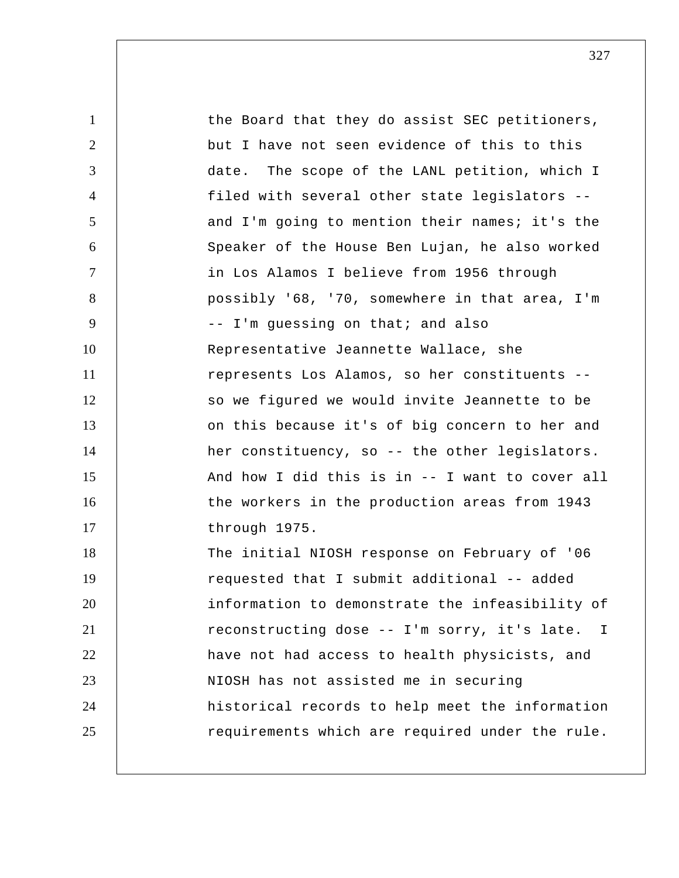the Board that they do assist SEC petitioners, but I have not seen evidence of this to this date. The scope of the LANL petition, which I filed with several other state legislators -- and I'm going to mention their names; it's the Speaker of the House Ben Lujan, he also worked in Los Alamos I believe from 1956 through possibly '68, '70, somewhere in that area, I'm -- I'm guessing on that; and also Representative Jeannette Wallace, she represents Los Alamos, so her constituents -- so we figured we would invite Jeannette to be on this because it's of big concern to her and her constituency, so -- the other legislators. And how I did this is in -- I want to cover all the workers in the production areas from 1943 through 1975.

The initial NIOSH response on February of '06 requested that I submit additional -- added information to demonstrate the infeasibility of reconstructing dose -- I'm sorry, it's late. I have not had access to health physicists, and NIOSH has not assisted me in securing historical records to help meet the information requirements which are required under the rule.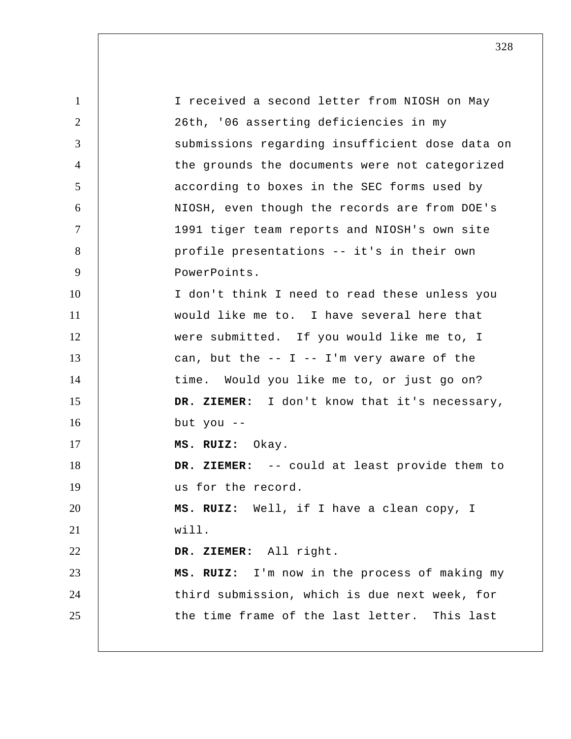I received a second letter from NIOSH on May 26th, '06 asserting deficiencies in my submissions regarding insufficient dose data on the grounds the documents were not categorized according to boxes in the SEC forms used by NIOSH, even though the records are from DOE's 1991 tiger team reports and NIOSH's own site profile presentations -- it's in their own PowerPoints.

I don't think I need to read these unless you would like me to. I have several here that were submitted. If you would like me to, I can, but the -- I -- I'm very aware of the time. Would you like me to, or just go on?

**DR. ZIEMER:** I don't know that it's necessary, but you --

**MS. RUIZ:** Okay.

**DR. ZIEMER:** -- could at least provide them to us for the record.

**MS. RUIZ:** Well, if I have a clean copy, I will.

**DR. ZIEMER:** All right.

**MS. RUIZ:** I'm now in the process of making my third submission, which is due next week, for the time frame of the last letter. This last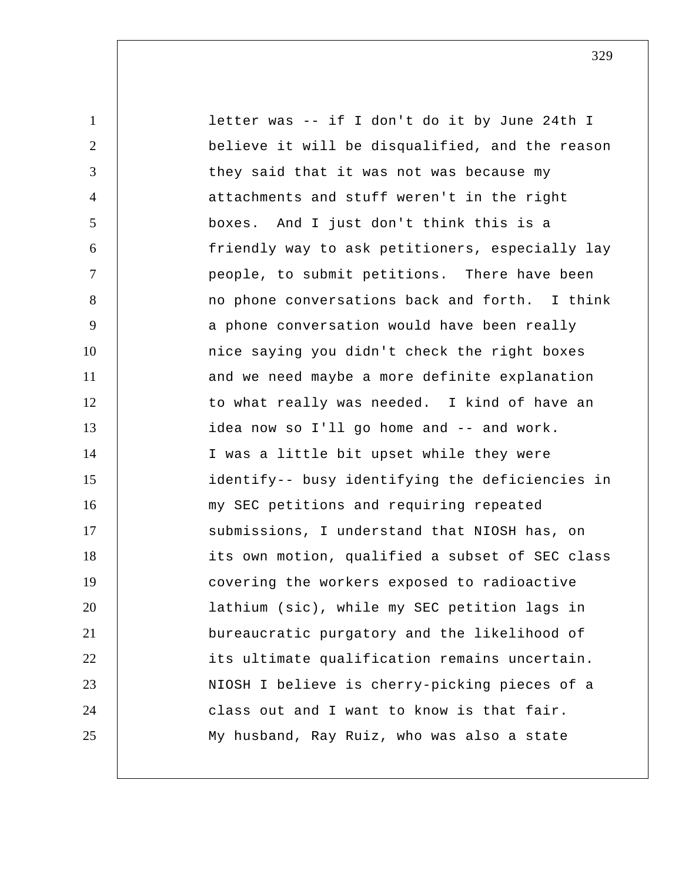letter was -- if I don't do it by June 24th I believe it will be disqualified, and the reason they said that it was not was because my attachments and stuff weren't in the right boxes. And I just don't think this is a friendly way to ask petitioners, especially lay people, to submit petitions. There have been no phone conversations back and forth. I think a phone conversation would have been really nice saying you didn't check the right boxes and we need maybe a more definite explanation to what really was needed. I kind of have an idea now so I'll go home and -- and work.

I was a little bit upset while they were identify-- busy identifying the deficiencies in my SEC petitions and requiring repeated submissions, I understand that NIOSH has, on its own motion, qualified a subset of SEC class covering the workers exposed to radioactive lathium (sic), while my SEC petition lags in bureaucratic purgatory and the likelihood of its ultimate qualification remains uncertain.

NIOSH I believe is cherry-picking pieces of a class out and I want to know is that fair.

My husband, Ray Ruiz, who was also a state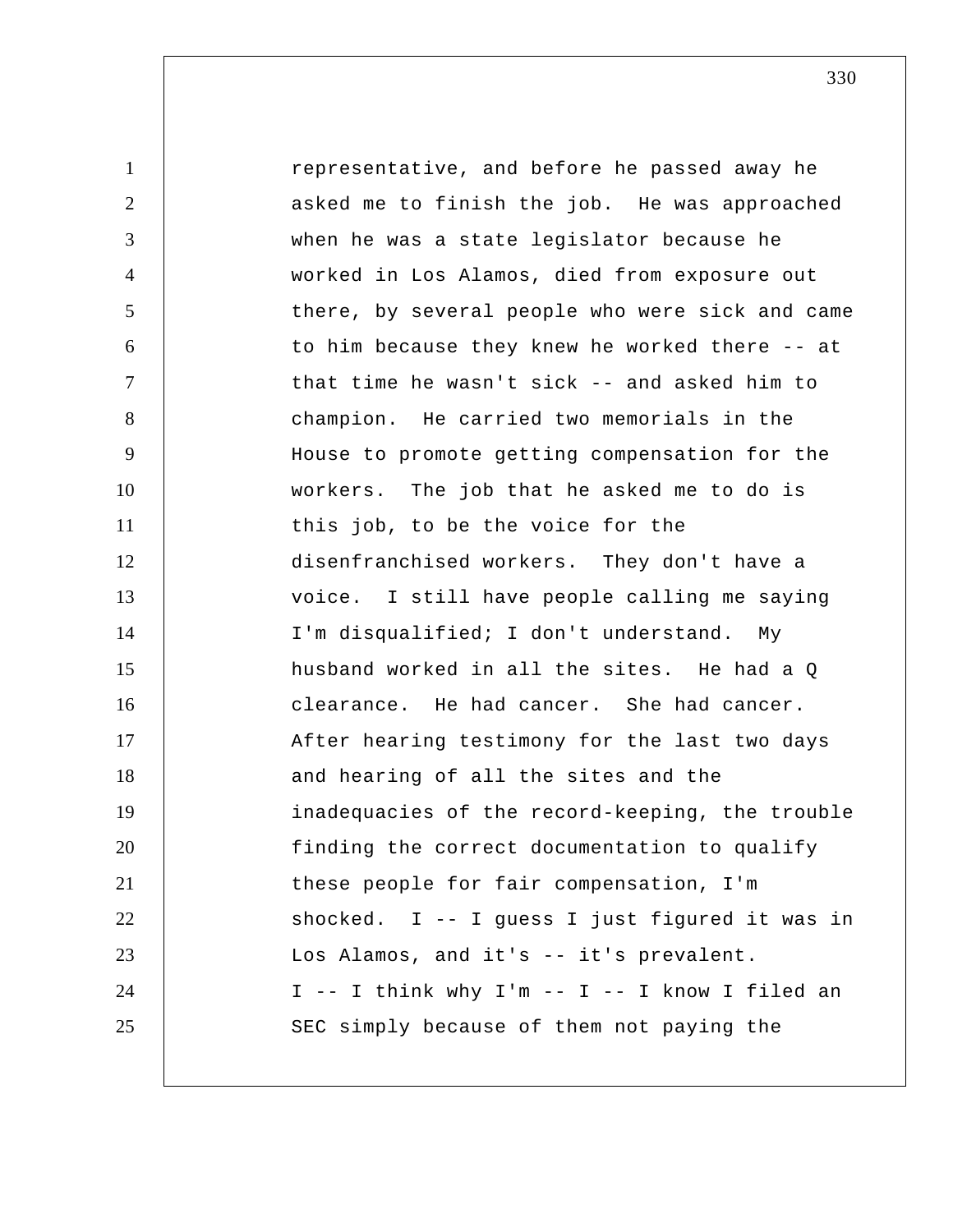representative, and before he passed away he asked me to finish the job. He was approached when he was a state legislator because he worked in Los Alamos, died from exposure out there, by several people who were sick and came to him because they knew he worked there -- at that time he wasn't sick -- and asked him to champion. He carried two memorials in the House to promote getting compensation for the workers. The job that he asked me to do is this job, to be the voice for the disenfranchised workers. They don't have a voice. I still have people calling me saying I'm disqualified; I don't understand. My husband worked in all the sites. He had a Q clearance. He had cancer. She had cancer. After hearing testimony for the last two days and hearing of all the sites and the inadequacies of the record-keeping, the trouble finding the correct documentation to qualify these people for fair compensation, I'm shocked. I -- I guess I just figured it was in Los Alamos, and it's -- it's prevalent.

I -- I think why I'm -- I -- I know I filed an SEC simply because of them not paying the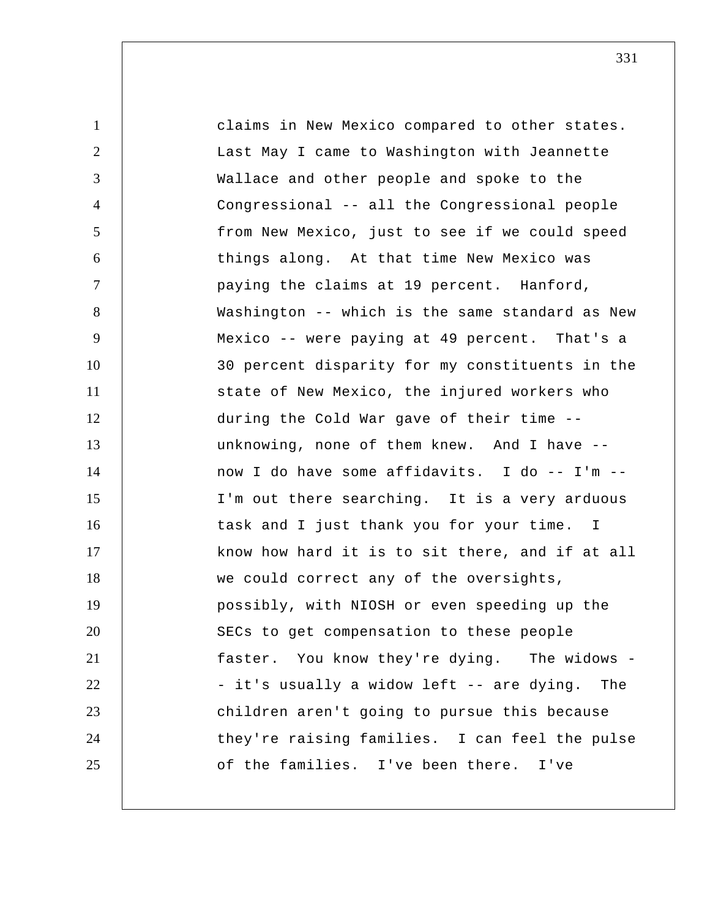claims in New Mexico compared to other states. Last May I came to Washington with Jeannette Wallace and other people and spoke to the Congressional -- all the Congressional people from New Mexico, just to see if we could speed things along. At that time New Mexico was paying the claims at 19 percent. Hanford, Washington -- which is the same standard as New Mexico -- were paying at 49 percent. That's a 30 percent disparity for my constituents in the state of New Mexico, the injured workers who during the Cold War gave of their time -- unknowing, none of them knew. And I have -- now I do have some affidavits. I do -- I'm -- I'm out there searching. It is a very arduous task and I just thank you for your time. I know how hard it is to sit there, and if at all we could correct any of the oversights, possibly, with NIOSH or even speeding up the SECs to get compensation to these people faster. You know they're dying. The widows -- it's usually a widow left -- are dying. The children aren't going to pursue this because they're raising families. I can feel the pulse of the families. I've been there. I've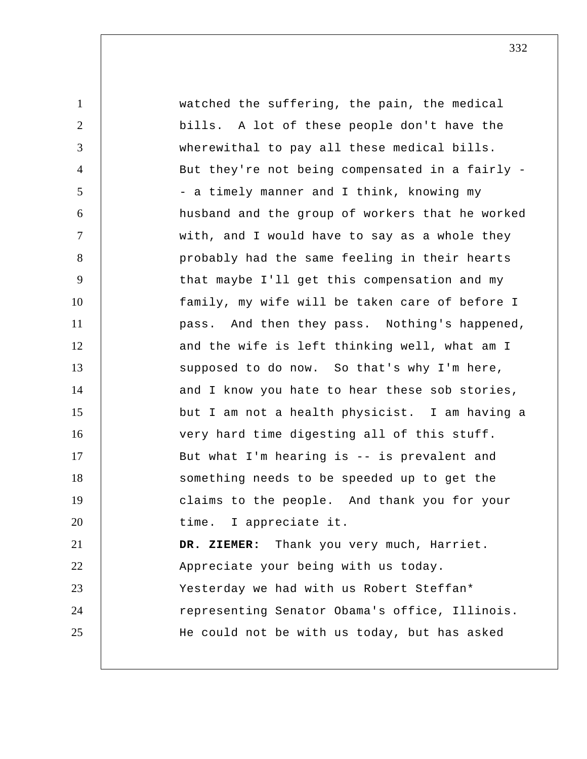watched the suffering, the pain, the medical bills. A lot of these people don't have the wherewithal to pay all these medical bills. But they're not being compensated in a fairly -- a timely manner and I think, knowing my husband and the group of workers that he worked with, and I would have to say as a whole they probably had the same feeling in their hearts that maybe I'll get this compensation and my family, my wife will be taken care of before I pass. And then they pass. Nothing's happened, and the wife is left thinking well, what am I supposed to do now. So that's why I'm here, and I know you hate to hear these sob stories, but I am not a health physicist. I am having a very hard time digesting all of this stuff. But what I'm hearing is -- is prevalent and something needs to be speeded up to get the claims to the people. And thank you for your time. I appreciate it.

**DR. ZIEMER:** Thank you very much, Harriet. Appreciate your being with us today. Yesterday we had with us Robert Steffan* representing Senator Obama's office, Illinois. He could not be with us today, but has asked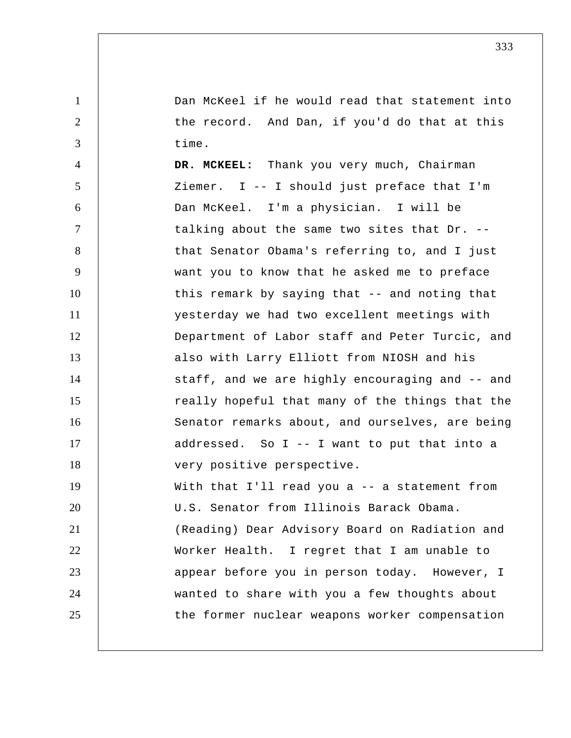Dan McKeel if he would read that statement into the record. And Dan, if you'd do that at this time.

**DR. MCKEEL:** Thank you very much, Chairman Ziemer. I -- I should just preface that I'm Dan McKeel. I'm a physician. I will be talking about the same two sites that Dr. -- that Senator Obama's referring to, and I just want you to know that he asked me to preface this remark by saying that -- and noting that yesterday we had two excellent meetings with Department of Labor staff and Peter Turcic, and also with Larry Elliott from NIOSH and his staff, and we are highly encouraging and -- and really hopeful that many of the things that the Senator remarks about, and ourselves, are being addressed. So I -- I want to put that into a very positive perspective.

With that I'll read you a -- a statement from U.S. Senator from Illinois Barack Obama.

(Reading) Dear Advisory Board on Radiation and Worker Health. I regret that I am unable to appear before you in person today. However, I wanted to share with you a few thoughts about the former nuclear weapons worker compensation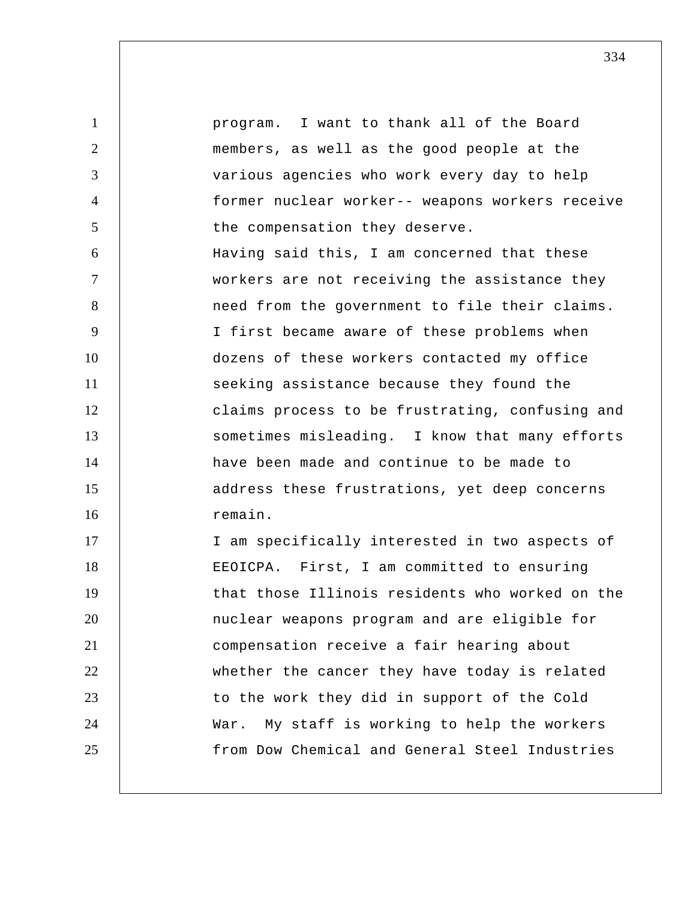program. I want to thank all of the Board members, as well as the good people at the various agencies who work every day to help former nuclear worker-- weapons workers receive the compensation they deserve.

Having said this, I am concerned that these workers are not receiving the assistance they need from the government to file their claims. I first became aware of these problems when dozens of these workers contacted my office seeking assistance because they found the claims process to be frustrating, confusing and sometimes misleading. I know that many efforts have been made and continue to be made to address these frustrations, yet deep concerns remain.

I am specifically interested in two aspects of EEOICPA. First, I am committed to ensuring that those Illinois residents who worked on the nuclear weapons program and are eligible for compensation receive a fair hearing about whether the cancer they have today is related to the work they did in support of the Cold War. My staff is working to help the workers from Dow Chemical and General Steel Industries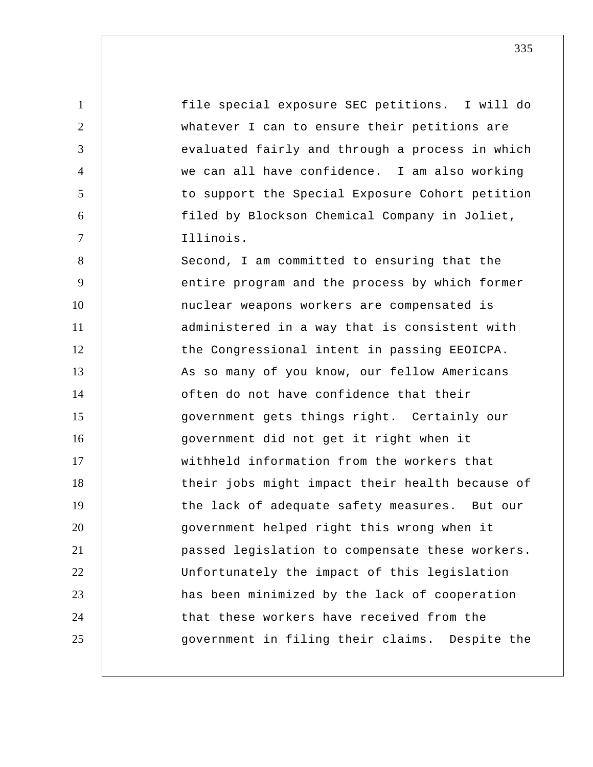file special exposure SEC petitions. I will do whatever I can to ensure their petitions are evaluated fairly and through a process in which we can all have confidence. I am also working to support the Special Exposure Cohort petition filed by Blockson Chemical Company in Joliet, Illinois.

Second, I am committed to ensuring that the entire program and the process by which former nuclear weapons workers are compensated is administered in a way that is consistent with the Congressional intent in passing EEOICPA. As so many of you know, our fellow Americans often do not have confidence that their government gets things right. Certainly our government did not get it right when it withheld information from the workers that their jobs might impact their health because of the lack of adequate safety measures. But our government helped right this wrong when it passed legislation to compensate these workers. Unfortunately the impact of this legislation has been minimized by the lack of cooperation that these workers have received from the government in filing their claims. Despite the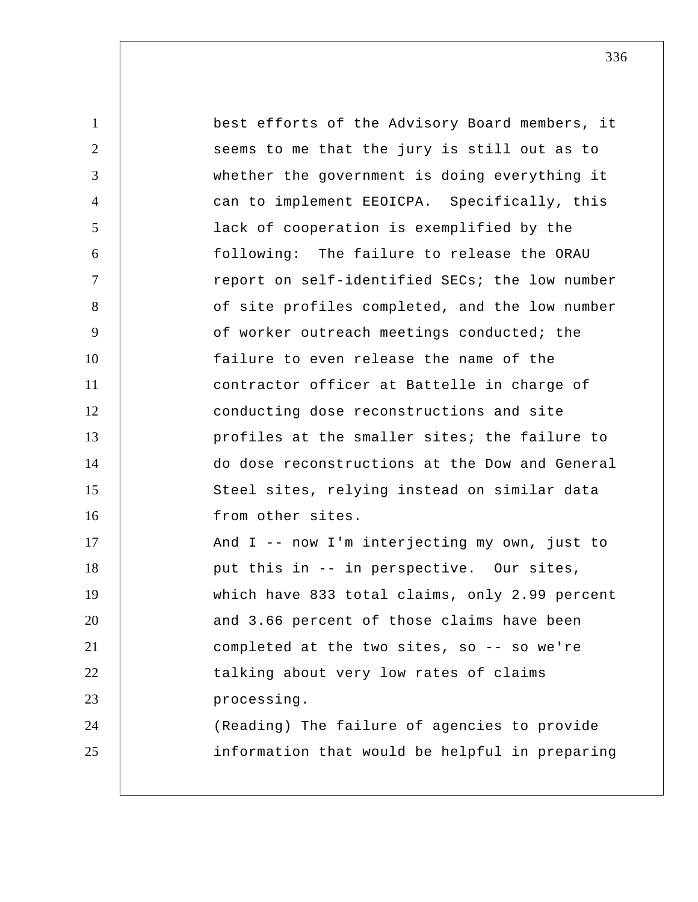best efforts of the Advisory Board members, it seems to me that the jury is still out as to whether the government is doing everything it can to implement EEOICPA. Specifically, this lack of cooperation is exemplified by the following: The failure to release the ORAU report on self-identified SECs; the low number of site profiles completed, and the low number of worker outreach meetings conducted; the failure to even release the name of the contractor officer at Battelle in charge of conducting dose reconstructions and site profiles at the smaller sites; the failure to do dose reconstructions at the Dow and General Steel sites, relying instead on similar data from other sites.

And I -- now I'm interjecting my own, just to put this in -- in perspective. Our sites, which have 833 total claims, only 2.99 percent and 3.66 percent of those claims have been completed at the two sites, so -- so we're talking about very low rates of claims processing.

(Reading) The failure of agencies to provide information that would be helpful in preparing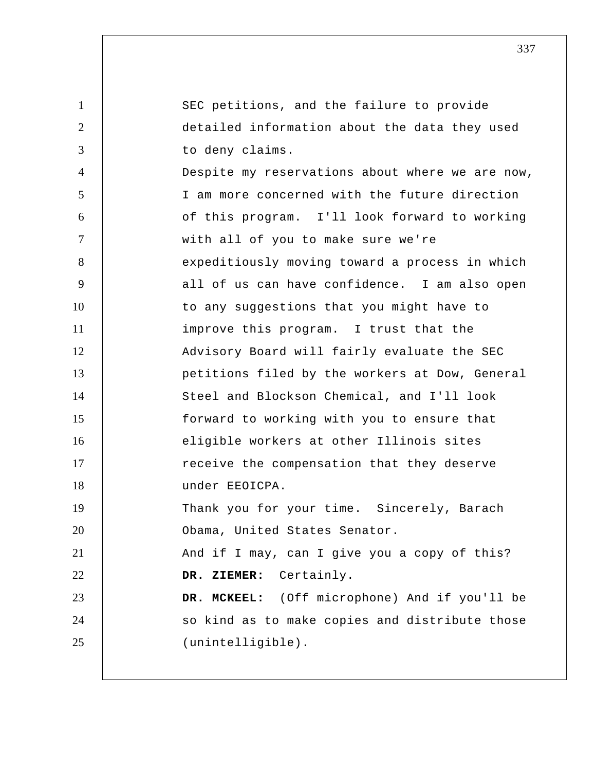SEC petitions, and the failure to provide detailed information about the data they used to deny claims.

Despite my reservations about where we are now, I am more concerned with the future direction of this program. I'll look forward to working with all of you to make sure we're expeditiously moving toward a process in which all of us can have confidence. I am also open to any suggestions that you might have to improve this program. I trust that the Advisory Board will fairly evaluate the SEC petitions filed by the workers at Dow, General Steel and Blockson Chemical, and I'll look forward to working with you to ensure that eligible workers at other Illinois sites receive the compensation that they deserve under EEOICPA.

Thank you for your time. Sincerely, Barach Obama, United States Senator.

And if I may, can I give you a copy of this?

**DR. ZIEMER:** Certainly.

**DR. MCKEEL:** (Off microphone) And if you'll be so kind as to make copies and distribute those (unintelligible).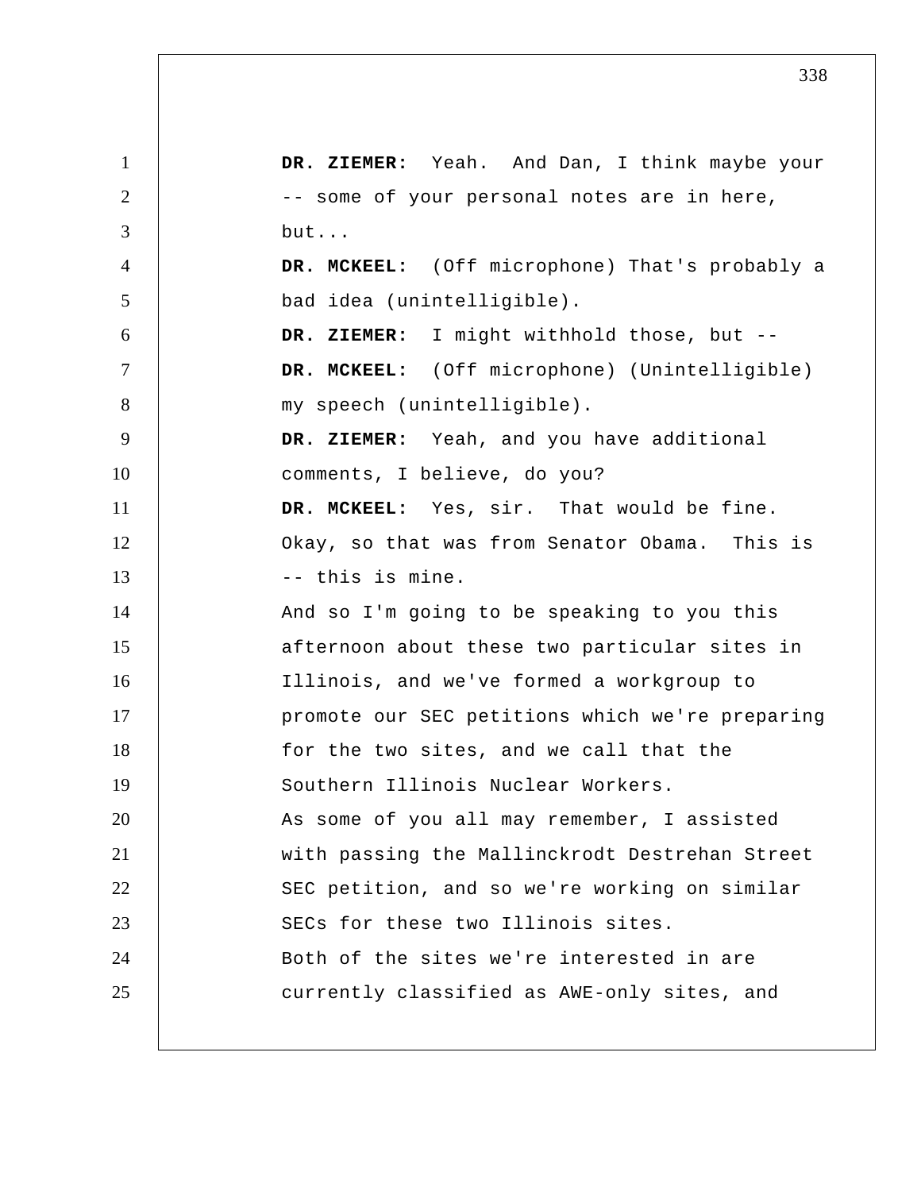**DR. ZIEMER:** Yeah. And Dan, I think maybe your -- some of your personal notes are in here, but...

**DR. MCKEEL:** (Off microphone) That's probably a bad idea (unintelligible).

**DR. ZIEMER:** I might withhold those, but --

**DR. MCKEEL:** (Off microphone) (Unintelligible) my speech (unintelligible).

**DR. ZIEMER:** Yeah, and you have additional comments, I believe, do you?

**DR. MCKEEL:** Yes, sir. That would be fine. Okay, so that was from Senator Obama. This is -- this is mine.

And so I'm going to be speaking to you this afternoon about these two particular sites in Illinois, and we've formed a workgroup to promote our SEC petitions which we're preparing for the two sites, and we call that the Southern Illinois Nuclear Workers.

As some of you all may remember, I assisted with passing the Mallinckrodt Destrehan Street SEC petition, and so we're working on similar SECs for these two Illinois sites.

Both of the sites we're interested in are currently classified as AWE-only sites, and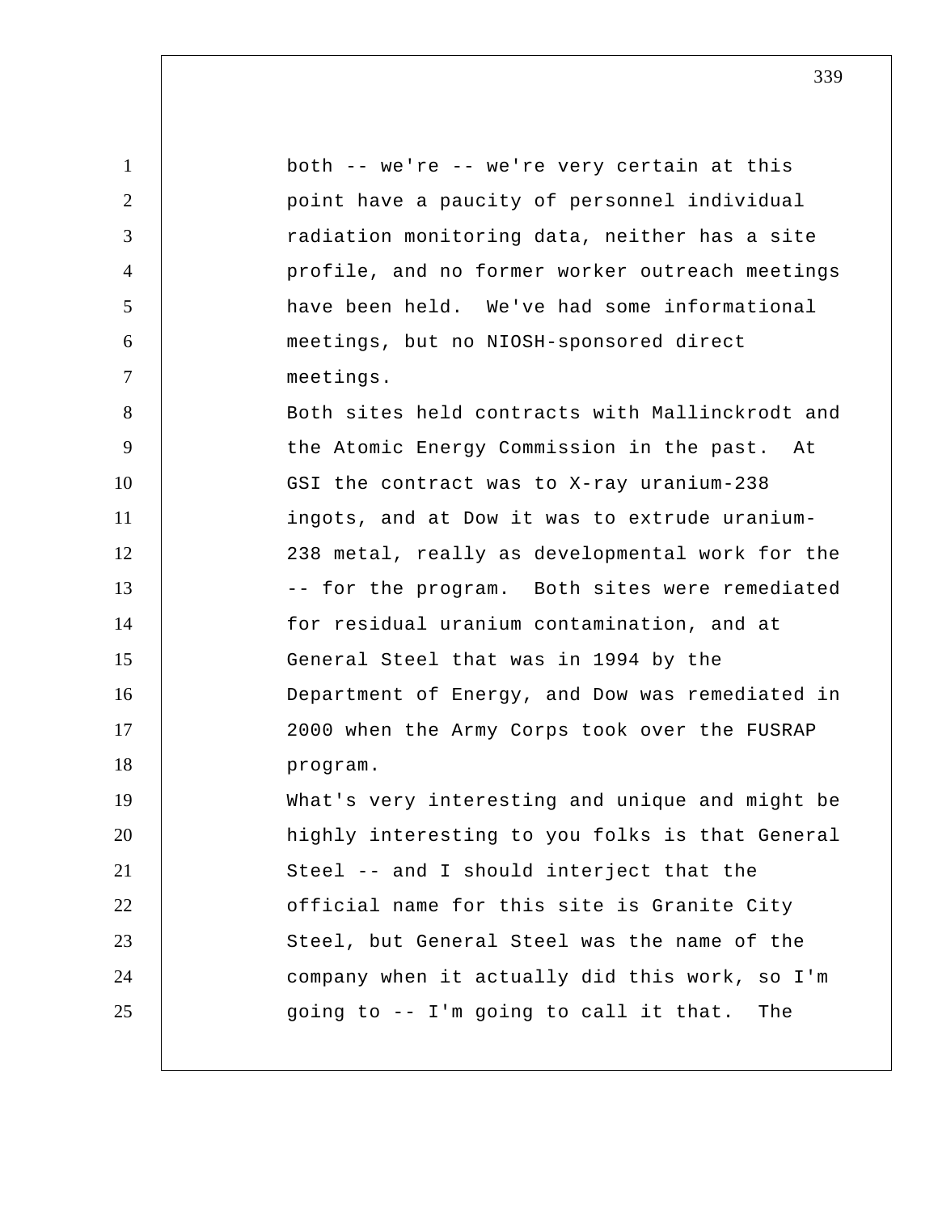both -- we're -- we're very certain at this point have a paucity of personnel individual radiation monitoring data, neither has a site profile, and no former worker outreach meetings have been held. We've had some informational meetings, but no NIOSH-sponsored direct meetings.

Both sites held contracts with Mallinckrodt and the Atomic Energy Commission in the past. At GSI the contract was to X-ray uranium-238 ingots, and at Dow it was to extrude uranium-238 metal, really as developmental work for the -- for the program. Both sites were remediated for residual uranium contamination, and at General Steel that was in 1994 by the Department of Energy, and Dow was remediated in 2000 when the Army Corps took over the FUSRAP program.

What's very interesting and unique and might be highly interesting to you folks is that General Steel -- and I should interject that the official name for this site is Granite City Steel, but General Steel was the name of the company when it actually did this work, so I'm going to -- I'm going to call it that. The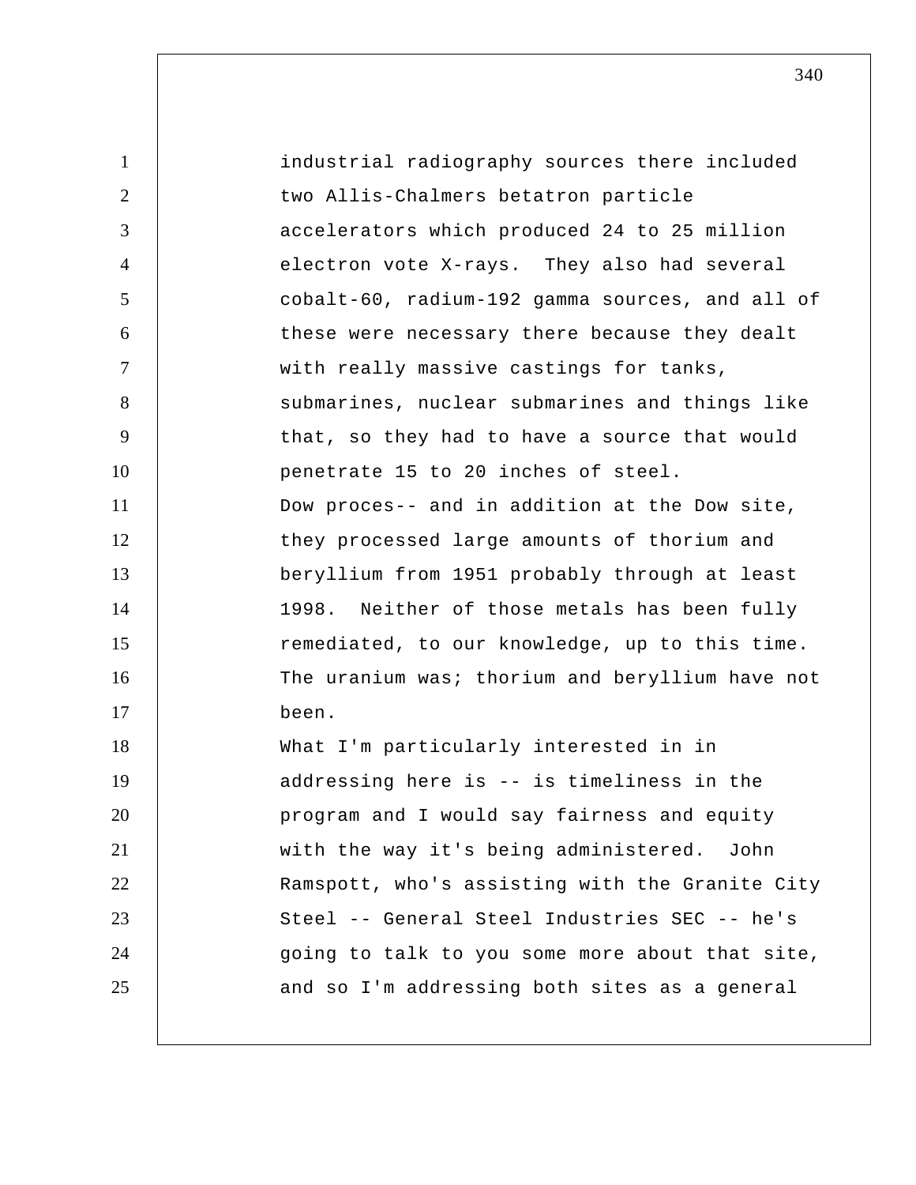industrial radiography sources there included two Allis-Chalmers betatron particle accelerators which produced 24 to 25 million electron vote X-rays. They also had several cobalt-60, radium-192 gamma sources, and all of these were necessary there because they dealt with really massive castings for tanks, submarines, nuclear submarines and things like that, so they had to have a source that would penetrate 15 to 20 inches of steel.

Dow proces-- and in addition at the Dow site, they processed large amounts of thorium and beryllium from 1951 probably through at least 1998. Neither of those metals has been fully remediated, to our knowledge, up to this time. The uranium was; thorium and beryllium have not been.

What I'm particularly interested in in addressing here is -- is timeliness in the program and I would say fairness and equity with the way it's being administered. John Ramspott, who's assisting with the Granite City Steel -- General Steel Industries SEC -- he's going to talk to you some more about that site, and so I'm addressing both sites as a general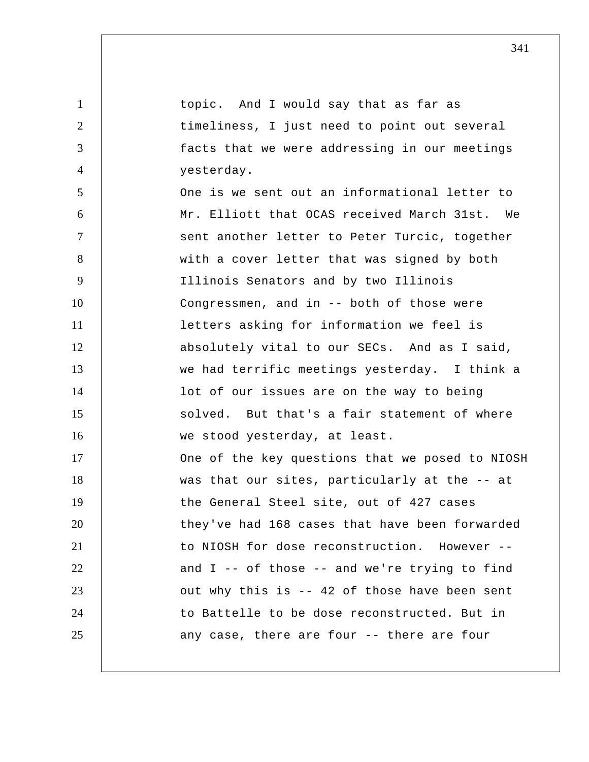topic. And I would say that as far as timeliness, I just need to point out several facts that we were addressing in our meetings yesterday.

One is we sent out an informational letter to Mr. Elliott that OCAS received March 31st. We sent another letter to Peter Turcic, together with a cover letter that was signed by both Illinois Senators and by two Illinois Congressmen, and in -- both of those were letters asking for information we feel is absolutely vital to our SECs. And as I said, we had terrific meetings yesterday. I think a lot of our issues are on the way to being solved. But that's a fair statement of where we stood yesterday, at least.

One of the key questions that we posed to NIOSH was that our sites, particularly at the -- at the General Steel site, out of 427 cases they've had 168 cases that have been forwarded to NIOSH for dose reconstruction. However -- and I -- of those -- and we're trying to find out why this is -- 42 of those have been sent to Battelle to be dose reconstructed. But in any case, there are four -- there are four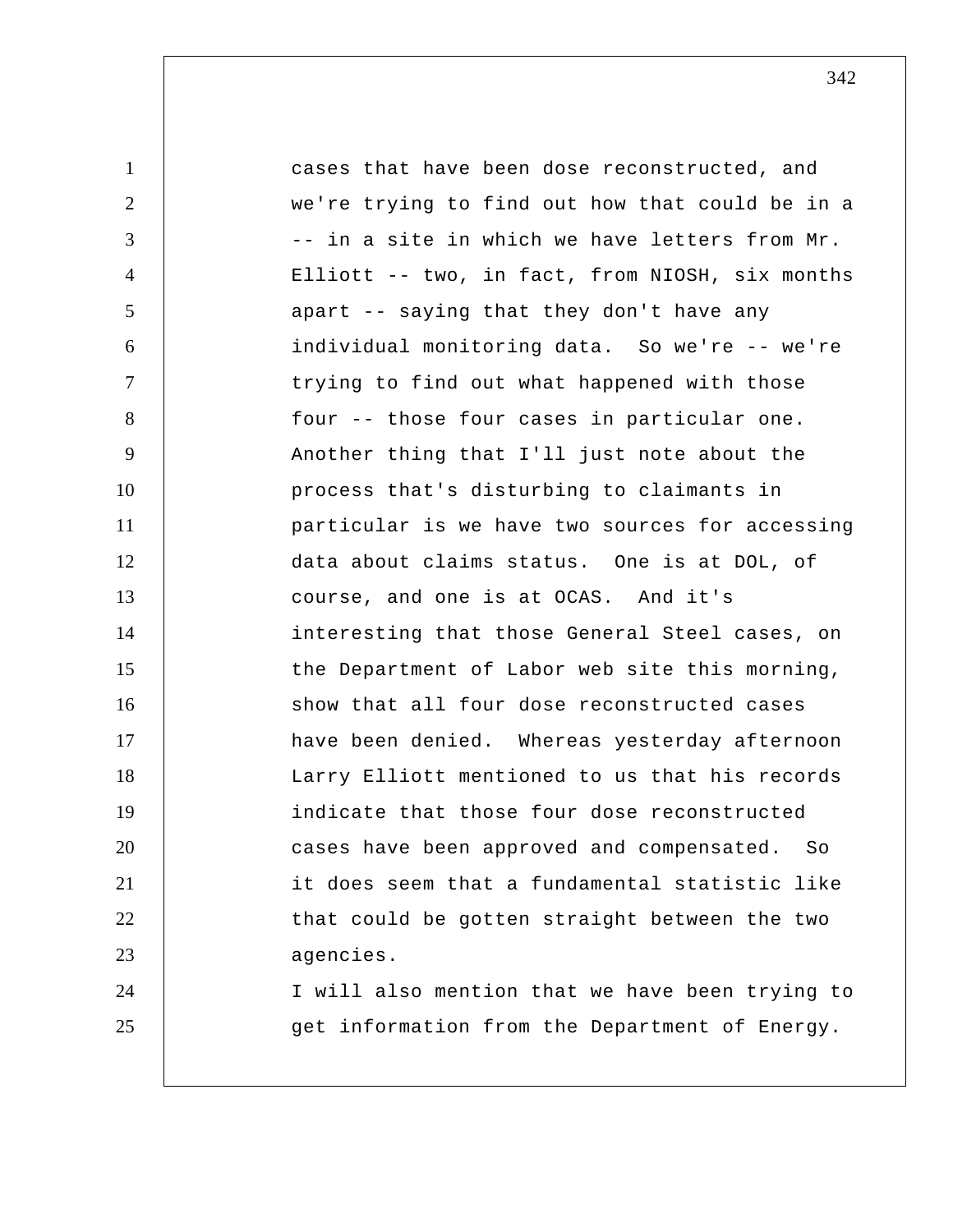cases that have been dose reconstructed, and we're trying to find out how that could be in a -- in a site in which we have letters from Mr. Elliott -- two, in fact, from NIOSH, six months apart -- saying that they don't have any individual monitoring data. So we're -- we're trying to find out what happened with those four -- those four cases in particular one. Another thing that I'll just note about the process that's disturbing to claimants in particular is we have two sources for accessing data about claims status. One is at DOL, of course, and one is at OCAS. And it's interesting that those General Steel cases, on the Department of Labor web site this morning, show that all four dose reconstructed cases have been denied. Whereas yesterday afternoon Larry Elliott mentioned to us that his records indicate that those four dose reconstructed cases have been approved and compensated. So it does seem that a fundamental statistic like that could be gotten straight between the two agencies.

I will also mention that we have been trying to get information from the Department of Energy.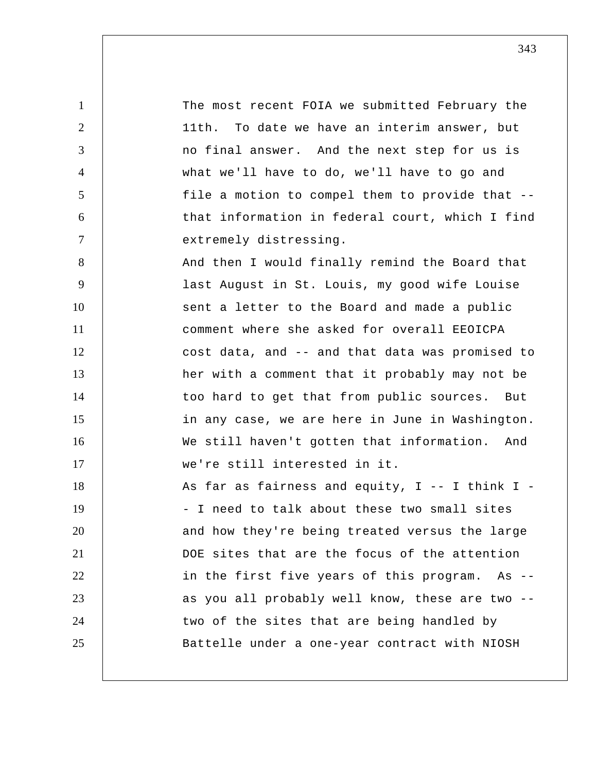The most recent FOIA we submitted February the 11th. To date we have an interim answer, but no final answer. And the next step for us is what we'll have to do, we'll have to go and file a motion to compel them to provide that -- that information in federal court, which I find extremely distressing.

And then I would finally remind the Board that last August in St. Louis, my good wife Louise sent a letter to the Board and made a public comment where she asked for overall EEOICPA cost data, and -- and that data was promised to her with a comment that it probably may not be too hard to get that from public sources. But in any case, we are here in June in Washington. We still haven't gotten that information. And we're still interested in it.

As far as fairness and equity, I -- I think I -- I need to talk about these two small sites and how they're being treated versus the large DOE sites that are the focus of the attention in the first five years of this program. As -- as you all probably well know, these are two -- two of the sites that are being handled by Battelle under a one-year contract with NIOSH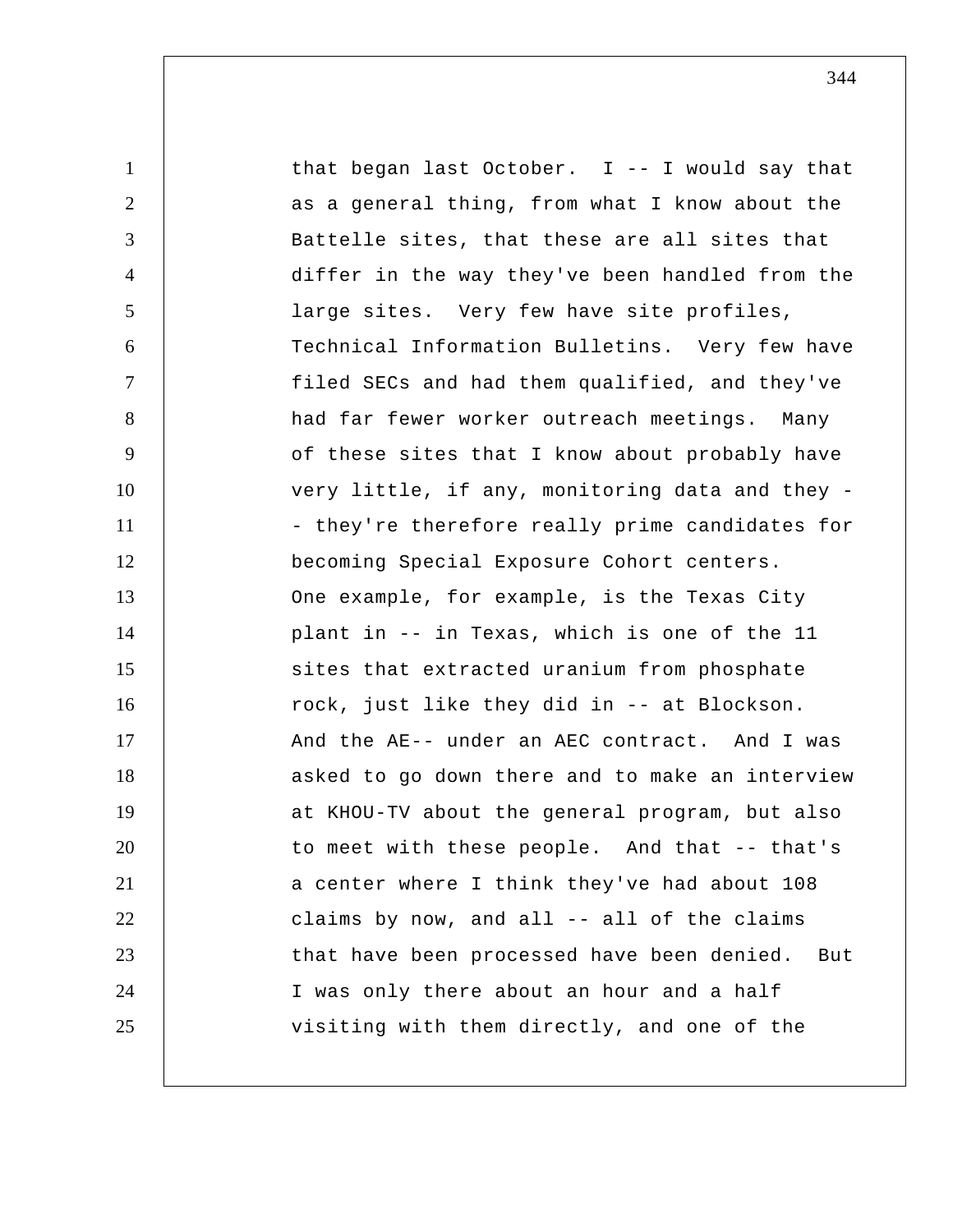that began last October. I -- I would say that as a general thing, from what I know about the Battelle sites, that these are all sites that differ in the way they've been handled from the large sites. Very few have site profiles, Technical Information Bulletins. Very few have filed SECs and had them qualified, and they've had far fewer worker outreach meetings. Many of these sites that I know about probably have very little, if any, monitoring data and they -- they're therefore really prime candidates for becoming Special Exposure Cohort centers.

One example, for example, is the Texas City plant in -- in Texas, which is one of the 11 sites that extracted uranium from phosphate rock, just like they did in -- at Blockson. And the AE-- under an AEC contract. And I was asked to go down there and to make an interview at KHOU-TV about the general program, but also to meet with these people. And that -- that's a center where I think they've had about 108 claims by now, and all -- all of the claims that have been processed have been denied. But I was only there about an hour and a half visiting with them directly, and one of the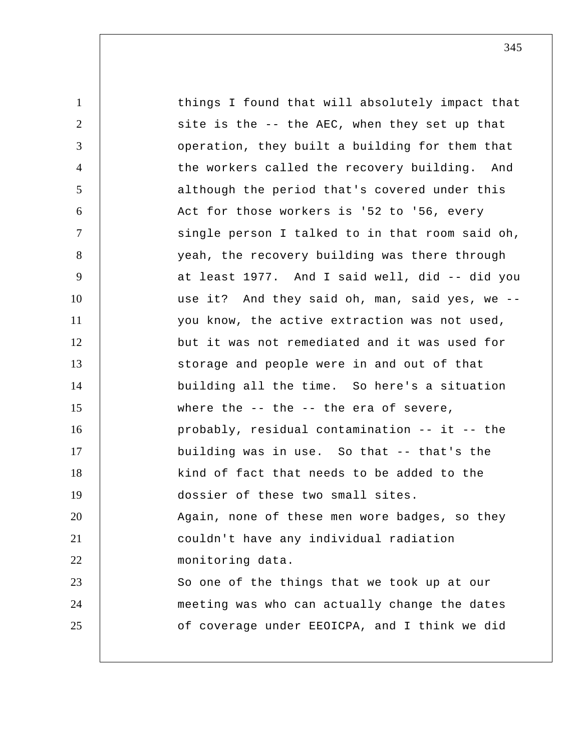things I found that will absolutely impact that site is the -- the AEC, when they set up that operation, they built a building for them that the workers called the recovery building. And although the period that's covered under this Act for those workers is '52 to '56, every single person I talked to in that room said oh, yeah, the recovery building was there through at least 1977. And I said well, did -- did you use it? And they said oh, man, said yes, we -- you know, the active extraction was not used, but it was not remediated and it was used for storage and people were in and out of that building all the time. So here's a situation where the -- the -- the era of severe, probably, residual contamination -- it -- the building was in use. So that -- that's the kind of fact that needs to be added to the dossier of these two small sites.

Again, none of these men wore badges, so they couldn't have any individual radiation monitoring data.

So one of the things that we took up at our meeting was who can actually change the dates of coverage under EEOICPA, and I think we did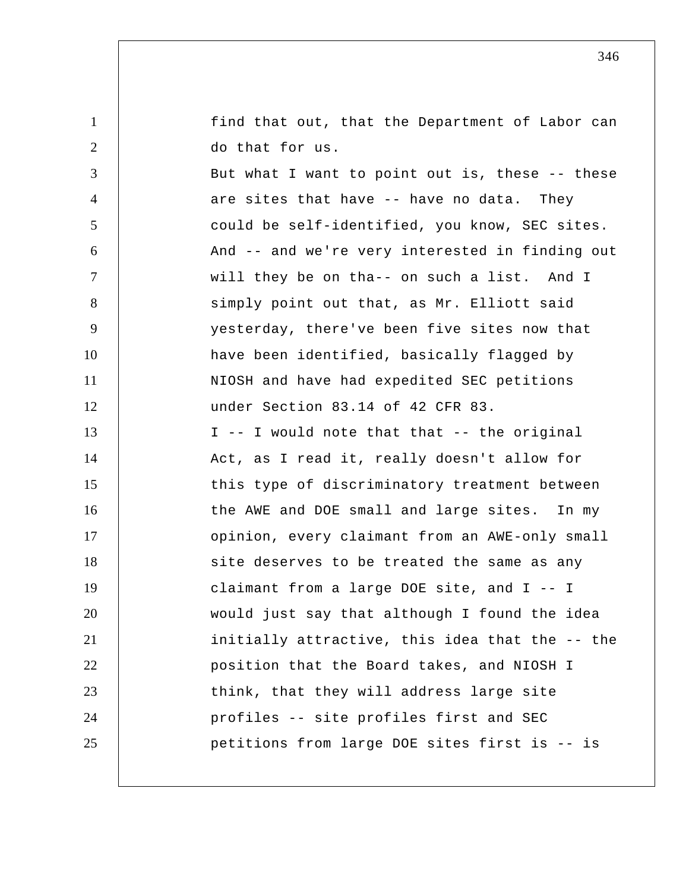find that out, that the Department of Labor can do that for us.

But what I want to point out is, these -- these are sites that have -- have no data. They could be self-identified, you know, SEC sites. And -- and we're very interested in finding out will they be on tha-- on such a list. And I simply point out that, as Mr. Elliott said yesterday, there've been five sites now that have been identified, basically flagged by NIOSH and have had expedited SEC petitions under Section 83.14 of 42 CFR 83.

I -- I would note that that -- the original Act, as I read it, really doesn't allow for this type of discriminatory treatment between the AWE and DOE small and large sites. In my opinion, every claimant from an AWE-only small site deserves to be treated the same as any claimant from a large DOE site, and I -- I would just say that although I found the idea initially attractive, this idea that the -- the position that the Board takes, and NIOSH I think, that they will address large site profiles -- site profiles first and SEC petitions from large DOE sites first is -- is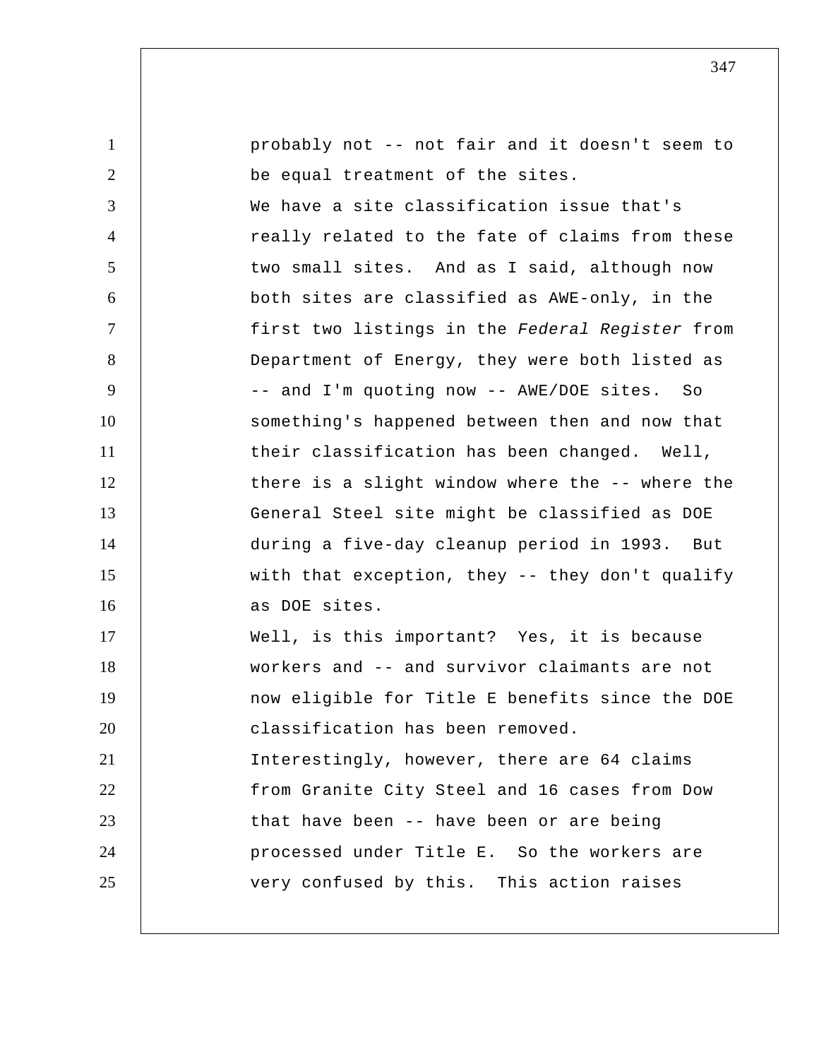probably not -- not fair and it doesn't seem to be equal treatment of the sites.

We have a site classification issue that's really related to the fate of claims from these two small sites. And as I said, although now both sites are classified as AWE-only, in the first two listings in the *Federal Register* from Department of Energy, they were both listed as -- and I'm quoting now -- AWE/DOE sites. So something's happened between then and now that their classification has been changed. Well, there is a slight window where the -- where the General Steel site might be classified as DOE during a five-day cleanup period in 1993. But with that exception, they -- they don't qualify as DOE sites.

Well, is this important? Yes, it is because workers and -- and survivor claimants are not now eligible for Title E benefits since the DOE classification has been removed.

Interestingly, however, there are 64 claims from Granite City Steel and 16 cases from Dow that have been -- have been or are being processed under Title E. So the workers are very confused by this. This action raises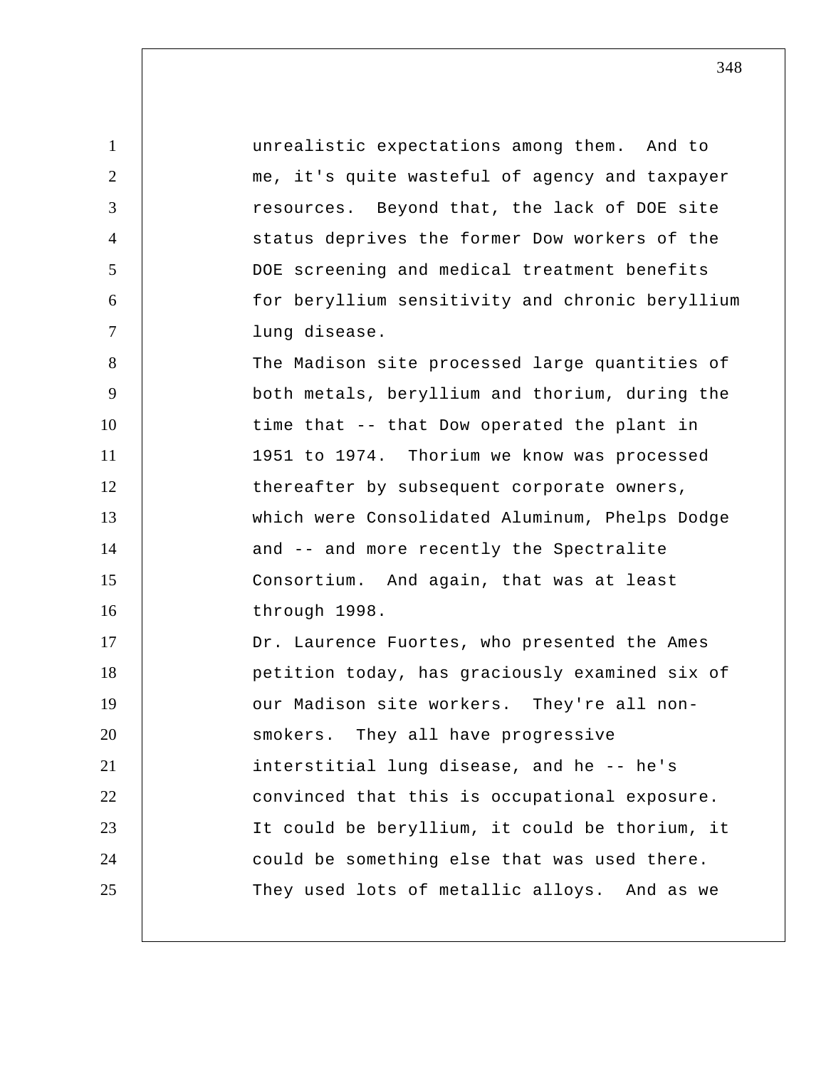unrealistic expectations among them. And to me, it's quite wasteful of agency and taxpayer resources. Beyond that, the lack of DOE site status deprives the former Dow workers of the DOE screening and medical treatment benefits for beryllium sensitivity and chronic beryllium lung disease.

The Madison site processed large quantities of both metals, beryllium and thorium, during the time that -- that Dow operated the plant in 1951 to 1974. Thorium we know was processed thereafter by subsequent corporate owners, which were Consolidated Aluminum, Phelps Dodge and -- and more recently the Spectralite Consortium. And again, that was at least through 1998.

Dr. Laurence Fuortes, who presented the Ames petition today, has graciously examined six of our Madison site workers. They're all non-smokers. They all have progressive interstitial lung disease, and he -- he's convinced that this is occupational exposure. It could be beryllium, it could be thorium, it could be something else that was used there. They used lots of metallic alloys. And as we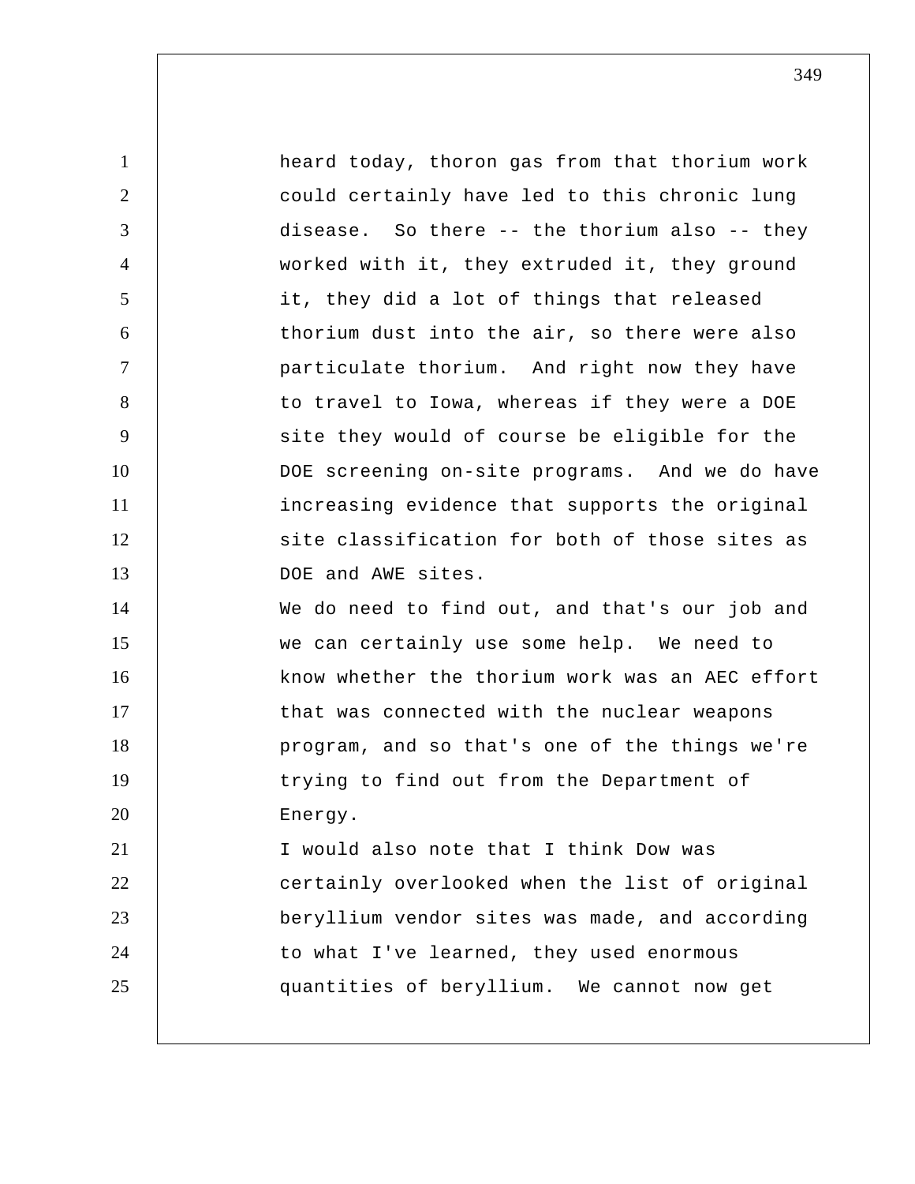heard today, thoron gas from that thorium work could certainly have led to this chronic lung disease. So there -- the thorium also -- they worked with it, they extruded it, they ground it, they did a lot of things that released thorium dust into the air, so there were also particulate thorium. And right now they have to travel to Iowa, whereas if they were a DOE site they would of course be eligible for the DOE screening on-site programs. And we do have increasing evidence that supports the original site classification for both of those sites as DOE and AWE sites.

We do need to find out, and that's our job and we can certainly use some help. We need to know whether the thorium work was an AEC effort that was connected with the nuclear weapons program, and so that's one of the things we're trying to find out from the Department of Energy.

I would also note that I think Dow was certainly overlooked when the list of original beryllium vendor sites was made, and according to what I've learned, they used enormous quantities of beryllium. We cannot now get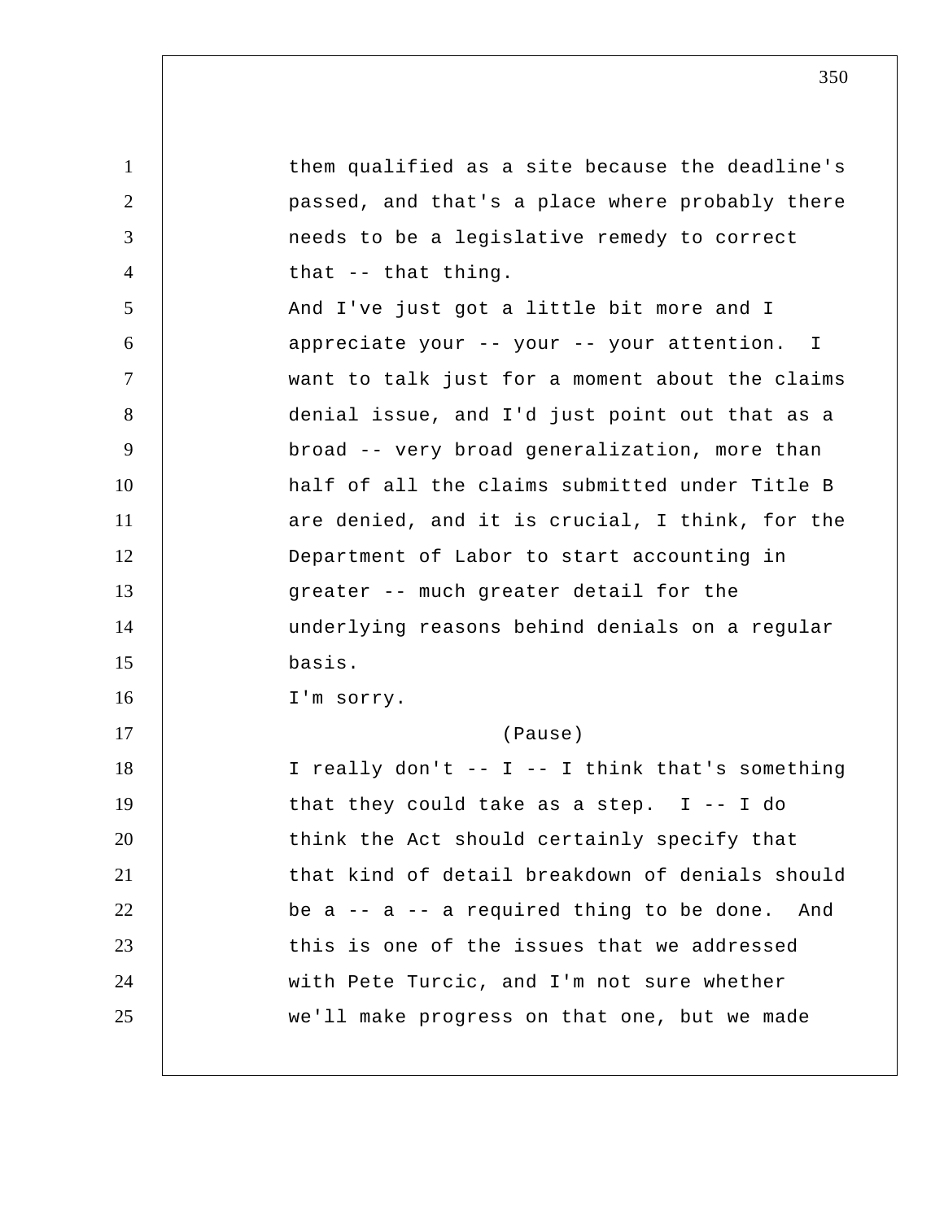them qualified as a site because the deadline's passed, and that's a place where probably there needs to be a legislative remedy to correct that -- that thing.

And I've just got a little bit more and I appreciate your -- your -- your attention. I want to talk just for a moment about the claims denial issue, and I'd just point out that as a broad -- very broad generalization, more than half of all the claims submitted under Title B are denied, and it is crucial, I think, for the Department of Labor to start accounting in greater -- much greater detail for the underlying reasons behind denials on a regular basis.

I'm sorry.

(Pause)

I really don't -- I -- I think that's something that they could take as a step. I -- I do think the Act should certainly specify that that kind of detail breakdown of denials should be a -- a -- a required thing to be done. And this is one of the issues that we addressed with Pete Turcic, and I'm not sure whether we'll make progress on that one, but we made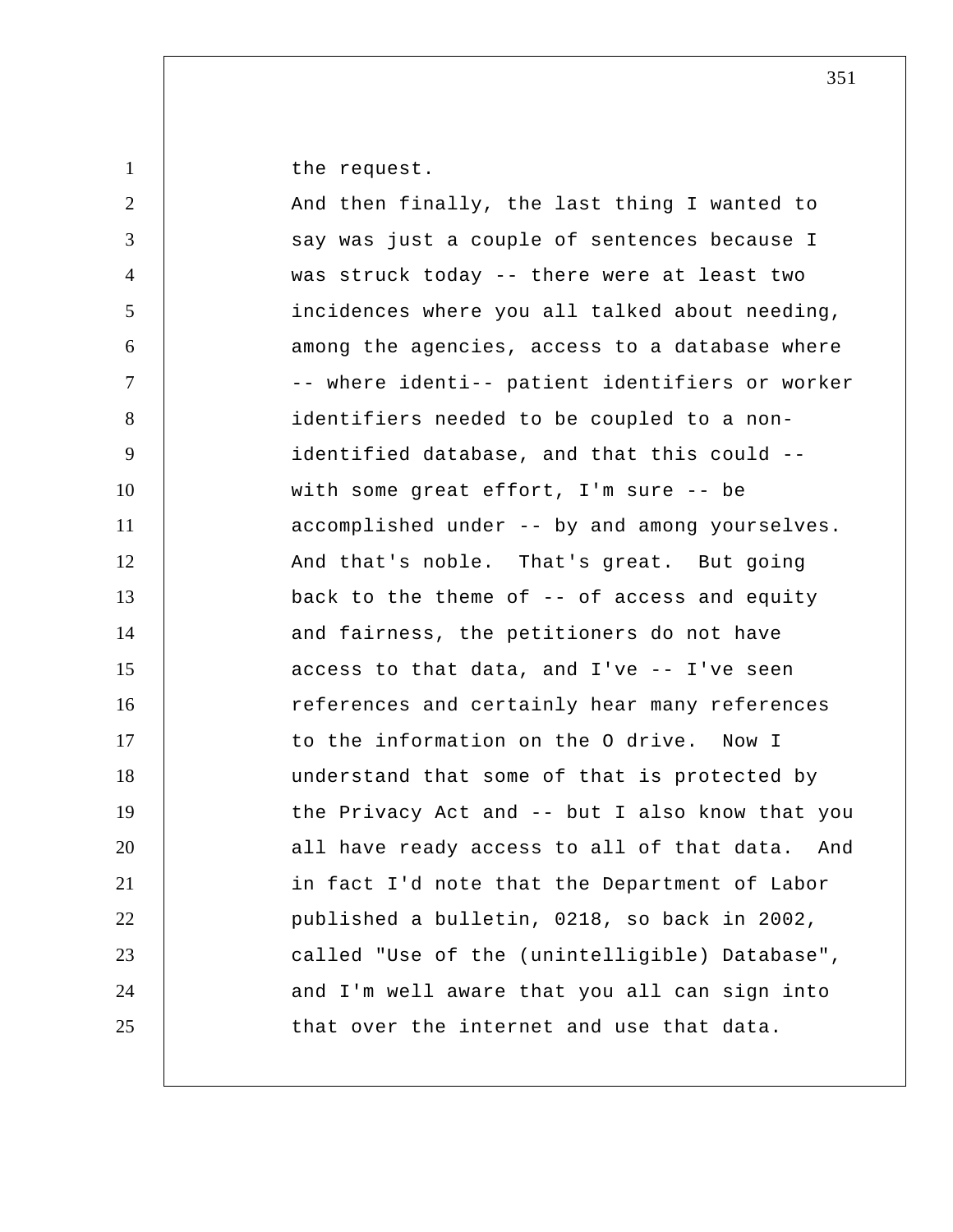the request.

And then finally, the last thing I wanted to say was just a couple of sentences because I was struck today -- there were at least two incidences where you all talked about needing, among the agencies, access to a database where -- where identi-- patient identifiers or worker identifiers needed to be coupled to a non-identified database, and that this could -- with some great effort, I'm sure -- be accomplished under -- by and among yourselves. And that's noble. That's great. But going back to the theme of -- of access and equity and fairness, the petitioners do not have access to that data, and I've -- I've seen references and certainly hear many references to the information on the O drive. Now I understand that some of that is protected by the Privacy Act and -- but I also know that you all have ready access to all of that data. And in fact I'd note that the Department of Labor published a bulletin, 0218, so back in 2002, called "Use of the (unintelligible) Database", and I'm well aware that you all can sign into that over the internet and use that data.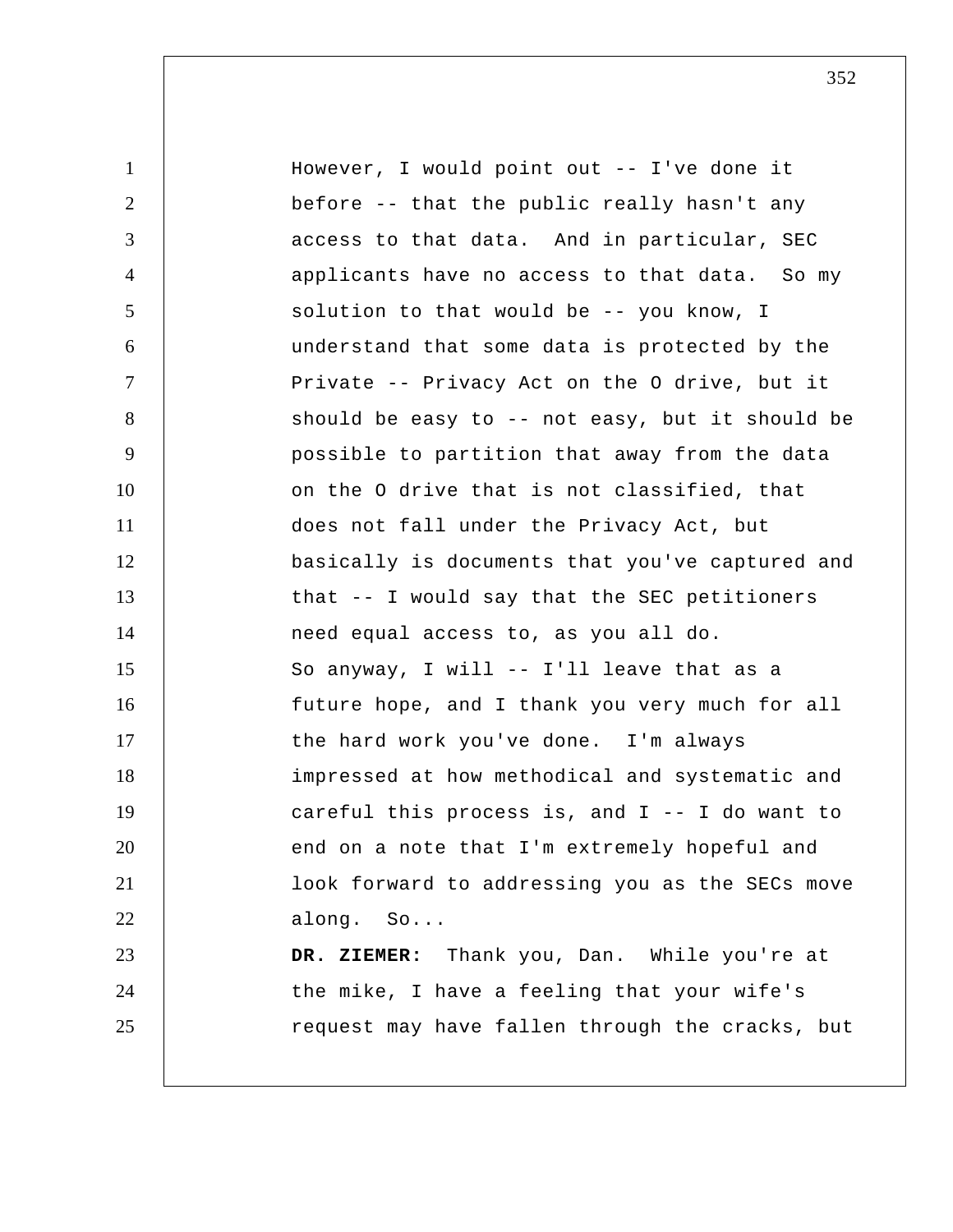However, I would point out -- I've done it before -- that the public really hasn't any access to that data. And in particular, SEC applicants have no access to that data. So my solution to that would be -- you know, I understand that some data is protected by the Private -- Privacy Act on the O drive, but it should be easy to -- not easy, but it should be possible to partition that away from the data on the O drive that is not classified, that does not fall under the Privacy Act, but basically is documents that you've captured and that -- I would say that the SEC petitioners need equal access to, as you all do.

So anyway, I will -- I'll leave that as a future hope, and I thank you very much for all the hard work you've done. I'm always impressed at how methodical and systematic and careful this process is, and I -- I do want to end on a note that I'm extremely hopeful and look forward to addressing you as the SECs move along. So...

**DR. ZIEMER:** Thank you, Dan. While you're at the mike, I have a feeling that your wife's request may have fallen through the cracks, but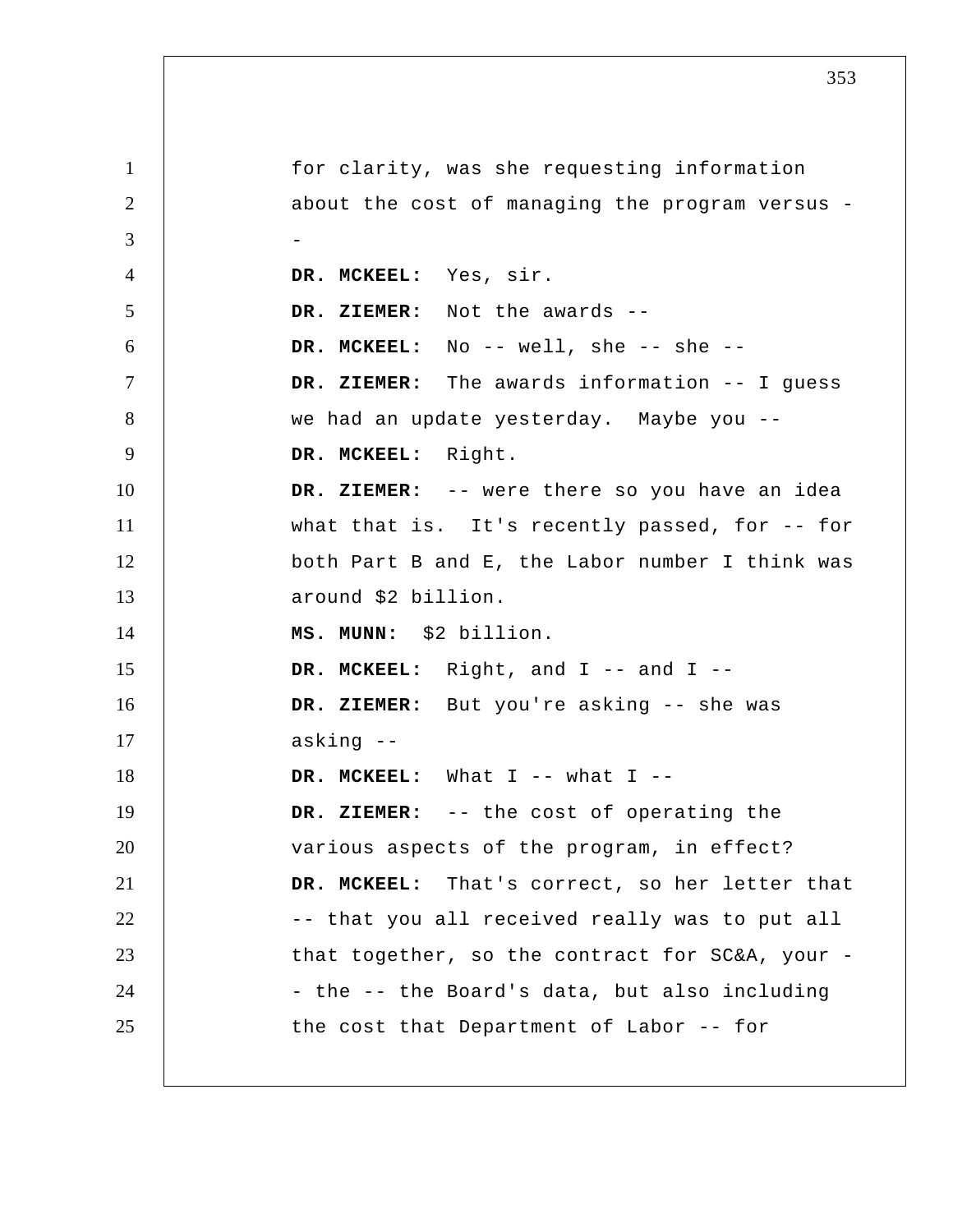for clarity, was she requesting information about the cost of managing the program versus --

**DR. MCKEEL:** Yes, sir.

**DR. ZIEMER:** Not the awards --

**DR. MCKEEL:** No -- well, she -- she --

**DR. ZIEMER:** The awards information -- I guess we had an update yesterday. Maybe you --

**DR. MCKEEL:** Right.

**DR. ZIEMER:** -- were there so you have an idea what that is. It's recently passed, for -- for both Part B and E, the Labor number I think was around $2 billion.

**MS. MUNN:** $2 billion.

**DR. MCKEEL:** Right, and I -- and I --

**DR. ZIEMER:** But you're asking -- she was asking --

**DR. MCKEEL:** What I -- what I --

**DR. ZIEMER:** -- the cost of operating the various aspects of the program, in effect?

**DR. MCKEEL:** That's correct, so her letter that -- that you all received really was to put all that together, so the contract for SC&A, your -- the -- the Board's data, but also including the cost that Department of Labor -- for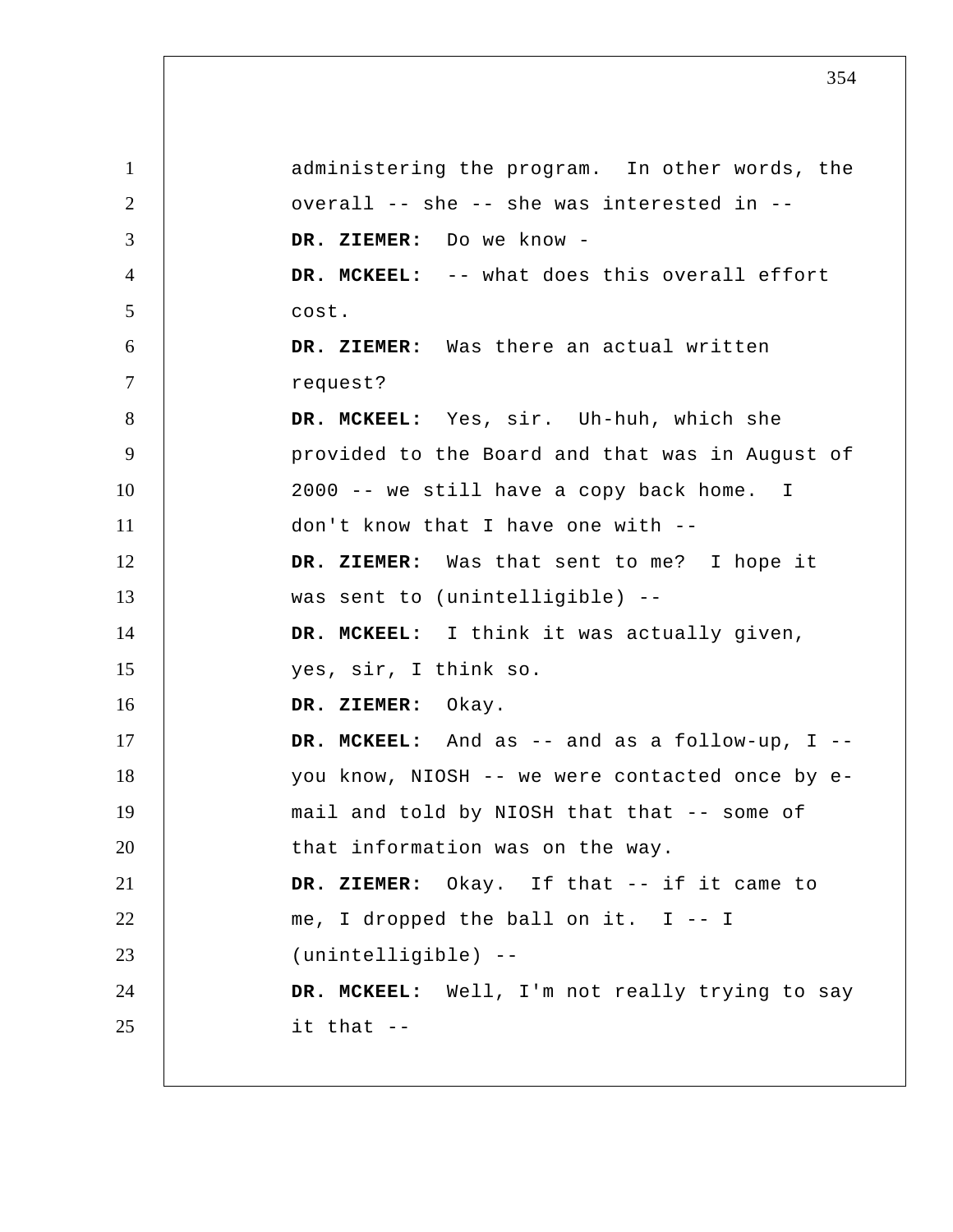administering the program.  In other words, the overall -- she -- she was interested in --

**DR. ZIEMER:** Do we know -

**DR. MCKEEL:** -- what does this overall effort cost.

**DR. ZIEMER:** Was there an actual written request?

**DR. MCKEEL:** Yes, sir.  Uh-huh, which she provided to the Board and that was in August of 2000 -- we still have a copy back home.  I don't know that I have one with --

**DR. ZIEMER:** Was that sent to me?  I hope it was sent to (unintelligible) --

**DR. MCKEEL:** I think it was actually given, yes, sir, I think so.

**DR. ZIEMER:** Okay.

**DR. MCKEEL:** And as -- and as a follow-up, I -- you know, NIOSH -- we were contacted once by e-mail and told by NIOSH that that -- some of that information was on the way.

**DR. ZIEMER:** Okay.  If that -- if it came to me, I dropped the ball on it.  I -- I (unintelligible) --

**DR. MCKEEL:** Well, I'm not really trying to say it that --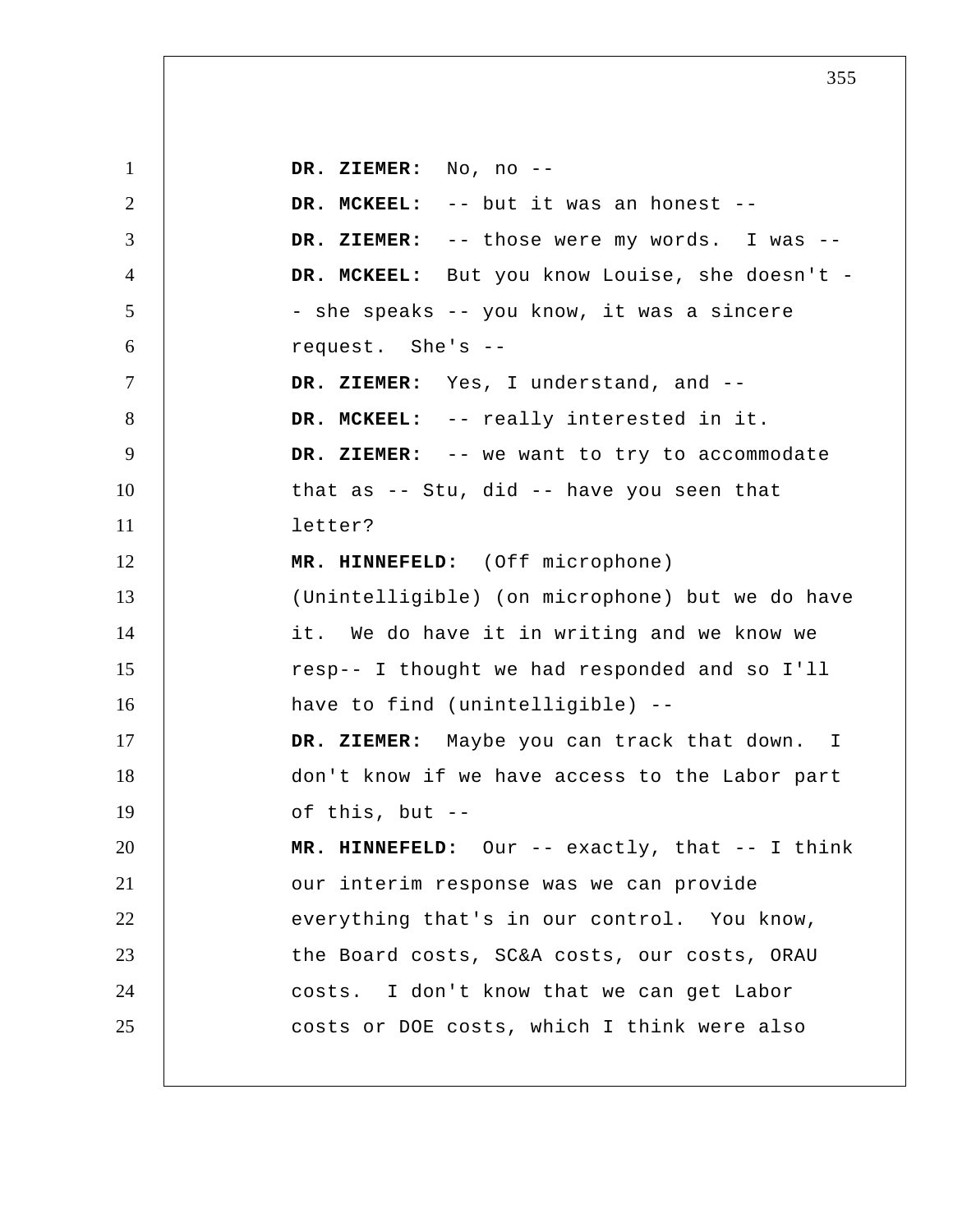**DR. ZIEMER:** No, no --

**DR. MCKEEL:** -- but it was an honest --

**DR. ZIEMER:** -- those were my words. I was --

**DR. MCKEEL:** But you know Louise, she doesn't -- she speaks -- you know, it was a sincere request. She's --

**DR. ZIEMER:** Yes, I understand, and --

**DR. MCKEEL:** -- really interested in it.

**DR. ZIEMER:** -- we want to try to accommodate that as -- Stu, did -- have you seen that letter?

**MR. HINNEFELD:** (Off microphone) (Unintelligible) (on microphone) but we do have it. We do have it in writing and we know we resp-- I thought we had responded and so I'll have to find (unintelligible) --

**DR. ZIEMER:** Maybe you can track that down. I don't know if we have access to the Labor part of this, but --

**MR. HINNEFELD:** Our -- exactly, that -- I think our interim response was we can provide everything that's in our control. You know, the Board costs, SC&A costs, our costs, ORAU costs. I don't know that we can get Labor costs or DOE costs, which I think were also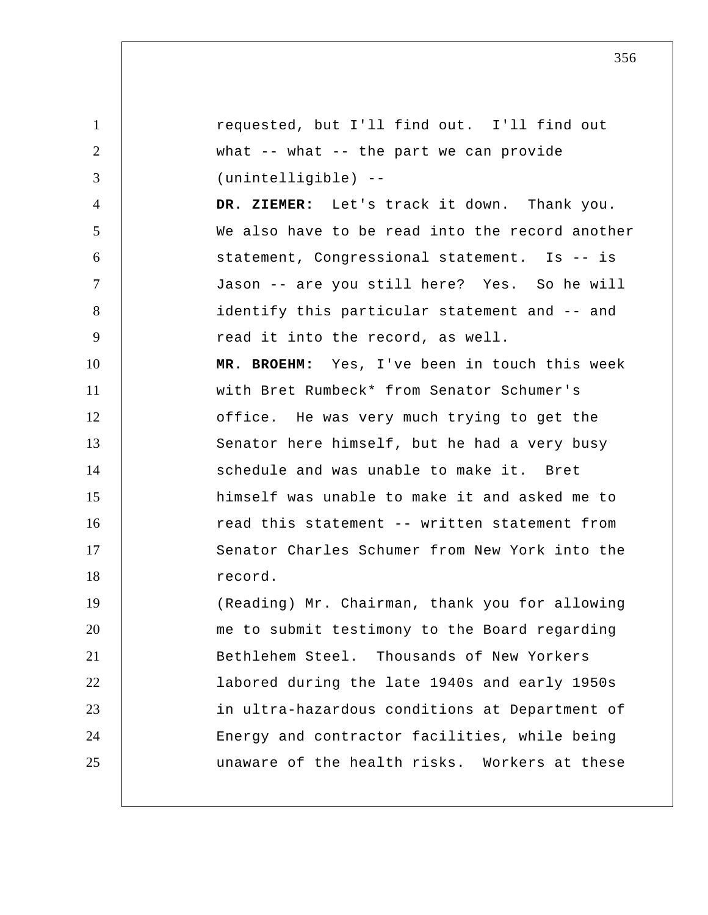requested, but I'll find out. I'll find out what -- what -- the part we can provide (unintelligible) --

**DR. ZIEMER:** Let's track it down. Thank you. We also have to be read into the record another statement, Congressional statement. Is -- is Jason -- are you still here? Yes. So he will identify this particular statement and -- and read it into the record, as well.

**MR. BROEHM:** Yes, I've been in touch this week with Bret Rumbeck* from Senator Schumer's office. He was very much trying to get the Senator here himself, but he had a very busy schedule and was unable to make it. Bret himself was unable to make it and asked me to read this statement -- written statement from Senator Charles Schumer from New York into the record.

(Reading) Mr. Chairman, thank you for allowing me to submit testimony to the Board regarding Bethlehem Steel. Thousands of New Yorkers labored during the late 1940s and early 1950s in ultra-hazardous conditions at Department of Energy and contractor facilities, while being unaware of the health risks. Workers at these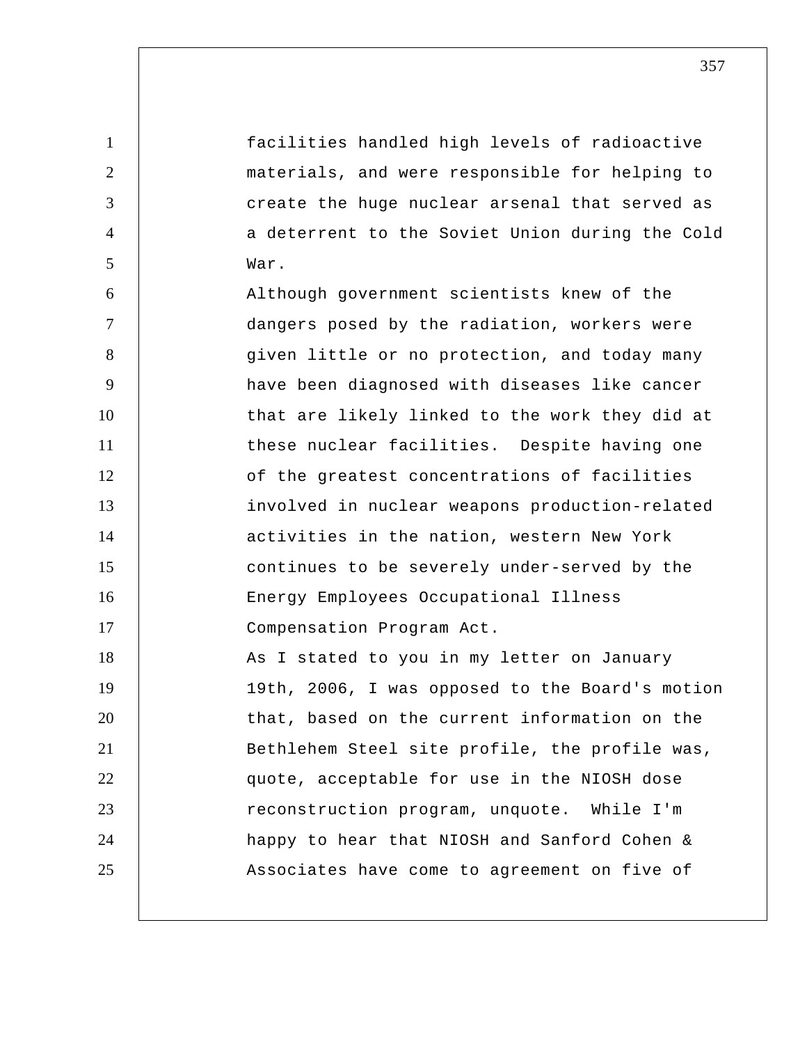facilities handled high levels of radioactive materials, and were responsible for helping to create the huge nuclear arsenal that served as a deterrent to the Soviet Union during the Cold War.

Although government scientists knew of the dangers posed by the radiation, workers were given little or no protection, and today many have been diagnosed with diseases like cancer that are likely linked to the work they did at these nuclear facilities. Despite having one of the greatest concentrations of facilities involved in nuclear weapons production-related activities in the nation, western New York continues to be severely under-served by the Energy Employees Occupational Illness Compensation Program Act.

As I stated to you in my letter on January 19th, 2006, I was opposed to the Board's motion that, based on the current information on the Bethlehem Steel site profile, the profile was, quote, acceptable for use in the NIOSH dose reconstruction program, unquote. While I'm happy to hear that NIOSH and Sanford Cohen & Associates have come to agreement on five of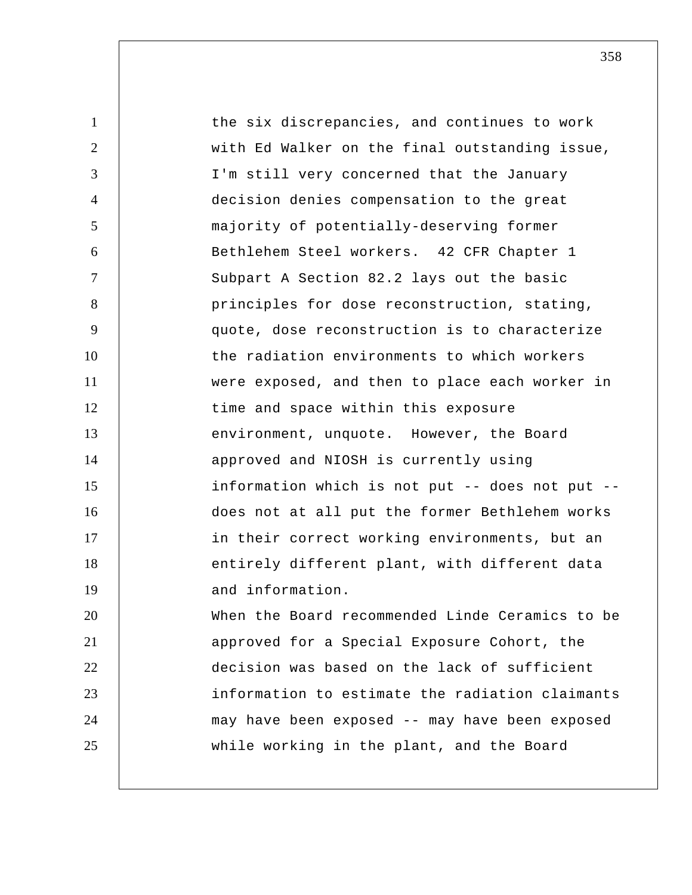the six discrepancies, and continues to work with Ed Walker on the final outstanding issue, I'm still very concerned that the January decision denies compensation to the great majority of potentially-deserving former Bethlehem Steel workers. 42 CFR Chapter 1 Subpart A Section 82.2 lays out the basic principles for dose reconstruction, stating, quote, dose reconstruction is to characterize the radiation environments to which workers were exposed, and then to place each worker in time and space within this exposure environment, unquote. However, the Board approved and NIOSH is currently using information which is not put -- does not put -- does not at all put the former Bethlehem works in their correct working environments, but an entirely different plant, with different data and information.

When the Board recommended Linde Ceramics to be approved for a Special Exposure Cohort, the decision was based on the lack of sufficient information to estimate the radiation claimants may have been exposed -- may have been exposed while working in the plant, and the Board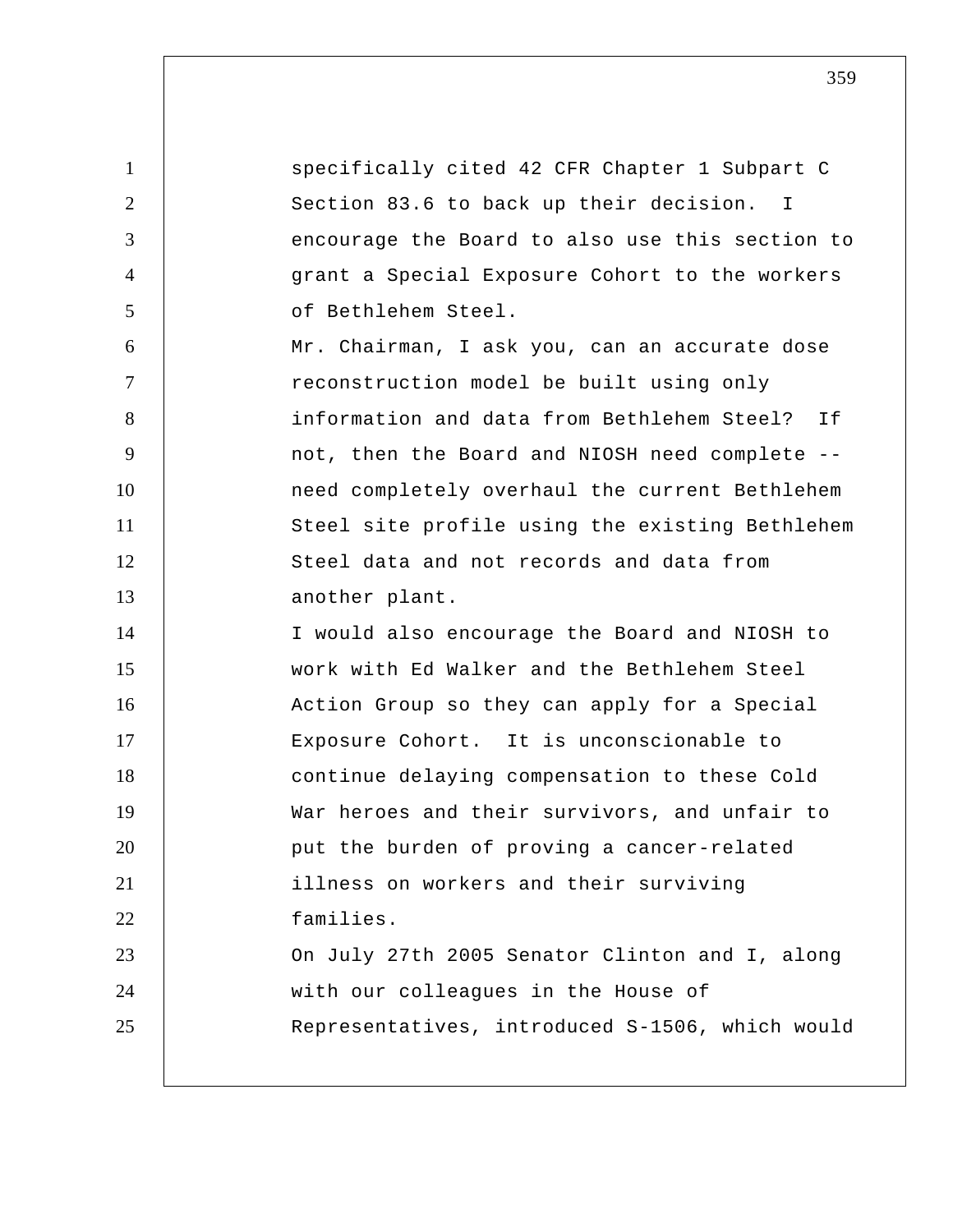specifically cited 42 CFR Chapter 1 Subpart C Section 83.6 to back up their decision. I encourage the Board to also use this section to grant a Special Exposure Cohort to the workers of Bethlehem Steel.

Mr. Chairman, I ask you, can an accurate dose reconstruction model be built using only information and data from Bethlehem Steel? If not, then the Board and NIOSH need complete -- need completely overhaul the current Bethlehem Steel site profile using the existing Bethlehem Steel data and not records and data from another plant.

I would also encourage the Board and NIOSH to work with Ed Walker and the Bethlehem Steel Action Group so they can apply for a Special Exposure Cohort. It is unconscionable to continue delaying compensation to these Cold War heroes and their survivors, and unfair to put the burden of proving a cancer-related illness on workers and their surviving families.

On July 27th 2005 Senator Clinton and I, along with our colleagues in the House of Representatives, introduced S-1506, which would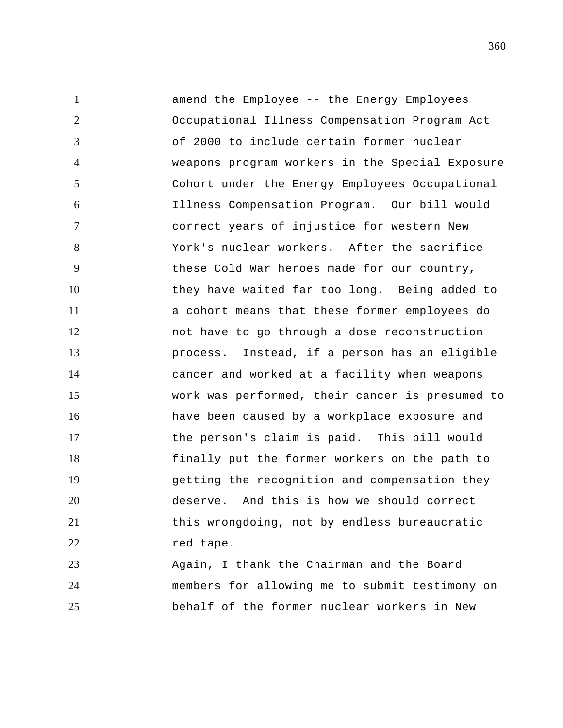amend the Employee -- the Energy Employees Occupational Illness Compensation Program Act of 2000 to include certain former nuclear weapons program workers in the Special Exposure Cohort under the Energy Employees Occupational Illness Compensation Program. Our bill would correct years of injustice for western New York's nuclear workers. After the sacrifice these Cold War heroes made for our country, they have waited far too long. Being added to a cohort means that these former employees do not have to go through a dose reconstruction process. Instead, if a person has an eligible cancer and worked at a facility when weapons work was performed, their cancer is presumed to have been caused by a workplace exposure and the person's claim is paid. This bill would finally put the former workers on the path to getting the recognition and compensation they deserve. And this is how we should correct this wrongdoing, not by endless bureaucratic red tape.

Again, I thank the Chairman and the Board members for allowing me to submit testimony on behalf of the former nuclear workers in New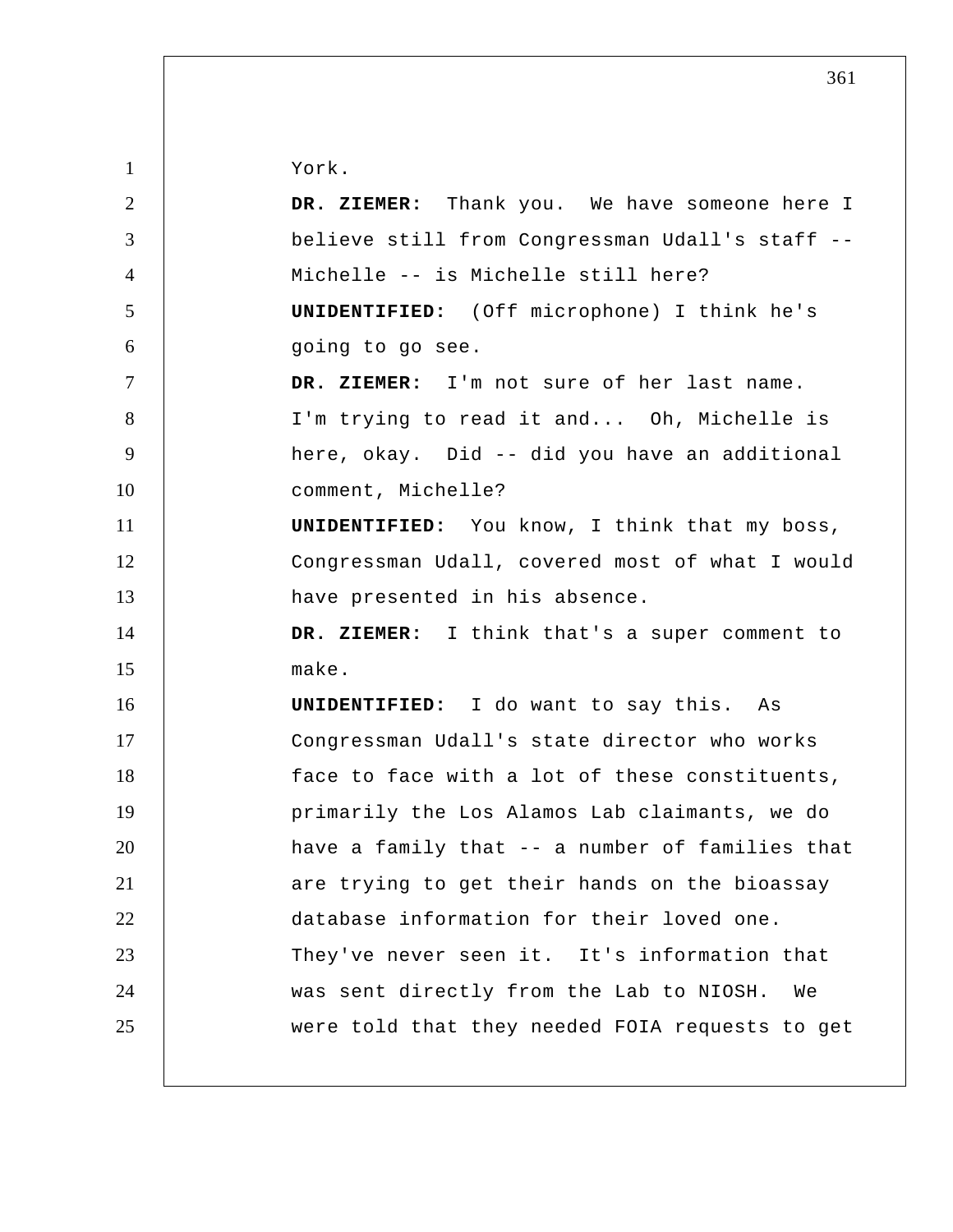York.

**DR. ZIEMER:** Thank you. We have someone here I believe still from Congressman Udall's staff -- Michelle -- is Michelle still here?

**UNIDENTIFIED:** (Off microphone) I think he's going to go see.

**DR. ZIEMER:** I'm not sure of her last name. I'm trying to read it and... Oh, Michelle is here, okay. Did -- did you have an additional comment, Michelle?

**UNIDENTIFIED:** You know, I think that my boss, Congressman Udall, covered most of what I would have presented in his absence.

**DR. ZIEMER:** I think that's a super comment to make.

**UNIDENTIFIED:** I do want to say this. As Congressman Udall's state director who works face to face with a lot of these constituents, primarily the Los Alamos Lab claimants, we do have a family that -- a number of families that are trying to get their hands on the bioassay database information for their loved one. They've never seen it. It's information that was sent directly from the Lab to NIOSH. We were told that they needed FOIA requests to get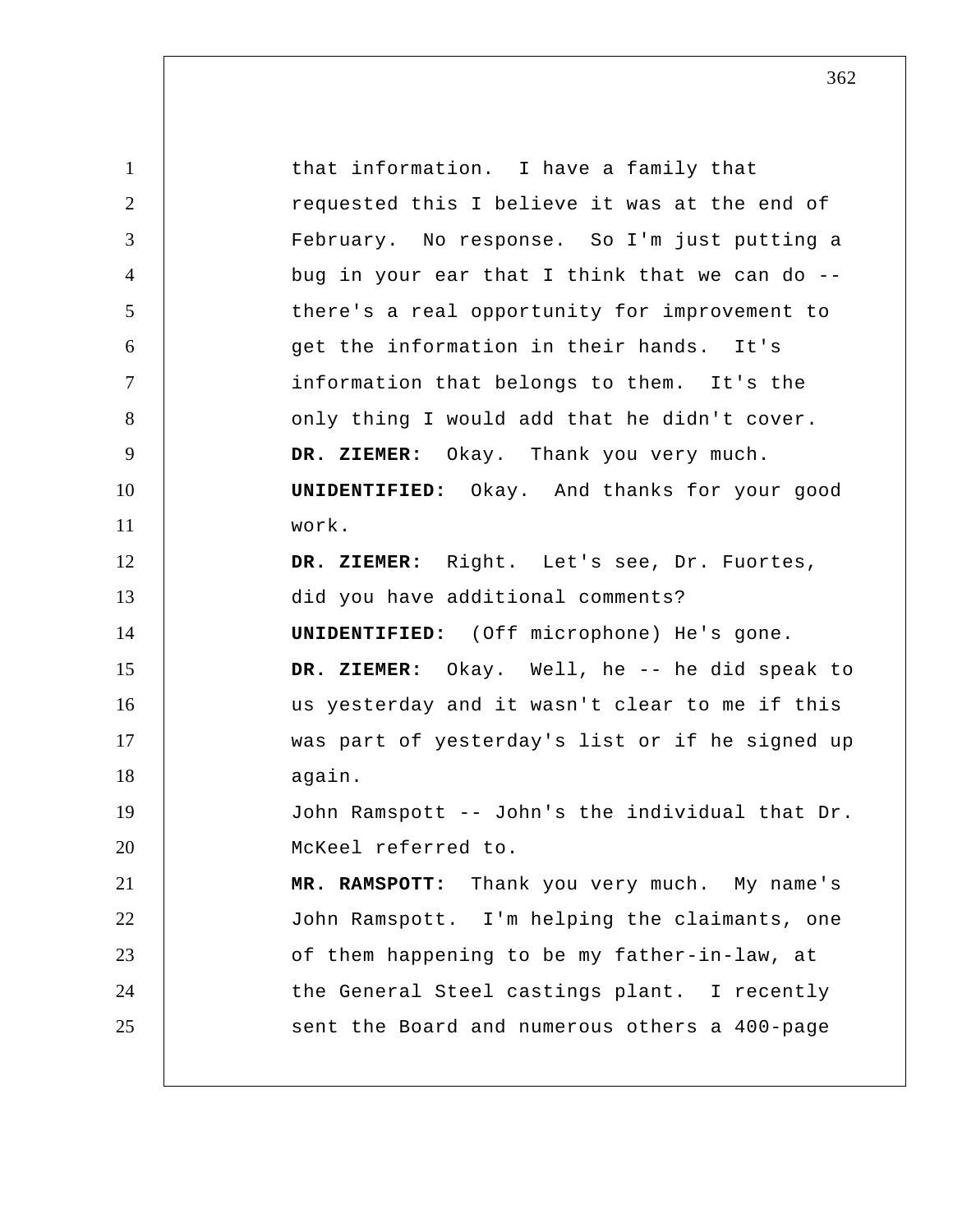that information. I have a family that requested this I believe it was at the end of February. No response. So I'm just putting a bug in your ear that I think that we can do -- there's a real opportunity for improvement to get the information in their hands. It's information that belongs to them. It's the only thing I would add that he didn't cover.

**DR. ZIEMER:** Okay. Thank you very much.

**UNIDENTIFIED:** Okay. And thanks for your good work.

**DR. ZIEMER:** Right. Let's see, Dr. Fuortes, did you have additional comments?

**UNIDENTIFIED:** (Off microphone) He's gone.

**DR. ZIEMER:** Okay. Well, he -- he did speak to us yesterday and it wasn't clear to me if this was part of yesterday's list or if he signed up again.

John Ramspott -- John's the individual that Dr. McKeel referred to.

**MR. RAMSPOTT:** Thank you very much. My name's John Ramspott. I'm helping the claimants, one of them happening to be my father-in-law, at the General Steel castings plant. I recently sent the Board and numerous others a 400-page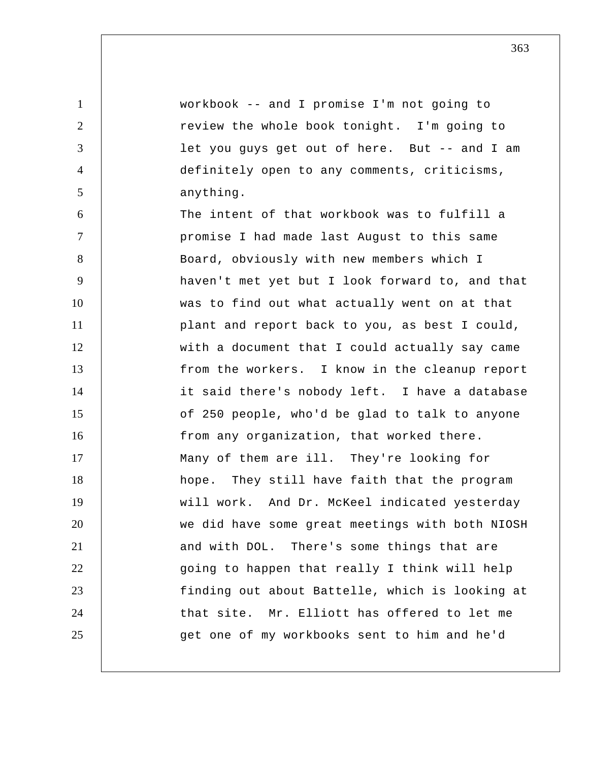workbook -- and I promise I'm not going to review the whole book tonight. I'm going to let you guys get out of here. But -- and I am definitely open to any comments, criticisms, anything.

The intent of that workbook was to fulfill a promise I had made last August to this same Board, obviously with new members which I haven't met yet but I look forward to, and that was to find out what actually went on at that plant and report back to you, as best I could, with a document that I could actually say came from the workers. I know in the cleanup report it said there's nobody left. I have a database of 250 people, who'd be glad to talk to anyone from any organization, that worked there.

Many of them are ill. They're looking for hope. They still have faith that the program will work. And Dr. McKeel indicated yesterday we did have some great meetings with both NIOSH and with DOL. There's some things that are going to happen that really I think will help finding out about Battelle, which is looking at that site. Mr. Elliott has offered to let me get one of my workbooks sent to him and he'd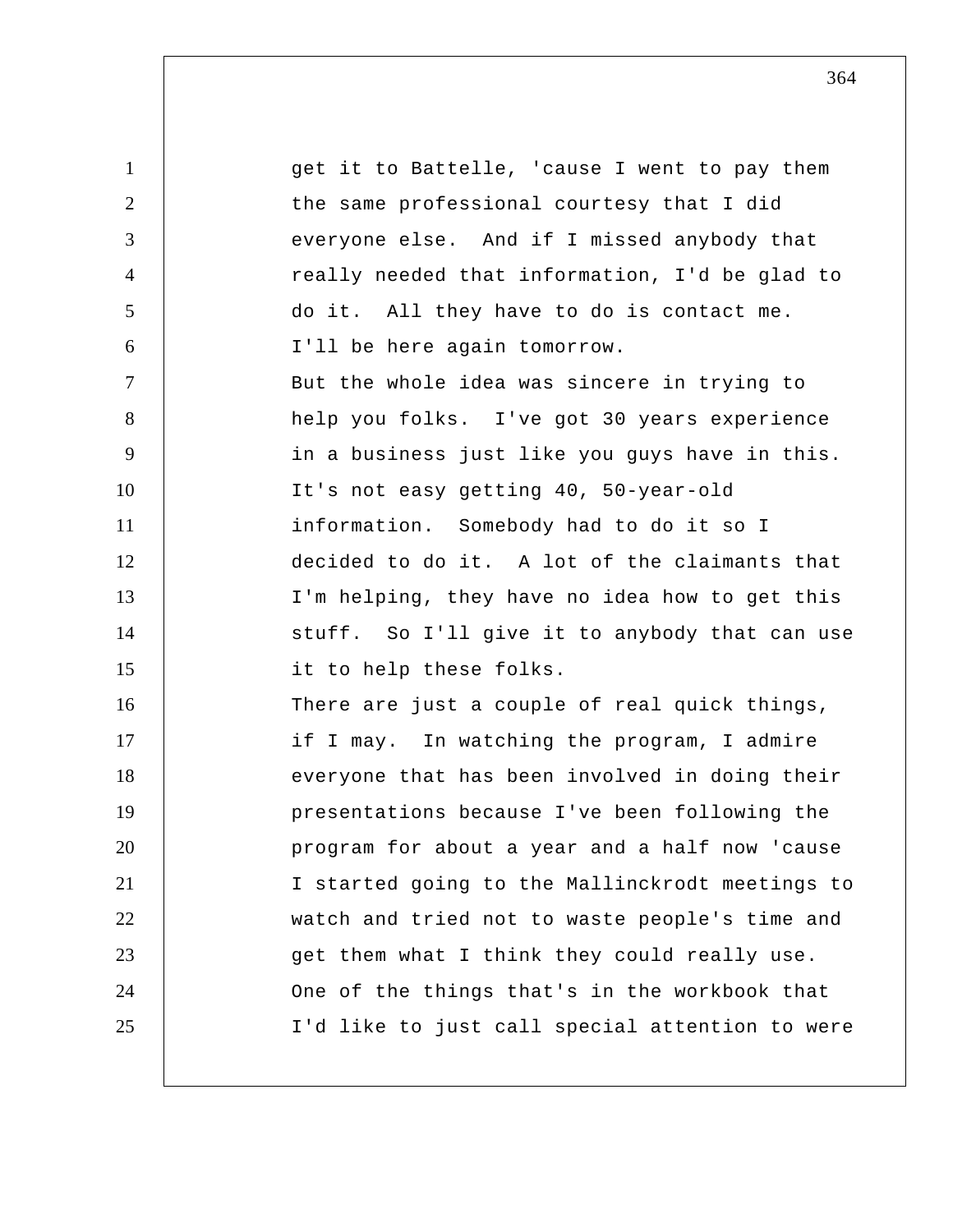get it to Battelle, 'cause I went to pay them the same professional courtesy that I did everyone else. And if I missed anybody that really needed that information, I'd be glad to do it. All they have to do is contact me. I'll be here again tomorrow.

But the whole idea was sincere in trying to help you folks. I've got 30 years experience in a business just like you guys have in this. It's not easy getting 40, 50-year-old information. Somebody had to do it so I decided to do it. A lot of the claimants that I'm helping, they have no idea how to get this stuff. So I'll give it to anybody that can use it to help these folks.

There are just a couple of real quick things, if I may. In watching the program, I admire everyone that has been involved in doing their presentations because I've been following the program for about a year and a half now 'cause I started going to the Mallinckrodt meetings to watch and tried not to waste people's time and get them what I think they could really use.

One of the things that's in the workbook that I'd like to just call special attention to were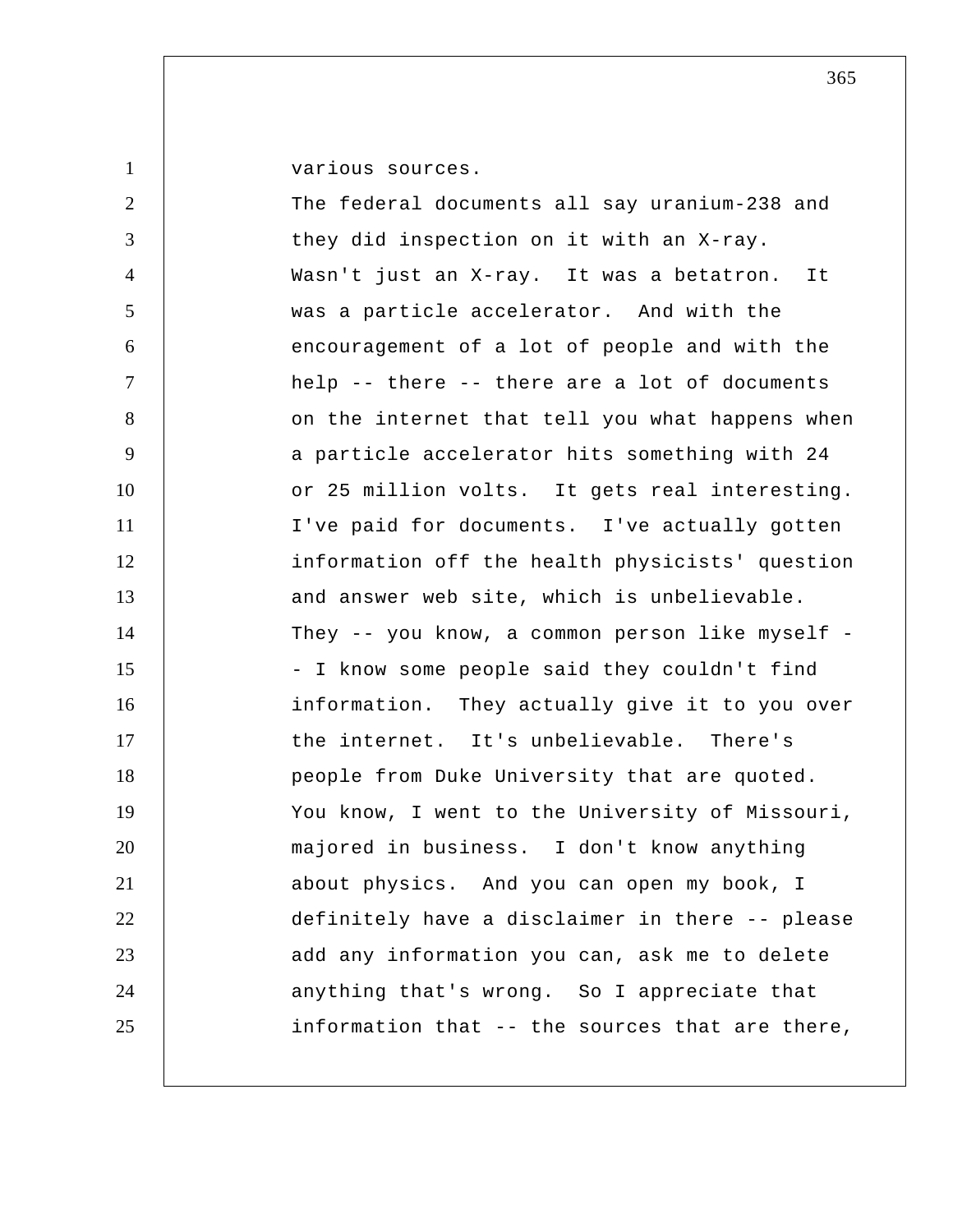various sources.

The federal documents all say uranium-238 and they did inspection on it with an X-ray. Wasn't just an X-ray. It was a betatron. It was a particle accelerator. And with the encouragement of a lot of people and with the help -- there -- there are a lot of documents on the internet that tell you what happens when a particle accelerator hits something with 24 or 25 million volts. It gets real interesting. I've paid for documents. I've actually gotten information off the health physicists' question and answer web site, which is unbelievable. They -- you know, a common person like myself -- I know some people said they couldn't find information. They actually give it to you over the internet. It's unbelievable. There's people from Duke University that are quoted. You know, I went to the University of Missouri, majored in business. I don't know anything about physics. And you can open my book, I definitely have a disclaimer in there -- please add any information you can, ask me to delete anything that's wrong. So I appreciate that information that -- the sources that are there,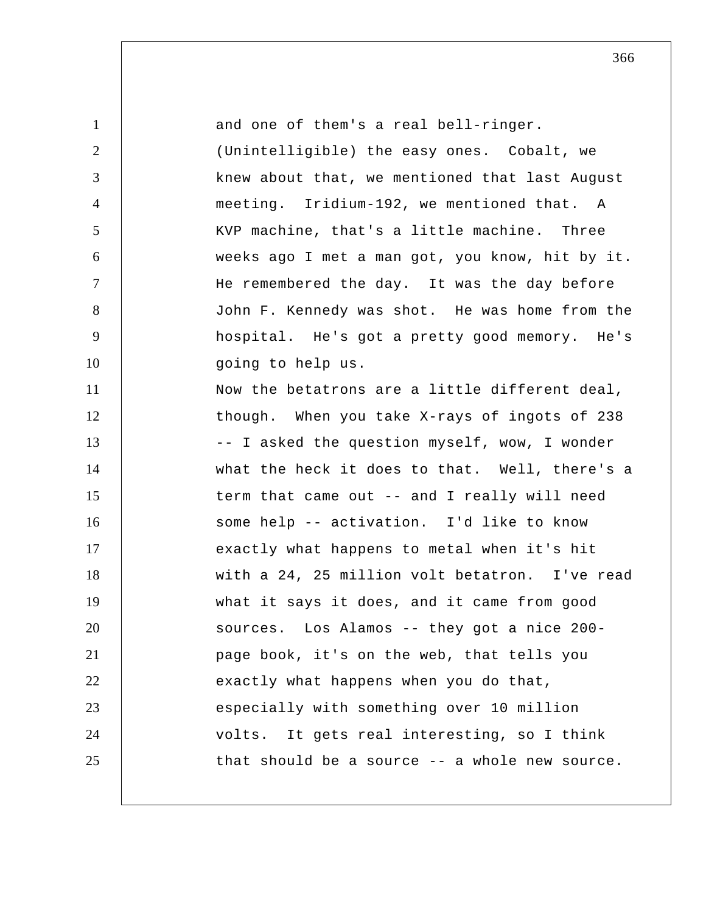and one of them's a real bell-ringer. (Unintelligible) the easy ones. Cobalt, we knew about that, we mentioned that last August meeting. Iridium-192, we mentioned that. A KVP machine, that's a little machine. Three weeks ago I met a man got, you know, hit by it. He remembered the day. It was the day before John F. Kennedy was shot. He was home from the hospital. He's got a pretty good memory. He's going to help us.

Now the betatrons are a little different deal, though. When you take X-rays of ingots of 238 -- I asked the question myself, wow, I wonder what the heck it does to that. Well, there's a term that came out -- and I really will need some help -- activation. I'd like to know exactly what happens to metal when it's hit with a 24, 25 million volt betatron. I've read what it says it does, and it came from good sources. Los Alamos -- they got a nice 200-page book, it's on the web, that tells you exactly what happens when you do that, especially with something over 10 million volts. It gets real interesting, so I think that should be a source -- a whole new source.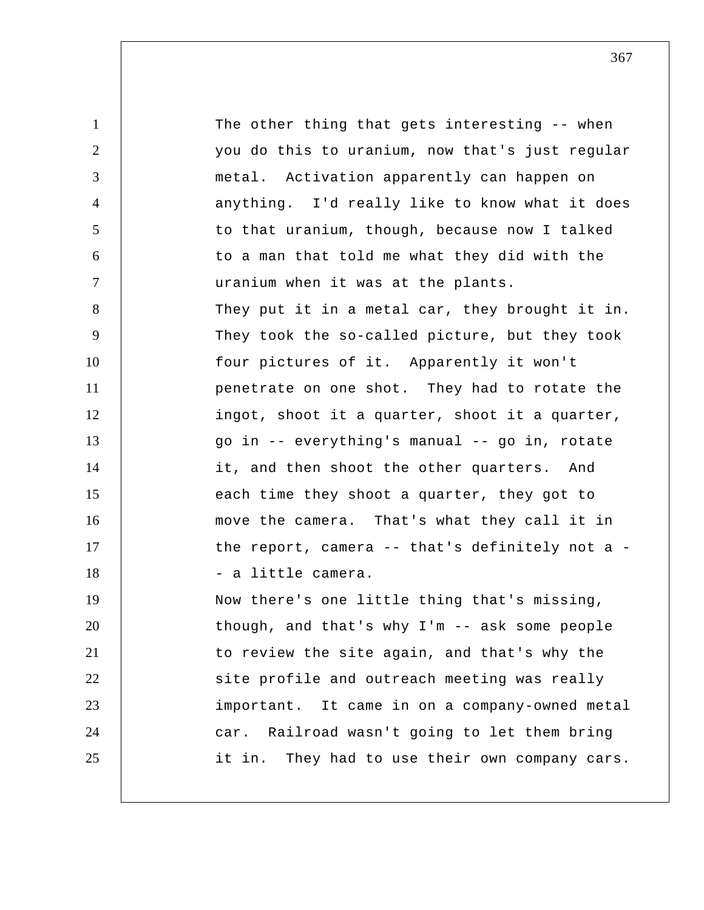The other thing that gets interesting -- when you do this to uranium, now that's just regular metal. Activation apparently can happen on anything. I'd really like to know what it does to that uranium, though, because now I talked to a man that told me what they did with the uranium when it was at the plants.

They put it in a metal car, they brought it in. They took the so-called picture, but they took four pictures of it. Apparently it won't penetrate on one shot. They had to rotate the ingot, shoot it a quarter, shoot it a quarter, go in -- everything's manual -- go in, rotate it, and then shoot the other quarters. And each time they shoot a quarter, they got to move the camera. That's what they call it in the report, camera -- that's definitely not a -- a little camera.

Now there's one little thing that's missing, though, and that's why I'm -- ask some people to review the site again, and that's why the site profile and outreach meeting was really important. It came in on a company-owned metal car. Railroad wasn't going to let them bring it in. They had to use their own company cars.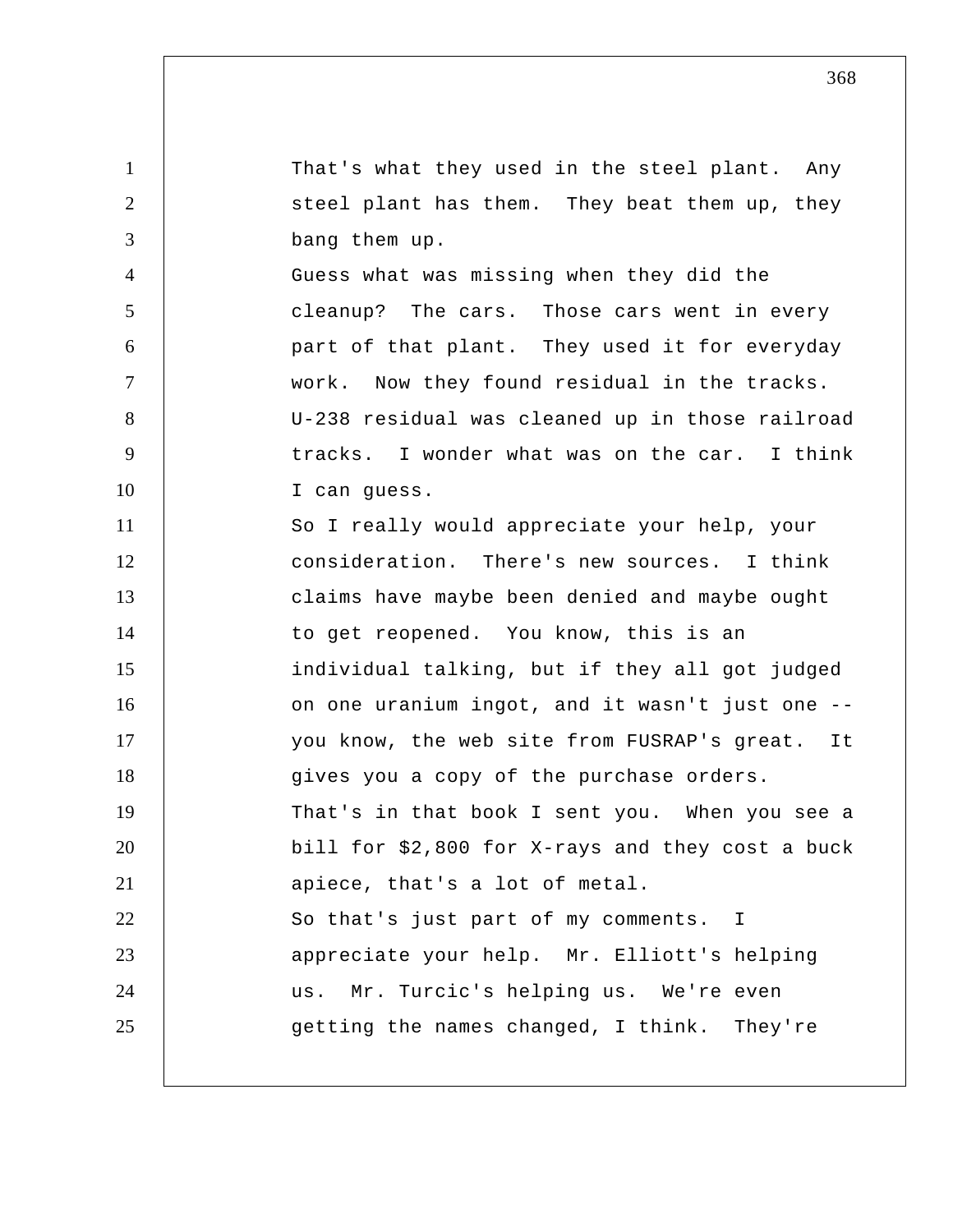That's what they used in the steel plant. Any steel plant has them. They beat them up, they bang them up.

Guess what was missing when they did the cleanup? The cars. Those cars went in every part of that plant. They used it for everyday work. Now they found residual in the tracks. U-238 residual was cleaned up in those railroad tracks. I wonder what was on the car. I think I can guess.

So I really would appreciate your help, your consideration. There's new sources. I think claims have maybe been denied and maybe ought to get reopened. You know, this is an individual talking, but if they all got judged on one uranium ingot, and it wasn't just one -- you know, the web site from FUSRAP's great. It gives you a copy of the purchase orders. That's in that book I sent you. When you see a bill for $2,800 for X-rays and they cost a buck apiece, that's a lot of metal.

So that's just part of my comments. I appreciate your help. Mr. Elliott's helping us. Mr. Turcic's helping us. We're even getting the names changed, I think. They're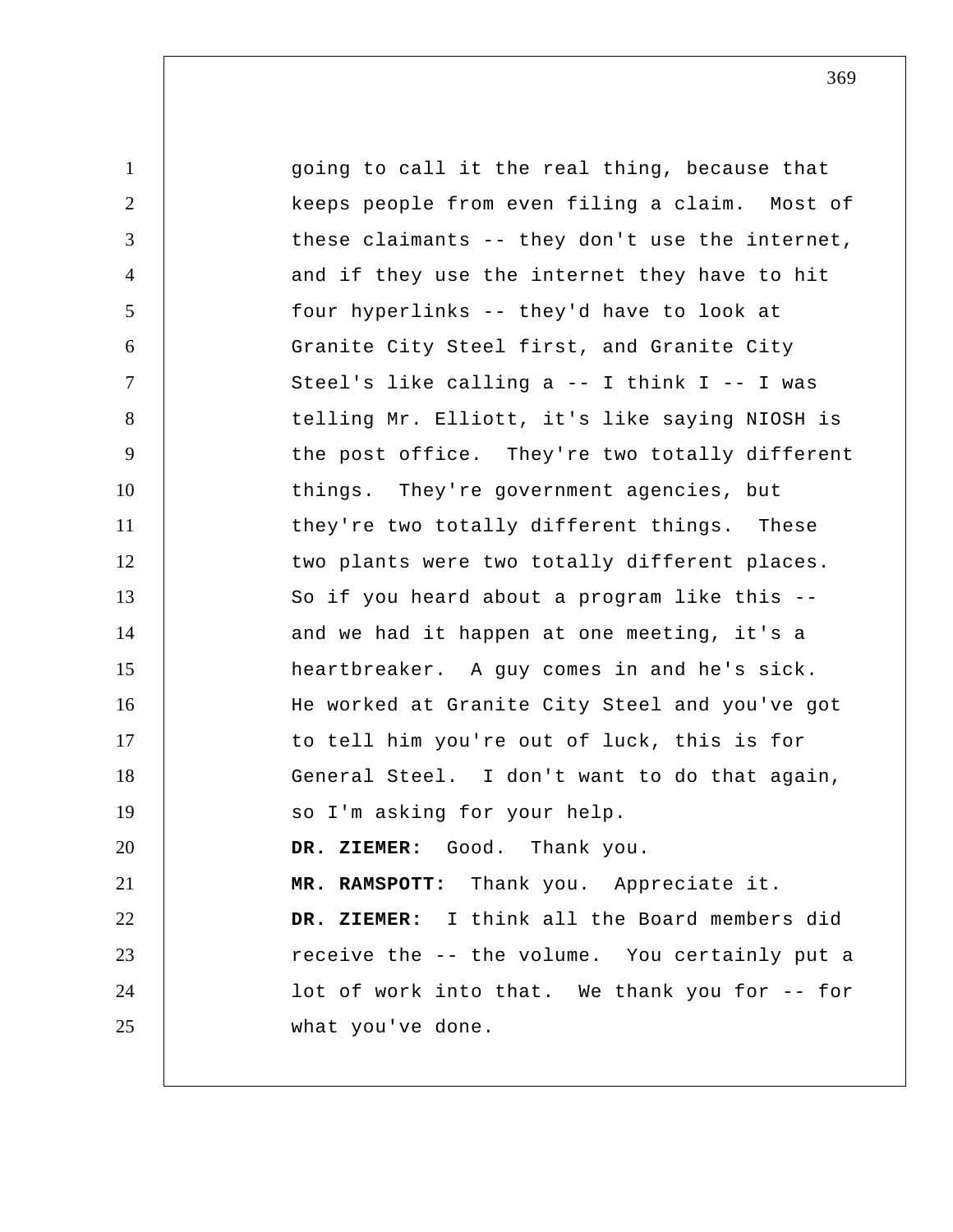going to call it the real thing, because that keeps people from even filing a claim. Most of these claimants -- they don't use the internet, and if they use the internet they have to hit four hyperlinks -- they'd have to look at Granite City Steel first, and Granite City Steel's like calling a -- I think I -- I was telling Mr. Elliott, it's like saying NIOSH is the post office. They're two totally different things. They're government agencies, but they're two totally different things. These two plants were two totally different places. So if you heard about a program like this -- and we had it happen at one meeting, it's a heartbreaker. A guy comes in and he's sick. He worked at Granite City Steel and you've got to tell him you're out of luck, this is for General Steel. I don't want to do that again, so I'm asking for your help.

**DR. ZIEMER:** Good. Thank you.

**MR. RAMSPOTT:** Thank you. Appreciate it.

**DR. ZIEMER:** I think all the Board members did receive the -- the volume. You certainly put a lot of work into that. We thank you for -- for what you've done.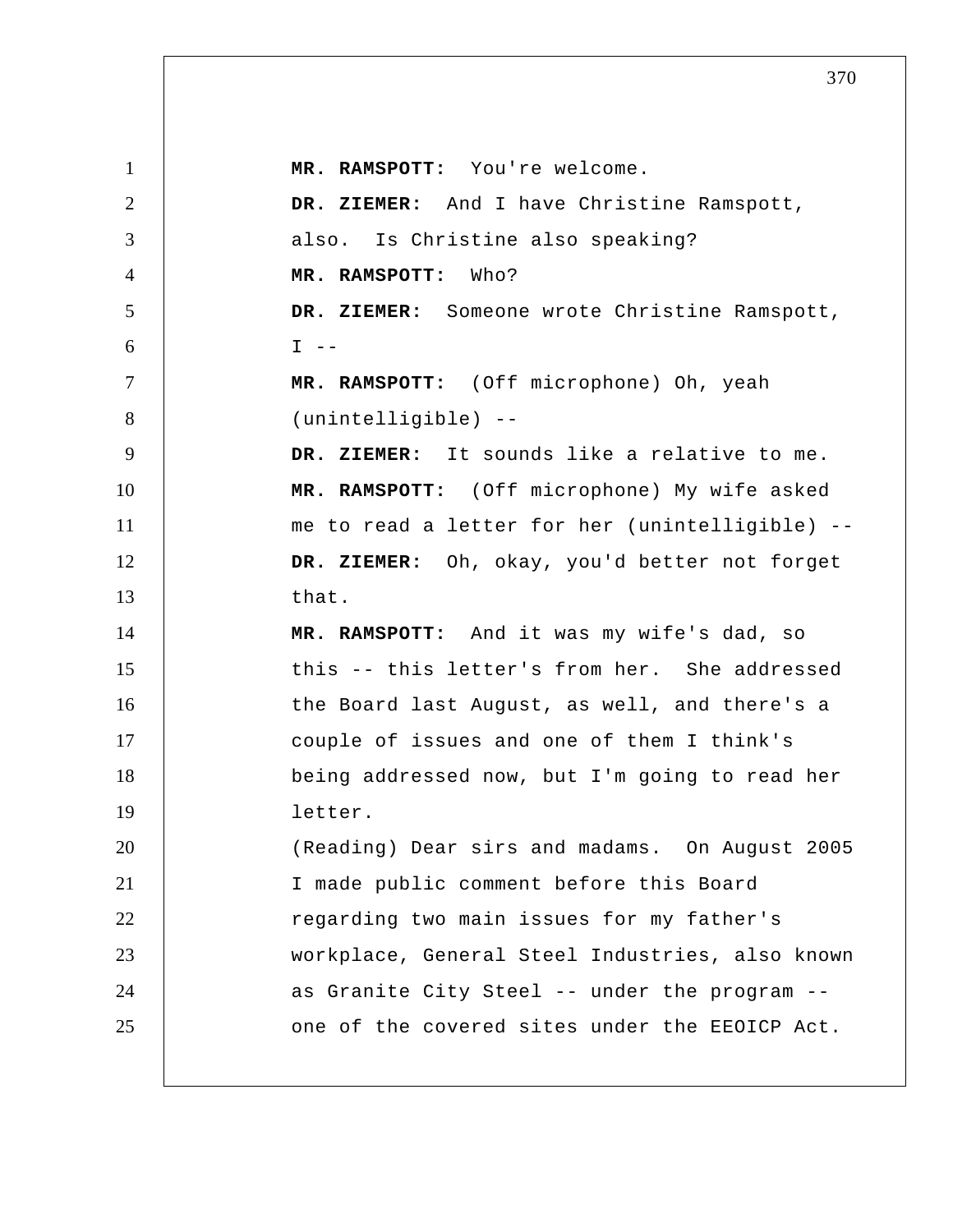**MR. RAMSPOTT:** You're welcome.

**DR. ZIEMER:** And I have Christine Ramspott, also. Is Christine also speaking?

**MR. RAMSPOTT:** Who?

**DR. ZIEMER:** Someone wrote Christine Ramspott, I --

**MR. RAMSPOTT:** (Off microphone) Oh, yeah (unintelligible) --

**DR. ZIEMER:** It sounds like a relative to me.

**MR. RAMSPOTT:** (Off microphone) My wife asked me to read a letter for her (unintelligible) --

**DR. ZIEMER:** Oh, okay, you'd better not forget that.

**MR. RAMSPOTT:** And it was my wife's dad, so this -- this letter's from her. She addressed the Board last August, as well, and there's a couple of issues and one of them I think's being addressed now, but I'm going to read her letter.

(Reading) Dear sirs and madams. On August 2005 I made public comment before this Board regarding two main issues for my father's workplace, General Steel Industries, also known as Granite City Steel -- under the program -- one of the covered sites under the EEOICP Act.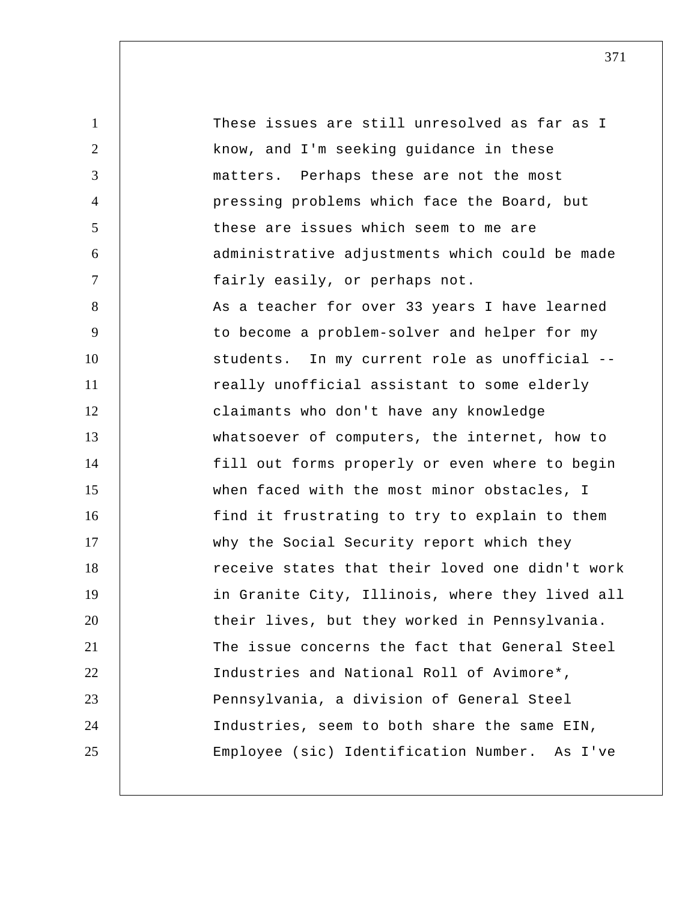These issues are still unresolved as far as I know, and I'm seeking guidance in these matters. Perhaps these are not the most pressing problems which face the Board, but these are issues which seem to me are administrative adjustments which could be made fairly easily, or perhaps not.

As a teacher for over 33 years I have learned to become a problem-solver and helper for my students. In my current role as unofficial -- really unofficial assistant to some elderly claimants who don't have any knowledge whatsoever of computers, the internet, how to fill out forms properly or even where to begin when faced with the most minor obstacles, I find it frustrating to try to explain to them why the Social Security report which they receive states that their loved one didn't work in Granite City, Illinois, where they lived all their lives, but they worked in Pennsylvania. The issue concerns the fact that General Steel Industries and National Roll of Avimore*, Pennsylvania, a division of General Steel Industries, seem to both share the same EIN, Employee (sic) Identification Number. As I've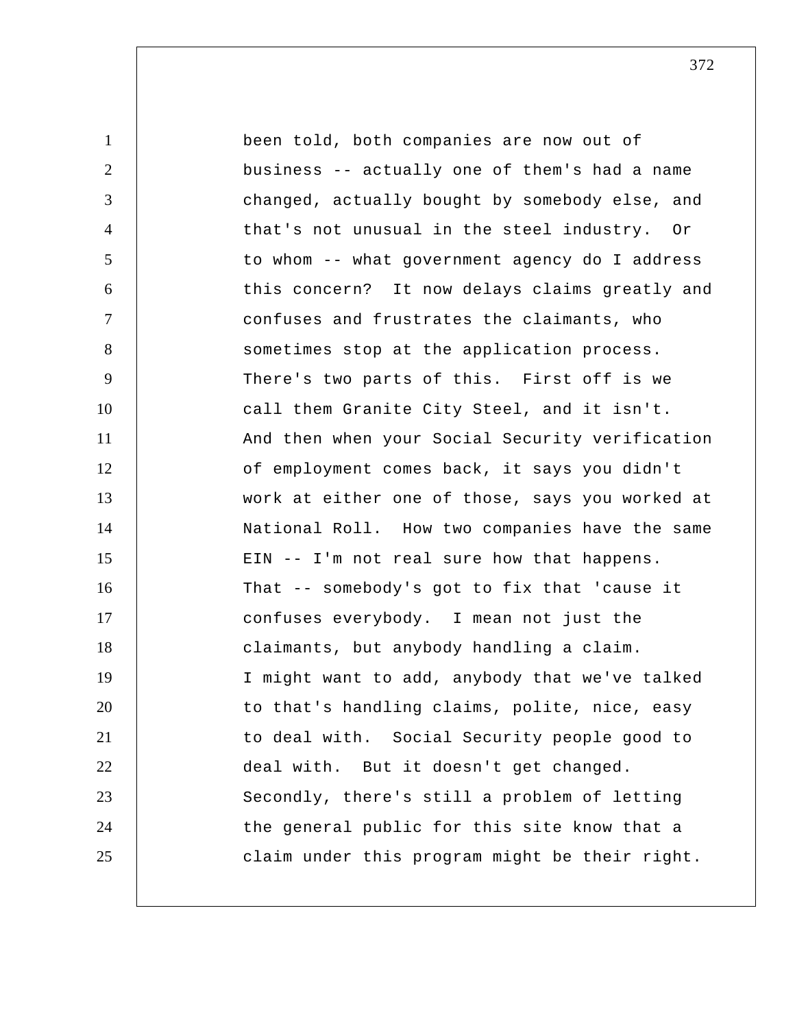been told, both companies are now out of business -- actually one of them's had a name changed, actually bought by somebody else, and that's not unusual in the steel industry. Or to whom -- what government agency do I address this concern? It now delays claims greatly and confuses and frustrates the claimants, who sometimes stop at the application process. There's two parts of this. First off is we call them Granite City Steel, and it isn't. And then when your Social Security verification of employment comes back, it says you didn't work at either one of those, says you worked at National Roll. How two companies have the same EIN -- I'm not real sure how that happens. That -- somebody's got to fix that 'cause it confuses everybody. I mean not just the claimants, but anybody handling a claim. I might want to add, anybody that we've talked to that's handling claims, polite, nice, easy to deal with. Social Security people good to deal with. But it doesn't get changed. Secondly, there's still a problem of letting the general public for this site know that a claim under this program might be their right.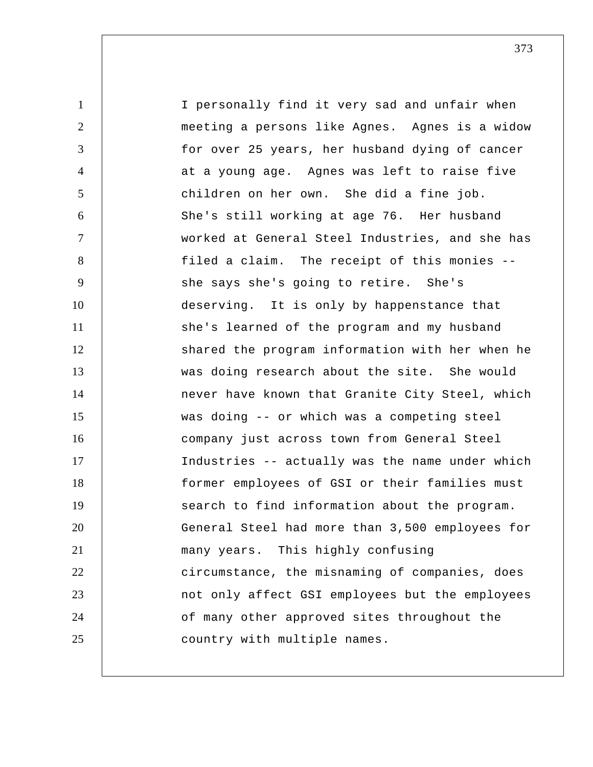I personally find it very sad and unfair when meeting a persons like Agnes. Agnes is a widow for over 25 years, her husband dying of cancer at a young age. Agnes was left to raise five children on her own. She did a fine job. She's still working at age 76. Her husband worked at General Steel Industries, and she has filed a claim. The receipt of this monies -- she says she's going to retire. She's deserving. It is only by happenstance that she's learned of the program and my husband shared the program information with her when he was doing research about the site. She would never have known that Granite City Steel, which was doing -- or which was a competing steel company just across town from General Steel Industries -- actually was the name under which former employees of GSI or their families must search to find information about the program. General Steel had more than 3,500 employees for many years. This highly confusing circumstance, the misnaming of companies, does not only affect GSI employees but the employees of many other approved sites throughout the country with multiple names.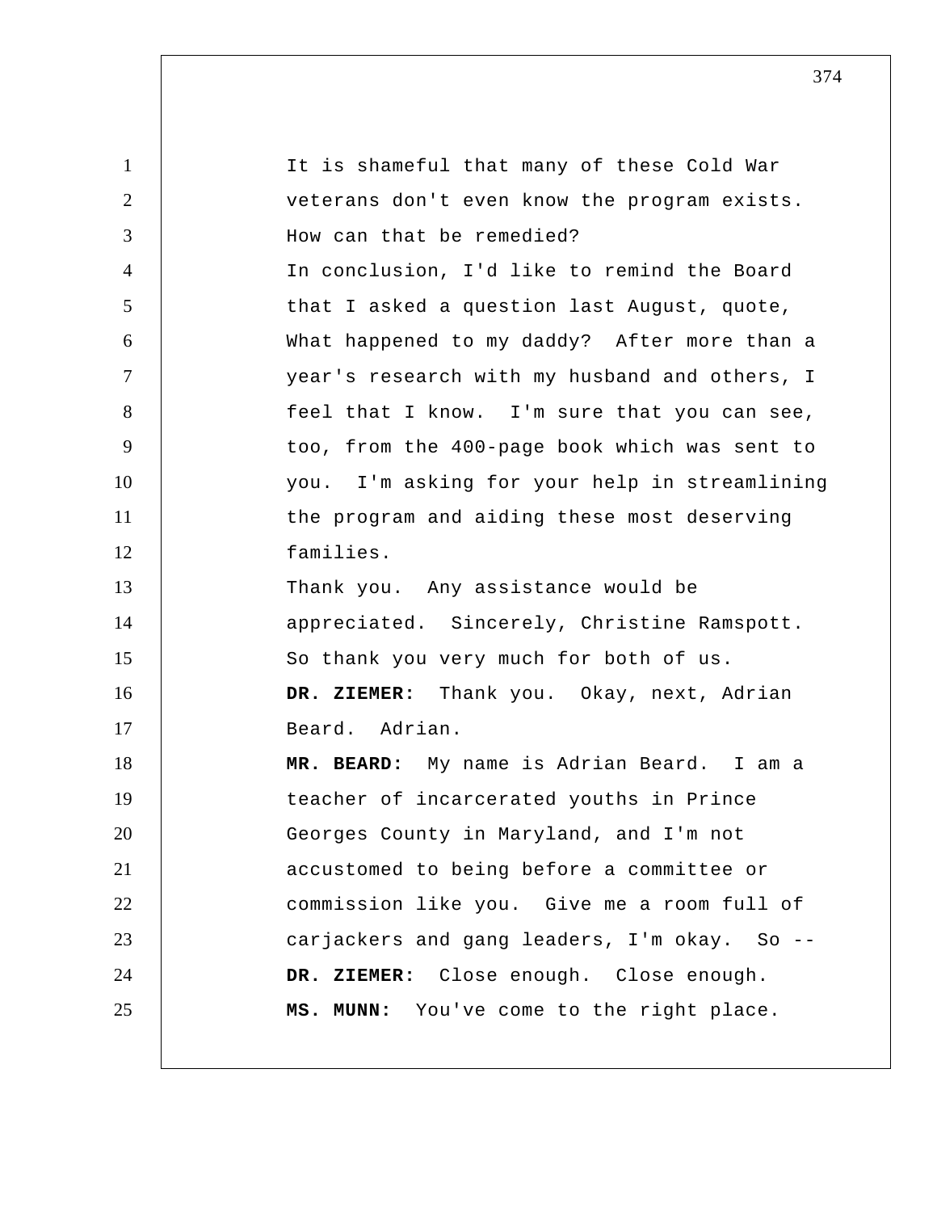It is shameful that many of these Cold War veterans don't even know the program exists. How can that be remedied?

In conclusion, I'd like to remind the Board that I asked a question last August, quote, What happened to my daddy? After more than a year's research with my husband and others, I feel that I know. I'm sure that you can see, too, from the 400-page book which was sent to you. I'm asking for your help in streamlining the program and aiding these most deserving families.

Thank you. Any assistance would be appreciated. Sincerely, Christine Ramspott.

So thank you very much for both of us.

**DR. ZIEMER:** Thank you. Okay, next, Adrian Beard. Adrian.

**MR. BEARD:** My name is Adrian Beard. I am a teacher of incarcerated youths in Prince Georges County in Maryland, and I'm not accustomed to being before a committee or commission like you. Give me a room full of carjackers and gang leaders, I'm okay. So --

**DR. ZIEMER:** Close enough. Close enough.

**MS. MUNN:** You've come to the right place.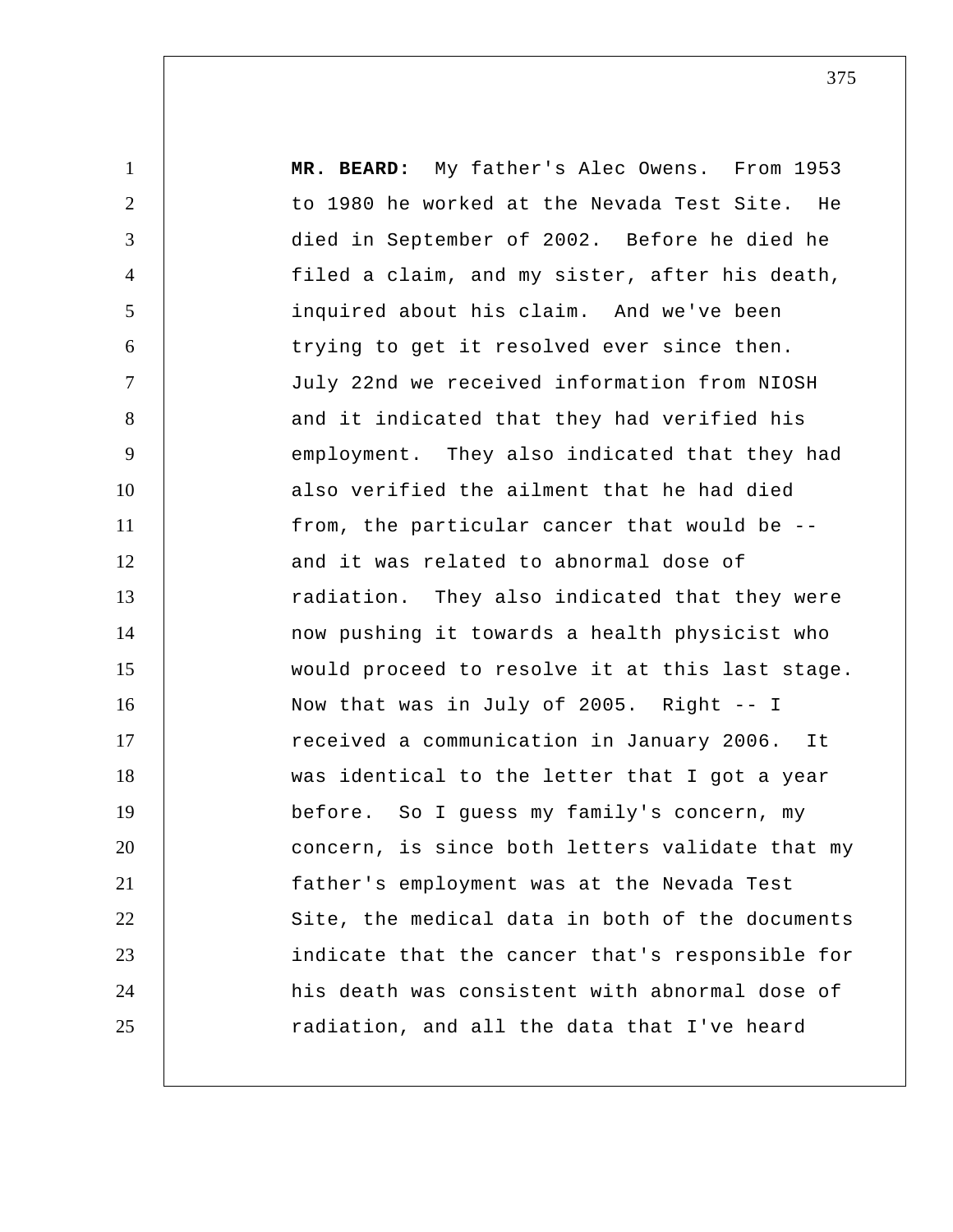**MR. BEARD:** My father's Alec Owens. From 1953 to 1980 he worked at the Nevada Test Site. He died in September of 2002. Before he died he filed a claim, and my sister, after his death, inquired about his claim. And we've been trying to get it resolved ever since then. July 22nd we received information from NIOSH and it indicated that they had verified his employment. They also indicated that they had also verified the ailment that he had died from, the particular cancer that would be -- and it was related to abnormal dose of radiation. They also indicated that they were now pushing it towards a health physicist who would proceed to resolve it at this last stage. Now that was in July of 2005. Right -- I received a communication in January 2006. It was identical to the letter that I got a year before. So I guess my family's concern, my concern, is since both letters validate that my father's employment was at the Nevada Test Site, the medical data in both of the documents indicate that the cancer that's responsible for his death was consistent with abnormal dose of radiation, and all the data that I've heard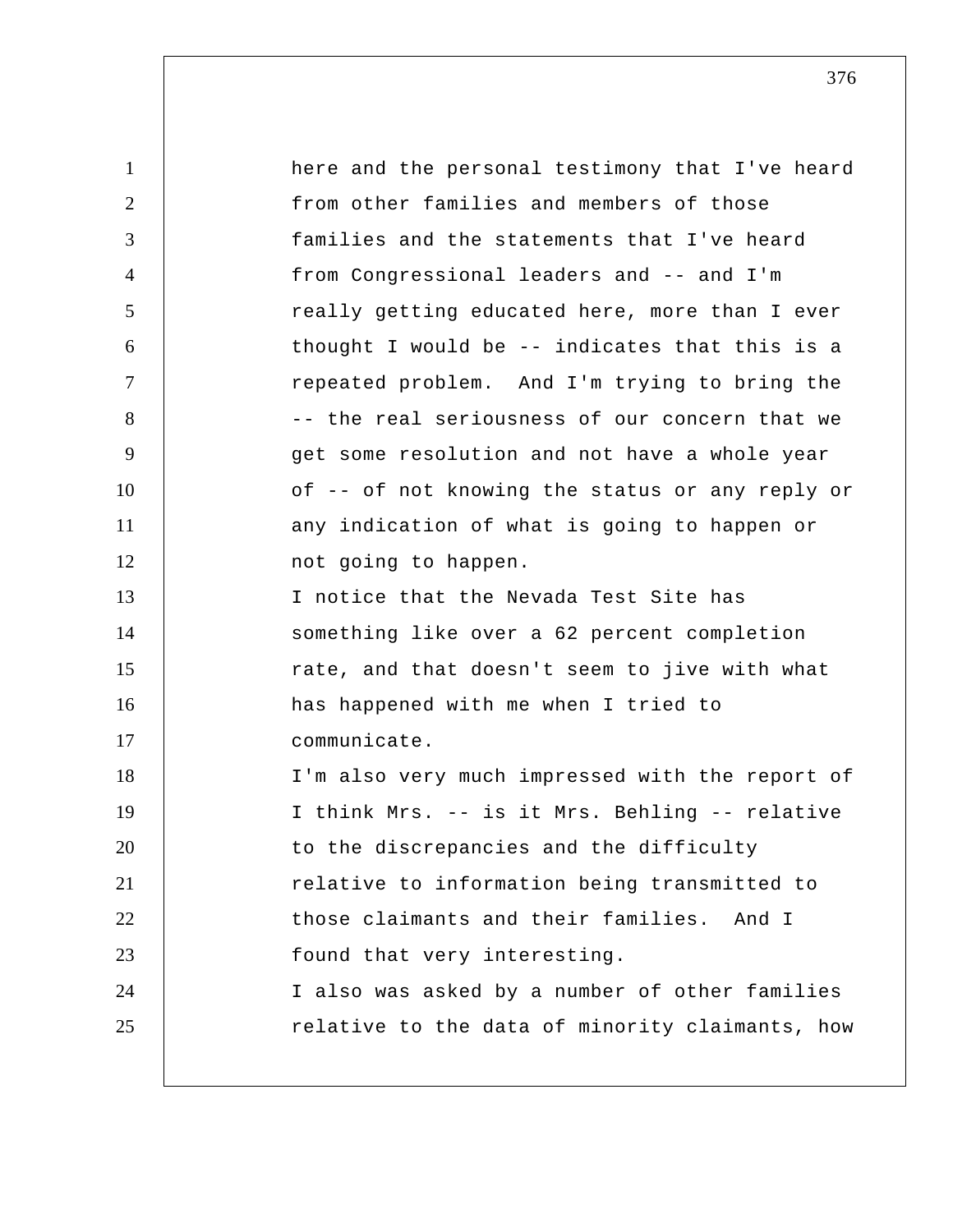here and the personal testimony that I've heard from other families and members of those families and the statements that I've heard from Congressional leaders and -- and I'm really getting educated here, more than I ever thought I would be -- indicates that this is a repeated problem. And I'm trying to bring the -- the real seriousness of our concern that we get some resolution and not have a whole year of -- of not knowing the status or any reply or any indication of what is going to happen or not going to happen.

I notice that the Nevada Test Site has something like over a 62 percent completion rate, and that doesn't seem to jive with what has happened with me when I tried to communicate.

I'm also very much impressed with the report of I think Mrs. -- is it Mrs. Behling -- relative to the discrepancies and the difficulty relative to information being transmitted to those claimants and their families. And I found that very interesting.

I also was asked by a number of other families relative to the data of minority claimants, how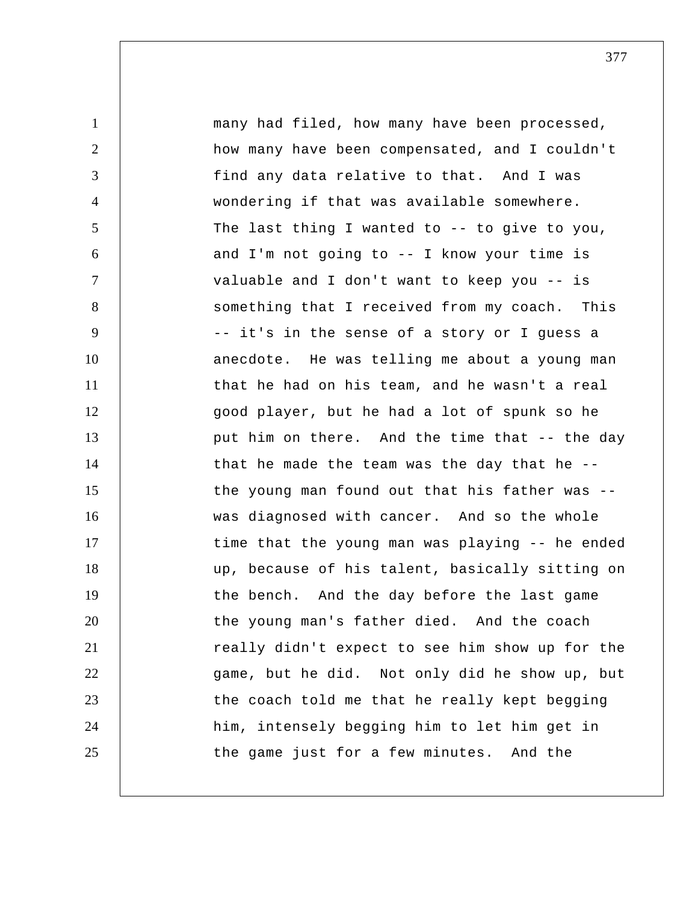many had filed, how many have been processed, how many have been compensated, and I couldn't find any data relative to that. And I was wondering if that was available somewhere.

The last thing I wanted to -- to give to you, and I'm not going to -- I know your time is valuable and I don't want to keep you -- is something that I received from my coach. This -- it's in the sense of a story or I guess a anecdote. He was telling me about a young man that he had on his team, and he wasn't a real good player, but he had a lot of spunk so he put him on there. And the time that -- the day that he made the team was the day that he -- the young man found out that his father was -- was diagnosed with cancer. And so the whole time that the young man was playing -- he ended up, because of his talent, basically sitting on the bench. And the day before the last game the young man's father died. And the coach really didn't expect to see him show up for the game, but he did. Not only did he show up, but the coach told me that he really kept begging him, intensely begging him to let him get in the game just for a few minutes. And the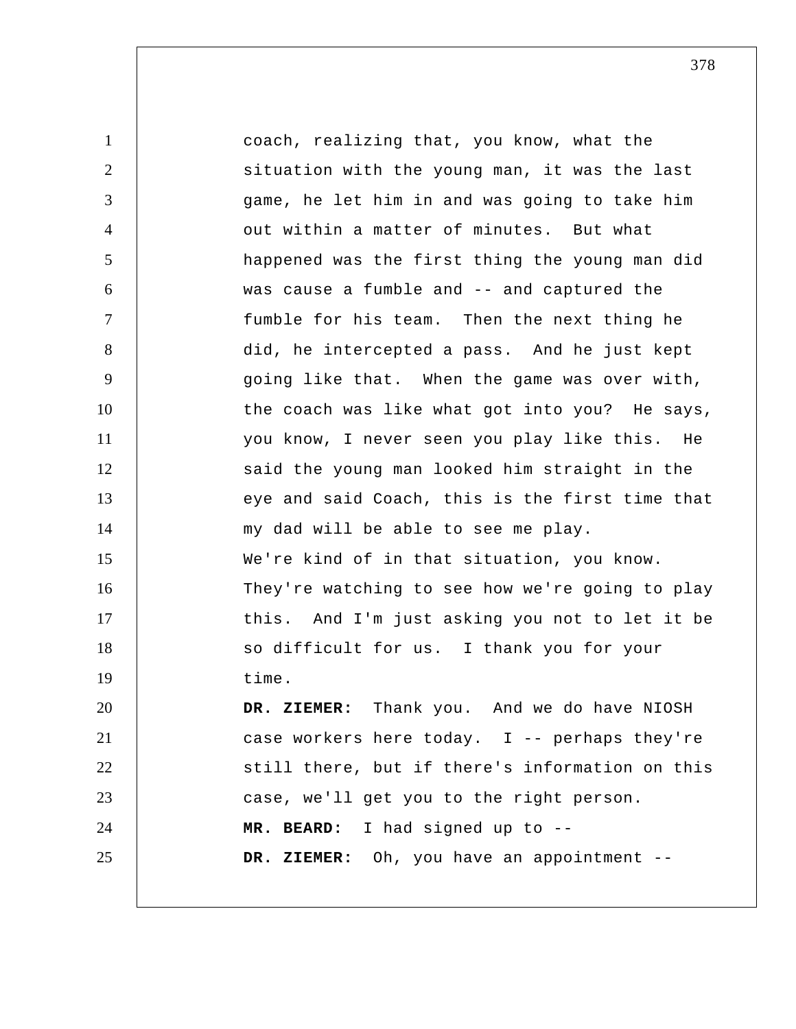coach, realizing that, you know, what the situation with the young man, it was the last game, he let him in and was going to take him out within a matter of minutes. But what happened was the first thing the young man did was cause a fumble and -- and captured the fumble for his team. Then the next thing he did, he intercepted a pass. And he just kept going like that. When the game was over with, the coach was like what got into you? He says, you know, I never seen you play like this. He said the young man looked him straight in the eye and said Coach, this is the first time that my dad will be able to see me play.

We're kind of in that situation, you know. They're watching to see how we're going to play this. And I'm just asking you not to let it be so difficult for us. I thank you for your time.

**DR. ZIEMER:** Thank you. And we do have NIOSH case workers here today. I -- perhaps they're still there, but if there's information on this case, we'll get you to the right person.

**MR. BEARD:** I had signed up to --

**DR. ZIEMER:** Oh, you have an appointment --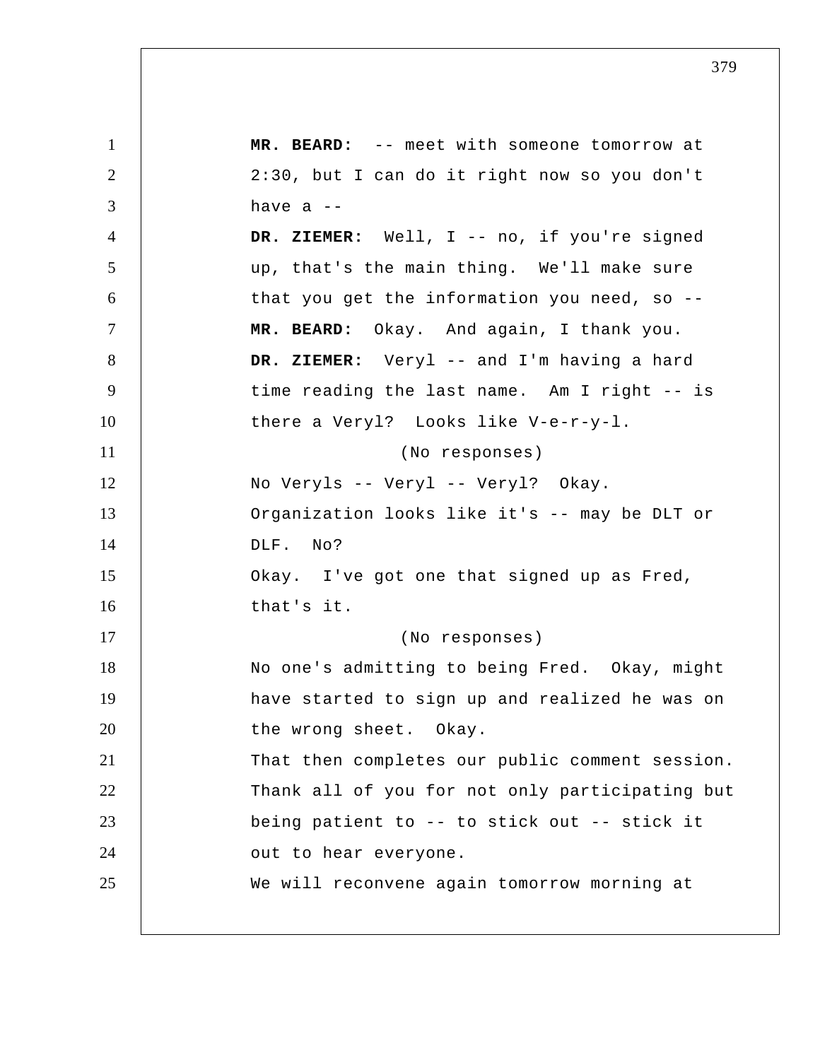**MR. BEARD:** -- meet with someone tomorrow at 2:30, but I can do it right now so you don't have a --

**DR. ZIEMER:** Well, I -- no, if you're signed up, that's the main thing. We'll make sure that you get the information you need, so --

**MR. BEARD:** Okay. And again, I thank you.

**DR. ZIEMER:** Veryl -- and I'm having a hard time reading the last name. Am I right -- is there a Veryl? Looks like V-e-r-y-l.

(No responses)

No Veryls -- Veryl -- Veryl? Okay.

Organization looks like it's -- may be DLT or DLF. No?

Okay. I've got one that signed up as Fred, that's it.

(No responses)

No one's admitting to being Fred. Okay, might have started to sign up and realized he was on the wrong sheet. Okay.

That then completes our public comment session.

Thank all of you for not only participating but being patient to -- to stick out -- stick it out to hear everyone.

We will reconvene again tomorrow morning at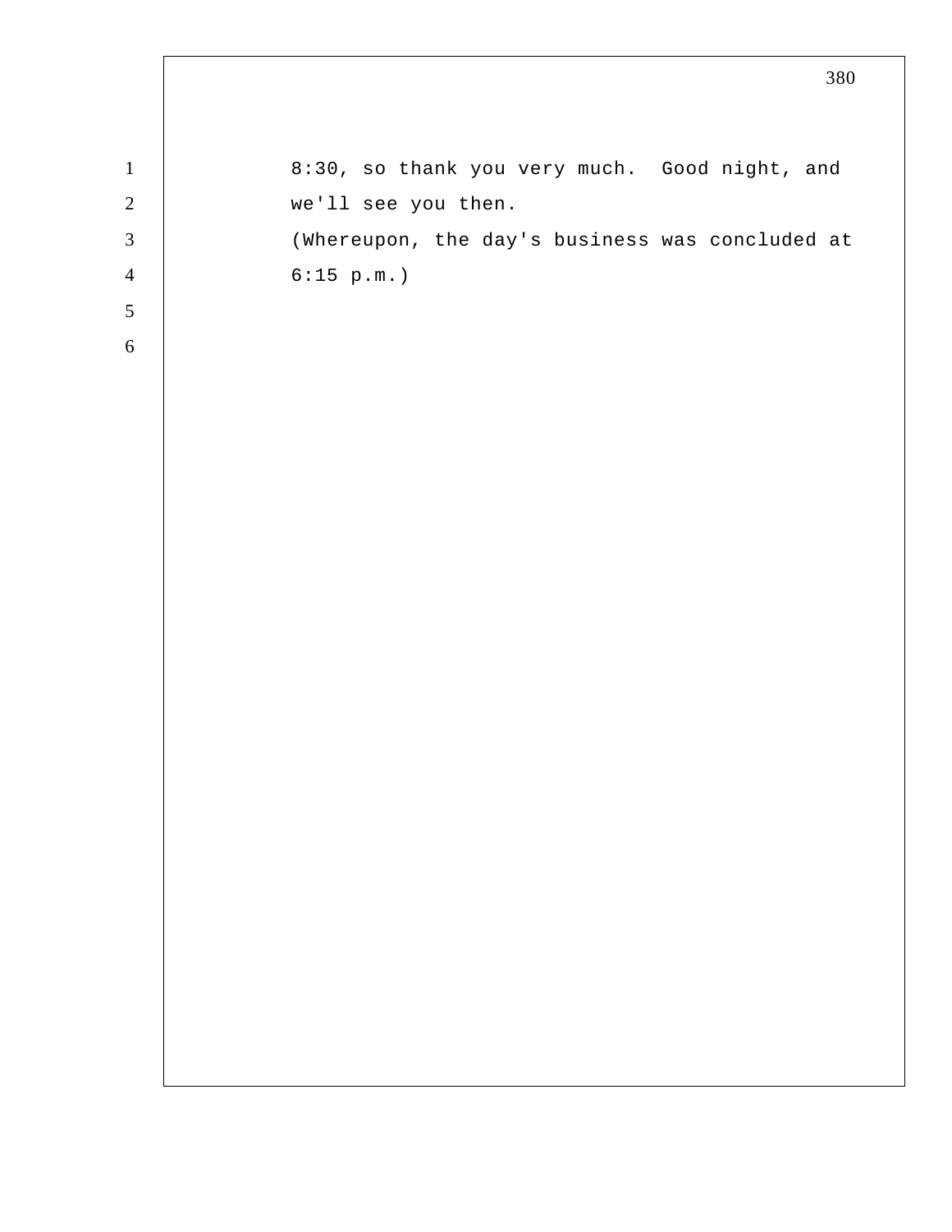8:30, so thank you very much. Good night, and we'll see you then.

(Whereupon, the day's business was concluded at 6:15 p.m.)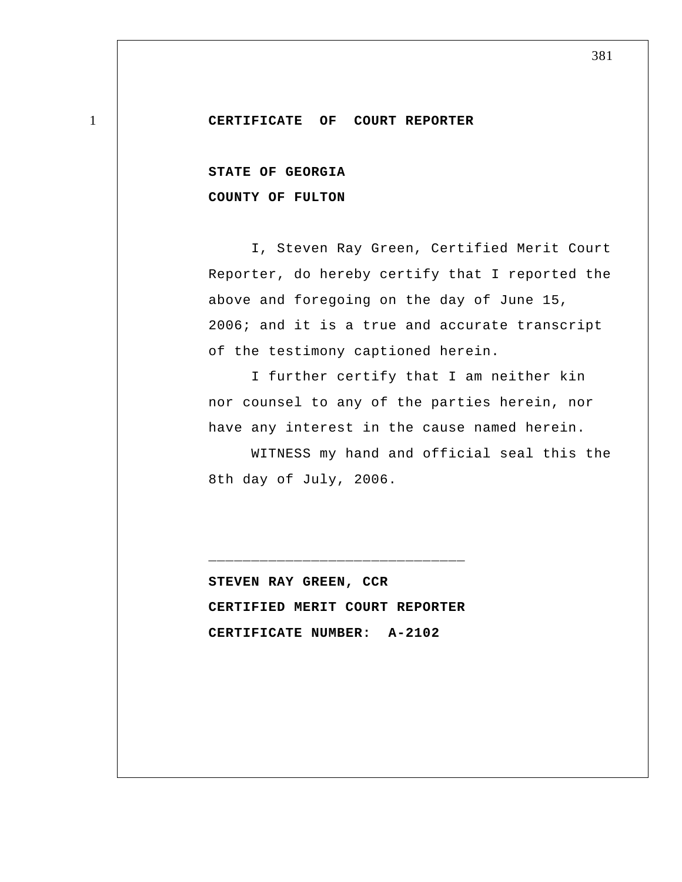**CERTIFICATE OF COURT REPORTER**

**STATE OF GEORGIA**
**COUNTY OF FULTON**

I, Steven Ray Green, Certified Merit Court Reporter, do hereby certify that I reported the above and foregoing on the day of June 15, 2006; and it is a true and accurate transcript of the testimony captioned herein.

I further certify that I am neither kin nor counsel to any of the parties herein, nor have any interest in the cause named herein.

WITNESS my hand and official seal this the 8th day of July, 2006.

______________________________

**STEVEN RAY GREEN, CCR**
**CERTIFIED MERIT COURT REPORTER**
**CERTIFICATE NUMBER: A-2102**